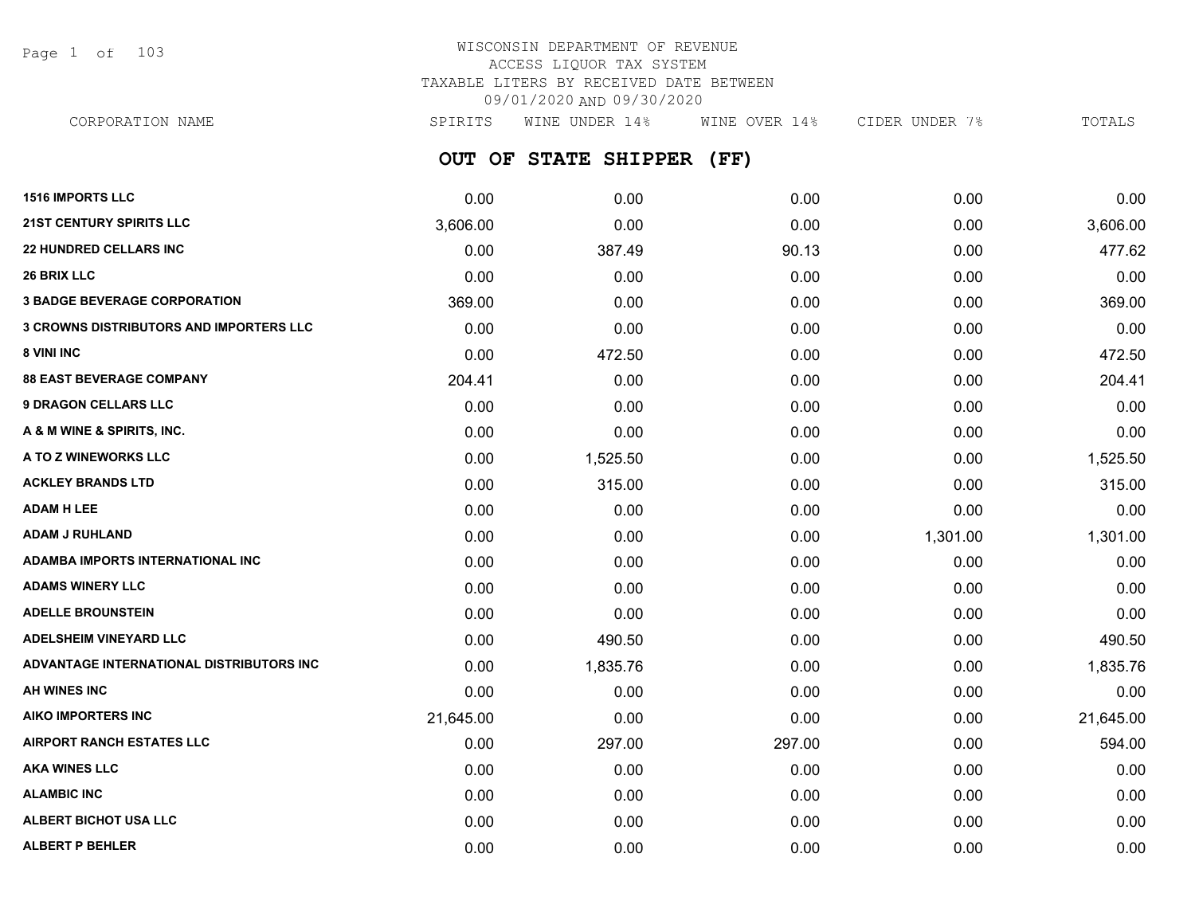# WISCONSIN DEPARTMENT OF REVENUE
## ACCESS LIQUOR TAX SYSTEM
## TAXABLE LITERS BY RECEIVED DATE BETWEEN 09/01/2020 AND 09/30/2020

## OUT OF STATE SHIPPER (FF)

| CORPORATION NAME | SPIRITS | WINE UNDER 14% | WINE OVER 14% | CIDER UNDER 7% | TOTALS |
|---|---|---|---|---|---|
| 1516 IMPORTS LLC | 0.00 | 0.00 | 0.00 | 0.00 | 0.00 |
| 21ST CENTURY SPIRITS LLC | 3,606.00 | 0.00 | 0.00 | 0.00 | 3,606.00 |
| 22 HUNDRED CELLARS INC | 0.00 | 387.49 | 90.13 | 0.00 | 477.62 |
| 26 BRIX LLC | 0.00 | 0.00 | 0.00 | 0.00 | 0.00 |
| 3 BADGE BEVERAGE CORPORATION | 369.00 | 0.00 | 0.00 | 0.00 | 369.00 |
| 3 CROWNS DISTRIBUTORS AND IMPORTERS LLC | 0.00 | 0.00 | 0.00 | 0.00 | 0.00 |
| 8 VINI INC | 0.00 | 472.50 | 0.00 | 0.00 | 472.50 |
| 88 EAST BEVERAGE COMPANY | 204.41 | 0.00 | 0.00 | 0.00 | 204.41 |
| 9 DRAGON CELLARS LLC | 0.00 | 0.00 | 0.00 | 0.00 | 0.00 |
| A & M WINE & SPIRITS, INC. | 0.00 | 0.00 | 0.00 | 0.00 | 0.00 |
| A TO Z WINEWORKS LLC | 0.00 | 1,525.50 | 0.00 | 0.00 | 1,525.50 |
| ACKLEY BRANDS LTD | 0.00 | 315.00 | 0.00 | 0.00 | 315.00 |
| ADAM H LEE | 0.00 | 0.00 | 0.00 | 0.00 | 0.00 |
| ADAM J RUHLAND | 0.00 | 0.00 | 0.00 | 1,301.00 | 1,301.00 |
| ADAMBA IMPORTS INTERNATIONAL INC | 0.00 | 0.00 | 0.00 | 0.00 | 0.00 |
| ADAMS WINERY LLC | 0.00 | 0.00 | 0.00 | 0.00 | 0.00 |
| ADELLE BROUNSTEIN | 0.00 | 0.00 | 0.00 | 0.00 | 0.00 |
| ADELSHEIM VINEYARD LLC | 0.00 | 490.50 | 0.00 | 0.00 | 490.50 |
| ADVANTAGE INTERNATIONAL DISTRIBUTORS INC | 0.00 | 1,835.76 | 0.00 | 0.00 | 1,835.76 |
| AH WINES INC | 0.00 | 0.00 | 0.00 | 0.00 | 0.00 |
| AIKO IMPORTERS INC | 21,645.00 | 0.00 | 0.00 | 0.00 | 21,645.00 |
| AIRPORT RANCH ESTATES LLC | 0.00 | 297.00 | 297.00 | 0.00 | 594.00 |
| AKA WINES LLC | 0.00 | 0.00 | 0.00 | 0.00 | 0.00 |
| ALAMBIC INC | 0.00 | 0.00 | 0.00 | 0.00 | 0.00 |
| ALBERT BICHOT USA LLC | 0.00 | 0.00 | 0.00 | 0.00 | 0.00 |
| ALBERT P BEHLER | 0.00 | 0.00 | 0.00 | 0.00 | 0.00 |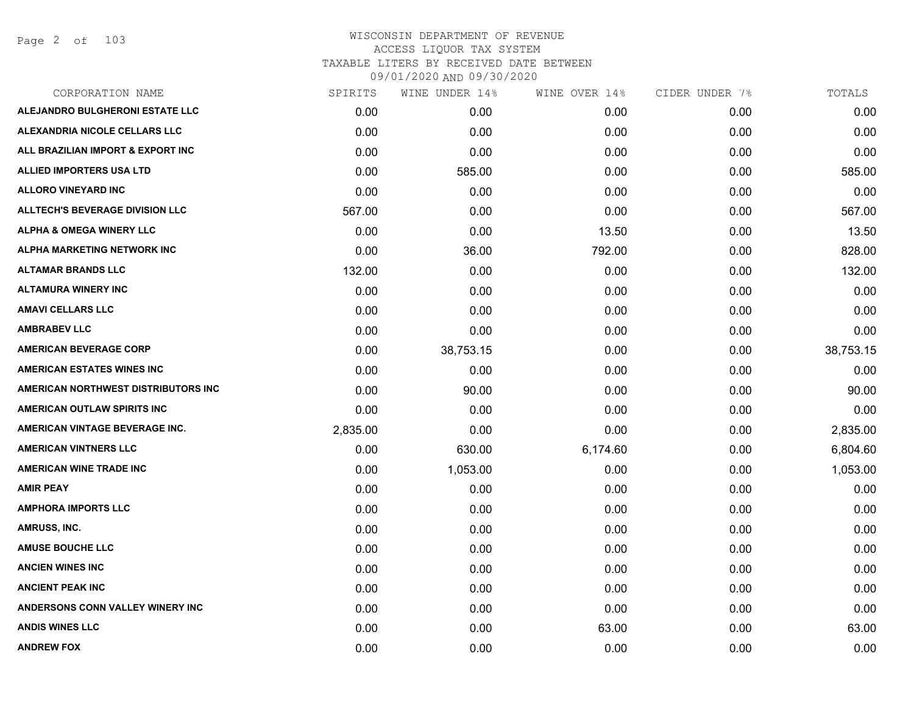# WISCONSIN DEPARTMENT OF REVENUE
## ACCESS LIQUOR TAX SYSTEM
## TAXABLE LITERS BY RECEIVED DATE BETWEEN 09/01/2020 AND 09/30/2020

| CORPORATION NAME | SPIRITS | WINE UNDER 14% | WINE OVER 14% | CIDER UNDER 7% | TOTALS |
|---|---|---|---|---|---|
| ALEJANDRO BULGHERONI ESTATE LLC | 0.00 | 0.00 | 0.00 | 0.00 | 0.00 |
| ALEXANDRIA NICOLE CELLARS LLC | 0.00 | 0.00 | 0.00 | 0.00 | 0.00 |
| ALL BRAZILIAN IMPORT & EXPORT INC | 0.00 | 0.00 | 0.00 | 0.00 | 0.00 |
| ALLIED IMPORTERS USA LTD | 0.00 | 585.00 | 0.00 | 0.00 | 585.00 |
| ALLORO VINEYARD INC | 0.00 | 0.00 | 0.00 | 0.00 | 0.00 |
| ALLTECH'S BEVERAGE DIVISION LLC | 567.00 | 0.00 | 0.00 | 0.00 | 567.00 |
| ALPHA & OMEGA WINERY LLC | 0.00 | 0.00 | 13.50 | 0.00 | 13.50 |
| ALPHA MARKETING NETWORK INC | 0.00 | 36.00 | 792.00 | 0.00 | 828.00 |
| ALTAMAR BRANDS LLC | 132.00 | 0.00 | 0.00 | 0.00 | 132.00 |
| ALTAMURA WINERY INC | 0.00 | 0.00 | 0.00 | 0.00 | 0.00 |
| AMAVI CELLARS LLC | 0.00 | 0.00 | 0.00 | 0.00 | 0.00 |
| AMBRABEV LLC | 0.00 | 0.00 | 0.00 | 0.00 | 0.00 |
| AMERICAN BEVERAGE CORP | 0.00 | 38,753.15 | 0.00 | 0.00 | 38,753.15 |
| AMERICAN ESTATES WINES INC | 0.00 | 0.00 | 0.00 | 0.00 | 0.00 |
| AMERICAN NORTHWEST DISTRIBUTORS INC | 0.00 | 90.00 | 0.00 | 0.00 | 90.00 |
| AMERICAN OUTLAW SPIRITS INC | 0.00 | 0.00 | 0.00 | 0.00 | 0.00 |
| AMERICAN VINTAGE BEVERAGE INC. | 2,835.00 | 0.00 | 0.00 | 0.00 | 2,835.00 |
| AMERICAN VINTNERS LLC | 0.00 | 630.00 | 6,174.60 | 0.00 | 6,804.60 |
| AMERICAN WINE TRADE INC | 0.00 | 1,053.00 | 0.00 | 0.00 | 1,053.00 |
| AMIR PEAY | 0.00 | 0.00 | 0.00 | 0.00 | 0.00 |
| AMPHORA IMPORTS LLC | 0.00 | 0.00 | 0.00 | 0.00 | 0.00 |
| AMRUSS, INC. | 0.00 | 0.00 | 0.00 | 0.00 | 0.00 |
| AMUSE BOUCHE LLC | 0.00 | 0.00 | 0.00 | 0.00 | 0.00 |
| ANCIEN WINES INC | 0.00 | 0.00 | 0.00 | 0.00 | 0.00 |
| ANCIENT PEAK INC | 0.00 | 0.00 | 0.00 | 0.00 | 0.00 |
| ANDERSONS CONN VALLEY WINERY INC | 0.00 | 0.00 | 0.00 | 0.00 | 0.00 |
| ANDIS WINES LLC | 0.00 | 0.00 | 63.00 | 0.00 | 63.00 |
| ANDREW FOX | 0.00 | 0.00 | 0.00 | 0.00 | 0.00 |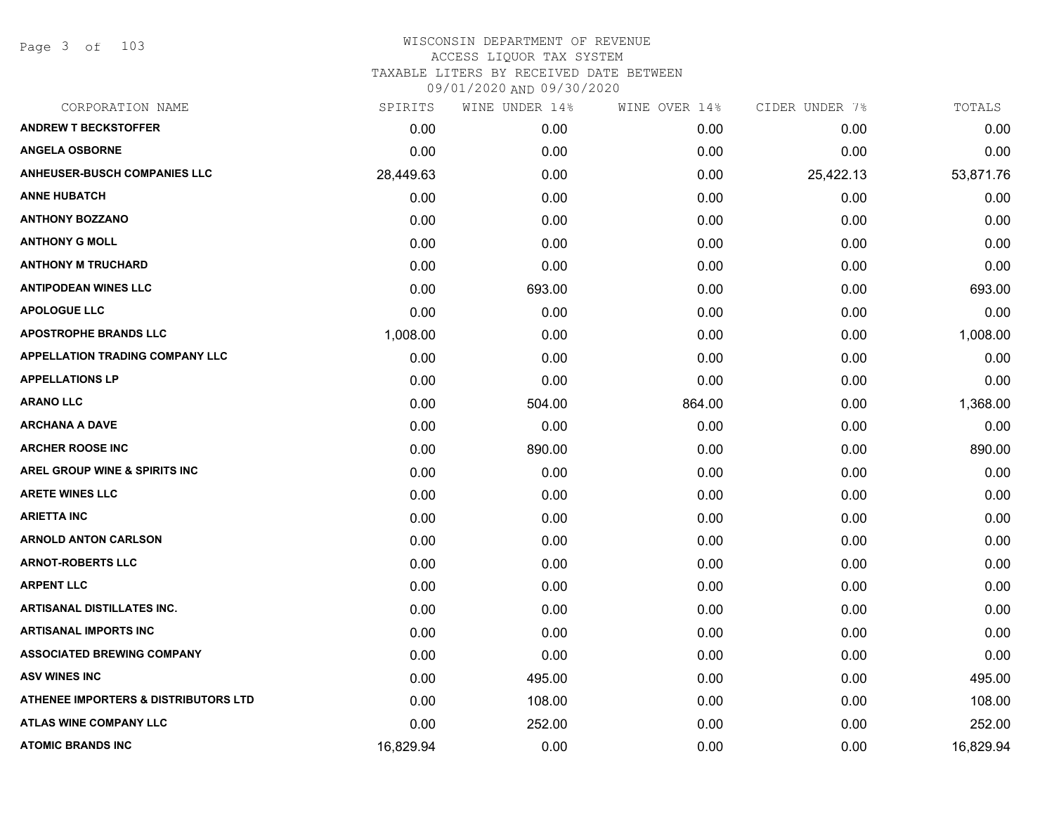# WISCONSIN DEPARTMENT OF REVENUE
## ACCESS LIQUOR TAX SYSTEM
### TAXABLE LITERS BY RECEIVED DATE BETWEEN 09/01/2020 AND 09/30/2020

| CORPORATION NAME | SPIRITS | WINE UNDER 14% | WINE OVER 14% | CIDER UNDER 7% | TOTALS |
|---|---|---|---|---|---|
| ANDREW T BECKSTOFFER | 0.00 | 0.00 | 0.00 | 0.00 | 0.00 |
| ANGELA OSBORNE | 0.00 | 0.00 | 0.00 | 0.00 | 0.00 |
| ANHEUSER-BUSCH COMPANIES LLC | 28,449.63 | 0.00 | 0.00 | 25,422.13 | 53,871.76 |
| ANNE HUBATCH | 0.00 | 0.00 | 0.00 | 0.00 | 0.00 |
| ANTHONY BOZZANO | 0.00 | 0.00 | 0.00 | 0.00 | 0.00 |
| ANTHONY G MOLL | 0.00 | 0.00 | 0.00 | 0.00 | 0.00 |
| ANTHONY M TRUCHARD | 0.00 | 0.00 | 0.00 | 0.00 | 0.00 |
| ANTIPODEAN WINES LLC | 0.00 | 693.00 | 0.00 | 0.00 | 693.00 |
| APOLOGUE LLC | 0.00 | 0.00 | 0.00 | 0.00 | 0.00 |
| APOSTROPHE BRANDS LLC | 1,008.00 | 0.00 | 0.00 | 0.00 | 1,008.00 |
| APPELLATION TRADING COMPANY LLC | 0.00 | 0.00 | 0.00 | 0.00 | 0.00 |
| APPELLATIONS LP | 0.00 | 0.00 | 0.00 | 0.00 | 0.00 |
| ARANO LLC | 0.00 | 504.00 | 864.00 | 0.00 | 1,368.00 |
| ARCHANA A DAVE | 0.00 | 0.00 | 0.00 | 0.00 | 0.00 |
| ARCHER ROOSE INC | 0.00 | 890.00 | 0.00 | 0.00 | 890.00 |
| AREL GROUP WINE & SPIRITS INC | 0.00 | 0.00 | 0.00 | 0.00 | 0.00 |
| ARETE WINES LLC | 0.00 | 0.00 | 0.00 | 0.00 | 0.00 |
| ARIETTA INC | 0.00 | 0.00 | 0.00 | 0.00 | 0.00 |
| ARNOLD ANTON CARLSON | 0.00 | 0.00 | 0.00 | 0.00 | 0.00 |
| ARNOT-ROBERTS LLC | 0.00 | 0.00 | 0.00 | 0.00 | 0.00 |
| ARPENT LLC | 0.00 | 0.00 | 0.00 | 0.00 | 0.00 |
| ARTISANAL DISTILLATES INC. | 0.00 | 0.00 | 0.00 | 0.00 | 0.00 |
| ARTISANAL IMPORTS INC | 0.00 | 0.00 | 0.00 | 0.00 | 0.00 |
| ASSOCIATED BREWING COMPANY | 0.00 | 0.00 | 0.00 | 0.00 | 0.00 |
| ASV WINES INC | 0.00 | 495.00 | 0.00 | 0.00 | 495.00 |
| ATHENEE IMPORTERS & DISTRIBUTORS LTD | 0.00 | 108.00 | 0.00 | 0.00 | 108.00 |
| ATLAS WINE COMPANY LLC | 0.00 | 252.00 | 0.00 | 0.00 | 252.00 |
| ATOMIC BRANDS INC | 16,829.94 | 0.00 | 0.00 | 0.00 | 16,829.94 |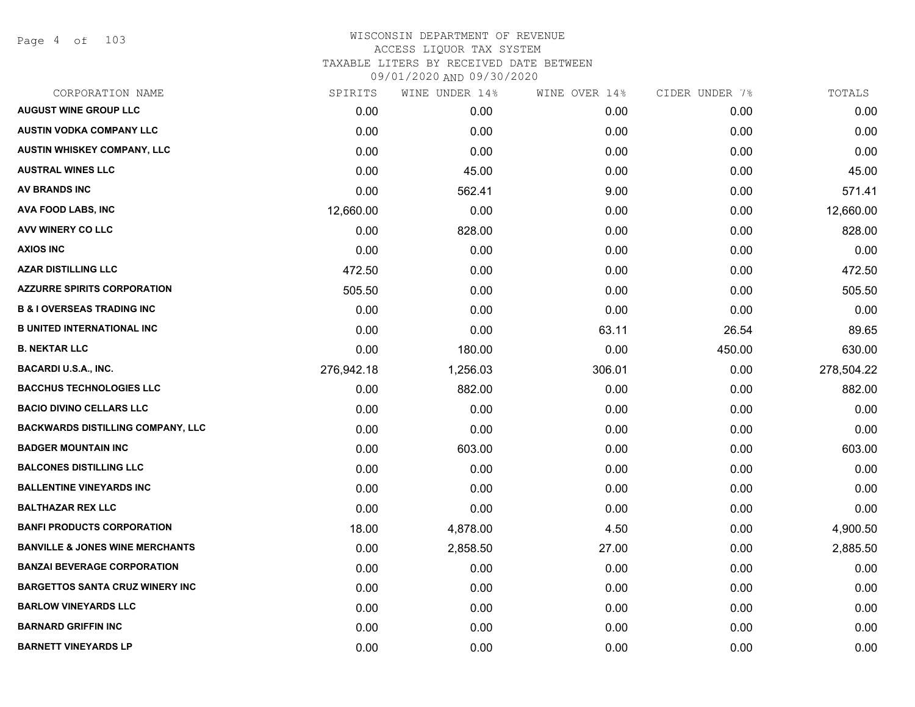# WISCONSIN DEPARTMENT OF REVENUE
## ACCESS LIQUOR TAX SYSTEM
### TAXABLE LITERS BY RECEIVED DATE BETWEEN 09/01/2020 AND 09/30/2020

| CORPORATION NAME | SPIRITS | WINE UNDER 14% | WINE OVER 14% | CIDER UNDER 7% | TOTALS |
|---|---|---|---|---|---|
| AUGUST WINE GROUP LLC | 0.00 | 0.00 | 0.00 | 0.00 | 0.00 |
| AUSTIN VODKA COMPANY LLC | 0.00 | 0.00 | 0.00 | 0.00 | 0.00 |
| AUSTIN WHISKEY COMPANY, LLC | 0.00 | 0.00 | 0.00 | 0.00 | 0.00 |
| AUSTRAL WINES LLC | 0.00 | 45.00 | 0.00 | 0.00 | 45.00 |
| AV BRANDS INC | 0.00 | 562.41 | 9.00 | 0.00 | 571.41 |
| AVA FOOD LABS, INC | 12,660.00 | 0.00 | 0.00 | 0.00 | 12,660.00 |
| AVV WINERY CO LLC | 0.00 | 828.00 | 0.00 | 0.00 | 828.00 |
| AXIOS INC | 0.00 | 0.00 | 0.00 | 0.00 | 0.00 |
| AZAR DISTILLING LLC | 472.50 | 0.00 | 0.00 | 0.00 | 472.50 |
| AZZURRE SPIRITS CORPORATION | 505.50 | 0.00 | 0.00 | 0.00 | 505.50 |
| B & I OVERSEAS TRADING INC | 0.00 | 0.00 | 0.00 | 0.00 | 0.00 |
| B UNITED INTERNATIONAL INC | 0.00 | 0.00 | 63.11 | 26.54 | 89.65 |
| B. NEKTAR LLC | 0.00 | 180.00 | 0.00 | 450.00 | 630.00 |
| BACARDI U.S.A., INC. | 276,942.18 | 1,256.03 | 306.01 | 0.00 | 278,504.22 |
| BACCHUS TECHNOLOGIES LLC | 0.00 | 882.00 | 0.00 | 0.00 | 882.00 |
| BACIO DIVINO CELLARS LLC | 0.00 | 0.00 | 0.00 | 0.00 | 0.00 |
| BACKWARDS DISTILLING COMPANY, LLC | 0.00 | 0.00 | 0.00 | 0.00 | 0.00 |
| BADGER MOUNTAIN INC | 0.00 | 603.00 | 0.00 | 0.00 | 603.00 |
| BALCONES DISTILLING LLC | 0.00 | 0.00 | 0.00 | 0.00 | 0.00 |
| BALLENTINE VINEYARDS INC | 0.00 | 0.00 | 0.00 | 0.00 | 0.00 |
| BALTHAZAR REX LLC | 0.00 | 0.00 | 0.00 | 0.00 | 0.00 |
| BANFI PRODUCTS CORPORATION | 18.00 | 4,878.00 | 4.50 | 0.00 | 4,900.50 |
| BANVILLE & JONES WINE MERCHANTS | 0.00 | 2,858.50 | 27.00 | 0.00 | 2,885.50 |
| BANZAI BEVERAGE CORPORATION | 0.00 | 0.00 | 0.00 | 0.00 | 0.00 |
| BARGETTOS SANTA CRUZ WINERY INC | 0.00 | 0.00 | 0.00 | 0.00 | 0.00 |
| BARLOW VINEYARDS LLC | 0.00 | 0.00 | 0.00 | 0.00 | 0.00 |
| BARNARD GRIFFIN INC | 0.00 | 0.00 | 0.00 | 0.00 | 0.00 |
| BARNETT VINEYARDS LP | 0.00 | 0.00 | 0.00 | 0.00 | 0.00 |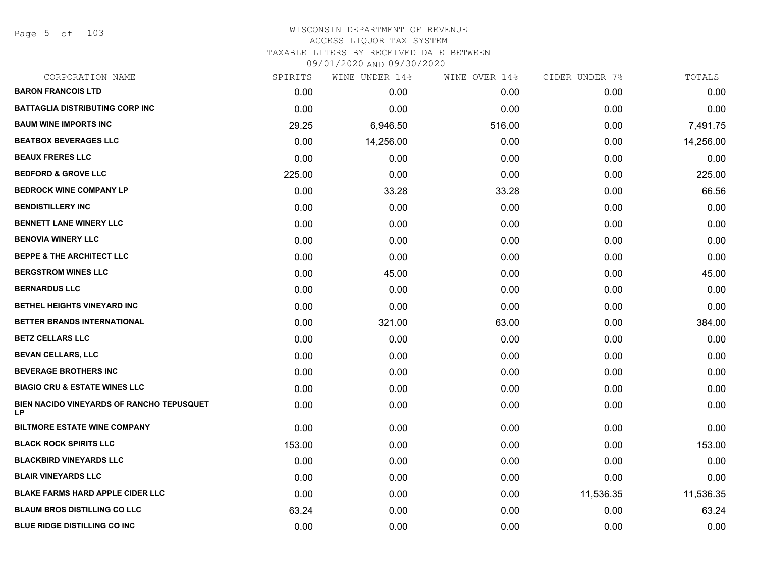# WISCONSIN DEPARTMENT OF REVENUE
## ACCESS LIQUOR TAX SYSTEM
## TAXABLE LITERS BY RECEIVED DATE BETWEEN 09/01/2020 AND 09/30/2020

| CORPORATION NAME | SPIRITS | WINE UNDER 14% | WINE OVER 14% | CIDER UNDER 7% | TOTALS |
|---|---|---|---|---|---|
| BARON FRANCOIS LTD | 0.00 | 0.00 | 0.00 | 0.00 | 0.00 |
| BATTAGLIA DISTRIBUTING CORP INC | 0.00 | 0.00 | 0.00 | 0.00 | 0.00 |
| BAUM WINE IMPORTS INC | 29.25 | 6,946.50 | 516.00 | 0.00 | 7,491.75 |
| BEATBOX BEVERAGES LLC | 0.00 | 14,256.00 | 0.00 | 0.00 | 14,256.00 |
| BEAUX FRERES LLC | 0.00 | 0.00 | 0.00 | 0.00 | 0.00 |
| BEDFORD & GROVE LLC | 225.00 | 0.00 | 0.00 | 0.00 | 225.00 |
| BEDROCK WINE COMPANY LP | 0.00 | 33.28 | 33.28 | 0.00 | 66.56 |
| BENDISTILLERY INC | 0.00 | 0.00 | 0.00 | 0.00 | 0.00 |
| BENNETT LANE WINERY LLC | 0.00 | 0.00 | 0.00 | 0.00 | 0.00 |
| BENOVIA WINERY LLC | 0.00 | 0.00 | 0.00 | 0.00 | 0.00 |
| BEPPE & THE ARCHITECT LLC | 0.00 | 0.00 | 0.00 | 0.00 | 0.00 |
| BERGSTROM WINES LLC | 0.00 | 45.00 | 0.00 | 0.00 | 45.00 |
| BERNARDUS LLC | 0.00 | 0.00 | 0.00 | 0.00 | 0.00 |
| BETHEL HEIGHTS VINEYARD INC | 0.00 | 0.00 | 0.00 | 0.00 | 0.00 |
| BETTER BRANDS INTERNATIONAL | 0.00 | 321.00 | 63.00 | 0.00 | 384.00 |
| BETZ CELLARS LLC | 0.00 | 0.00 | 0.00 | 0.00 | 0.00 |
| BEVAN CELLARS, LLC | 0.00 | 0.00 | 0.00 | 0.00 | 0.00 |
| BEVERAGE BROTHERS INC | 0.00 | 0.00 | 0.00 | 0.00 | 0.00 |
| BIAGIO CRU & ESTATE WINES LLC | 0.00 | 0.00 | 0.00 | 0.00 | 0.00 |
| BIEN NACIDO VINEYARDS OF RANCHO TEPUSQUET LP | 0.00 | 0.00 | 0.00 | 0.00 | 0.00 |
| BILTMORE ESTATE WINE COMPANY | 0.00 | 0.00 | 0.00 | 0.00 | 0.00 |
| BLACK ROCK SPIRITS LLC | 153.00 | 0.00 | 0.00 | 0.00 | 153.00 |
| BLACKBIRD VINEYARDS LLC | 0.00 | 0.00 | 0.00 | 0.00 | 0.00 |
| BLAIR VINEYARDS LLC | 0.00 | 0.00 | 0.00 | 0.00 | 0.00 |
| BLAKE FARMS HARD APPLE CIDER LLC | 0.00 | 0.00 | 0.00 | 11,536.35 | 11,536.35 |
| BLAUM BROS DISTILLING CO LLC | 63.24 | 0.00 | 0.00 | 0.00 | 63.24 |
| BLUE RIDGE DISTILLING CO INC | 0.00 | 0.00 | 0.00 | 0.00 | 0.00 |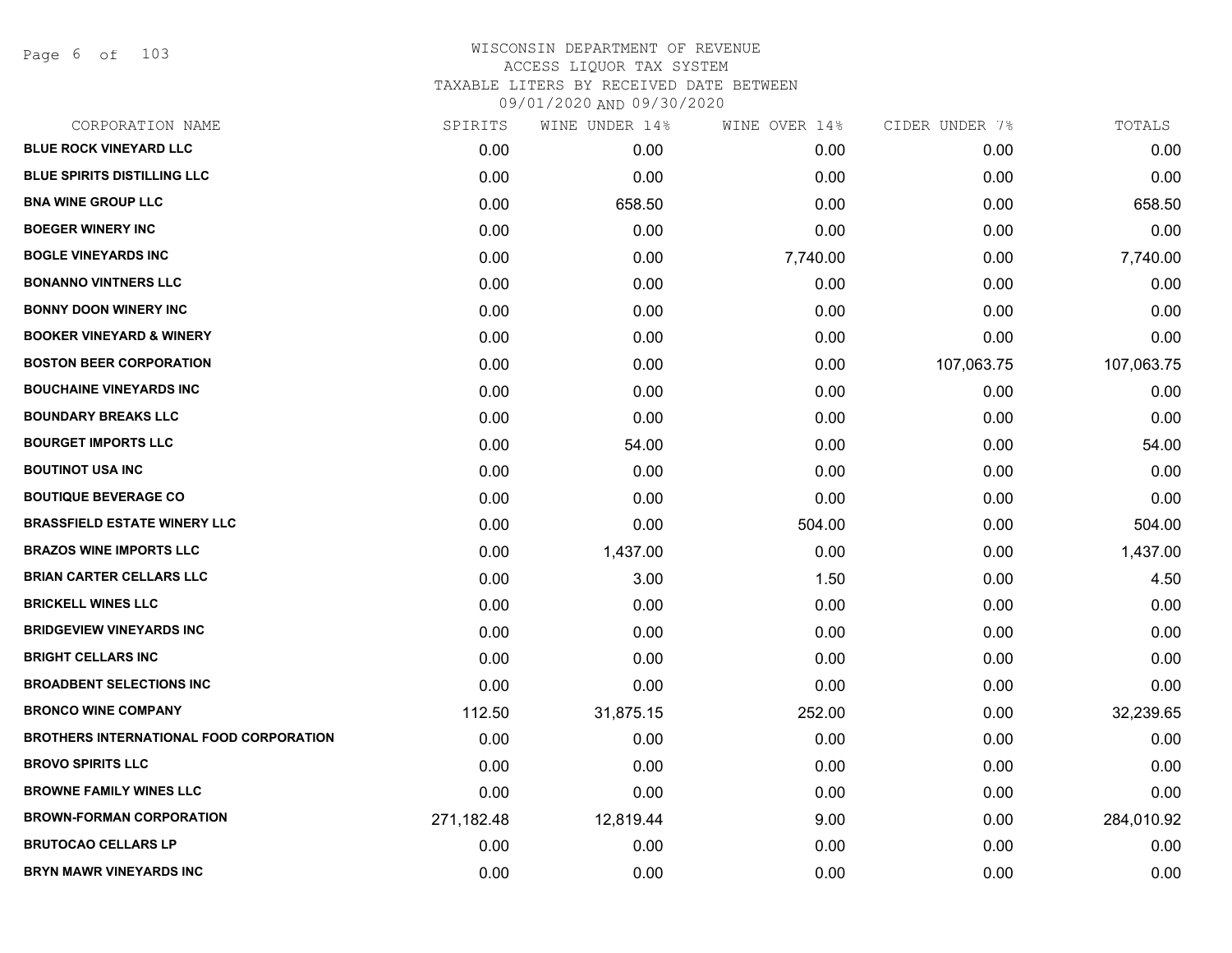WISCONSIN DEPARTMENT OF REVENUE
ACCESS LIQUOR TAX SYSTEM
TAXABLE LITERS BY RECEIVED DATE BETWEEN
09/01/2020 AND 09/30/2020

| CORPORATION NAME | SPIRITS | WINE UNDER 14% | WINE OVER 14% | CIDER UNDER 7% | TOTALS |
|---|---|---|---|---|---|
| BLUE ROCK VINEYARD LLC | 0.00 | 0.00 | 0.00 | 0.00 | 0.00 |
| BLUE SPIRITS DISTILLING LLC | 0.00 | 0.00 | 0.00 | 0.00 | 0.00 |
| BNA WINE GROUP LLC | 0.00 | 658.50 | 0.00 | 0.00 | 658.50 |
| BOEGER WINERY INC | 0.00 | 0.00 | 0.00 | 0.00 | 0.00 |
| BOGLE VINEYARDS INC | 0.00 | 0.00 | 7,740.00 | 0.00 | 7,740.00 |
| BONANNO VINTNERS LLC | 0.00 | 0.00 | 0.00 | 0.00 | 0.00 |
| BONNY DOON WINERY INC | 0.00 | 0.00 | 0.00 | 0.00 | 0.00 |
| BOOKER VINEYARD & WINERY | 0.00 | 0.00 | 0.00 | 0.00 | 0.00 |
| BOSTON BEER CORPORATION | 0.00 | 0.00 | 0.00 | 107,063.75 | 107,063.75 |
| BOUCHAINE VINEYARDS INC | 0.00 | 0.00 | 0.00 | 0.00 | 0.00 |
| BOUNDARY BREAKS LLC | 0.00 | 0.00 | 0.00 | 0.00 | 0.00 |
| BOURGET IMPORTS LLC | 0.00 | 54.00 | 0.00 | 0.00 | 54.00 |
| BOUTINOT USA INC | 0.00 | 0.00 | 0.00 | 0.00 | 0.00 |
| BOUTIQUE BEVERAGE CO | 0.00 | 0.00 | 0.00 | 0.00 | 0.00 |
| BRASSFIELD ESTATE WINERY LLC | 0.00 | 0.00 | 504.00 | 0.00 | 504.00 |
| BRAZOS WINE IMPORTS LLC | 0.00 | 1,437.00 | 0.00 | 0.00 | 1,437.00 |
| BRIAN CARTER CELLARS LLC | 0.00 | 3.00 | 1.50 | 0.00 | 4.50 |
| BRICKELL WINES LLC | 0.00 | 0.00 | 0.00 | 0.00 | 0.00 |
| BRIDGEVIEW VINEYARDS INC | 0.00 | 0.00 | 0.00 | 0.00 | 0.00 |
| BRIGHT CELLARS INC | 0.00 | 0.00 | 0.00 | 0.00 | 0.00 |
| BROADBENT SELECTIONS INC | 0.00 | 0.00 | 0.00 | 0.00 | 0.00 |
| BRONCO WINE COMPANY | 112.50 | 31,875.15 | 252.00 | 0.00 | 32,239.65 |
| BROTHERS INTERNATIONAL FOOD CORPORATION | 0.00 | 0.00 | 0.00 | 0.00 | 0.00 |
| BROVO SPIRITS LLC | 0.00 | 0.00 | 0.00 | 0.00 | 0.00 |
| BROWNE FAMILY WINES LLC | 0.00 | 0.00 | 0.00 | 0.00 | 0.00 |
| BROWN-FORMAN CORPORATION | 271,182.48 | 12,819.44 | 9.00 | 0.00 | 284,010.92 |
| BRUTOCAO CELLARS LP | 0.00 | 0.00 | 0.00 | 0.00 | 0.00 |
| BRYN MAWR VINEYARDS INC | 0.00 | 0.00 | 0.00 | 0.00 | 0.00 |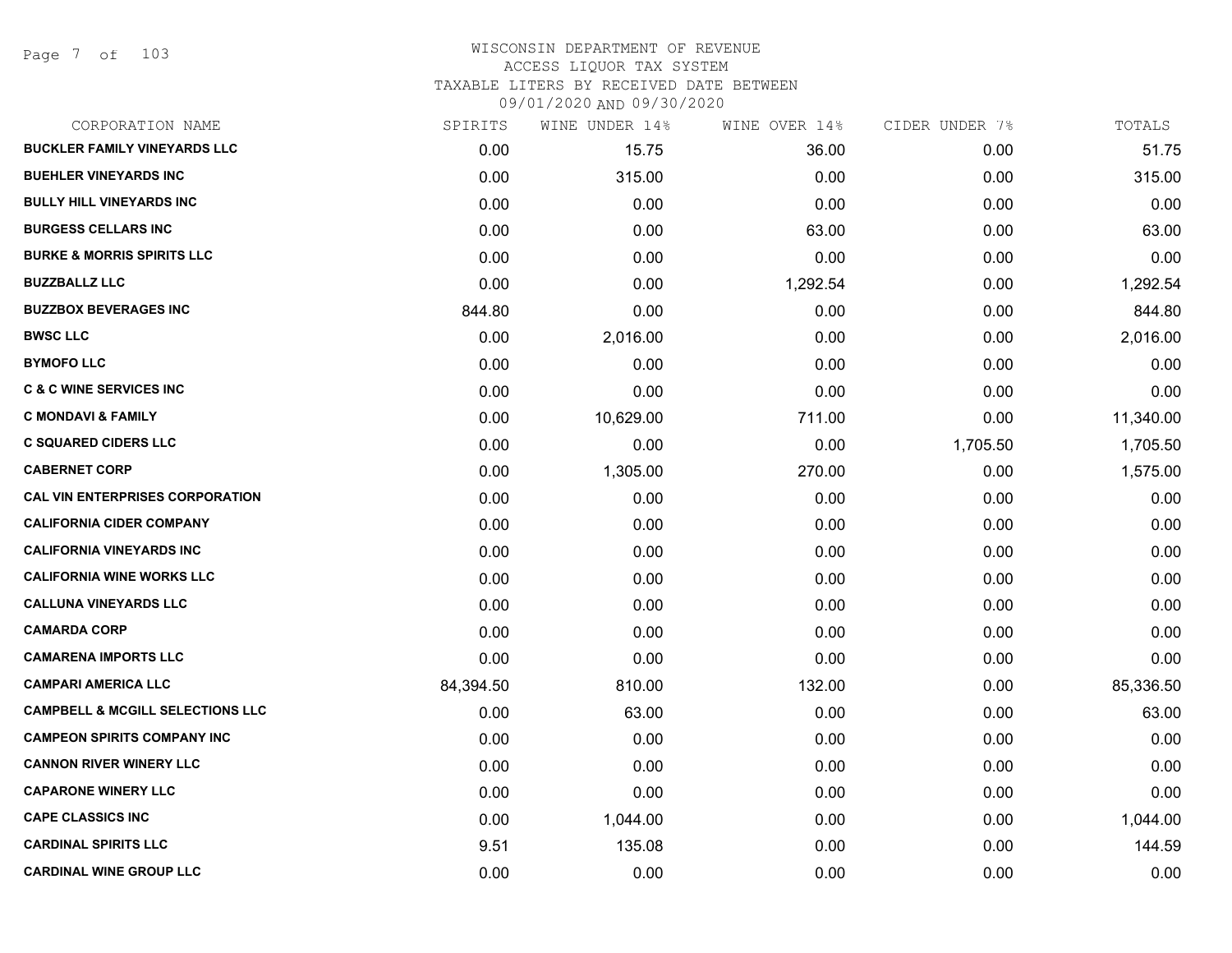# WISCONSIN DEPARTMENT OF REVENUE
## ACCESS LIQUOR TAX SYSTEM
### TAXABLE LITERS BY RECEIVED DATE BETWEEN 09/01/2020 AND 09/30/2020

| CORPORATION NAME | SPIRITS | WINE UNDER 14% | WINE OVER 14% | CIDER UNDER 7% | TOTALS |
|---|---|---|---|---|---|
| BUCKLER FAMILY VINEYARDS LLC | 0.00 | 15.75 | 36.00 | 0.00 | 51.75 |
| BUEHLER VINEYARDS INC | 0.00 | 315.00 | 0.00 | 0.00 | 315.00 |
| BULLY HILL VINEYARDS INC | 0.00 | 0.00 | 0.00 | 0.00 | 0.00 |
| BURGESS CELLARS INC | 0.00 | 0.00 | 63.00 | 0.00 | 63.00 |
| BURKE & MORRIS SPIRITS LLC | 0.00 | 0.00 | 0.00 | 0.00 | 0.00 |
| BUZZBALLZ LLC | 0.00 | 0.00 | 1,292.54 | 0.00 | 1,292.54 |
| BUZZBOX BEVERAGES INC | 844.80 | 0.00 | 0.00 | 0.00 | 844.80 |
| BWSC LLC | 0.00 | 2,016.00 | 0.00 | 0.00 | 2,016.00 |
| BYMOFO LLC | 0.00 | 0.00 | 0.00 | 0.00 | 0.00 |
| C & C WINE SERVICES INC | 0.00 | 0.00 | 0.00 | 0.00 | 0.00 |
| C MONDAVI & FAMILY | 0.00 | 10,629.00 | 711.00 | 0.00 | 11,340.00 |
| C SQUARED CIDERS LLC | 0.00 | 0.00 | 0.00 | 1,705.50 | 1,705.50 |
| CABERNET CORP | 0.00 | 1,305.00 | 270.00 | 0.00 | 1,575.00 |
| CAL VIN ENTERPRISES CORPORATION | 0.00 | 0.00 | 0.00 | 0.00 | 0.00 |
| CALIFORNIA CIDER COMPANY | 0.00 | 0.00 | 0.00 | 0.00 | 0.00 |
| CALIFORNIA VINEYARDS INC | 0.00 | 0.00 | 0.00 | 0.00 | 0.00 |
| CALIFORNIA WINE WORKS LLC | 0.00 | 0.00 | 0.00 | 0.00 | 0.00 |
| CALLUNA VINEYARDS LLC | 0.00 | 0.00 | 0.00 | 0.00 | 0.00 |
| CAMARDA CORP | 0.00 | 0.00 | 0.00 | 0.00 | 0.00 |
| CAMARENA IMPORTS LLC | 0.00 | 0.00 | 0.00 | 0.00 | 0.00 |
| CAMPARI AMERICA LLC | 84,394.50 | 810.00 | 132.00 | 0.00 | 85,336.50 |
| CAMPBELL & MCGILL SELECTIONS LLC | 0.00 | 63.00 | 0.00 | 0.00 | 63.00 |
| CAMPEON SPIRITS COMPANY INC | 0.00 | 0.00 | 0.00 | 0.00 | 0.00 |
| CANNON RIVER WINERY LLC | 0.00 | 0.00 | 0.00 | 0.00 | 0.00 |
| CAPARONE WINERY LLC | 0.00 | 0.00 | 0.00 | 0.00 | 0.00 |
| CAPE CLASSICS INC | 0.00 | 1,044.00 | 0.00 | 0.00 | 1,044.00 |
| CARDINAL SPIRITS LLC | 9.51 | 135.08 | 0.00 | 0.00 | 144.59 |
| CARDINAL WINE GROUP LLC | 0.00 | 0.00 | 0.00 | 0.00 | 0.00 |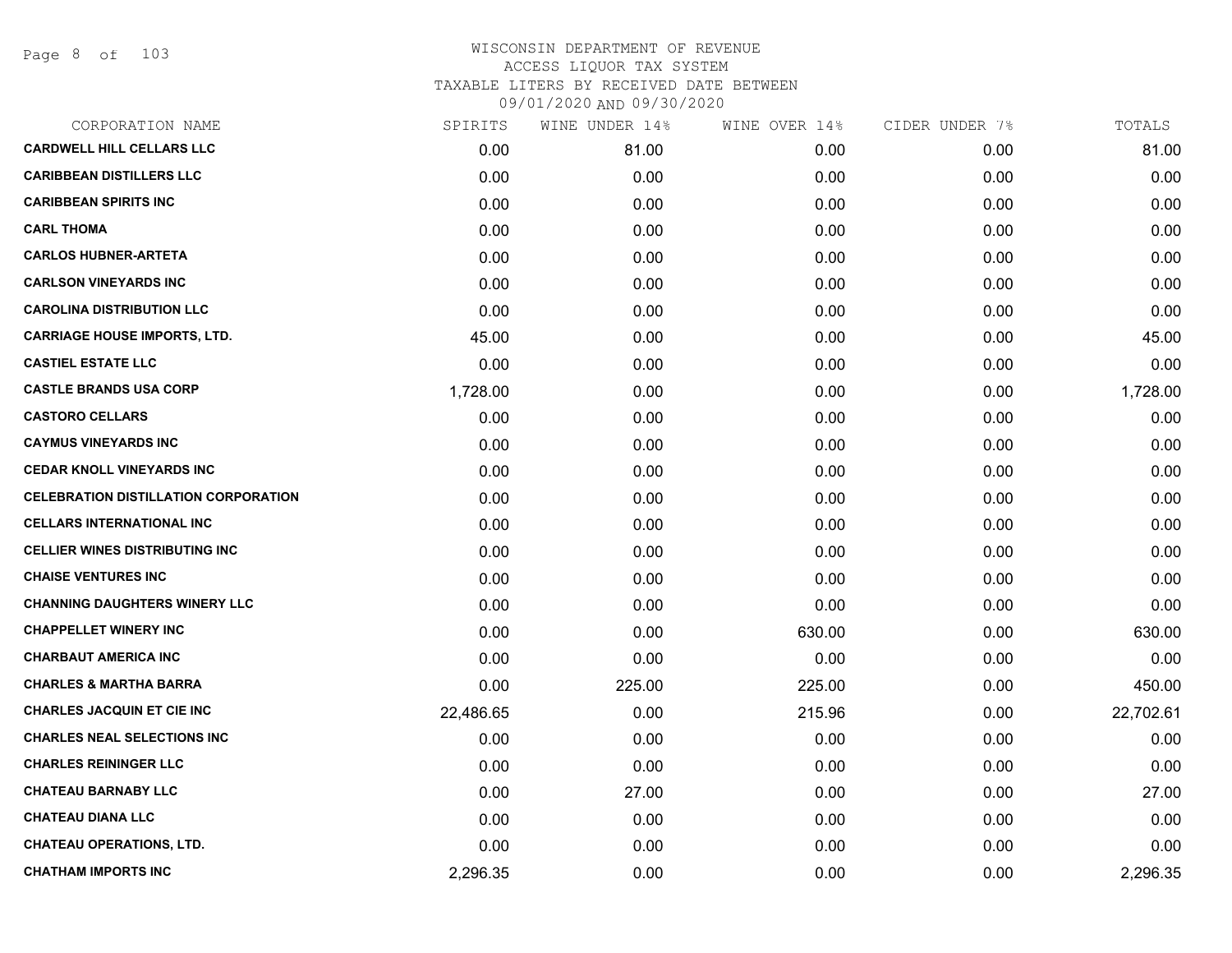WISCONSIN DEPARTMENT OF REVENUE
ACCESS LIQUOR TAX SYSTEM
TAXABLE LITERS BY RECEIVED DATE BETWEEN
09/01/2020 AND 09/30/2020

| CORPORATION NAME | SPIRITS | WINE UNDER 14% | WINE OVER 14% | CIDER UNDER 7% | TOTALS |
|---|---|---|---|---|---|
| CARDWELL HILL CELLARS LLC | 0.00 | 81.00 | 0.00 | 0.00 | 81.00 |
| CARIBBEAN DISTILLERS LLC | 0.00 | 0.00 | 0.00 | 0.00 | 0.00 |
| CARIBBEAN SPIRITS INC | 0.00 | 0.00 | 0.00 | 0.00 | 0.00 |
| CARL THOMA | 0.00 | 0.00 | 0.00 | 0.00 | 0.00 |
| CARLOS HUBNER-ARTETA | 0.00 | 0.00 | 0.00 | 0.00 | 0.00 |
| CARLSON VINEYARDS INC | 0.00 | 0.00 | 0.00 | 0.00 | 0.00 |
| CAROLINA DISTRIBUTION LLC | 0.00 | 0.00 | 0.00 | 0.00 | 0.00 |
| CARRIAGE HOUSE IMPORTS, LTD. | 45.00 | 0.00 | 0.00 | 0.00 | 45.00 |
| CASTIEL ESTATE LLC | 0.00 | 0.00 | 0.00 | 0.00 | 0.00 |
| CASTLE BRANDS USA CORP | 1,728.00 | 0.00 | 0.00 | 0.00 | 1,728.00 |
| CASTORO CELLARS | 0.00 | 0.00 | 0.00 | 0.00 | 0.00 |
| CAYMUS VINEYARDS INC | 0.00 | 0.00 | 0.00 | 0.00 | 0.00 |
| CEDAR KNOLL VINEYARDS INC | 0.00 | 0.00 | 0.00 | 0.00 | 0.00 |
| CELEBRATION DISTILLATION CORPORATION | 0.00 | 0.00 | 0.00 | 0.00 | 0.00 |
| CELLARS INTERNATIONAL INC | 0.00 | 0.00 | 0.00 | 0.00 | 0.00 |
| CELLIER WINES DISTRIBUTING INC | 0.00 | 0.00 | 0.00 | 0.00 | 0.00 |
| CHAISE VENTURES INC | 0.00 | 0.00 | 0.00 | 0.00 | 0.00 |
| CHANNING DAUGHTERS WINERY LLC | 0.00 | 0.00 | 0.00 | 0.00 | 0.00 |
| CHAPPELLET WINERY INC | 0.00 | 0.00 | 630.00 | 0.00 | 630.00 |
| CHARBAUT AMERICA INC | 0.00 | 0.00 | 0.00 | 0.00 | 0.00 |
| CHARLES & MARTHA BARRA | 0.00 | 225.00 | 225.00 | 0.00 | 450.00 |
| CHARLES JACQUIN ET CIE INC | 22,486.65 | 0.00 | 215.96 | 0.00 | 22,702.61 |
| CHARLES NEAL SELECTIONS INC | 0.00 | 0.00 | 0.00 | 0.00 | 0.00 |
| CHARLES REININGER LLC | 0.00 | 0.00 | 0.00 | 0.00 | 0.00 |
| CHATEAU BARNABY LLC | 0.00 | 27.00 | 0.00 | 0.00 | 27.00 |
| CHATEAU DIANA LLC | 0.00 | 0.00 | 0.00 | 0.00 | 0.00 |
| CHATEAU OPERATIONS, LTD. | 0.00 | 0.00 | 0.00 | 0.00 | 0.00 |
| CHATHAM IMPORTS INC | 2,296.35 | 0.00 | 0.00 | 0.00 | 2,296.35 |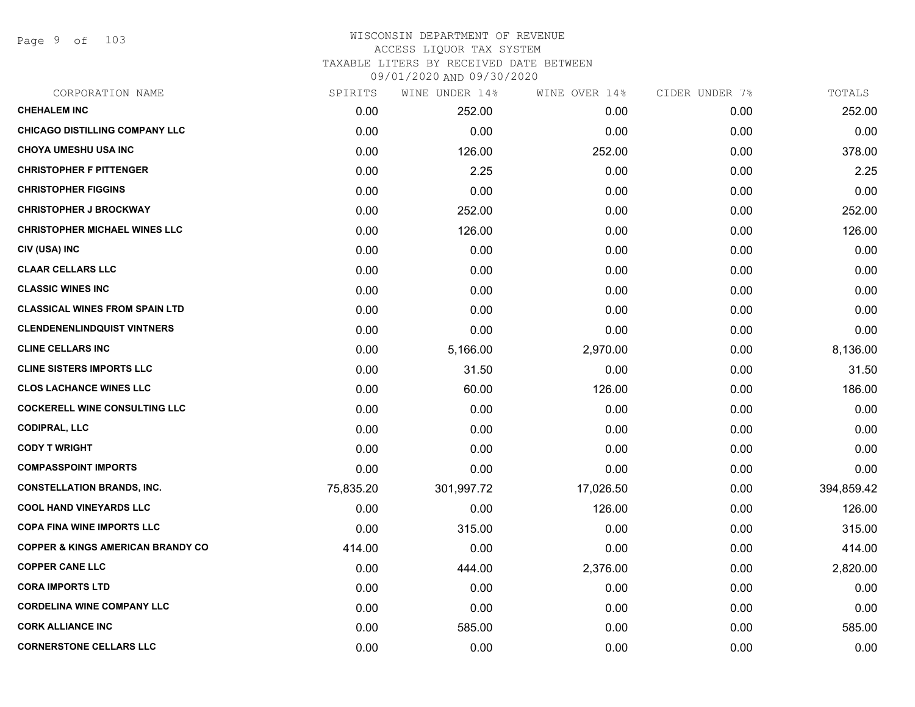# WISCONSIN DEPARTMENT OF REVENUE
## ACCESS LIQUOR TAX SYSTEM
### TAXABLE LITERS BY RECEIVED DATE BETWEEN 09/01/2020 AND 09/30/2020

| CORPORATION NAME | SPIRITS | WINE UNDER 14% | WINE OVER 14% | CIDER UNDER 7% | TOTALS |
|---|---|---|---|---|---|
| CHEHALEM INC | 0.00 | 252.00 | 0.00 | 0.00 | 252.00 |
| CHICAGO DISTILLING COMPANY LLC | 0.00 | 0.00 | 0.00 | 0.00 | 0.00 |
| CHOYA UMESHU USA INC | 0.00 | 126.00 | 252.00 | 0.00 | 378.00 |
| CHRISTOPHER F PITTENGER | 0.00 | 2.25 | 0.00 | 0.00 | 2.25 |
| CHRISTOPHER FIGGINS | 0.00 | 0.00 | 0.00 | 0.00 | 0.00 |
| CHRISTOPHER J BROCKWAY | 0.00 | 252.00 | 0.00 | 0.00 | 252.00 |
| CHRISTOPHER MICHAEL WINES LLC | 0.00 | 126.00 | 0.00 | 0.00 | 126.00 |
| CIV (USA) INC | 0.00 | 0.00 | 0.00 | 0.00 | 0.00 |
| CLAAR CELLARS LLC | 0.00 | 0.00 | 0.00 | 0.00 | 0.00 |
| CLASSIC WINES INC | 0.00 | 0.00 | 0.00 | 0.00 | 0.00 |
| CLASSICAL WINES FROM SPAIN LTD | 0.00 | 0.00 | 0.00 | 0.00 | 0.00 |
| CLENDENENLINDQUIST VINTNERS | 0.00 | 0.00 | 0.00 | 0.00 | 0.00 |
| CLINE CELLARS INC | 0.00 | 5,166.00 | 2,970.00 | 0.00 | 8,136.00 |
| CLINE SISTERS IMPORTS LLC | 0.00 | 31.50 | 0.00 | 0.00 | 31.50 |
| CLOS LACHANCE WINES LLC | 0.00 | 60.00 | 126.00 | 0.00 | 186.00 |
| COCKERELL WINE CONSULTING LLC | 0.00 | 0.00 | 0.00 | 0.00 | 0.00 |
| CODIPRAL, LLC | 0.00 | 0.00 | 0.00 | 0.00 | 0.00 |
| CODY T WRIGHT | 0.00 | 0.00 | 0.00 | 0.00 | 0.00 |
| COMPASSPOINT IMPORTS | 0.00 | 0.00 | 0.00 | 0.00 | 0.00 |
| CONSTELLATION BRANDS, INC. | 75,835.20 | 301,997.72 | 17,026.50 | 0.00 | 394,859.42 |
| COOL HAND VINEYARDS LLC | 0.00 | 0.00 | 126.00 | 0.00 | 126.00 |
| COPA FINA WINE IMPORTS LLC | 0.00 | 315.00 | 0.00 | 0.00 | 315.00 |
| COPPER & KINGS AMERICAN BRANDY CO | 414.00 | 0.00 | 0.00 | 0.00 | 414.00 |
| COPPER CANE LLC | 0.00 | 444.00 | 2,376.00 | 0.00 | 2,820.00 |
| CORA IMPORTS LTD | 0.00 | 0.00 | 0.00 | 0.00 | 0.00 |
| CORDELINA WINE COMPANY LLC | 0.00 | 0.00 | 0.00 | 0.00 | 0.00 |
| CORK ALLIANCE INC | 0.00 | 585.00 | 0.00 | 0.00 | 585.00 |
| CORNERSTONE CELLARS LLC | 0.00 | 0.00 | 0.00 | 0.00 | 0.00 |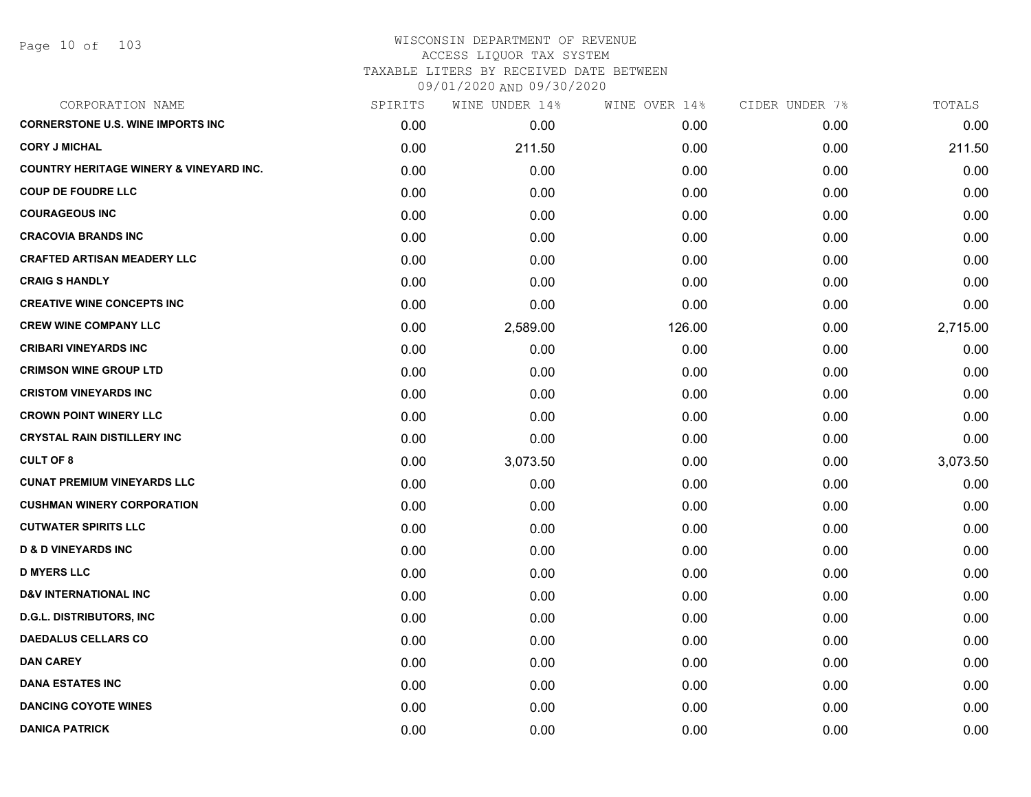# WISCONSIN DEPARTMENT OF REVENUE
## ACCESS LIQUOR TAX SYSTEM
### TAXABLE LITERS BY RECEIVED DATE BETWEEN 09/01/2020 AND 09/30/2020

| CORPORATION NAME | SPIRITS | WINE UNDER 14% | WINE OVER 14% | CIDER UNDER 7% | TOTALS |
|---|---|---|---|---|---|
| CORNERSTONE U.S. WINE IMPORTS INC | 0.00 | 0.00 | 0.00 | 0.00 | 0.00 |
| CORY J MICHAL | 0.00 | 211.50 | 0.00 | 0.00 | 211.50 |
| COUNTRY HERITAGE WINERY & VINEYARD INC. | 0.00 | 0.00 | 0.00 | 0.00 | 0.00 |
| COUP DE FOUDRE LLC | 0.00 | 0.00 | 0.00 | 0.00 | 0.00 |
| COURAGEOUS INC | 0.00 | 0.00 | 0.00 | 0.00 | 0.00 |
| CRACOVIA BRANDS INC | 0.00 | 0.00 | 0.00 | 0.00 | 0.00 |
| CRAFTED ARTISAN MEADERY LLC | 0.00 | 0.00 | 0.00 | 0.00 | 0.00 |
| CRAIG S HANDLY | 0.00 | 0.00 | 0.00 | 0.00 | 0.00 |
| CREATIVE WINE CONCEPTS INC | 0.00 | 0.00 | 0.00 | 0.00 | 0.00 |
| CREW WINE COMPANY LLC | 0.00 | 2,589.00 | 126.00 | 0.00 | 2,715.00 |
| CRIBARI VINEYARDS INC | 0.00 | 0.00 | 0.00 | 0.00 | 0.00 |
| CRIMSON WINE GROUP LTD | 0.00 | 0.00 | 0.00 | 0.00 | 0.00 |
| CRISTOM VINEYARDS INC | 0.00 | 0.00 | 0.00 | 0.00 | 0.00 |
| CROWN POINT WINERY LLC | 0.00 | 0.00 | 0.00 | 0.00 | 0.00 |
| CRYSTAL RAIN DISTILLERY INC | 0.00 | 0.00 | 0.00 | 0.00 | 0.00 |
| CULT OF 8 | 0.00 | 3,073.50 | 0.00 | 0.00 | 3,073.50 |
| CUNAT PREMIUM VINEYARDS LLC | 0.00 | 0.00 | 0.00 | 0.00 | 0.00 |
| CUSHMAN WINERY CORPORATION | 0.00 | 0.00 | 0.00 | 0.00 | 0.00 |
| CUTWATER SPIRITS LLC | 0.00 | 0.00 | 0.00 | 0.00 | 0.00 |
| D & D VINEYARDS INC | 0.00 | 0.00 | 0.00 | 0.00 | 0.00 |
| D MYERS LLC | 0.00 | 0.00 | 0.00 | 0.00 | 0.00 |
| D&V INTERNATIONAL INC | 0.00 | 0.00 | 0.00 | 0.00 | 0.00 |
| D.G.L. DISTRIBUTORS, INC | 0.00 | 0.00 | 0.00 | 0.00 | 0.00 |
| DAEDALUS CELLARS CO | 0.00 | 0.00 | 0.00 | 0.00 | 0.00 |
| DAN CAREY | 0.00 | 0.00 | 0.00 | 0.00 | 0.00 |
| DANA ESTATES INC | 0.00 | 0.00 | 0.00 | 0.00 | 0.00 |
| DANCING COYOTE WINES | 0.00 | 0.00 | 0.00 | 0.00 | 0.00 |
| DANICA PATRICK | 0.00 | 0.00 | 0.00 | 0.00 | 0.00 |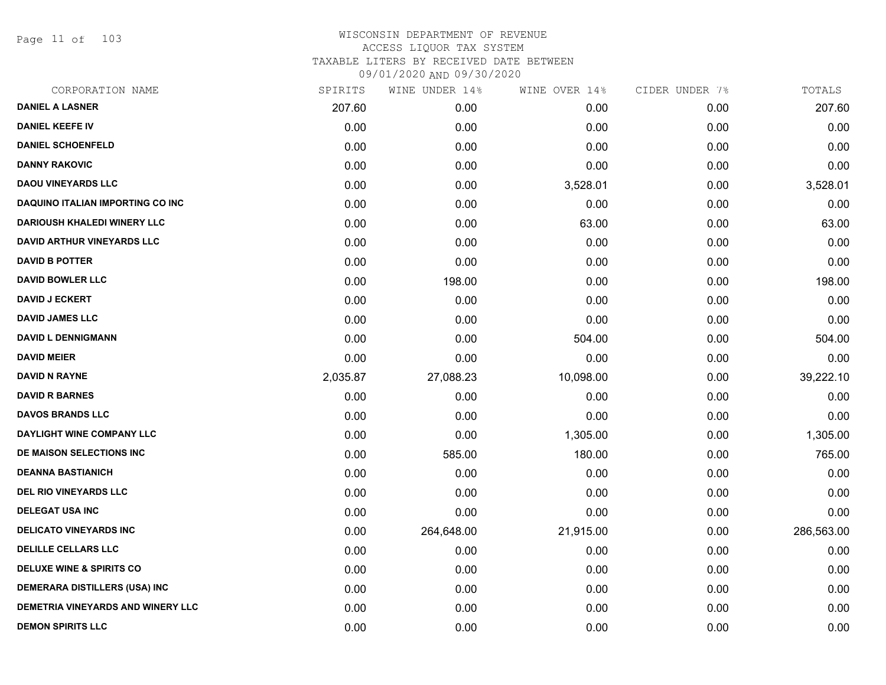# WISCONSIN DEPARTMENT OF REVENUE
## ACCESS LIQUOR TAX SYSTEM
### TAXABLE LITERS BY RECEIVED DATE BETWEEN 09/01/2020 AND 09/30/2020

| CORPORATION NAME | SPIRITS | WINE UNDER 14% | WINE OVER 14% | CIDER UNDER 7% | TOTALS |
|---|---|---|---|---|---|
| DANIEL A LASNER | 207.60 | 0.00 | 0.00 | 0.00 | 207.60 |
| DANIEL KEEFE IV | 0.00 | 0.00 | 0.00 | 0.00 | 0.00 |
| DANIEL SCHOENFELD | 0.00 | 0.00 | 0.00 | 0.00 | 0.00 |
| DANNY RAKOVIC | 0.00 | 0.00 | 0.00 | 0.00 | 0.00 |
| DAOU VINEYARDS LLC | 0.00 | 0.00 | 3,528.01 | 0.00 | 3,528.01 |
| DAQUINO ITALIAN IMPORTING CO INC | 0.00 | 0.00 | 0.00 | 0.00 | 0.00 |
| DARIOUSH KHALEDI WINERY LLC | 0.00 | 0.00 | 63.00 | 0.00 | 63.00 |
| DAVID ARTHUR VINEYARDS LLC | 0.00 | 0.00 | 0.00 | 0.00 | 0.00 |
| DAVID B POTTER | 0.00 | 0.00 | 0.00 | 0.00 | 0.00 |
| DAVID BOWLER LLC | 0.00 | 198.00 | 0.00 | 0.00 | 198.00 |
| DAVID J ECKERT | 0.00 | 0.00 | 0.00 | 0.00 | 0.00 |
| DAVID JAMES LLC | 0.00 | 0.00 | 0.00 | 0.00 | 0.00 |
| DAVID L DENNIGMANN | 0.00 | 0.00 | 504.00 | 0.00 | 504.00 |
| DAVID MEIER | 0.00 | 0.00 | 0.00 | 0.00 | 0.00 |
| DAVID N RAYNE | 2,035.87 | 27,088.23 | 10,098.00 | 0.00 | 39,222.10 |
| DAVID R BARNES | 0.00 | 0.00 | 0.00 | 0.00 | 0.00 |
| DAVOS BRANDS LLC | 0.00 | 0.00 | 0.00 | 0.00 | 0.00 |
| DAYLIGHT WINE COMPANY LLC | 0.00 | 0.00 | 1,305.00 | 0.00 | 1,305.00 |
| DE MAISON SELECTIONS INC | 0.00 | 585.00 | 180.00 | 0.00 | 765.00 |
| DEANNA BASTIANICH | 0.00 | 0.00 | 0.00 | 0.00 | 0.00 |
| DEL RIO VINEYARDS LLC | 0.00 | 0.00 | 0.00 | 0.00 | 0.00 |
| DELEGAT USA INC | 0.00 | 0.00 | 0.00 | 0.00 | 0.00 |
| DELICATO VINEYARDS INC | 0.00 | 264,648.00 | 21,915.00 | 0.00 | 286,563.00 |
| DELILLE CELLARS LLC | 0.00 | 0.00 | 0.00 | 0.00 | 0.00 |
| DELUXE WINE & SPIRITS CO | 0.00 | 0.00 | 0.00 | 0.00 | 0.00 |
| DEMERARA DISTILLERS (USA) INC | 0.00 | 0.00 | 0.00 | 0.00 | 0.00 |
| DEMETRIA VINEYARDS AND WINERY LLC | 0.00 | 0.00 | 0.00 | 0.00 | 0.00 |
| DEMON SPIRITS LLC | 0.00 | 0.00 | 0.00 | 0.00 | 0.00 |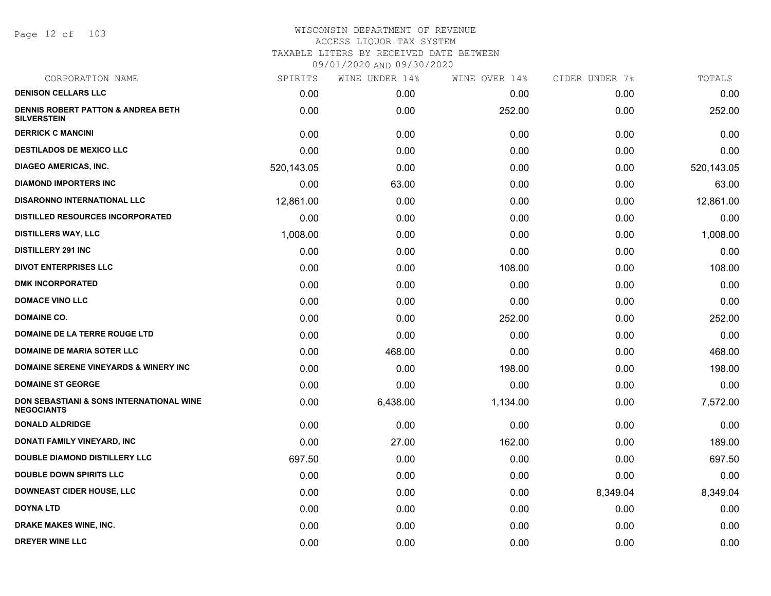# WISCONSIN DEPARTMENT OF REVENUE
## ACCESS LIQUOR TAX SYSTEM
### TAXABLE LITERS BY RECEIVED DATE BETWEEN 09/01/2020 AND 09/30/2020

| CORPORATION NAME | SPIRITS | WINE UNDER 14% | WINE OVER 14% | CIDER UNDER 7% | TOTALS |
|---|---|---|---|---|---|
| DENISON CELLARS LLC | 0.00 | 0.00 | 0.00 | 0.00 | 0.00 |
| DENNIS ROBERT PATTON & ANDREA BETH SILVERSTEIN | 0.00 | 0.00 | 252.00 | 0.00 | 252.00 |
| DERRICK C MANCINI | 0.00 | 0.00 | 0.00 | 0.00 | 0.00 |
| DESTILADOS DE MEXICO LLC | 0.00 | 0.00 | 0.00 | 0.00 | 0.00 |
| DIAGEO AMERICAS, INC. | 520,143.05 | 0.00 | 0.00 | 0.00 | 520,143.05 |
| DIAMOND IMPORTERS INC | 0.00 | 63.00 | 0.00 | 0.00 | 63.00 |
| DISARONNO INTERNATIONAL LLC | 12,861.00 | 0.00 | 0.00 | 0.00 | 12,861.00 |
| DISTILLED RESOURCES INCORPORATED | 0.00 | 0.00 | 0.00 | 0.00 | 0.00 |
| DISTILLERS WAY, LLC | 1,008.00 | 0.00 | 0.00 | 0.00 | 1,008.00 |
| DISTILLERY 291 INC | 0.00 | 0.00 | 0.00 | 0.00 | 0.00 |
| DIVOT ENTERPRISES LLC | 0.00 | 0.00 | 108.00 | 0.00 | 108.00 |
| DMK INCORPORATED | 0.00 | 0.00 | 0.00 | 0.00 | 0.00 |
| DOMACE VINO LLC | 0.00 | 0.00 | 0.00 | 0.00 | 0.00 |
| DOMAINE CO. | 0.00 | 0.00 | 252.00 | 0.00 | 252.00 |
| DOMAINE DE LA TERRE ROUGE LTD | 0.00 | 0.00 | 0.00 | 0.00 | 0.00 |
| DOMAINE DE MARIA SOTER LLC | 0.00 | 468.00 | 0.00 | 0.00 | 468.00 |
| DOMAINE SERENE VINEYARDS & WINERY INC | 0.00 | 0.00 | 198.00 | 0.00 | 198.00 |
| DOMAINE ST GEORGE | 0.00 | 0.00 | 0.00 | 0.00 | 0.00 |
| DON SEBASTIANI & SONS INTERNATIONAL WINE NEGOCIANTS | 0.00 | 6,438.00 | 1,134.00 | 0.00 | 7,572.00 |
| DONALD ALDRIDGE | 0.00 | 0.00 | 0.00 | 0.00 | 0.00 |
| DONATI FAMILY VINEYARD, INC | 0.00 | 27.00 | 162.00 | 0.00 | 189.00 |
| DOUBLE DIAMOND DISTILLERY LLC | 697.50 | 0.00 | 0.00 | 0.00 | 697.50 |
| DOUBLE DOWN SPIRITS LLC | 0.00 | 0.00 | 0.00 | 0.00 | 0.00 |
| DOWNEAST CIDER HOUSE, LLC | 0.00 | 0.00 | 0.00 | 8,349.04 | 8,349.04 |
| DOYNA LTD | 0.00 | 0.00 | 0.00 | 0.00 | 0.00 |
| DRAKE MAKES WINE, INC. | 0.00 | 0.00 | 0.00 | 0.00 | 0.00 |
| DREYER WINE LLC | 0.00 | 0.00 | 0.00 | 0.00 | 0.00 |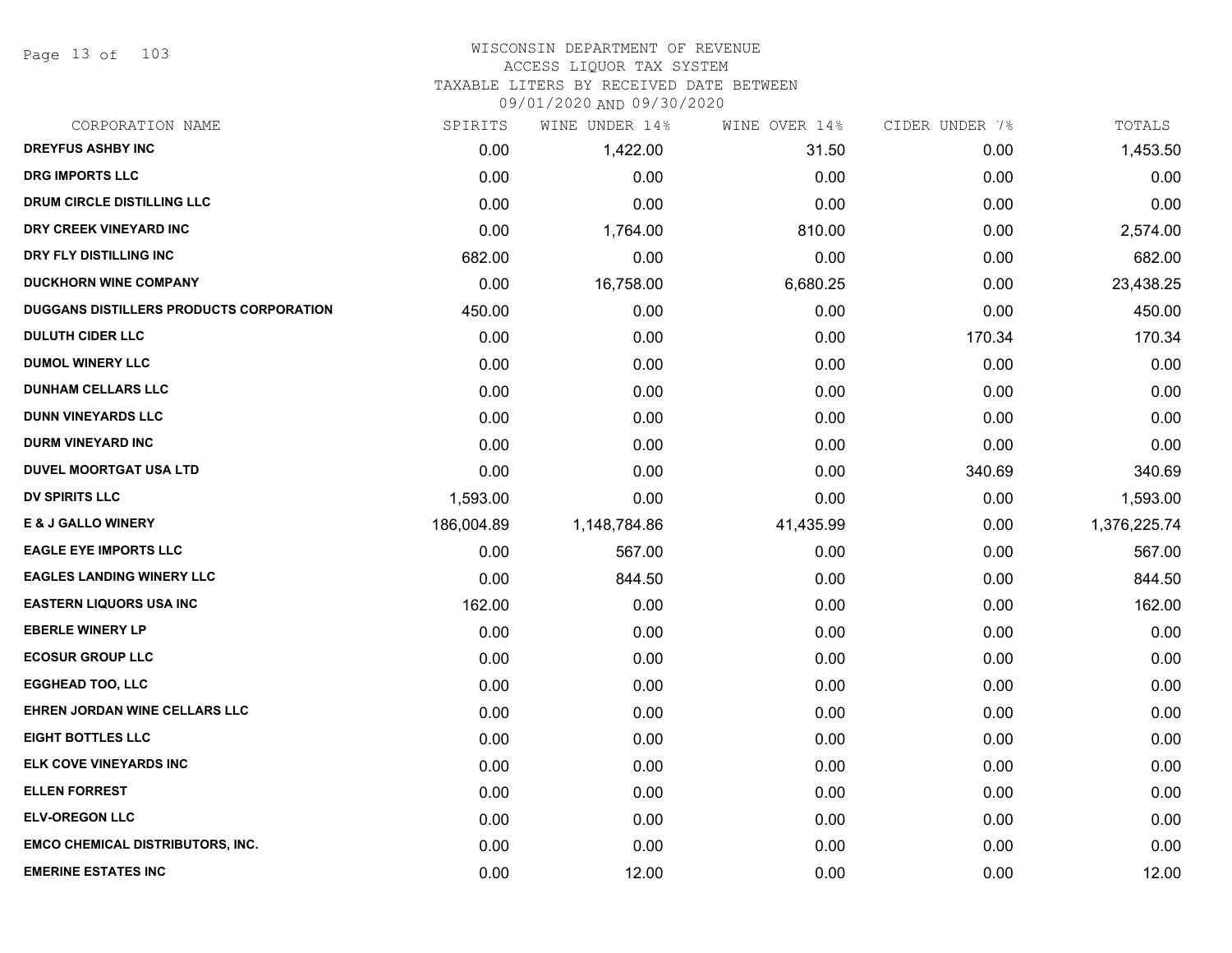# WISCONSIN DEPARTMENT OF REVENUE
## ACCESS LIQUOR TAX SYSTEM
### TAXABLE LITERS BY RECEIVED DATE BETWEEN 09/01/2020 AND 09/30/2020

| CORPORATION NAME | SPIRITS | WINE UNDER 14% | WINE OVER 14% | CIDER UNDER 7% | TOTALS |
|---|---|---|---|---|---|
| DREYFUS ASHBY INC | 0.00 | 1,422.00 | 31.50 | 0.00 | 1,453.50 |
| DRG IMPORTS LLC | 0.00 | 0.00 | 0.00 | 0.00 | 0.00 |
| DRUM CIRCLE DISTILLING LLC | 0.00 | 0.00 | 0.00 | 0.00 | 0.00 |
| DRY CREEK VINEYARD INC | 0.00 | 1,764.00 | 810.00 | 0.00 | 2,574.00 |
| DRY FLY DISTILLING INC | 682.00 | 0.00 | 0.00 | 0.00 | 682.00 |
| DUCKHORN WINE COMPANY | 0.00 | 16,758.00 | 6,680.25 | 0.00 | 23,438.25 |
| DUGGANS DISTILLERS PRODUCTS CORPORATION | 450.00 | 0.00 | 0.00 | 0.00 | 450.00 |
| DULUTH CIDER LLC | 0.00 | 0.00 | 0.00 | 170.34 | 170.34 |
| DUMOL WINERY LLC | 0.00 | 0.00 | 0.00 | 0.00 | 0.00 |
| DUNHAM CELLARS LLC | 0.00 | 0.00 | 0.00 | 0.00 | 0.00 |
| DUNN VINEYARDS LLC | 0.00 | 0.00 | 0.00 | 0.00 | 0.00 |
| DURM VINEYARD INC | 0.00 | 0.00 | 0.00 | 0.00 | 0.00 |
| DUVEL MOORTGAT USA LTD | 0.00 | 0.00 | 0.00 | 340.69 | 340.69 |
| DV SPIRITS LLC | 1,593.00 | 0.00 | 0.00 | 0.00 | 1,593.00 |
| E & J GALLO WINERY | 186,004.89 | 1,148,784.86 | 41,435.99 | 0.00 | 1,376,225.74 |
| EAGLE EYE IMPORTS LLC | 0.00 | 567.00 | 0.00 | 0.00 | 567.00 |
| EAGLES LANDING WINERY LLC | 0.00 | 844.50 | 0.00 | 0.00 | 844.50 |
| EASTERN LIQUORS USA INC | 162.00 | 0.00 | 0.00 | 0.00 | 162.00 |
| EBERLE WINERY LP | 0.00 | 0.00 | 0.00 | 0.00 | 0.00 |
| ECOSUR GROUP LLC | 0.00 | 0.00 | 0.00 | 0.00 | 0.00 |
| EGGHEAD TOO, LLC | 0.00 | 0.00 | 0.00 | 0.00 | 0.00 |
| EHREN JORDAN WINE CELLARS LLC | 0.00 | 0.00 | 0.00 | 0.00 | 0.00 |
| EIGHT BOTTLES LLC | 0.00 | 0.00 | 0.00 | 0.00 | 0.00 |
| ELK COVE VINEYARDS INC | 0.00 | 0.00 | 0.00 | 0.00 | 0.00 |
| ELLEN FORREST | 0.00 | 0.00 | 0.00 | 0.00 | 0.00 |
| ELV-OREGON LLC | 0.00 | 0.00 | 0.00 | 0.00 | 0.00 |
| EMCO CHEMICAL DISTRIBUTORS, INC. | 0.00 | 0.00 | 0.00 | 0.00 | 0.00 |
| EMERINE ESTATES INC | 0.00 | 12.00 | 0.00 | 0.00 | 12.00 |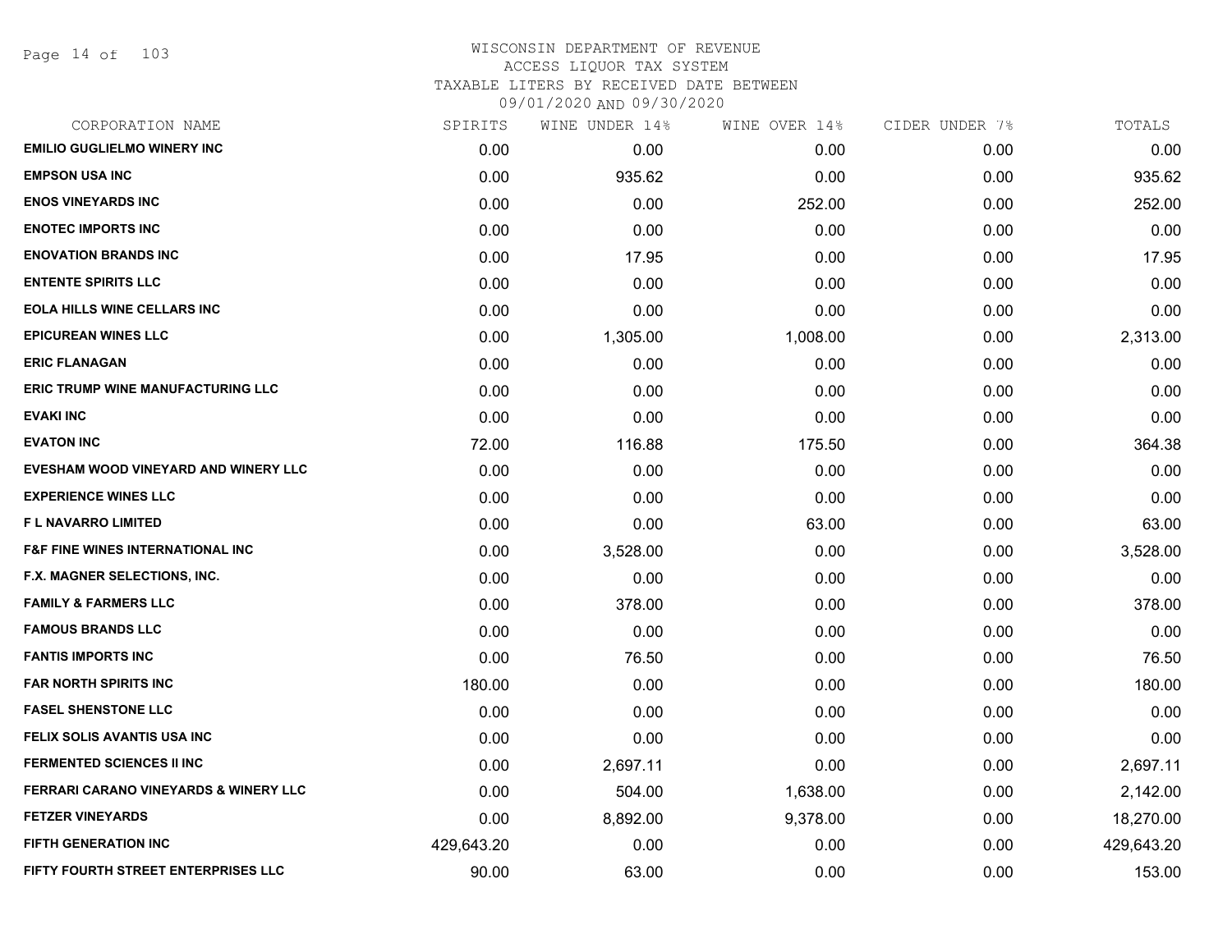WISCONSIN DEPARTMENT OF REVENUE
ACCESS LIQUOR TAX SYSTEM
TAXABLE LITERS BY RECEIVED DATE BETWEEN
09/01/2020 AND 09/30/2020

| CORPORATION NAME | SPIRITS | WINE UNDER 14% | WINE OVER 14% | CIDER UNDER 7% | TOTALS |
|---|---|---|---|---|---|
| EMILIO GUGLIELMO WINERY INC | 0.00 | 0.00 | 0.00 | 0.00 | 0.00 |
| EMPSON USA INC | 0.00 | 935.62 | 0.00 | 0.00 | 935.62 |
| ENOS VINEYARDS INC | 0.00 | 0.00 | 252.00 | 0.00 | 252.00 |
| ENOTEC IMPORTS INC | 0.00 | 0.00 | 0.00 | 0.00 | 0.00 |
| ENOVATION BRANDS INC | 0.00 | 17.95 | 0.00 | 0.00 | 17.95 |
| ENTENTE SPIRITS LLC | 0.00 | 0.00 | 0.00 | 0.00 | 0.00 |
| EOLA HILLS WINE CELLARS INC | 0.00 | 0.00 | 0.00 | 0.00 | 0.00 |
| EPICUREAN WINES LLC | 0.00 | 1,305.00 | 1,008.00 | 0.00 | 2,313.00 |
| ERIC FLANAGAN | 0.00 | 0.00 | 0.00 | 0.00 | 0.00 |
| ERIC TRUMP WINE MANUFACTURING LLC | 0.00 | 0.00 | 0.00 | 0.00 | 0.00 |
| EVAKI INC | 0.00 | 0.00 | 0.00 | 0.00 | 0.00 |
| EVATON INC | 72.00 | 116.88 | 175.50 | 0.00 | 364.38 |
| EVESHAM WOOD VINEYARD AND WINERY LLC | 0.00 | 0.00 | 0.00 | 0.00 | 0.00 |
| EXPERIENCE WINES LLC | 0.00 | 0.00 | 0.00 | 0.00 | 0.00 |
| F L NAVARRO LIMITED | 0.00 | 0.00 | 63.00 | 0.00 | 63.00 |
| F&F FINE WINES INTERNATIONAL INC | 0.00 | 3,528.00 | 0.00 | 0.00 | 3,528.00 |
| F.X. MAGNER SELECTIONS, INC. | 0.00 | 0.00 | 0.00 | 0.00 | 0.00 |
| FAMILY & FARMERS LLC | 0.00 | 378.00 | 0.00 | 0.00 | 378.00 |
| FAMOUS BRANDS LLC | 0.00 | 0.00 | 0.00 | 0.00 | 0.00 |
| FANTIS IMPORTS INC | 0.00 | 76.50 | 0.00 | 0.00 | 76.50 |
| FAR NORTH SPIRITS INC | 180.00 | 0.00 | 0.00 | 0.00 | 180.00 |
| FASEL SHENSTONE LLC | 0.00 | 0.00 | 0.00 | 0.00 | 0.00 |
| FELIX SOLIS AVANTIS USA INC | 0.00 | 0.00 | 0.00 | 0.00 | 0.00 |
| FERMENTED SCIENCES II INC | 0.00 | 2,697.11 | 0.00 | 0.00 | 2,697.11 |
| FERRARI CARANO VINEYARDS & WINERY LLC | 0.00 | 504.00 | 1,638.00 | 0.00 | 2,142.00 |
| FETZER VINEYARDS | 0.00 | 8,892.00 | 9,378.00 | 0.00 | 18,270.00 |
| FIFTH GENERATION INC | 429,643.20 | 0.00 | 0.00 | 0.00 | 429,643.20 |
| FIFTY FOURTH STREET ENTERPRISES LLC | 90.00 | 63.00 | 0.00 | 0.00 | 153.00 |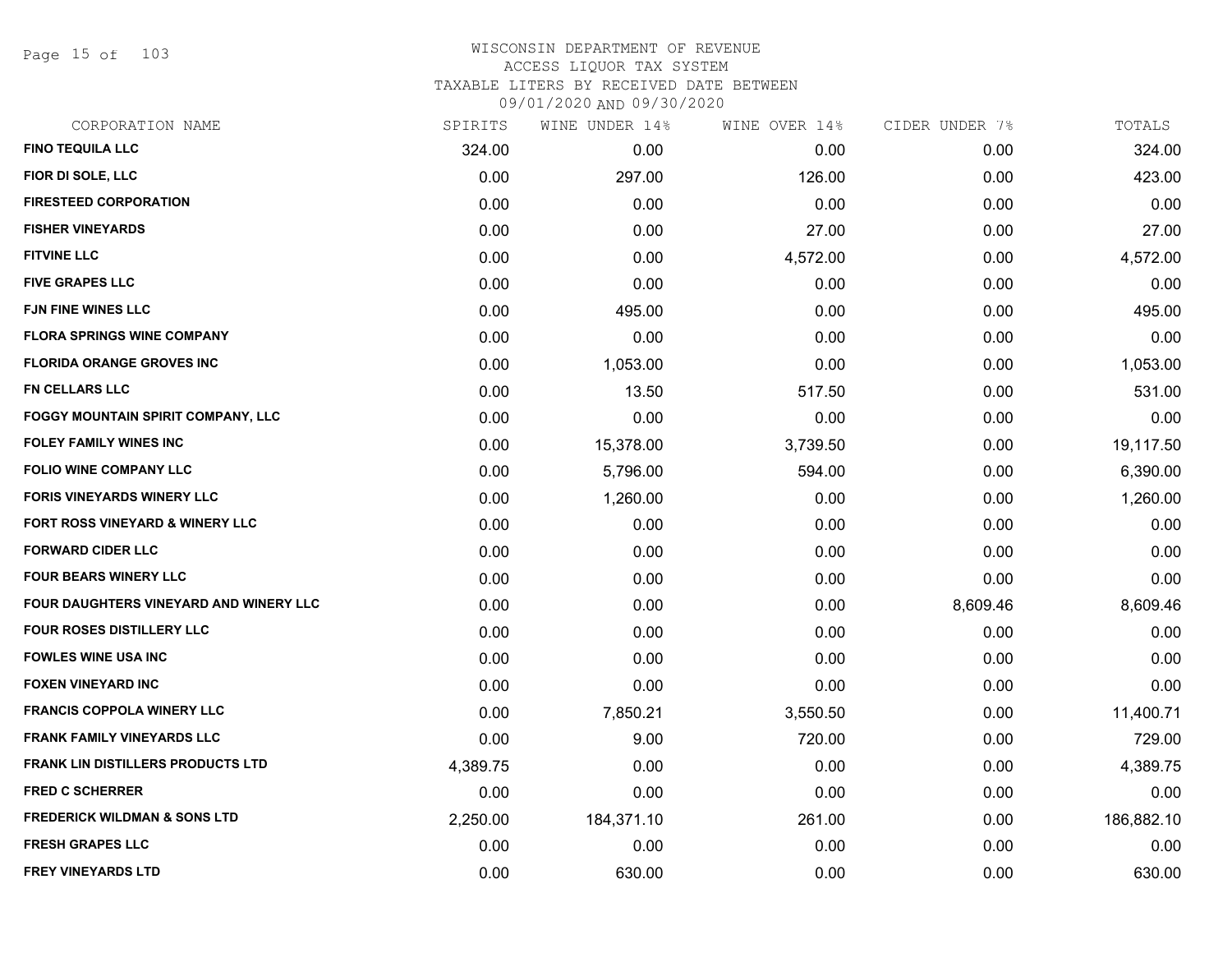# WISCONSIN DEPARTMENT OF REVENUE
## ACCESS LIQUOR TAX SYSTEM
## TAXABLE LITERS BY RECEIVED DATE BETWEEN 09/01/2020 AND 09/30/2020

| CORPORATION NAME | SPIRITS | WINE UNDER 14% | WINE OVER 14% | CIDER UNDER 7% | TOTALS |
|---|---|---|---|---|---|
| FINO TEQUILA LLC | 324.00 | 0.00 | 0.00 | 0.00 | 324.00 |
| FIOR DI SOLE, LLC | 0.00 | 297.00 | 126.00 | 0.00 | 423.00 |
| FIRESTEED CORPORATION | 0.00 | 0.00 | 0.00 | 0.00 | 0.00 |
| FISHER VINEYARDS | 0.00 | 0.00 | 27.00 | 0.00 | 27.00 |
| FITVINE LLC | 0.00 | 0.00 | 4,572.00 | 0.00 | 4,572.00 |
| FIVE GRAPES LLC | 0.00 | 0.00 | 0.00 | 0.00 | 0.00 |
| FJN FINE WINES LLC | 0.00 | 495.00 | 0.00 | 0.00 | 495.00 |
| FLORA SPRINGS WINE COMPANY | 0.00 | 0.00 | 0.00 | 0.00 | 0.00 |
| FLORIDA ORANGE GROVES INC | 0.00 | 1,053.00 | 0.00 | 0.00 | 1,053.00 |
| FN CELLARS LLC | 0.00 | 13.50 | 517.50 | 0.00 | 531.00 |
| FOGGY MOUNTAIN SPIRIT COMPANY, LLC | 0.00 | 0.00 | 0.00 | 0.00 | 0.00 |
| FOLEY FAMILY WINES INC | 0.00 | 15,378.00 | 3,739.50 | 0.00 | 19,117.50 |
| FOLIO WINE COMPANY LLC | 0.00 | 5,796.00 | 594.00 | 0.00 | 6,390.00 |
| FORIS VINEYARDS WINERY LLC | 0.00 | 1,260.00 | 0.00 | 0.00 | 1,260.00 |
| FORT ROSS VINEYARD & WINERY LLC | 0.00 | 0.00 | 0.00 | 0.00 | 0.00 |
| FORWARD CIDER LLC | 0.00 | 0.00 | 0.00 | 0.00 | 0.00 |
| FOUR BEARS WINERY LLC | 0.00 | 0.00 | 0.00 | 0.00 | 0.00 |
| FOUR DAUGHTERS VINEYARD AND WINERY LLC | 0.00 | 0.00 | 0.00 | 8,609.46 | 8,609.46 |
| FOUR ROSES DISTILLERY LLC | 0.00 | 0.00 | 0.00 | 0.00 | 0.00 |
| FOWLES WINE USA INC | 0.00 | 0.00 | 0.00 | 0.00 | 0.00 |
| FOXEN VINEYARD INC | 0.00 | 0.00 | 0.00 | 0.00 | 0.00 |
| FRANCIS COPPOLA WINERY LLC | 0.00 | 7,850.21 | 3,550.50 | 0.00 | 11,400.71 |
| FRANK FAMILY VINEYARDS LLC | 0.00 | 9.00 | 720.00 | 0.00 | 729.00 |
| FRANK LIN DISTILLERS PRODUCTS LTD | 4,389.75 | 0.00 | 0.00 | 0.00 | 4,389.75 |
| FRED C SCHERRER | 0.00 | 0.00 | 0.00 | 0.00 | 0.00 |
| FREDERICK WILDMAN & SONS LTD | 2,250.00 | 184,371.10 | 261.00 | 0.00 | 186,882.10 |
| FRESH GRAPES LLC | 0.00 | 0.00 | 0.00 | 0.00 | 0.00 |
| FREY VINEYARDS LTD | 0.00 | 630.00 | 0.00 | 0.00 | 630.00 |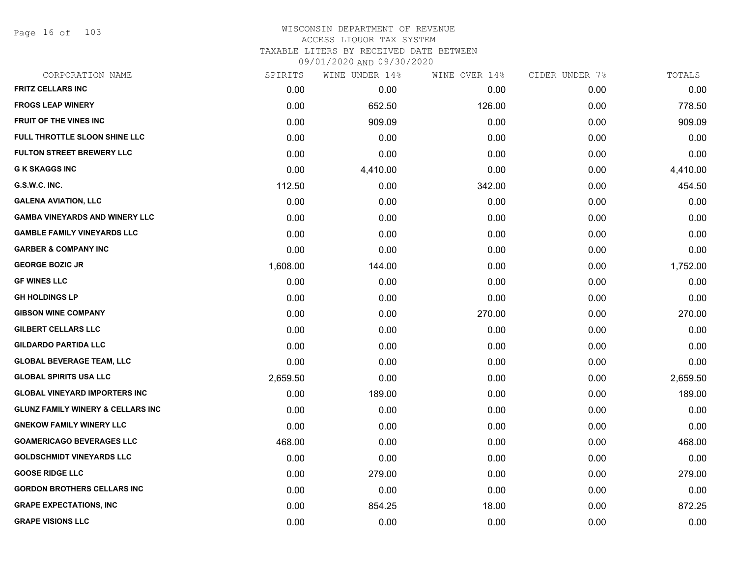# WISCONSIN DEPARTMENT OF REVENUE
## ACCESS LIQUOR TAX SYSTEM
### TAXABLE LITERS BY RECEIVED DATE BETWEEN 09/01/2020 AND 09/30/2020

| CORPORATION NAME | SPIRITS | WINE UNDER 14% | WINE OVER 14% | CIDER UNDER 7% | TOTALS |
|---|---|---|---|---|---|
| **FRITZ CELLARS INC** | 0.00 | 0.00 | 0.00 | 0.00 | 0.00 |
| **FROGS LEAP WINERY** | 0.00 | 652.50 | 126.00 | 0.00 | 778.50 |
| **FRUIT OF THE VINES INC** | 0.00 | 909.09 | 0.00 | 0.00 | 909.09 |
| **FULL THROTTLE SLOON SHINE LLC** | 0.00 | 0.00 | 0.00 | 0.00 | 0.00 |
| **FULTON STREET BREWERY LLC** | 0.00 | 0.00 | 0.00 | 0.00 | 0.00 |
| **G K SKAGGS INC** | 0.00 | 4,410.00 | 0.00 | 0.00 | 4,410.00 |
| **G.S.W.C. INC.** | 112.50 | 0.00 | 342.00 | 0.00 | 454.50 |
| **GALENA AVIATION, LLC** | 0.00 | 0.00 | 0.00 | 0.00 | 0.00 |
| **GAMBA VINEYARDS AND WINERY LLC** | 0.00 | 0.00 | 0.00 | 0.00 | 0.00 |
| **GAMBLE FAMILY VINEYARDS LLC** | 0.00 | 0.00 | 0.00 | 0.00 | 0.00 |
| **GARBER & COMPANY INC** | 0.00 | 0.00 | 0.00 | 0.00 | 0.00 |
| **GEORGE BOZIC JR** | 1,608.00 | 144.00 | 0.00 | 0.00 | 1,752.00 |
| **GF WINES LLC** | 0.00 | 0.00 | 0.00 | 0.00 | 0.00 |
| **GH HOLDINGS LP** | 0.00 | 0.00 | 0.00 | 0.00 | 0.00 |
| **GIBSON WINE COMPANY** | 0.00 | 0.00 | 270.00 | 0.00 | 270.00 |
| **GILBERT CELLARS LLC** | 0.00 | 0.00 | 0.00 | 0.00 | 0.00 |
| **GILDARDO PARTIDA LLC** | 0.00 | 0.00 | 0.00 | 0.00 | 0.00 |
| **GLOBAL BEVERAGE TEAM, LLC** | 0.00 | 0.00 | 0.00 | 0.00 | 0.00 |
| **GLOBAL SPIRITS USA LLC** | 2,659.50 | 0.00 | 0.00 | 0.00 | 2,659.50 |
| **GLOBAL VINEYARD IMPORTERS INC** | 0.00 | 189.00 | 0.00 | 0.00 | 189.00 |
| **GLUNZ FAMILY WINERY & CELLARS INC** | 0.00 | 0.00 | 0.00 | 0.00 | 0.00 |
| **GNEKOW FAMILY WINERY LLC** | 0.00 | 0.00 | 0.00 | 0.00 | 0.00 |
| **GOAMERICAGO BEVERAGES LLC** | 468.00 | 0.00 | 0.00 | 0.00 | 468.00 |
| **GOLDSCHMIDT VINEYARDS LLC** | 0.00 | 0.00 | 0.00 | 0.00 | 0.00 |
| **GOOSE RIDGE LLC** | 0.00 | 279.00 | 0.00 | 0.00 | 279.00 |
| **GORDON BROTHERS CELLARS INC** | 0.00 | 0.00 | 0.00 | 0.00 | 0.00 |
| **GRAPE EXPECTATIONS, INC** | 0.00 | 854.25 | 18.00 | 0.00 | 872.25 |
| **GRAPE VISIONS LLC** | 0.00 | 0.00 | 0.00 | 0.00 | 0.00 |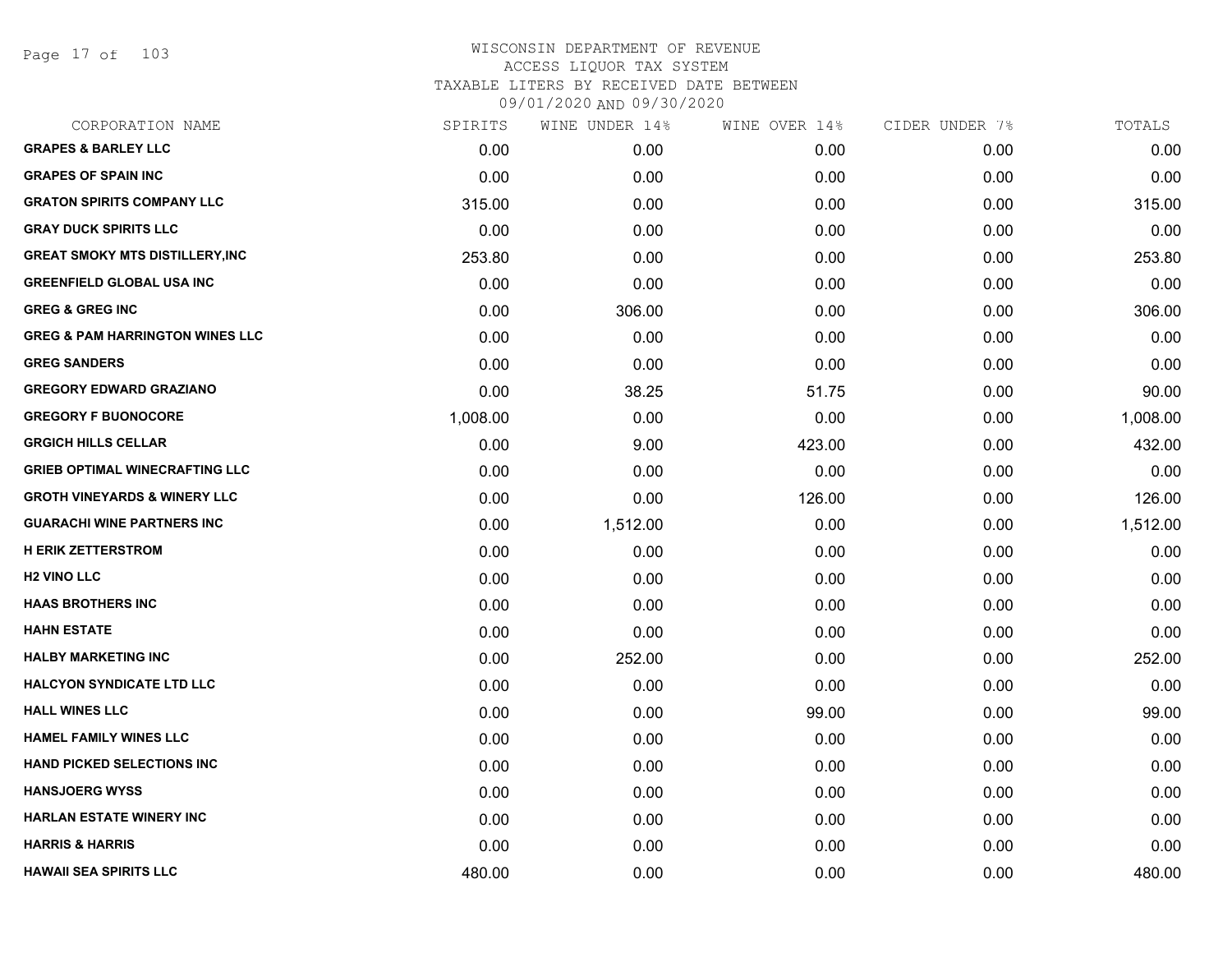# WISCONSIN DEPARTMENT OF REVENUE
## ACCESS LIQUOR TAX SYSTEM
### TAXABLE LITERS BY RECEIVED DATE BETWEEN 09/01/2020 AND 09/30/2020

| CORPORATION NAME | SPIRITS | WINE UNDER 14% | WINE OVER 14% | CIDER UNDER 7% | TOTALS |
|---|---|---|---|---|---|
| GRAPES & BARLEY LLC | 0.00 | 0.00 | 0.00 | 0.00 | 0.00 |
| GRAPES OF SPAIN INC | 0.00 | 0.00 | 0.00 | 0.00 | 0.00 |
| GRATON SPIRITS COMPANY LLC | 315.00 | 0.00 | 0.00 | 0.00 | 315.00 |
| GRAY DUCK SPIRITS LLC | 0.00 | 0.00 | 0.00 | 0.00 | 0.00 |
| GREAT SMOKY MTS DISTILLERY,INC | 253.80 | 0.00 | 0.00 | 0.00 | 253.80 |
| GREENFIELD GLOBAL USA INC | 0.00 | 0.00 | 0.00 | 0.00 | 0.00 |
| GREG & GREG INC | 0.00 | 306.00 | 0.00 | 0.00 | 306.00 |
| GREG & PAM HARRINGTON WINES LLC | 0.00 | 0.00 | 0.00 | 0.00 | 0.00 |
| GREG SANDERS | 0.00 | 0.00 | 0.00 | 0.00 | 0.00 |
| GREGORY EDWARD GRAZIANO | 0.00 | 38.25 | 51.75 | 0.00 | 90.00 |
| GREGORY F BUONOCORE | 1,008.00 | 0.00 | 0.00 | 0.00 | 1,008.00 |
| GRGICH HILLS CELLAR | 0.00 | 9.00 | 423.00 | 0.00 | 432.00 |
| GRIEB OPTIMAL WINECRAFTING LLC | 0.00 | 0.00 | 0.00 | 0.00 | 0.00 |
| GROTH VINEYARDS & WINERY LLC | 0.00 | 0.00 | 126.00 | 0.00 | 126.00 |
| GUARACHI WINE PARTNERS INC | 0.00 | 1,512.00 | 0.00 | 0.00 | 1,512.00 |
| H ERIK ZETTERSTROM | 0.00 | 0.00 | 0.00 | 0.00 | 0.00 |
| H2 VINO LLC | 0.00 | 0.00 | 0.00 | 0.00 | 0.00 |
| HAAS BROTHERS INC | 0.00 | 0.00 | 0.00 | 0.00 | 0.00 |
| HAHN ESTATE | 0.00 | 0.00 | 0.00 | 0.00 | 0.00 |
| HALBY MARKETING INC | 0.00 | 252.00 | 0.00 | 0.00 | 252.00 |
| HALCYON SYNDICATE LTD LLC | 0.00 | 0.00 | 0.00 | 0.00 | 0.00 |
| HALL WINES LLC | 0.00 | 0.00 | 99.00 | 0.00 | 99.00 |
| HAMEL FAMILY WINES LLC | 0.00 | 0.00 | 0.00 | 0.00 | 0.00 |
| HAND PICKED SELECTIONS INC | 0.00 | 0.00 | 0.00 | 0.00 | 0.00 |
| HANSJOERG WYSS | 0.00 | 0.00 | 0.00 | 0.00 | 0.00 |
| HARLAN ESTATE WINERY INC | 0.00 | 0.00 | 0.00 | 0.00 | 0.00 |
| HARRIS & HARRIS | 0.00 | 0.00 | 0.00 | 0.00 | 0.00 |
| HAWAII SEA SPIRITS LLC | 480.00 | 0.00 | 0.00 | 0.00 | 480.00 |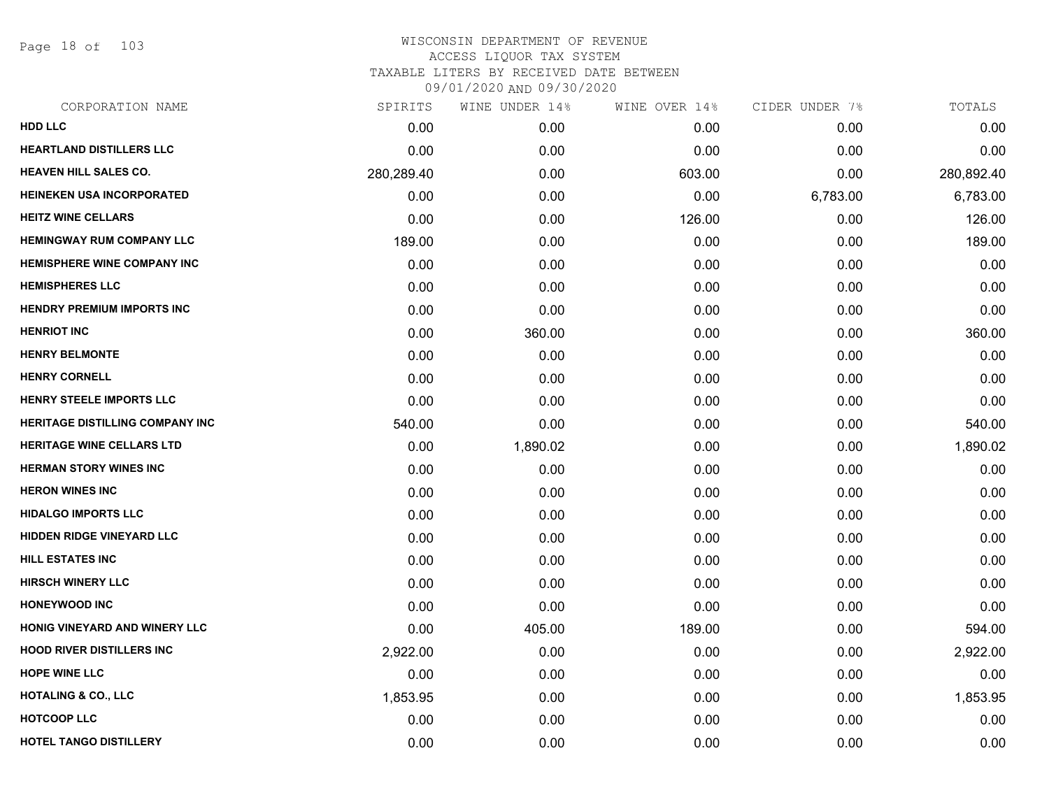# WISCONSIN DEPARTMENT OF REVENUE
ACCESS LIQUOR TAX SYSTEM
TAXABLE LITERS BY RECEIVED DATE BETWEEN
09/01/2020 AND 09/30/2020

| CORPORATION NAME | SPIRITS | WINE UNDER 14% | WINE OVER 14% | CIDER UNDER 7% | TOTALS |
|---|---|---|---|---|---|
| HDD LLC | 0.00 | 0.00 | 0.00 | 0.00 | 0.00 |
| HEARTLAND DISTILLERS LLC | 0.00 | 0.00 | 0.00 | 0.00 | 0.00 |
| HEAVEN HILL SALES CO. | 280,289.40 | 0.00 | 603.00 | 0.00 | 280,892.40 |
| HEINEKEN USA INCORPORATED | 0.00 | 0.00 | 0.00 | 6,783.00 | 6,783.00 |
| HEITZ WINE CELLARS | 0.00 | 0.00 | 126.00 | 0.00 | 126.00 |
| HEMINGWAY RUM COMPANY LLC | 189.00 | 0.00 | 0.00 | 0.00 | 189.00 |
| HEMISPHERE WINE COMPANY INC | 0.00 | 0.00 | 0.00 | 0.00 | 0.00 |
| HEMISPHERES LLC | 0.00 | 0.00 | 0.00 | 0.00 | 0.00 |
| HENDRY PREMIUM IMPORTS INC | 0.00 | 0.00 | 0.00 | 0.00 | 0.00 |
| HENRIOT INC | 0.00 | 360.00 | 0.00 | 0.00 | 360.00 |
| HENRY BELMONTE | 0.00 | 0.00 | 0.00 | 0.00 | 0.00 |
| HENRY CORNELL | 0.00 | 0.00 | 0.00 | 0.00 | 0.00 |
| HENRY STEELE IMPORTS LLC | 0.00 | 0.00 | 0.00 | 0.00 | 0.00 |
| HERITAGE DISTILLING COMPANY INC | 540.00 | 0.00 | 0.00 | 0.00 | 540.00 |
| HERITAGE WINE CELLARS LTD | 0.00 | 1,890.02 | 0.00 | 0.00 | 1,890.02 |
| HERMAN STORY WINES INC | 0.00 | 0.00 | 0.00 | 0.00 | 0.00 |
| HERON WINES INC | 0.00 | 0.00 | 0.00 | 0.00 | 0.00 |
| HIDALGO IMPORTS LLC | 0.00 | 0.00 | 0.00 | 0.00 | 0.00 |
| HIDDEN RIDGE VINEYARD LLC | 0.00 | 0.00 | 0.00 | 0.00 | 0.00 |
| HILL ESTATES INC | 0.00 | 0.00 | 0.00 | 0.00 | 0.00 |
| HIRSCH WINERY LLC | 0.00 | 0.00 | 0.00 | 0.00 | 0.00 |
| HONEYWOOD INC | 0.00 | 0.00 | 0.00 | 0.00 | 0.00 |
| HONIG VINEYARD AND WINERY LLC | 0.00 | 405.00 | 189.00 | 0.00 | 594.00 |
| HOOD RIVER DISTILLERS INC | 2,922.00 | 0.00 | 0.00 | 0.00 | 2,922.00 |
| HOPE WINE LLC | 0.00 | 0.00 | 0.00 | 0.00 | 0.00 |
| HOTALING & CO., LLC | 1,853.95 | 0.00 | 0.00 | 0.00 | 1,853.95 |
| HOTCOOP LLC | 0.00 | 0.00 | 0.00 | 0.00 | 0.00 |
| HOTEL TANGO DISTILLERY | 0.00 | 0.00 | 0.00 | 0.00 | 0.00 |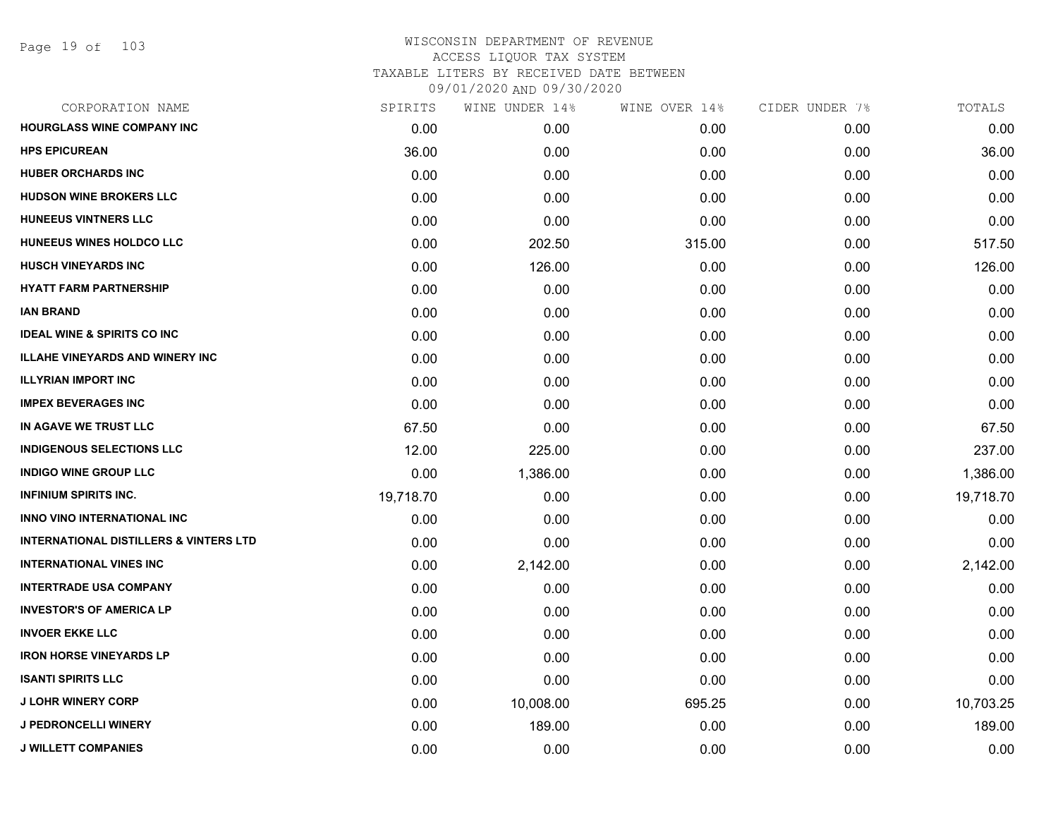# WISCONSIN DEPARTMENT OF REVENUE
## ACCESS LIQUOR TAX SYSTEM
### TAXABLE LITERS BY RECEIVED DATE BETWEEN 09/01/2020 AND 09/30/2020

| CORPORATION NAME | SPIRITS | WINE UNDER 14% | WINE OVER 14% | CIDER UNDER 7% | TOTALS |
|---|---|---|---|---|---|
| HOURGLASS WINE COMPANY INC | 0.00 | 0.00 | 0.00 | 0.00 | 0.00 |
| HPS EPICUREAN | 36.00 | 0.00 | 0.00 | 0.00 | 36.00 |
| HUBER ORCHARDS INC | 0.00 | 0.00 | 0.00 | 0.00 | 0.00 |
| HUDSON WINE BROKERS LLC | 0.00 | 0.00 | 0.00 | 0.00 | 0.00 |
| HUNEEUS VINTNERS LLC | 0.00 | 0.00 | 0.00 | 0.00 | 0.00 |
| HUNEEUS WINES HOLDCO LLC | 0.00 | 202.50 | 315.00 | 0.00 | 517.50 |
| HUSCH VINEYARDS INC | 0.00 | 126.00 | 0.00 | 0.00 | 126.00 |
| HYATT FARM PARTNERSHIP | 0.00 | 0.00 | 0.00 | 0.00 | 0.00 |
| IAN BRAND | 0.00 | 0.00 | 0.00 | 0.00 | 0.00 |
| IDEAL WINE & SPIRITS CO INC | 0.00 | 0.00 | 0.00 | 0.00 | 0.00 |
| ILLAHE VINEYARDS AND WINERY INC | 0.00 | 0.00 | 0.00 | 0.00 | 0.00 |
| ILLYRIAN IMPORT INC | 0.00 | 0.00 | 0.00 | 0.00 | 0.00 |
| IMPEX BEVERAGES INC | 0.00 | 0.00 | 0.00 | 0.00 | 0.00 |
| IN AGAVE WE TRUST LLC | 67.50 | 0.00 | 0.00 | 0.00 | 67.50 |
| INDIGENOUS SELECTIONS LLC | 12.00 | 225.00 | 0.00 | 0.00 | 237.00 |
| INDIGO WINE GROUP LLC | 0.00 | 1,386.00 | 0.00 | 0.00 | 1,386.00 |
| INFINIUM SPIRITS INC. | 19,718.70 | 0.00 | 0.00 | 0.00 | 19,718.70 |
| INNO VINO INTERNATIONAL INC | 0.00 | 0.00 | 0.00 | 0.00 | 0.00 |
| INTERNATIONAL DISTILLERS & VINTERS LTD | 0.00 | 0.00 | 0.00 | 0.00 | 0.00 |
| INTERNATIONAL VINES INC | 0.00 | 2,142.00 | 0.00 | 0.00 | 2,142.00 |
| INTERTRADE USA COMPANY | 0.00 | 0.00 | 0.00 | 0.00 | 0.00 |
| INVESTOR'S OF AMERICA LP | 0.00 | 0.00 | 0.00 | 0.00 | 0.00 |
| INVOER EKKE LLC | 0.00 | 0.00 | 0.00 | 0.00 | 0.00 |
| IRON HORSE VINEYARDS LP | 0.00 | 0.00 | 0.00 | 0.00 | 0.00 |
| ISANTI SPIRITS LLC | 0.00 | 0.00 | 0.00 | 0.00 | 0.00 |
| J LOHR WINERY CORP | 0.00 | 10,008.00 | 695.25 | 0.00 | 10,703.25 |
| J PEDRONCELLI WINERY | 0.00 | 189.00 | 0.00 | 0.00 | 189.00 |
| J WILLETT COMPANIES | 0.00 | 0.00 | 0.00 | 0.00 | 0.00 |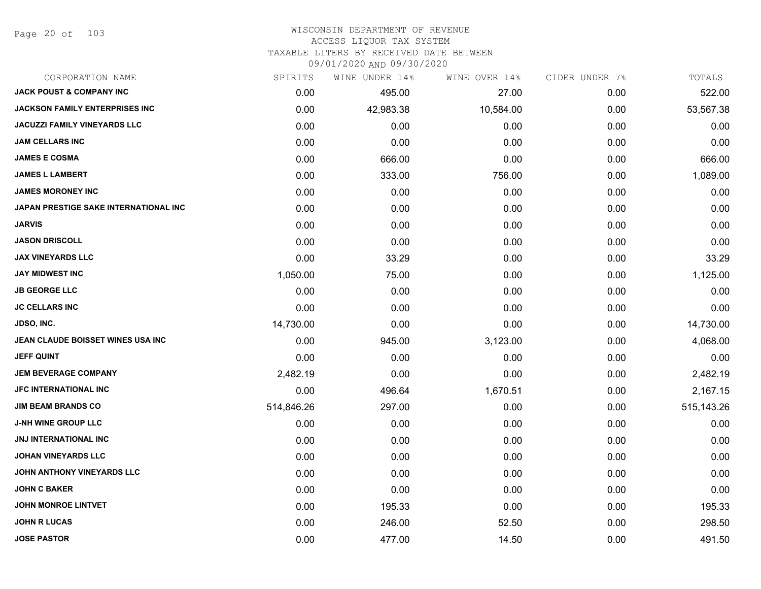WISCONSIN DEPARTMENT OF REVENUE
ACCESS LIQUOR TAX SYSTEM
TAXABLE LITERS BY RECEIVED DATE BETWEEN
09/01/2020 AND 09/30/2020

| CORPORATION NAME | SPIRITS | WINE UNDER 14% | WINE OVER 14% | CIDER UNDER 7% | TOTALS |
|---|---|---|---|---|---|
| **JACK POUST & COMPANY INC** | 0.00 | 495.00 | 27.00 | 0.00 | 522.00 |
| **JACKSON FAMILY ENTERPRISES INC** | 0.00 | 42,983.38 | 10,584.00 | 0.00 | 53,567.38 |
| **JACUZZI FAMILY VINEYARDS LLC** | 0.00 | 0.00 | 0.00 | 0.00 | 0.00 |
| **JAM CELLARS INC** | 0.00 | 0.00 | 0.00 | 0.00 | 0.00 |
| **JAMES E COSMA** | 0.00 | 666.00 | 0.00 | 0.00 | 666.00 |
| **JAMES L LAMBERT** | 0.00 | 333.00 | 756.00 | 0.00 | 1,089.00 |
| **JAMES MORONEY INC** | 0.00 | 0.00 | 0.00 | 0.00 | 0.00 |
| **JAPAN PRESTIGE SAKE INTERNATIONAL INC** | 0.00 | 0.00 | 0.00 | 0.00 | 0.00 |
| **JARVIS** | 0.00 | 0.00 | 0.00 | 0.00 | 0.00 |
| **JASON DRISCOLL** | 0.00 | 0.00 | 0.00 | 0.00 | 0.00 |
| **JAX VINEYARDS LLC** | 0.00 | 33.29 | 0.00 | 0.00 | 33.29 |
| **JAY MIDWEST INC** | 1,050.00 | 75.00 | 0.00 | 0.00 | 1,125.00 |
| **JB GEORGE LLC** | 0.00 | 0.00 | 0.00 | 0.00 | 0.00 |
| **JC CELLARS INC** | 0.00 | 0.00 | 0.00 | 0.00 | 0.00 |
| **JDSO, INC.** | 14,730.00 | 0.00 | 0.00 | 0.00 | 14,730.00 |
| **JEAN CLAUDE BOISSET WINES USA INC** | 0.00 | 945.00 | 3,123.00 | 0.00 | 4,068.00 |
| **JEFF QUINT** | 0.00 | 0.00 | 0.00 | 0.00 | 0.00 |
| **JEM BEVERAGE COMPANY** | 2,482.19 | 0.00 | 0.00 | 0.00 | 2,482.19 |
| **JFC INTERNATIONAL INC** | 0.00 | 496.64 | 1,670.51 | 0.00 | 2,167.15 |
| **JIM BEAM BRANDS CO** | 514,846.26 | 297.00 | 0.00 | 0.00 | 515,143.26 |
| **J-NH WINE GROUP LLC** | 0.00 | 0.00 | 0.00 | 0.00 | 0.00 |
| **JNJ INTERNATIONAL INC** | 0.00 | 0.00 | 0.00 | 0.00 | 0.00 |
| **JOHAN VINEYARDS LLC** | 0.00 | 0.00 | 0.00 | 0.00 | 0.00 |
| **JOHN ANTHONY VINEYARDS LLC** | 0.00 | 0.00 | 0.00 | 0.00 | 0.00 |
| **JOHN C BAKER** | 0.00 | 0.00 | 0.00 | 0.00 | 0.00 |
| **JOHN MONROE LINTVET** | 0.00 | 195.33 | 0.00 | 0.00 | 195.33 |
| **JOHN R LUCAS** | 0.00 | 246.00 | 52.50 | 0.00 | 298.50 |
| **JOSE PASTOR** | 0.00 | 477.00 | 14.50 | 0.00 | 491.50 |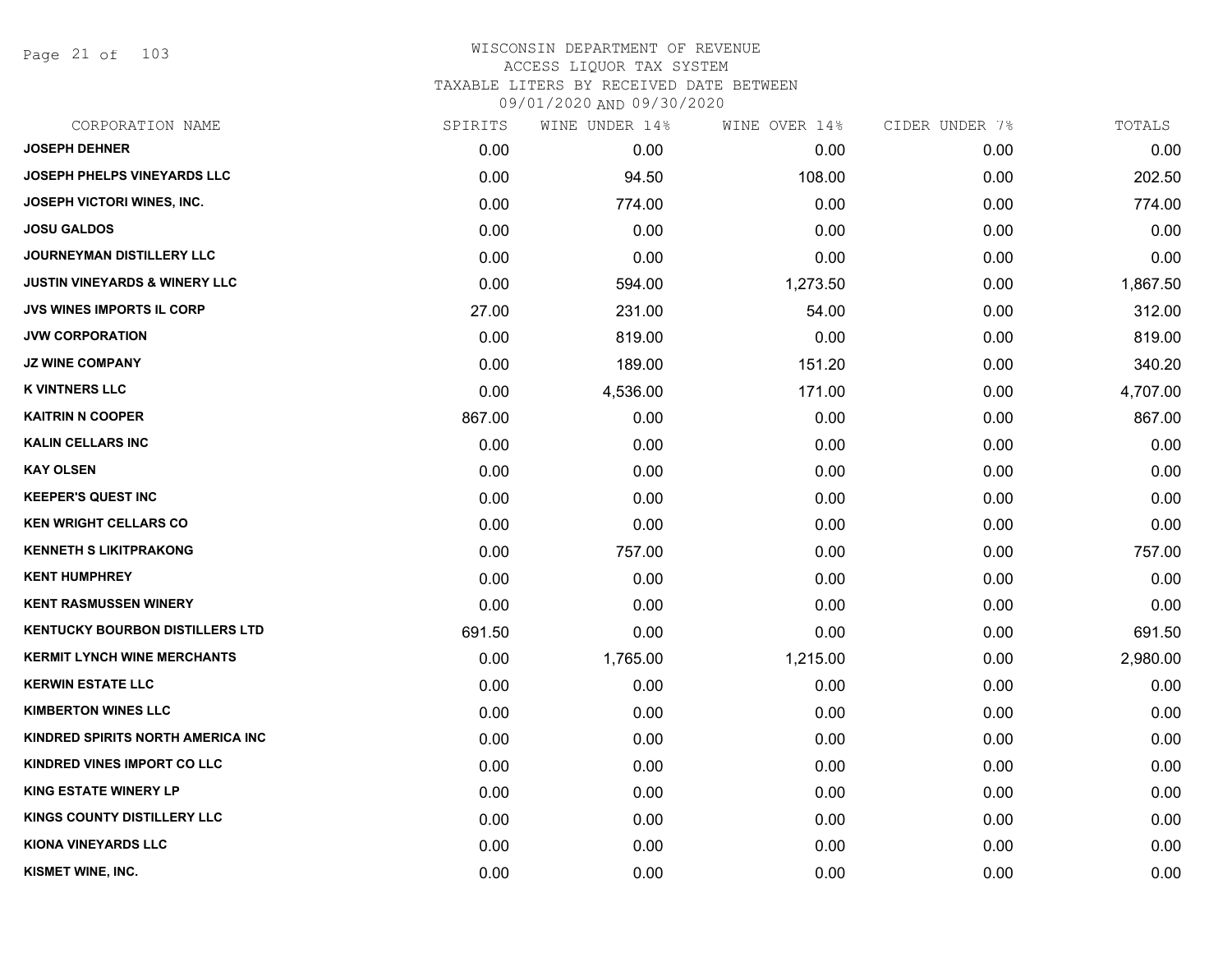# WISCONSIN DEPARTMENT OF REVENUE
ACCESS LIQUOR TAX SYSTEM
TAXABLE LITERS BY RECEIVED DATE BETWEEN
09/01/2020 AND 09/30/2020

| CORPORATION NAME | SPIRITS | WINE UNDER 14% | WINE OVER 14% | CIDER UNDER 7% | TOTALS |
|---|---|---|---|---|---|
| JOSEPH DEHNER | 0.00 | 0.00 | 0.00 | 0.00 | 0.00 |
| JOSEPH PHELPS VINEYARDS LLC | 0.00 | 94.50 | 108.00 | 0.00 | 202.50 |
| JOSEPH VICTORI WINES, INC. | 0.00 | 774.00 | 0.00 | 0.00 | 774.00 |
| JOSU GALDOS | 0.00 | 0.00 | 0.00 | 0.00 | 0.00 |
| JOURNEYMAN DISTILLERY LLC | 0.00 | 0.00 | 0.00 | 0.00 | 0.00 |
| JUSTIN VINEYARDS & WINERY LLC | 0.00 | 594.00 | 1,273.50 | 0.00 | 1,867.50 |
| JVS WINES IMPORTS IL CORP | 27.00 | 231.00 | 54.00 | 0.00 | 312.00 |
| JVW CORPORATION | 0.00 | 819.00 | 0.00 | 0.00 | 819.00 |
| JZ WINE COMPANY | 0.00 | 189.00 | 151.20 | 0.00 | 340.20 |
| K VINTNERS LLC | 0.00 | 4,536.00 | 171.00 | 0.00 | 4,707.00 |
| KAITRIN N COOPER | 867.00 | 0.00 | 0.00 | 0.00 | 867.00 |
| KALIN CELLARS INC | 0.00 | 0.00 | 0.00 | 0.00 | 0.00 |
| KAY OLSEN | 0.00 | 0.00 | 0.00 | 0.00 | 0.00 |
| KEEPER'S QUEST INC | 0.00 | 0.00 | 0.00 | 0.00 | 0.00 |
| KEN WRIGHT CELLARS CO | 0.00 | 0.00 | 0.00 | 0.00 | 0.00 |
| KENNETH S LIKITPRAKONG | 0.00 | 757.00 | 0.00 | 0.00 | 757.00 |
| KENT HUMPHREY | 0.00 | 0.00 | 0.00 | 0.00 | 0.00 |
| KENT RASMUSSEN WINERY | 0.00 | 0.00 | 0.00 | 0.00 | 0.00 |
| KENTUCKY BOURBON DISTILLERS LTD | 691.50 | 0.00 | 0.00 | 0.00 | 691.50 |
| KERMIT LYNCH WINE MERCHANTS | 0.00 | 1,765.00 | 1,215.00 | 0.00 | 2,980.00 |
| KERWIN ESTATE LLC | 0.00 | 0.00 | 0.00 | 0.00 | 0.00 |
| KIMBERTON WINES LLC | 0.00 | 0.00 | 0.00 | 0.00 | 0.00 |
| KINDRED SPIRITS NORTH AMERICA INC | 0.00 | 0.00 | 0.00 | 0.00 | 0.00 |
| KINDRED VINES IMPORT CO LLC | 0.00 | 0.00 | 0.00 | 0.00 | 0.00 |
| KING ESTATE WINERY LP | 0.00 | 0.00 | 0.00 | 0.00 | 0.00 |
| KINGS COUNTY DISTILLERY LLC | 0.00 | 0.00 | 0.00 | 0.00 | 0.00 |
| KIONA VINEYARDS LLC | 0.00 | 0.00 | 0.00 | 0.00 | 0.00 |
| KISMET WINE, INC. | 0.00 | 0.00 | 0.00 | 0.00 | 0.00 |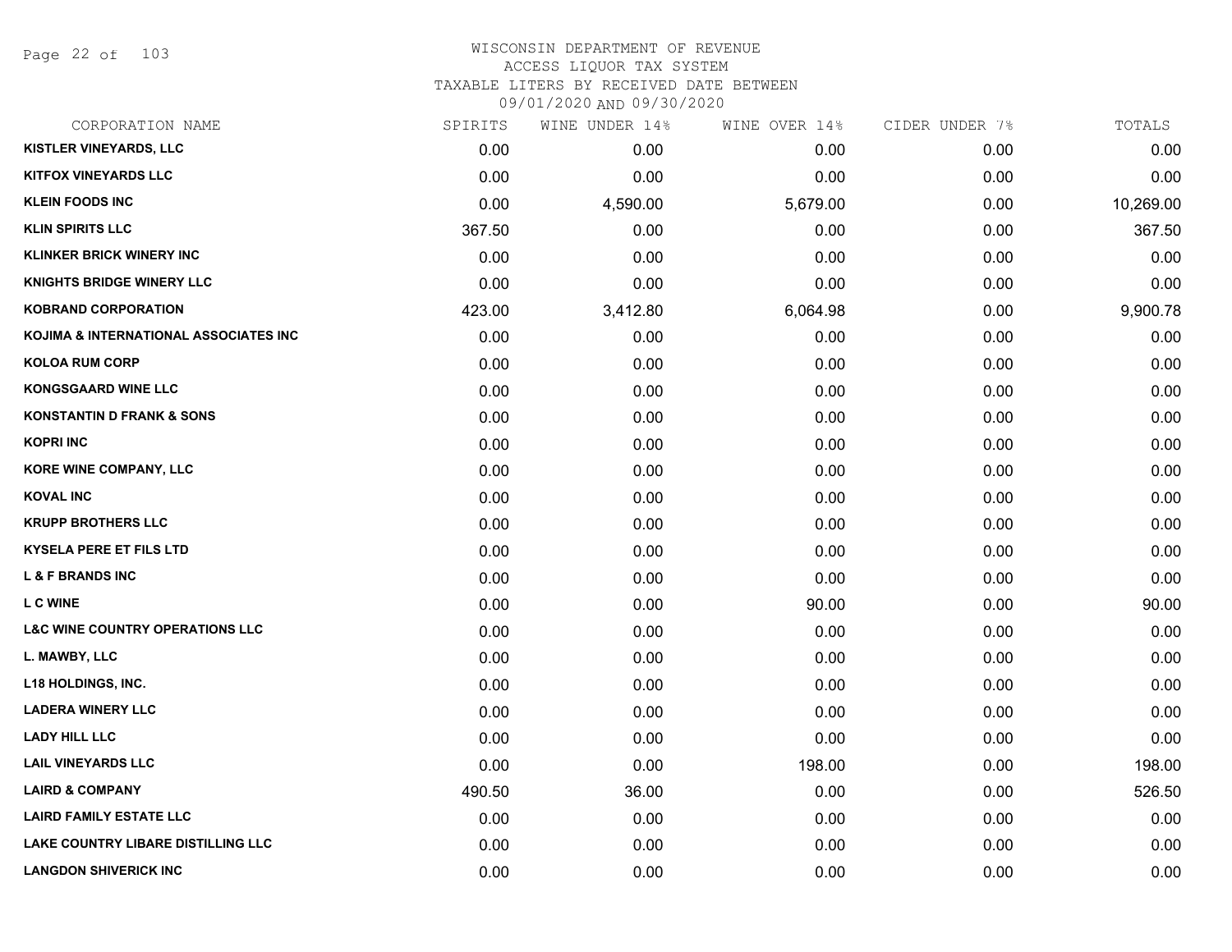# WISCONSIN DEPARTMENT OF REVENUE
ACCESS LIQUOR TAX SYSTEM
TAXABLE LITERS BY RECEIVED DATE BETWEEN
09/01/2020 AND 09/30/2020

| CORPORATION NAME | SPIRITS | WINE UNDER 14% | WINE OVER 14% | CIDER UNDER 7% | TOTALS |
|---|---|---|---|---|---|
| KISTLER VINEYARDS, LLC | 0.00 | 0.00 | 0.00 | 0.00 | 0.00 |
| KITFOX VINEYARDS LLC | 0.00 | 0.00 | 0.00 | 0.00 | 0.00 |
| KLEIN FOODS INC | 0.00 | 4,590.00 | 5,679.00 | 0.00 | 10,269.00 |
| KLIN SPIRITS LLC | 367.50 | 0.00 | 0.00 | 0.00 | 367.50 |
| KLINKER BRICK WINERY INC | 0.00 | 0.00 | 0.00 | 0.00 | 0.00 |
| KNIGHTS BRIDGE WINERY LLC | 0.00 | 0.00 | 0.00 | 0.00 | 0.00 |
| KOBRAND CORPORATION | 423.00 | 3,412.80 | 6,064.98 | 0.00 | 9,900.78 |
| KOJIMA & INTERNATIONAL ASSOCIATES INC | 0.00 | 0.00 | 0.00 | 0.00 | 0.00 |
| KOLOA RUM CORP | 0.00 | 0.00 | 0.00 | 0.00 | 0.00 |
| KONGSGAARD WINE LLC | 0.00 | 0.00 | 0.00 | 0.00 | 0.00 |
| KONSTANTIN D FRANK & SONS | 0.00 | 0.00 | 0.00 | 0.00 | 0.00 |
| KOPRI INC | 0.00 | 0.00 | 0.00 | 0.00 | 0.00 |
| KORE WINE COMPANY, LLC | 0.00 | 0.00 | 0.00 | 0.00 | 0.00 |
| KOVAL INC | 0.00 | 0.00 | 0.00 | 0.00 | 0.00 |
| KRUPP BROTHERS LLC | 0.00 | 0.00 | 0.00 | 0.00 | 0.00 |
| KYSELA PERE ET FILS LTD | 0.00 | 0.00 | 0.00 | 0.00 | 0.00 |
| L & F BRANDS INC | 0.00 | 0.00 | 0.00 | 0.00 | 0.00 |
| L C WINE | 0.00 | 0.00 | 90.00 | 0.00 | 90.00 |
| L&C WINE COUNTRY OPERATIONS LLC | 0.00 | 0.00 | 0.00 | 0.00 | 0.00 |
| L. MAWBY, LLC | 0.00 | 0.00 | 0.00 | 0.00 | 0.00 |
| L18 HOLDINGS, INC. | 0.00 | 0.00 | 0.00 | 0.00 | 0.00 |
| LADERA WINERY LLC | 0.00 | 0.00 | 0.00 | 0.00 | 0.00 |
| LADY HILL LLC | 0.00 | 0.00 | 0.00 | 0.00 | 0.00 |
| LAIL VINEYARDS LLC | 0.00 | 0.00 | 198.00 | 0.00 | 198.00 |
| LAIRD & COMPANY | 490.50 | 36.00 | 0.00 | 0.00 | 526.50 |
| LAIRD FAMILY ESTATE LLC | 0.00 | 0.00 | 0.00 | 0.00 | 0.00 |
| LAKE COUNTRY LIBARE DISTILLING LLC | 0.00 | 0.00 | 0.00 | 0.00 | 0.00 |
| LANGDON SHIVERICK INC | 0.00 | 0.00 | 0.00 | 0.00 | 0.00 |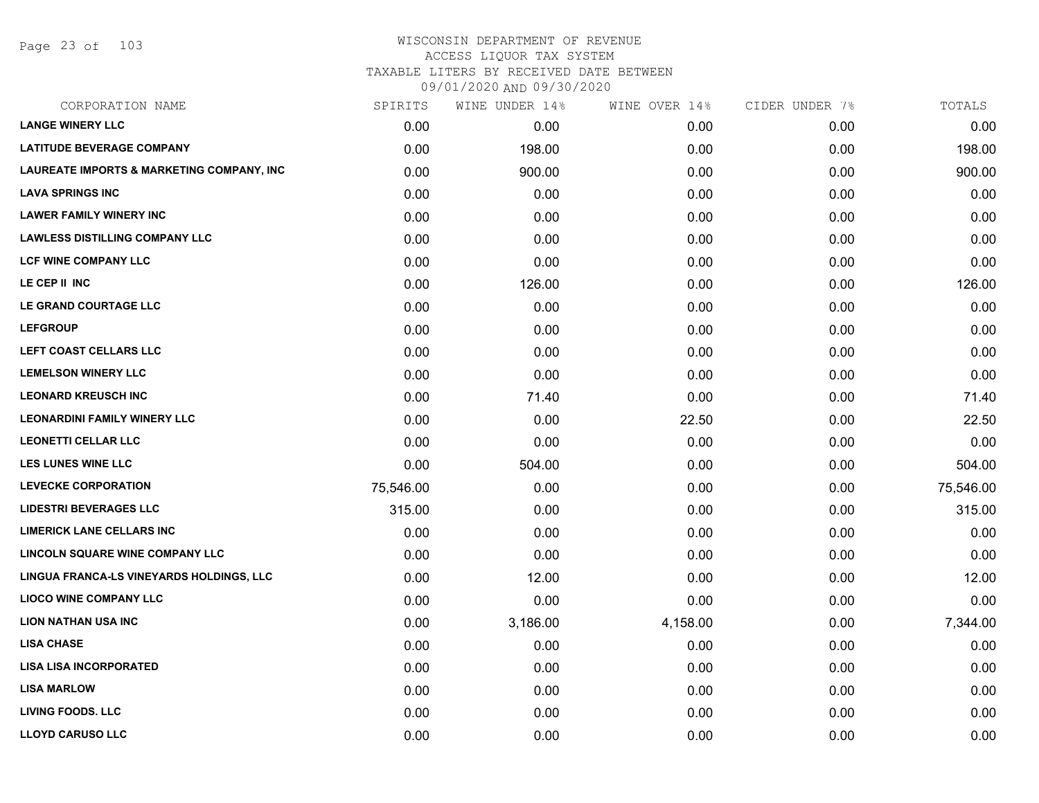# WISCONSIN DEPARTMENT OF REVENUE
## ACCESS LIQUOR TAX SYSTEM
### TAXABLE LITERS BY RECEIVED DATE BETWEEN 09/01/2020 AND 09/30/2020

| CORPORATION NAME | SPIRITS | WINE UNDER 14% | WINE OVER 14% | CIDER UNDER 7% | TOTALS |
|---|---|---|---|---|---|
| LANGE WINERY LLC | 0.00 | 0.00 | 0.00 | 0.00 | 0.00 |
| LATITUDE BEVERAGE COMPANY | 0.00 | 198.00 | 0.00 | 0.00 | 198.00 |
| LAUREATE IMPORTS & MARKETING COMPANY, INC | 0.00 | 900.00 | 0.00 | 0.00 | 900.00 |
| LAVA SPRINGS INC | 0.00 | 0.00 | 0.00 | 0.00 | 0.00 |
| LAWER FAMILY WINERY INC | 0.00 | 0.00 | 0.00 | 0.00 | 0.00 |
| LAWLESS DISTILLING COMPANY LLC | 0.00 | 0.00 | 0.00 | 0.00 | 0.00 |
| LCF WINE COMPANY LLC | 0.00 | 0.00 | 0.00 | 0.00 | 0.00 |
| LE CEP II INC | 0.00 | 126.00 | 0.00 | 0.00 | 126.00 |
| LE GRAND COURTAGE LLC | 0.00 | 0.00 | 0.00 | 0.00 | 0.00 |
| LEFGROUP | 0.00 | 0.00 | 0.00 | 0.00 | 0.00 |
| LEFT COAST CELLARS LLC | 0.00 | 0.00 | 0.00 | 0.00 | 0.00 |
| LEMELSON WINERY LLC | 0.00 | 0.00 | 0.00 | 0.00 | 0.00 |
| LEONARD KREUSCH INC | 0.00 | 71.40 | 0.00 | 0.00 | 71.40 |
| LEONARDINI FAMILY WINERY LLC | 0.00 | 0.00 | 22.50 | 0.00 | 22.50 |
| LEONETTI CELLAR LLC | 0.00 | 0.00 | 0.00 | 0.00 | 0.00 |
| LES LUNES WINE LLC | 0.00 | 504.00 | 0.00 | 0.00 | 504.00 |
| LEVECKE CORPORATION | 75,546.00 | 0.00 | 0.00 | 0.00 | 75,546.00 |
| LIDESTRI BEVERAGES LLC | 315.00 | 0.00 | 0.00 | 0.00 | 315.00 |
| LIMERICK LANE CELLARS INC | 0.00 | 0.00 | 0.00 | 0.00 | 0.00 |
| LINCOLN SQUARE WINE COMPANY LLC | 0.00 | 0.00 | 0.00 | 0.00 | 0.00 |
| LINGUA FRANCA-LS VINEYARDS HOLDINGS, LLC | 0.00 | 12.00 | 0.00 | 0.00 | 12.00 |
| LIOCO WINE COMPANY LLC | 0.00 | 0.00 | 0.00 | 0.00 | 0.00 |
| LION NATHAN USA INC | 0.00 | 3,186.00 | 4,158.00 | 0.00 | 7,344.00 |
| LISA CHASE | 0.00 | 0.00 | 0.00 | 0.00 | 0.00 |
| LISA LISA INCORPORATED | 0.00 | 0.00 | 0.00 | 0.00 | 0.00 |
| LISA MARLOW | 0.00 | 0.00 | 0.00 | 0.00 | 0.00 |
| LIVING FOODS. LLC | 0.00 | 0.00 | 0.00 | 0.00 | 0.00 |
| LLOYD CARUSO LLC | 0.00 | 0.00 | 0.00 | 0.00 | 0.00 |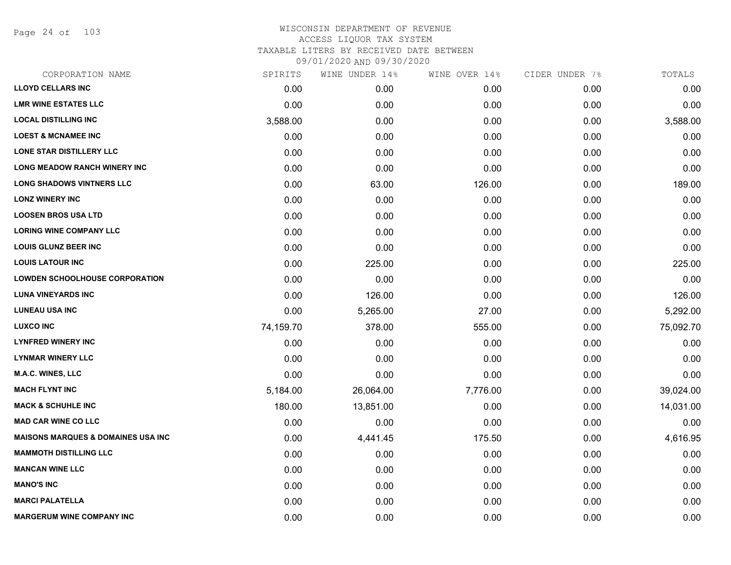# WISCONSIN DEPARTMENT OF REVENUE
## ACCESS LIQUOR TAX SYSTEM
### TAXABLE LITERS BY RECEIVED DATE BETWEEN 09/01/2020 AND 09/30/2020

| CORPORATION NAME | SPIRITS | WINE UNDER 14% | WINE OVER 14% | CIDER UNDER 7% | TOTALS |
|---|---|---|---|---|---|
| LLOYD CELLARS INC | 0.00 | 0.00 | 0.00 | 0.00 | 0.00 |
| LMR WINE ESTATES LLC | 0.00 | 0.00 | 0.00 | 0.00 | 0.00 |
| LOCAL DISTILLING INC | 3,588.00 | 0.00 | 0.00 | 0.00 | 3,588.00 |
| LOEST & MCNAMEE INC | 0.00 | 0.00 | 0.00 | 0.00 | 0.00 |
| LONE STAR DISTILLERY LLC | 0.00 | 0.00 | 0.00 | 0.00 | 0.00 |
| LONG MEADOW RANCH WINERY INC | 0.00 | 0.00 | 0.00 | 0.00 | 0.00 |
| LONG SHADOWS VINTNERS LLC | 0.00 | 63.00 | 126.00 | 0.00 | 189.00 |
| LONZ WINERY INC | 0.00 | 0.00 | 0.00 | 0.00 | 0.00 |
| LOOSEN BROS USA LTD | 0.00 | 0.00 | 0.00 | 0.00 | 0.00 |
| LORING WINE COMPANY LLC | 0.00 | 0.00 | 0.00 | 0.00 | 0.00 |
| LOUIS GLUNZ BEER INC | 0.00 | 0.00 | 0.00 | 0.00 | 0.00 |
| LOUIS LATOUR INC | 0.00 | 225.00 | 0.00 | 0.00 | 225.00 |
| LOWDEN SCHOOLHOUSE CORPORATION | 0.00 | 0.00 | 0.00 | 0.00 | 0.00 |
| LUNA VINEYARDS INC | 0.00 | 126.00 | 0.00 | 0.00 | 126.00 |
| LUNEAU USA INC | 0.00 | 5,265.00 | 27.00 | 0.00 | 5,292.00 |
| LUXCO INC | 74,159.70 | 378.00 | 555.00 | 0.00 | 75,092.70 |
| LYNFRED WINERY INC | 0.00 | 0.00 | 0.00 | 0.00 | 0.00 |
| LYNMAR WINERY LLC | 0.00 | 0.00 | 0.00 | 0.00 | 0.00 |
| M.A.C. WINES, LLC | 0.00 | 0.00 | 0.00 | 0.00 | 0.00 |
| MACH FLYNT INC | 5,184.00 | 26,064.00 | 7,776.00 | 0.00 | 39,024.00 |
| MACK & SCHUHLE INC | 180.00 | 13,851.00 | 0.00 | 0.00 | 14,031.00 |
| MAD CAR WINE CO LLC | 0.00 | 0.00 | 0.00 | 0.00 | 0.00 |
| MAISONS MARQUES & DOMAINES USA INC | 0.00 | 4,441.45 | 175.50 | 0.00 | 4,616.95 |
| MAMMOTH DISTILLING LLC | 0.00 | 0.00 | 0.00 | 0.00 | 0.00 |
| MANCAN WINE LLC | 0.00 | 0.00 | 0.00 | 0.00 | 0.00 |
| MANO'S INC | 0.00 | 0.00 | 0.00 | 0.00 | 0.00 |
| MARCI PALATELLA | 0.00 | 0.00 | 0.00 | 0.00 | 0.00 |
| MARGERUM WINE COMPANY INC | 0.00 | 0.00 | 0.00 | 0.00 | 0.00 |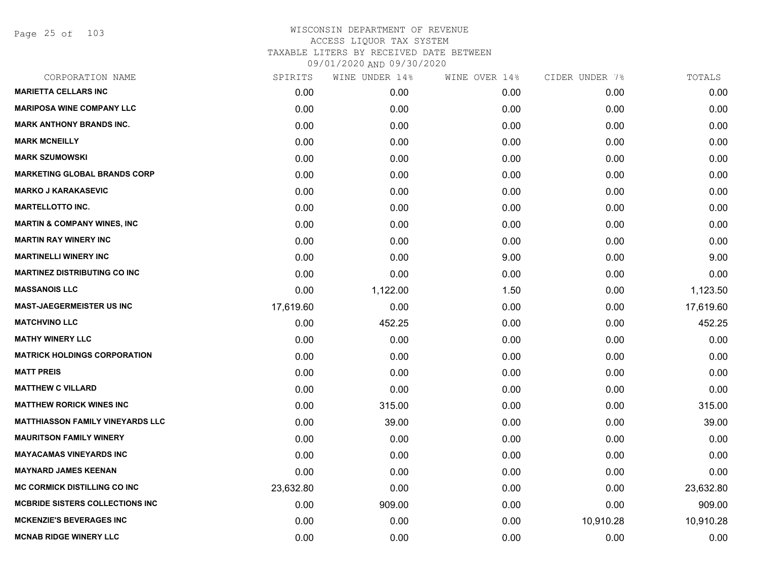WISCONSIN DEPARTMENT OF REVENUE
ACCESS LIQUOR TAX SYSTEM
TAXABLE LITERS BY RECEIVED DATE BETWEEN
09/01/2020 AND 09/30/2020

| CORPORATION NAME | SPIRITS | WINE UNDER 14% | WINE OVER 14% | CIDER UNDER 7% | TOTALS |
|---|---|---|---|---|---|
| MARIETTA CELLARS INC | 0.00 | 0.00 | 0.00 | 0.00 | 0.00 |
| MARIPOSA WINE COMPANY LLC | 0.00 | 0.00 | 0.00 | 0.00 | 0.00 |
| MARK ANTHONY BRANDS INC. | 0.00 | 0.00 | 0.00 | 0.00 | 0.00 |
| MARK MCNEILLY | 0.00 | 0.00 | 0.00 | 0.00 | 0.00 |
| MARK SZUMOWSKI | 0.00 | 0.00 | 0.00 | 0.00 | 0.00 |
| MARKETING GLOBAL BRANDS CORP | 0.00 | 0.00 | 0.00 | 0.00 | 0.00 |
| MARKO J KARAKASEVIC | 0.00 | 0.00 | 0.00 | 0.00 | 0.00 |
| MARTELLOTTO INC. | 0.00 | 0.00 | 0.00 | 0.00 | 0.00 |
| MARTIN & COMPANY WINES, INC | 0.00 | 0.00 | 0.00 | 0.00 | 0.00 |
| MARTIN RAY WINERY INC | 0.00 | 0.00 | 0.00 | 0.00 | 0.00 |
| MARTINELLI WINERY INC | 0.00 | 0.00 | 9.00 | 0.00 | 9.00 |
| MARTINEZ DISTRIBUTING CO INC | 0.00 | 0.00 | 0.00 | 0.00 | 0.00 |
| MASSANOIS LLC | 0.00 | 1,122.00 | 1.50 | 0.00 | 1,123.50 |
| MAST-JAEGERMEISTER US INC | 17,619.60 | 0.00 | 0.00 | 0.00 | 17,619.60 |
| MATCHVINO LLC | 0.00 | 452.25 | 0.00 | 0.00 | 452.25 |
| MATHY WINERY LLC | 0.00 | 0.00 | 0.00 | 0.00 | 0.00 |
| MATRICK HOLDINGS CORPORATION | 0.00 | 0.00 | 0.00 | 0.00 | 0.00 |
| MATT PREIS | 0.00 | 0.00 | 0.00 | 0.00 | 0.00 |
| MATTHEW C VILLARD | 0.00 | 0.00 | 0.00 | 0.00 | 0.00 |
| MATTHEW RORICK WINES INC | 0.00 | 315.00 | 0.00 | 0.00 | 315.00 |
| MATTHIASSON FAMILY VINEYARDS LLC | 0.00 | 39.00 | 0.00 | 0.00 | 39.00 |
| MAURITSON FAMILY WINERY | 0.00 | 0.00 | 0.00 | 0.00 | 0.00 |
| MAYACAMAS VINEYARDS INC | 0.00 | 0.00 | 0.00 | 0.00 | 0.00 |
| MAYNARD JAMES KEENAN | 0.00 | 0.00 | 0.00 | 0.00 | 0.00 |
| MC CORMICK DISTILLING CO INC | 23,632.80 | 0.00 | 0.00 | 0.00 | 23,632.80 |
| MCBRIDE SISTERS COLLECTIONS INC | 0.00 | 909.00 | 0.00 | 0.00 | 909.00 |
| MCKENZIE'S BEVERAGES INC | 0.00 | 0.00 | 0.00 | 10,910.28 | 10,910.28 |
| MCNAB RIDGE WINERY LLC | 0.00 | 0.00 | 0.00 | 0.00 | 0.00 |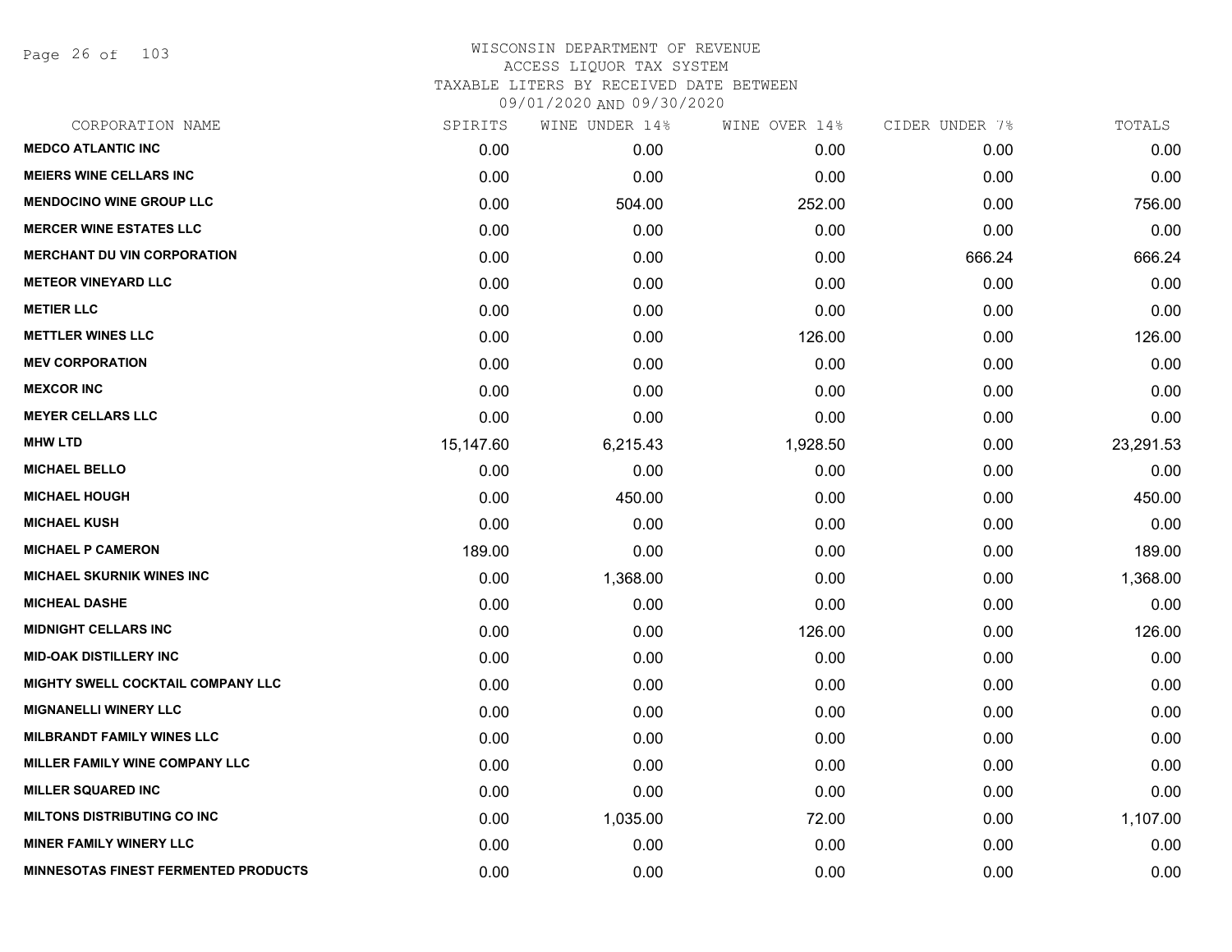# WISCONSIN DEPARTMENT OF REVENUE
## ACCESS LIQUOR TAX SYSTEM
### TAXABLE LITERS BY RECEIVED DATE BETWEEN 09/01/2020 AND 09/30/2020

| CORPORATION NAME | SPIRITS | WINE UNDER 14% | WINE OVER 14% | CIDER UNDER 7% | TOTALS |
|---|---|---|---|---|---|
| MEDCO ATLANTIC INC | 0.00 | 0.00 | 0.00 | 0.00 | 0.00 |
| MEIERS WINE CELLARS INC | 0.00 | 0.00 | 0.00 | 0.00 | 0.00 |
| MENDOCINO WINE GROUP LLC | 0.00 | 504.00 | 252.00 | 0.00 | 756.00 |
| MERCER WINE ESTATES LLC | 0.00 | 0.00 | 0.00 | 0.00 | 0.00 |
| MERCHANT DU VIN CORPORATION | 0.00 | 0.00 | 0.00 | 666.24 | 666.24 |
| METEOR VINEYARD LLC | 0.00 | 0.00 | 0.00 | 0.00 | 0.00 |
| METIER LLC | 0.00 | 0.00 | 0.00 | 0.00 | 0.00 |
| METTLER WINES LLC | 0.00 | 0.00 | 126.00 | 0.00 | 126.00 |
| MEV CORPORATION | 0.00 | 0.00 | 0.00 | 0.00 | 0.00 |
| MEXCOR INC | 0.00 | 0.00 | 0.00 | 0.00 | 0.00 |
| MEYER CELLARS LLC | 0.00 | 0.00 | 0.00 | 0.00 | 0.00 |
| MHW LTD | 15,147.60 | 6,215.43 | 1,928.50 | 0.00 | 23,291.53 |
| MICHAEL BELLO | 0.00 | 0.00 | 0.00 | 0.00 | 0.00 |
| MICHAEL HOUGH | 0.00 | 450.00 | 0.00 | 0.00 | 450.00 |
| MICHAEL KUSH | 0.00 | 0.00 | 0.00 | 0.00 | 0.00 |
| MICHAEL P CAMERON | 189.00 | 0.00 | 0.00 | 0.00 | 189.00 |
| MICHAEL SKURNIK WINES INC | 0.00 | 1,368.00 | 0.00 | 0.00 | 1,368.00 |
| MICHEAL DASHE | 0.00 | 0.00 | 0.00 | 0.00 | 0.00 |
| MIDNIGHT CELLARS INC | 0.00 | 0.00 | 126.00 | 0.00 | 126.00 |
| MID-OAK DISTILLERY INC | 0.00 | 0.00 | 0.00 | 0.00 | 0.00 |
| MIGHTY SWELL COCKTAIL COMPANY LLC | 0.00 | 0.00 | 0.00 | 0.00 | 0.00 |
| MIGNANELLI WINERY LLC | 0.00 | 0.00 | 0.00 | 0.00 | 0.00 |
| MILBRANDT FAMILY WINES LLC | 0.00 | 0.00 | 0.00 | 0.00 | 0.00 |
| MILLER FAMILY WINE COMPANY LLC | 0.00 | 0.00 | 0.00 | 0.00 | 0.00 |
| MILLER SQUARED INC | 0.00 | 0.00 | 0.00 | 0.00 | 0.00 |
| MILTONS DISTRIBUTING CO INC | 0.00 | 1,035.00 | 72.00 | 0.00 | 1,107.00 |
| MINER FAMILY WINERY LLC | 0.00 | 0.00 | 0.00 | 0.00 | 0.00 |
| MINNESOTAS FINEST FERMENTED PRODUCTS | 0.00 | 0.00 | 0.00 | 0.00 | 0.00 |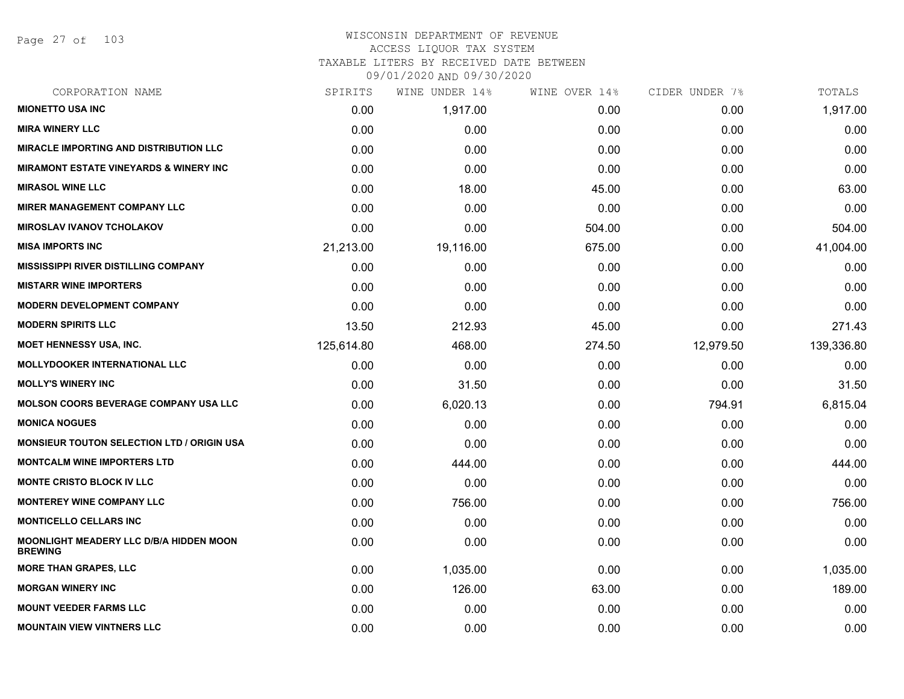# WISCONSIN DEPARTMENT OF REVENUE
ACCESS LIQUOR TAX SYSTEM
TAXABLE LITERS BY RECEIVED DATE BETWEEN
09/01/2020 AND 09/30/2020

| CORPORATION NAME | SPIRITS | WINE UNDER 14% | WINE OVER 14% | CIDER UNDER 7% | TOTALS |
|---|---|---|---|---|---|
| MIONETTO USA INC | 0.00 | 1,917.00 | 0.00 | 0.00 | 1,917.00 |
| MIRA WINERY LLC | 0.00 | 0.00 | 0.00 | 0.00 | 0.00 |
| MIRACLE IMPORTING AND DISTRIBUTION LLC | 0.00 | 0.00 | 0.00 | 0.00 | 0.00 |
| MIRAMONT ESTATE VINEYARDS & WINERY INC | 0.00 | 0.00 | 0.00 | 0.00 | 0.00 |
| MIRASOL WINE LLC | 0.00 | 18.00 | 45.00 | 0.00 | 63.00 |
| MIRER MANAGEMENT COMPANY LLC | 0.00 | 0.00 | 0.00 | 0.00 | 0.00 |
| MIROSLAV IVANOV TCHOLAKOV | 0.00 | 0.00 | 504.00 | 0.00 | 504.00 |
| MISA IMPORTS INC | 21,213.00 | 19,116.00 | 675.00 | 0.00 | 41,004.00 |
| MISSISSIPPI RIVER DISTILLING COMPANY | 0.00 | 0.00 | 0.00 | 0.00 | 0.00 |
| MISTARR WINE IMPORTERS | 0.00 | 0.00 | 0.00 | 0.00 | 0.00 |
| MODERN DEVELOPMENT COMPANY | 0.00 | 0.00 | 0.00 | 0.00 | 0.00 |
| MODERN SPIRITS LLC | 13.50 | 212.93 | 45.00 | 0.00 | 271.43 |
| MOET HENNESSY USA, INC. | 125,614.80 | 468.00 | 274.50 | 12,979.50 | 139,336.80 |
| MOLLYDOOKER INTERNATIONAL LLC | 0.00 | 0.00 | 0.00 | 0.00 | 0.00 |
| MOLLY'S WINERY INC | 0.00 | 31.50 | 0.00 | 0.00 | 31.50 |
| MOLSON COORS BEVERAGE COMPANY USA LLC | 0.00 | 6,020.13 | 0.00 | 794.91 | 6,815.04 |
| MONICA NOGUES | 0.00 | 0.00 | 0.00 | 0.00 | 0.00 |
| MONSIEUR TOUTON SELECTION LTD / ORIGIN USA | 0.00 | 0.00 | 0.00 | 0.00 | 0.00 |
| MONTCALM WINE IMPORTERS LTD | 0.00 | 444.00 | 0.00 | 0.00 | 444.00 |
| MONTE CRISTO BLOCK IV LLC | 0.00 | 0.00 | 0.00 | 0.00 | 0.00 |
| MONTEREY WINE COMPANY LLC | 0.00 | 756.00 | 0.00 | 0.00 | 756.00 |
| MONTICELLO CELLARS INC | 0.00 | 0.00 | 0.00 | 0.00 | 0.00 |
| MOONLIGHT MEADERY LLC D/B/A HIDDEN MOON BREWING | 0.00 | 0.00 | 0.00 | 0.00 | 0.00 |
| MORE THAN GRAPES, LLC | 0.00 | 1,035.00 | 0.00 | 0.00 | 1,035.00 |
| MORGAN WINERY INC | 0.00 | 126.00 | 63.00 | 0.00 | 189.00 |
| MOUNT VEEDER FARMS LLC | 0.00 | 0.00 | 0.00 | 0.00 | 0.00 |
| MOUNTAIN VIEW VINTNERS LLC | 0.00 | 0.00 | 0.00 | 0.00 | 0.00 |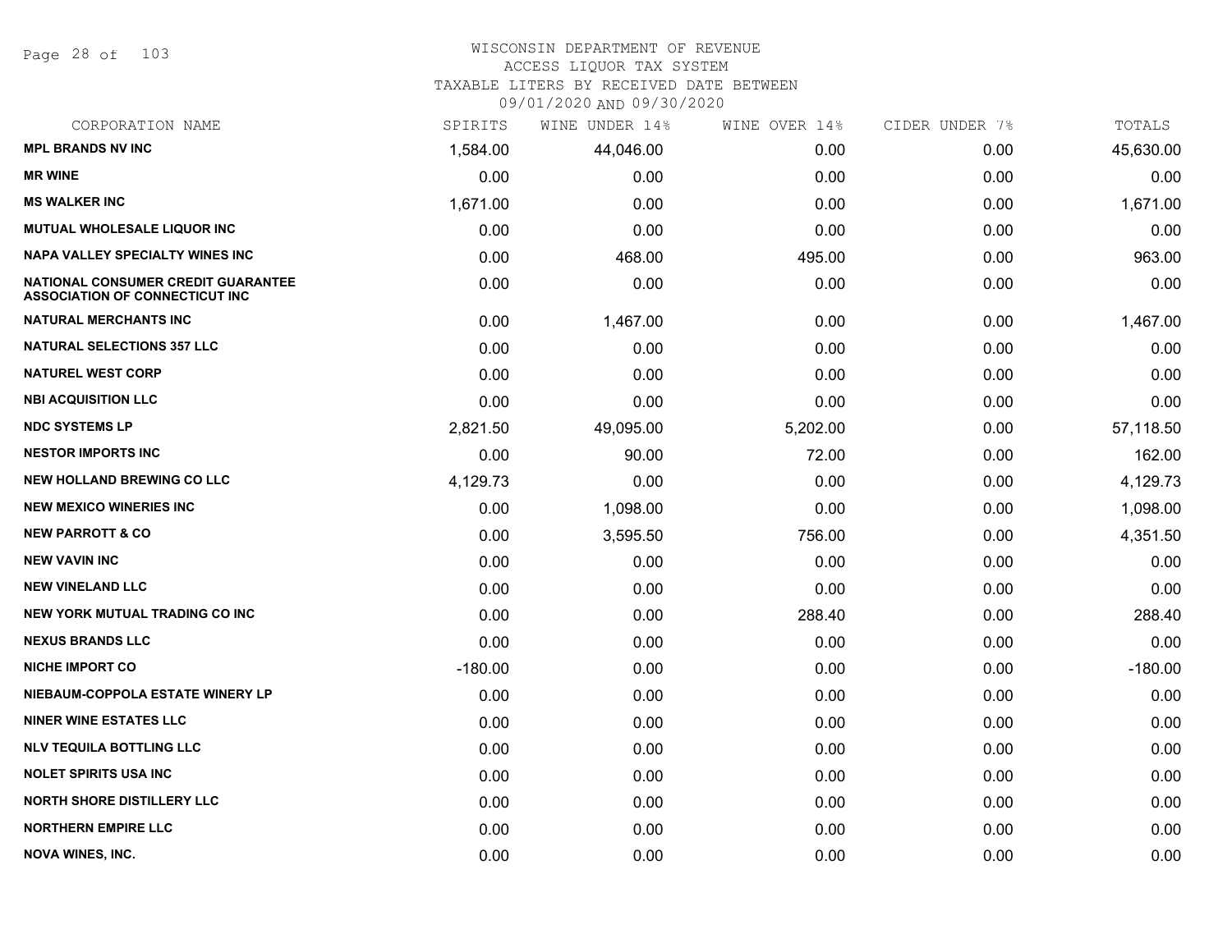# WISCONSIN DEPARTMENT OF REVENUE
## ACCESS LIQUOR TAX SYSTEM
## TAXABLE LITERS BY RECEIVED DATE BETWEEN 09/01/2020 AND 09/30/2020

| CORPORATION NAME | SPIRITS | WINE UNDER 14% | WINE OVER 14% | CIDER UNDER 7% | TOTALS |
|---|---|---|---|---|---|
| MPL BRANDS NV INC | 1,584.00 | 44,046.00 | 0.00 | 0.00 | 45,630.00 |
| MR WINE | 0.00 | 0.00 | 0.00 | 0.00 | 0.00 |
| MS WALKER INC | 1,671.00 | 0.00 | 0.00 | 0.00 | 1,671.00 |
| MUTUAL WHOLESALE LIQUOR INC | 0.00 | 0.00 | 0.00 | 0.00 | 0.00 |
| NAPA VALLEY SPECIALTY WINES INC | 0.00 | 468.00 | 495.00 | 0.00 | 963.00 |
| NATIONAL CONSUMER CREDIT GUARANTEE ASSOCIATION OF CONNECTICUT INC | 0.00 | 0.00 | 0.00 | 0.00 | 0.00 |
| NATURAL MERCHANTS INC | 0.00 | 1,467.00 | 0.00 | 0.00 | 1,467.00 |
| NATURAL SELECTIONS 357 LLC | 0.00 | 0.00 | 0.00 | 0.00 | 0.00 |
| NATUREL WEST CORP | 0.00 | 0.00 | 0.00 | 0.00 | 0.00 |
| NBI ACQUISITION LLC | 0.00 | 0.00 | 0.00 | 0.00 | 0.00 |
| NDC SYSTEMS LP | 2,821.50 | 49,095.00 | 5,202.00 | 0.00 | 57,118.50 |
| NESTOR IMPORTS INC | 0.00 | 90.00 | 72.00 | 0.00 | 162.00 |
| NEW HOLLAND BREWING CO LLC | 4,129.73 | 0.00 | 0.00 | 0.00 | 4,129.73 |
| NEW MEXICO WINERIES INC | 0.00 | 1,098.00 | 0.00 | 0.00 | 1,098.00 |
| NEW PARROTT & CO | 0.00 | 3,595.50 | 756.00 | 0.00 | 4,351.50 |
| NEW VAVIN INC | 0.00 | 0.00 | 0.00 | 0.00 | 0.00 |
| NEW VINELAND LLC | 0.00 | 0.00 | 0.00 | 0.00 | 0.00 |
| NEW YORK MUTUAL TRADING CO INC | 0.00 | 0.00 | 288.40 | 0.00 | 288.40 |
| NEXUS BRANDS LLC | 0.00 | 0.00 | 0.00 | 0.00 | 0.00 |
| NICHE IMPORT CO | -180.00 | 0.00 | 0.00 | 0.00 | -180.00 |
| NIEBAUM-COPPOLA ESTATE WINERY LP | 0.00 | 0.00 | 0.00 | 0.00 | 0.00 |
| NINER WINE ESTATES LLC | 0.00 | 0.00 | 0.00 | 0.00 | 0.00 |
| NLV TEQUILA BOTTLING LLC | 0.00 | 0.00 | 0.00 | 0.00 | 0.00 |
| NOLET SPIRITS USA INC | 0.00 | 0.00 | 0.00 | 0.00 | 0.00 |
| NORTH SHORE DISTILLERY LLC | 0.00 | 0.00 | 0.00 | 0.00 | 0.00 |
| NORTHERN EMPIRE LLC | 0.00 | 0.00 | 0.00 | 0.00 | 0.00 |
| NOVA WINES, INC. | 0.00 | 0.00 | 0.00 | 0.00 | 0.00 |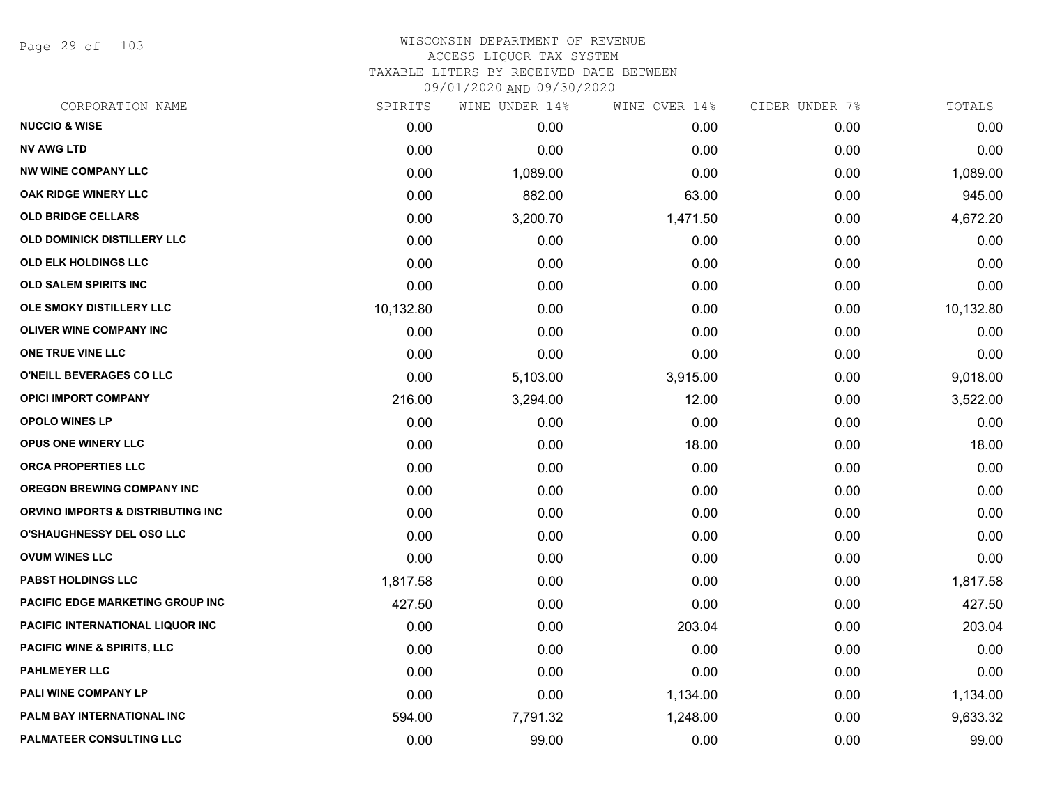# WISCONSIN DEPARTMENT OF REVENUE
ACCESS LIQUOR TAX SYSTEM
TAXABLE LITERS BY RECEIVED DATE BETWEEN
09/01/2020 AND 09/30/2020

| CORPORATION NAME | SPIRITS | WINE UNDER 14% | WINE OVER 14% | CIDER UNDER 7% | TOTALS |
|---|---|---|---|---|---|
| NUCCIO & WISE | 0.00 | 0.00 | 0.00 | 0.00 | 0.00 |
| NV AWG LTD | 0.00 | 0.00 | 0.00 | 0.00 | 0.00 |
| NW WINE COMPANY LLC | 0.00 | 1,089.00 | 0.00 | 0.00 | 1,089.00 |
| OAK RIDGE WINERY LLC | 0.00 | 882.00 | 63.00 | 0.00 | 945.00 |
| OLD BRIDGE CELLARS | 0.00 | 3,200.70 | 1,471.50 | 0.00 | 4,672.20 |
| OLD DOMINICK DISTILLERY LLC | 0.00 | 0.00 | 0.00 | 0.00 | 0.00 |
| OLD ELK HOLDINGS LLC | 0.00 | 0.00 | 0.00 | 0.00 | 0.00 |
| OLD SALEM SPIRITS INC | 0.00 | 0.00 | 0.00 | 0.00 | 0.00 |
| OLE SMOKY DISTILLERY LLC | 10,132.80 | 0.00 | 0.00 | 0.00 | 10,132.80 |
| OLIVER WINE COMPANY INC | 0.00 | 0.00 | 0.00 | 0.00 | 0.00 |
| ONE TRUE VINE LLC | 0.00 | 0.00 | 0.00 | 0.00 | 0.00 |
| O'NEILL BEVERAGES CO LLC | 0.00 | 5,103.00 | 3,915.00 | 0.00 | 9,018.00 |
| OPICI IMPORT COMPANY | 216.00 | 3,294.00 | 12.00 | 0.00 | 3,522.00 |
| OPOLO WINES LP | 0.00 | 0.00 | 0.00 | 0.00 | 0.00 |
| OPUS ONE WINERY LLC | 0.00 | 0.00 | 18.00 | 0.00 | 18.00 |
| ORCA PROPERTIES LLC | 0.00 | 0.00 | 0.00 | 0.00 | 0.00 |
| OREGON BREWING COMPANY INC | 0.00 | 0.00 | 0.00 | 0.00 | 0.00 |
| ORVINO IMPORTS & DISTRIBUTING INC | 0.00 | 0.00 | 0.00 | 0.00 | 0.00 |
| O'SHAUGHNESSY DEL OSO LLC | 0.00 | 0.00 | 0.00 | 0.00 | 0.00 |
| OVUM WINES LLC | 0.00 | 0.00 | 0.00 | 0.00 | 0.00 |
| PABST HOLDINGS LLC | 1,817.58 | 0.00 | 0.00 | 0.00 | 1,817.58 |
| PACIFIC EDGE MARKETING GROUP INC | 427.50 | 0.00 | 0.00 | 0.00 | 427.50 |
| PACIFIC INTERNATIONAL LIQUOR INC | 0.00 | 0.00 | 203.04 | 0.00 | 203.04 |
| PACIFIC WINE & SPIRITS, LLC | 0.00 | 0.00 | 0.00 | 0.00 | 0.00 |
| PAHLMEYER LLC | 0.00 | 0.00 | 0.00 | 0.00 | 0.00 |
| PALI WINE COMPANY LP | 0.00 | 0.00 | 1,134.00 | 0.00 | 1,134.00 |
| PALM BAY INTERNATIONAL INC | 594.00 | 7,791.32 | 1,248.00 | 0.00 | 9,633.32 |
| PALMATEER CONSULTING LLC | 0.00 | 99.00 | 0.00 | 0.00 | 99.00 |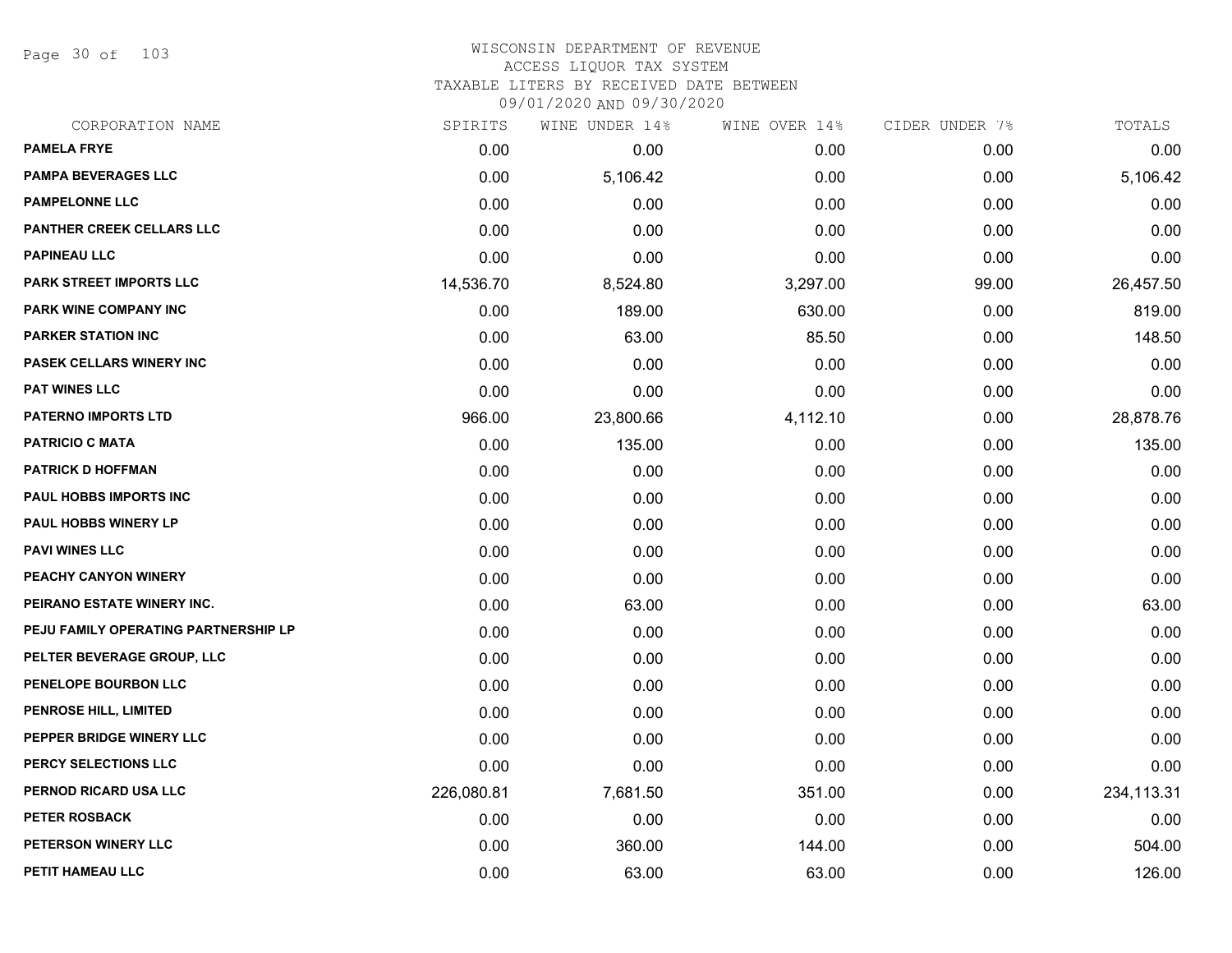WISCONSIN DEPARTMENT OF REVENUE
ACCESS LIQUOR TAX SYSTEM
TAXABLE LITERS BY RECEIVED DATE BETWEEN
09/01/2020 AND 09/30/2020

| CORPORATION NAME | SPIRITS | WINE UNDER 14% | WINE OVER 14% | CIDER UNDER 7% | TOTALS |
|---|---|---|---|---|---|
| PAMELA FRYE | 0.00 | 0.00 | 0.00 | 0.00 | 0.00 |
| PAMPA BEVERAGES LLC | 0.00 | 5,106.42 | 0.00 | 0.00 | 5,106.42 |
| PAMPELONNE LLC | 0.00 | 0.00 | 0.00 | 0.00 | 0.00 |
| PANTHER CREEK CELLARS LLC | 0.00 | 0.00 | 0.00 | 0.00 | 0.00 |
| PAPINEAU LLC | 0.00 | 0.00 | 0.00 | 0.00 | 0.00 |
| PARK STREET IMPORTS LLC | 14,536.70 | 8,524.80 | 3,297.00 | 99.00 | 26,457.50 |
| PARK WINE COMPANY INC | 0.00 | 189.00 | 630.00 | 0.00 | 819.00 |
| PARKER STATION INC | 0.00 | 63.00 | 85.50 | 0.00 | 148.50 |
| PASEK CELLARS WINERY INC | 0.00 | 0.00 | 0.00 | 0.00 | 0.00 |
| PAT WINES LLC | 0.00 | 0.00 | 0.00 | 0.00 | 0.00 |
| PATERNO IMPORTS LTD | 966.00 | 23,800.66 | 4,112.10 | 0.00 | 28,878.76 |
| PATRICIO C MATA | 0.00 | 135.00 | 0.00 | 0.00 | 135.00 |
| PATRICK D HOFFMAN | 0.00 | 0.00 | 0.00 | 0.00 | 0.00 |
| PAUL HOBBS IMPORTS INC | 0.00 | 0.00 | 0.00 | 0.00 | 0.00 |
| PAUL HOBBS WINERY LP | 0.00 | 0.00 | 0.00 | 0.00 | 0.00 |
| PAVI WINES LLC | 0.00 | 0.00 | 0.00 | 0.00 | 0.00 |
| PEACHY CANYON WINERY | 0.00 | 0.00 | 0.00 | 0.00 | 0.00 |
| PEIRANO ESTATE WINERY INC. | 0.00 | 63.00 | 0.00 | 0.00 | 63.00 |
| PEJU FAMILY OPERATING PARTNERSHIP LP | 0.00 | 0.00 | 0.00 | 0.00 | 0.00 |
| PELTER BEVERAGE GROUP, LLC | 0.00 | 0.00 | 0.00 | 0.00 | 0.00 |
| PENELOPE BOURBON LLC | 0.00 | 0.00 | 0.00 | 0.00 | 0.00 |
| PENROSE HILL, LIMITED | 0.00 | 0.00 | 0.00 | 0.00 | 0.00 |
| PEPPER BRIDGE WINERY LLC | 0.00 | 0.00 | 0.00 | 0.00 | 0.00 |
| PERCY SELECTIONS LLC | 0.00 | 0.00 | 0.00 | 0.00 | 0.00 |
| PERNOD RICARD USA LLC | 226,080.81 | 7,681.50 | 351.00 | 0.00 | 234,113.31 |
| PETER ROSBACK | 0.00 | 0.00 | 0.00 | 0.00 | 0.00 |
| PETERSON WINERY LLC | 0.00 | 360.00 | 144.00 | 0.00 | 504.00 |
| PETIT HAMEAU LLC | 0.00 | 63.00 | 63.00 | 0.00 | 126.00 |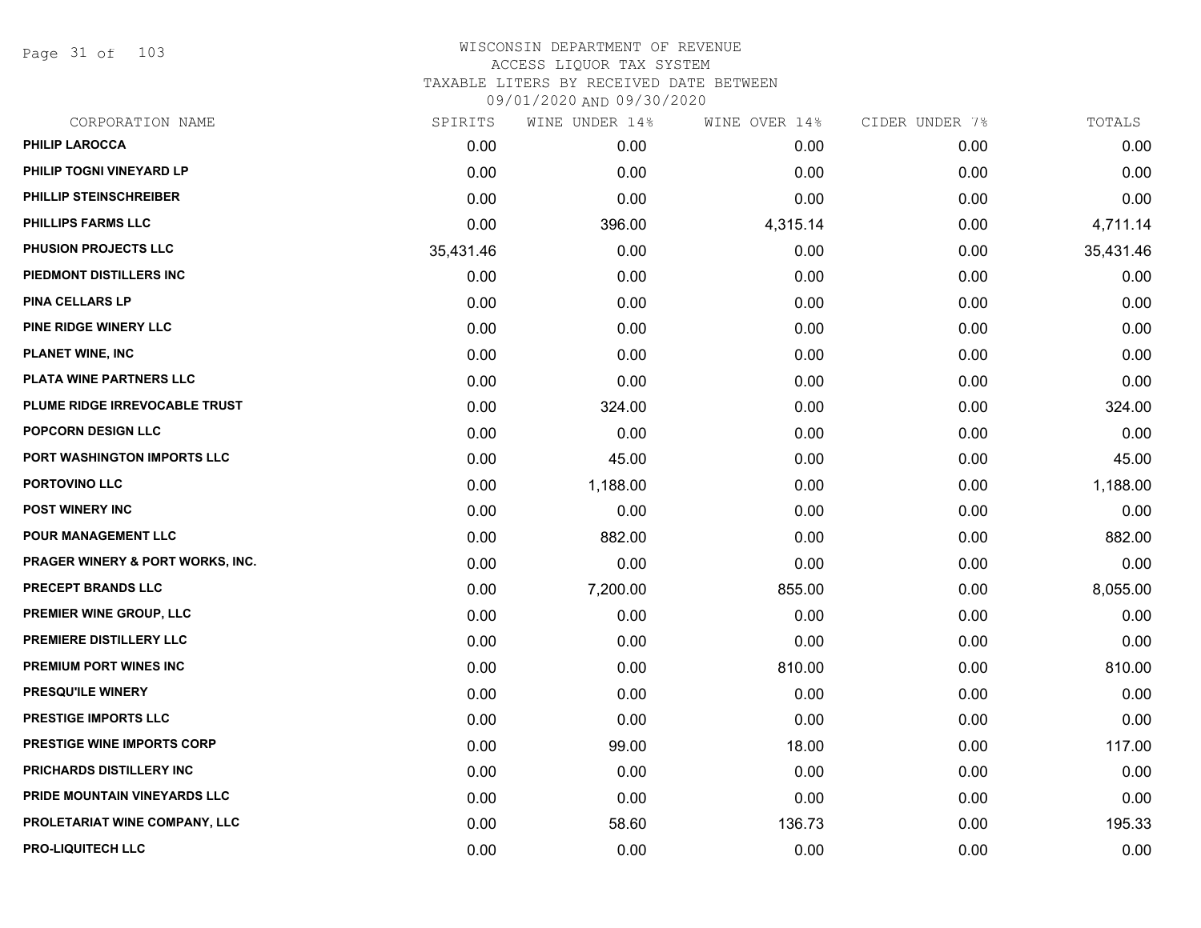# WISCONSIN DEPARTMENT OF REVENUE
## ACCESS LIQUOR TAX SYSTEM
### TAXABLE LITERS BY RECEIVED DATE BETWEEN 09/01/2020 AND 09/30/2020

| CORPORATION NAME | SPIRITS | WINE UNDER 14% | WINE OVER 14% | CIDER UNDER 7% | TOTALS |
|---|---|---|---|---|---|
| PHILIP LAROCCA | 0.00 | 0.00 | 0.00 | 0.00 | 0.00 |
| PHILIP TOGNI VINEYARD LP | 0.00 | 0.00 | 0.00 | 0.00 | 0.00 |
| PHILLIP STEINSCHREIBER | 0.00 | 0.00 | 0.00 | 0.00 | 0.00 |
| PHILLIPS FARMS LLC | 0.00 | 396.00 | 4,315.14 | 0.00 | 4,711.14 |
| PHUSION PROJECTS LLC | 35,431.46 | 0.00 | 0.00 | 0.00 | 35,431.46 |
| PIEDMONT DISTILLERS INC | 0.00 | 0.00 | 0.00 | 0.00 | 0.00 |
| PINA CELLARS LP | 0.00 | 0.00 | 0.00 | 0.00 | 0.00 |
| PINE RIDGE WINERY LLC | 0.00 | 0.00 | 0.00 | 0.00 | 0.00 |
| PLANET WINE, INC | 0.00 | 0.00 | 0.00 | 0.00 | 0.00 |
| PLATA WINE PARTNERS LLC | 0.00 | 0.00 | 0.00 | 0.00 | 0.00 |
| PLUME RIDGE IRREVOCABLE TRUST | 0.00 | 324.00 | 0.00 | 0.00 | 324.00 |
| POPCORN DESIGN LLC | 0.00 | 0.00 | 0.00 | 0.00 | 0.00 |
| PORT WASHINGTON IMPORTS LLC | 0.00 | 45.00 | 0.00 | 0.00 | 45.00 |
| PORTOVINO LLC | 0.00 | 1,188.00 | 0.00 | 0.00 | 1,188.00 |
| POST WINERY INC | 0.00 | 0.00 | 0.00 | 0.00 | 0.00 |
| POUR MANAGEMENT LLC | 0.00 | 882.00 | 0.00 | 0.00 | 882.00 |
| PRAGER WINERY & PORT WORKS, INC. | 0.00 | 0.00 | 0.00 | 0.00 | 0.00 |
| PRECEPT BRANDS LLC | 0.00 | 7,200.00 | 855.00 | 0.00 | 8,055.00 |
| PREMIER WINE GROUP, LLC | 0.00 | 0.00 | 0.00 | 0.00 | 0.00 |
| PREMIERE DISTILLERY LLC | 0.00 | 0.00 | 0.00 | 0.00 | 0.00 |
| PREMIUM PORT WINES INC | 0.00 | 0.00 | 810.00 | 0.00 | 810.00 |
| PRESQU'ILE WINERY | 0.00 | 0.00 | 0.00 | 0.00 | 0.00 |
| PRESTIGE IMPORTS LLC | 0.00 | 0.00 | 0.00 | 0.00 | 0.00 |
| PRESTIGE WINE IMPORTS CORP | 0.00 | 99.00 | 18.00 | 0.00 | 117.00 |
| PRICHARDS DISTILLERY INC | 0.00 | 0.00 | 0.00 | 0.00 | 0.00 |
| PRIDE MOUNTAIN VINEYARDS LLC | 0.00 | 0.00 | 0.00 | 0.00 | 0.00 |
| PROLETARIAT WINE COMPANY, LLC | 0.00 | 58.60 | 136.73 | 0.00 | 195.33 |
| PRO-LIQUITECH LLC | 0.00 | 0.00 | 0.00 | 0.00 | 0.00 |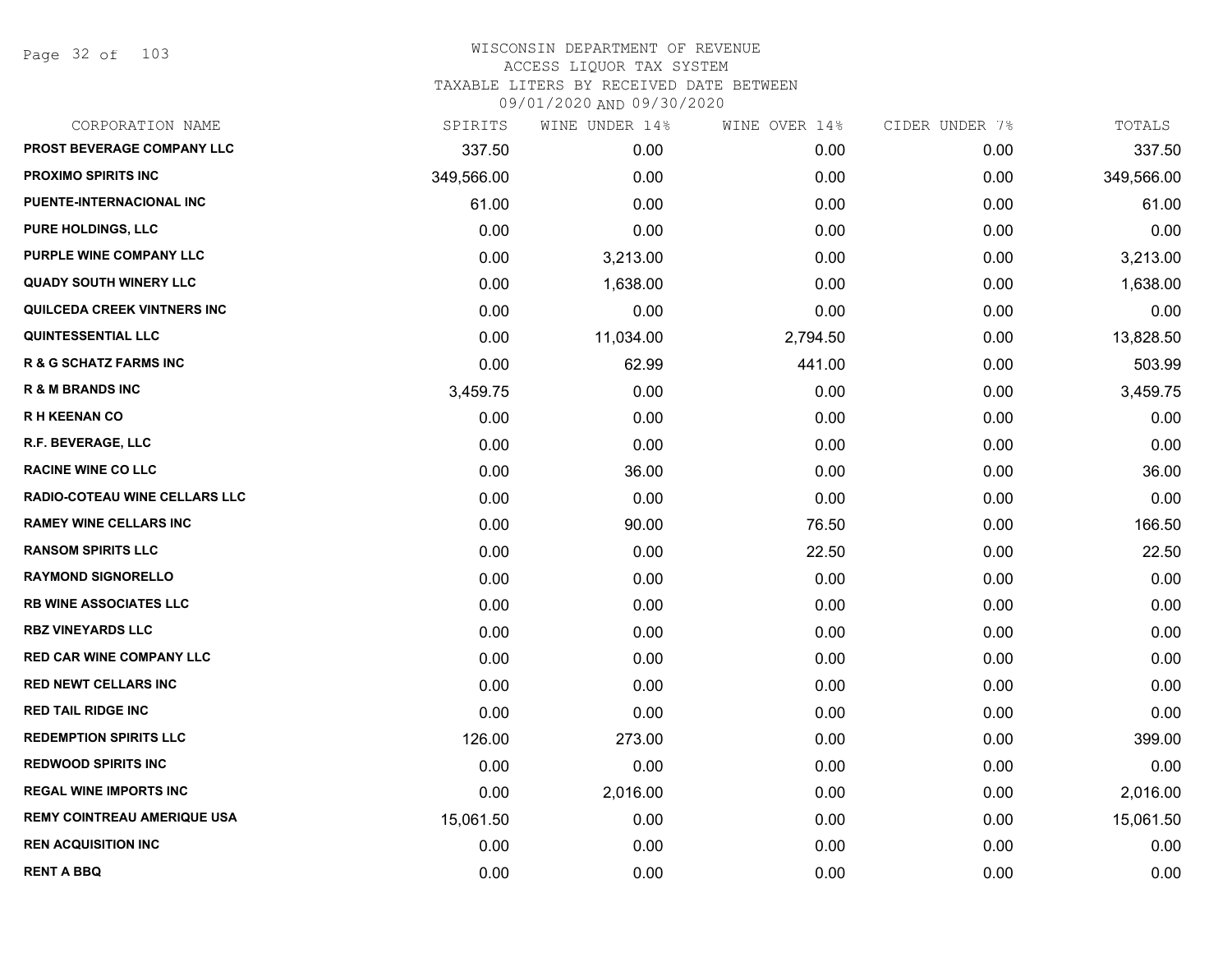# WISCONSIN DEPARTMENT OF REVENUE

ACCESS LIQUOR TAX SYSTEM

TAXABLE LITERS BY RECEIVED DATE BETWEEN

09/01/2020 AND 09/30/2020

| CORPORATION NAME | SPIRITS | WINE UNDER 14% | WINE OVER 14% | CIDER UNDER 7% | TOTALS |
|---|---|---|---|---|---|
| PROST BEVERAGE COMPANY LLC | 337.50 | 0.00 | 0.00 | 0.00 | 337.50 |
| PROXIMO SPIRITS INC | 349,566.00 | 0.00 | 0.00 | 0.00 | 349,566.00 |
| PUENTE-INTERNACIONAL INC | 61.00 | 0.00 | 0.00 | 0.00 | 61.00 |
| PURE HOLDINGS, LLC | 0.00 | 0.00 | 0.00 | 0.00 | 0.00 |
| PURPLE WINE COMPANY LLC | 0.00 | 3,213.00 | 0.00 | 0.00 | 3,213.00 |
| QUADY SOUTH WINERY LLC | 0.00 | 1,638.00 | 0.00 | 0.00 | 1,638.00 |
| QUILCEDA CREEK VINTNERS INC | 0.00 | 0.00 | 0.00 | 0.00 | 0.00 |
| QUINTESSENTIAL LLC | 0.00 | 11,034.00 | 2,794.50 | 0.00 | 13,828.50 |
| R & G SCHATZ FARMS INC | 0.00 | 62.99 | 441.00 | 0.00 | 503.99 |
| R & M BRANDS INC | 3,459.75 | 0.00 | 0.00 | 0.00 | 3,459.75 |
| R H KEENAN CO | 0.00 | 0.00 | 0.00 | 0.00 | 0.00 |
| R.F. BEVERAGE, LLC | 0.00 | 0.00 | 0.00 | 0.00 | 0.00 |
| RACINE WINE CO LLC | 0.00 | 36.00 | 0.00 | 0.00 | 36.00 |
| RADIO-COTEAU WINE CELLARS LLC | 0.00 | 0.00 | 0.00 | 0.00 | 0.00 |
| RAMEY WINE CELLARS INC | 0.00 | 90.00 | 76.50 | 0.00 | 166.50 |
| RANSOM SPIRITS LLC | 0.00 | 0.00 | 22.50 | 0.00 | 22.50 |
| RAYMOND SIGNORELLO | 0.00 | 0.00 | 0.00 | 0.00 | 0.00 |
| RB WINE ASSOCIATES LLC | 0.00 | 0.00 | 0.00 | 0.00 | 0.00 |
| RBZ VINEYARDS LLC | 0.00 | 0.00 | 0.00 | 0.00 | 0.00 |
| RED CAR WINE COMPANY LLC | 0.00 | 0.00 | 0.00 | 0.00 | 0.00 |
| RED NEWT CELLARS INC | 0.00 | 0.00 | 0.00 | 0.00 | 0.00 |
| RED TAIL RIDGE INC | 0.00 | 0.00 | 0.00 | 0.00 | 0.00 |
| REDEMPTION SPIRITS LLC | 126.00 | 273.00 | 0.00 | 0.00 | 399.00 |
| REDWOOD SPIRITS INC | 0.00 | 0.00 | 0.00 | 0.00 | 0.00 |
| REGAL WINE IMPORTS INC | 0.00 | 2,016.00 | 0.00 | 0.00 | 2,016.00 |
| REMY COINTREAU AMERIQUE USA | 15,061.50 | 0.00 | 0.00 | 0.00 | 15,061.50 |
| REN ACQUISITION INC | 0.00 | 0.00 | 0.00 | 0.00 | 0.00 |
| RENT A BBQ | 0.00 | 0.00 | 0.00 | 0.00 | 0.00 |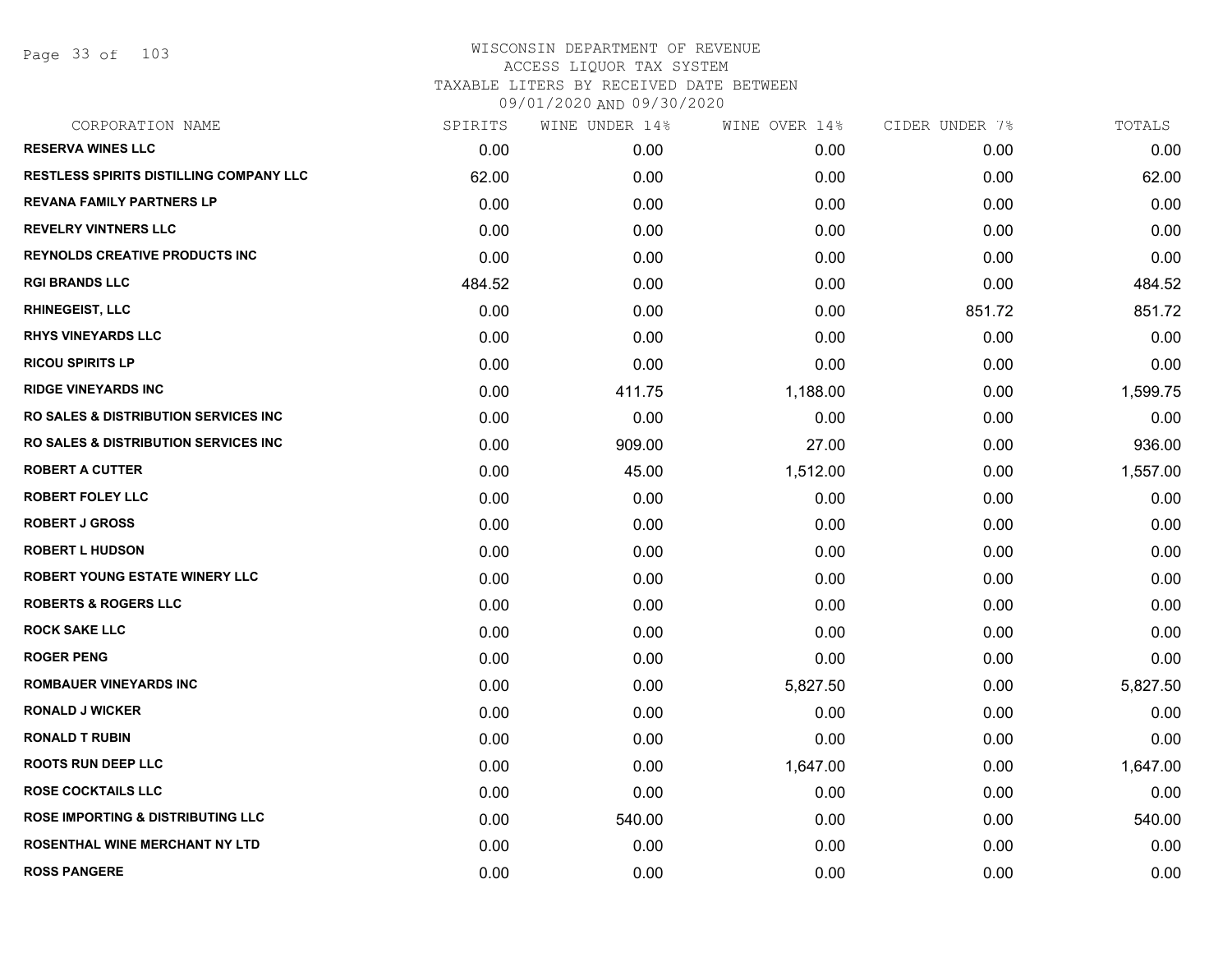WISCONSIN DEPARTMENT OF REVENUE
ACCESS LIQUOR TAX SYSTEM
TAXABLE LITERS BY RECEIVED DATE BETWEEN
09/01/2020 AND 09/30/2020

| CORPORATION NAME | SPIRITS | WINE UNDER 14% | WINE OVER 14% | CIDER UNDER 7% | TOTALS |
|---|---|---|---|---|---|
| RESERVA WINES LLC | 0.00 | 0.00 | 0.00 | 0.00 | 0.00 |
| RESTLESS SPIRITS DISTILLING COMPANY LLC | 62.00 | 0.00 | 0.00 | 0.00 | 62.00 |
| REVANA FAMILY PARTNERS LP | 0.00 | 0.00 | 0.00 | 0.00 | 0.00 |
| REVELRY VINTNERS LLC | 0.00 | 0.00 | 0.00 | 0.00 | 0.00 |
| REYNOLDS CREATIVE PRODUCTS INC | 0.00 | 0.00 | 0.00 | 0.00 | 0.00 |
| RGI BRANDS LLC | 484.52 | 0.00 | 0.00 | 0.00 | 484.52 |
| RHINEGEIST, LLC | 0.00 | 0.00 | 0.00 | 851.72 | 851.72 |
| RHYS VINEYARDS LLC | 0.00 | 0.00 | 0.00 | 0.00 | 0.00 |
| RICOU SPIRITS LP | 0.00 | 0.00 | 0.00 | 0.00 | 0.00 |
| RIDGE VINEYARDS INC | 0.00 | 411.75 | 1,188.00 | 0.00 | 1,599.75 |
| RO SALES & DISTRIBUTION SERVICES INC | 0.00 | 0.00 | 0.00 | 0.00 | 0.00 |
| RO SALES & DISTRIBUTION SERVICES INC | 0.00 | 909.00 | 27.00 | 0.00 | 936.00 |
| ROBERT A CUTTER | 0.00 | 45.00 | 1,512.00 | 0.00 | 1,557.00 |
| ROBERT FOLEY LLC | 0.00 | 0.00 | 0.00 | 0.00 | 0.00 |
| ROBERT J GROSS | 0.00 | 0.00 | 0.00 | 0.00 | 0.00 |
| ROBERT L HUDSON | 0.00 | 0.00 | 0.00 | 0.00 | 0.00 |
| ROBERT YOUNG ESTATE WINERY LLC | 0.00 | 0.00 | 0.00 | 0.00 | 0.00 |
| ROBERTS & ROGERS LLC | 0.00 | 0.00 | 0.00 | 0.00 | 0.00 |
| ROCK SAKE LLC | 0.00 | 0.00 | 0.00 | 0.00 | 0.00 |
| ROGER PENG | 0.00 | 0.00 | 0.00 | 0.00 | 0.00 |
| ROMBAUER VINEYARDS INC | 0.00 | 0.00 | 5,827.50 | 0.00 | 5,827.50 |
| RONALD J WICKER | 0.00 | 0.00 | 0.00 | 0.00 | 0.00 |
| RONALD T RUBIN | 0.00 | 0.00 | 0.00 | 0.00 | 0.00 |
| ROOTS RUN DEEP LLC | 0.00 | 0.00 | 1,647.00 | 0.00 | 1,647.00 |
| ROSE COCKTAILS LLC | 0.00 | 0.00 | 0.00 | 0.00 | 0.00 |
| ROSE IMPORTING & DISTRIBUTING LLC | 0.00 | 540.00 | 0.00 | 0.00 | 540.00 |
| ROSENTHAL WINE MERCHANT NY LTD | 0.00 | 0.00 | 0.00 | 0.00 | 0.00 |
| ROSS PANGERE | 0.00 | 0.00 | 0.00 | 0.00 | 0.00 |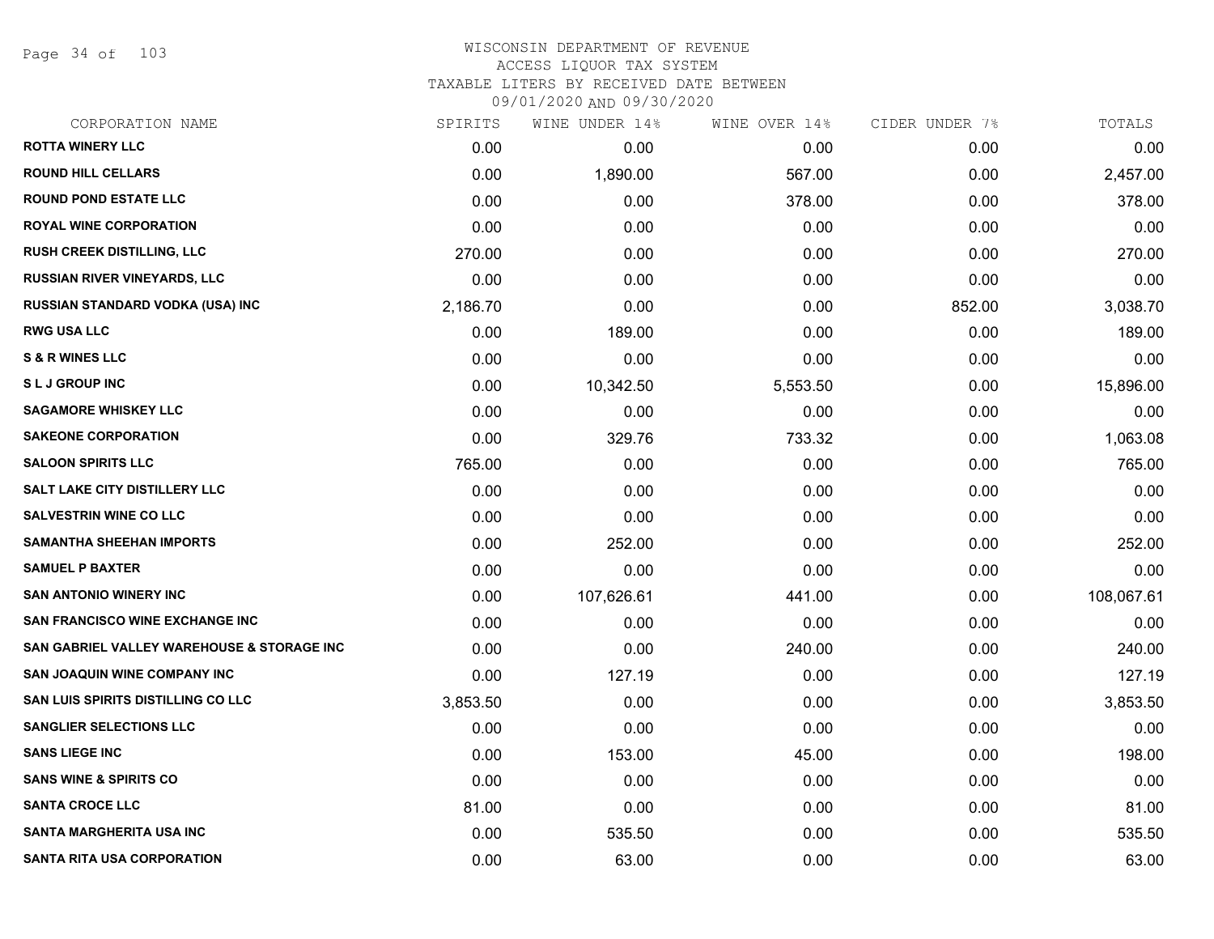# WISCONSIN DEPARTMENT OF REVENUE
## ACCESS LIQUOR TAX SYSTEM
### TAXABLE LITERS BY RECEIVED DATE BETWEEN 09/01/2020 AND 09/30/2020

| CORPORATION NAME | SPIRITS | WINE UNDER 14% | WINE OVER 14% | CIDER UNDER 7% | TOTALS |
|---|---|---|---|---|---|
| ROTTA WINERY LLC | 0.00 | 0.00 | 0.00 | 0.00 | 0.00 |
| ROUND HILL CELLARS | 0.00 | 1,890.00 | 567.00 | 0.00 | 2,457.00 |
| ROUND POND ESTATE LLC | 0.00 | 0.00 | 378.00 | 0.00 | 378.00 |
| ROYAL WINE CORPORATION | 0.00 | 0.00 | 0.00 | 0.00 | 0.00 |
| RUSH CREEK DISTILLING, LLC | 270.00 | 0.00 | 0.00 | 0.00 | 270.00 |
| RUSSIAN RIVER VINEYARDS, LLC | 0.00 | 0.00 | 0.00 | 0.00 | 0.00 |
| RUSSIAN STANDARD VODKA (USA) INC | 2,186.70 | 0.00 | 0.00 | 852.00 | 3,038.70 |
| RWG USA LLC | 0.00 | 189.00 | 0.00 | 0.00 | 189.00 |
| S & R WINES LLC | 0.00 | 0.00 | 0.00 | 0.00 | 0.00 |
| S L J GROUP INC | 0.00 | 10,342.50 | 5,553.50 | 0.00 | 15,896.00 |
| SAGAMORE WHISKEY LLC | 0.00 | 0.00 | 0.00 | 0.00 | 0.00 |
| SAKEONE CORPORATION | 0.00 | 329.76 | 733.32 | 0.00 | 1,063.08 |
| SALOON SPIRITS LLC | 765.00 | 0.00 | 0.00 | 0.00 | 765.00 |
| SALT LAKE CITY DISTILLERY LLC | 0.00 | 0.00 | 0.00 | 0.00 | 0.00 |
| SALVESTRIN WINE CO LLC | 0.00 | 0.00 | 0.00 | 0.00 | 0.00 |
| SAMANTHA SHEEHAN IMPORTS | 0.00 | 252.00 | 0.00 | 0.00 | 252.00 |
| SAMUEL P BAXTER | 0.00 | 0.00 | 0.00 | 0.00 | 0.00 |
| SAN ANTONIO WINERY INC | 0.00 | 107,626.61 | 441.00 | 0.00 | 108,067.61 |
| SAN FRANCISCO WINE EXCHANGE INC | 0.00 | 0.00 | 0.00 | 0.00 | 0.00 |
| SAN GABRIEL VALLEY WAREHOUSE & STORAGE INC | 0.00 | 0.00 | 240.00 | 0.00 | 240.00 |
| SAN JOAQUIN WINE COMPANY INC | 0.00 | 127.19 | 0.00 | 0.00 | 127.19 |
| SAN LUIS SPIRITS DISTILLING CO LLC | 3,853.50 | 0.00 | 0.00 | 0.00 | 3,853.50 |
| SANGLIER SELECTIONS LLC | 0.00 | 0.00 | 0.00 | 0.00 | 0.00 |
| SANS LIEGE INC | 0.00 | 153.00 | 45.00 | 0.00 | 198.00 |
| SANS WINE & SPIRITS CO | 0.00 | 0.00 | 0.00 | 0.00 | 0.00 |
| SANTA CROCE LLC | 81.00 | 0.00 | 0.00 | 0.00 | 81.00 |
| SANTA MARGHERITA USA INC | 0.00 | 535.50 | 0.00 | 0.00 | 535.50 |
| SANTA RITA USA CORPORATION | 0.00 | 63.00 | 0.00 | 0.00 | 63.00 |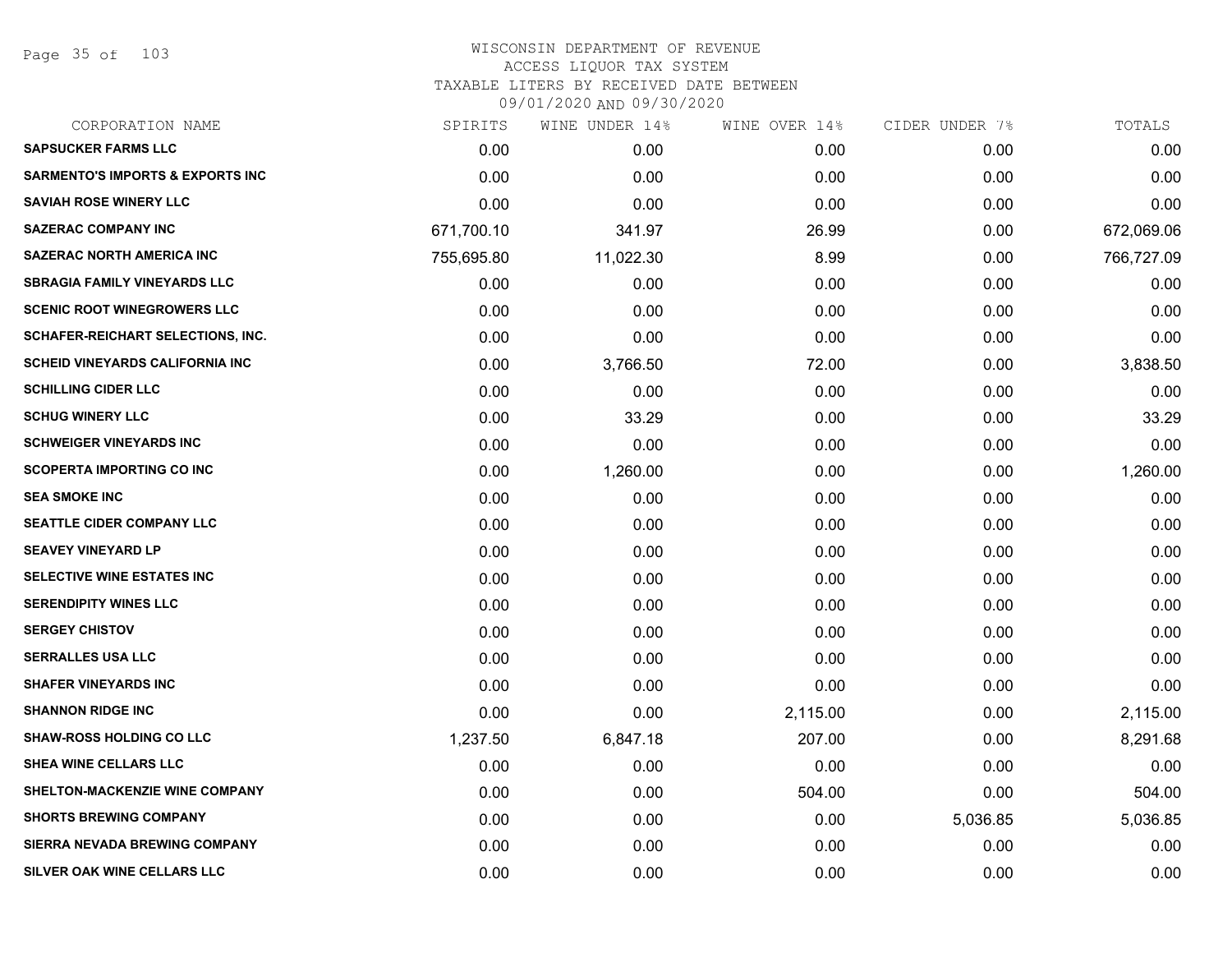# WISCONSIN DEPARTMENT OF REVENUE
## ACCESS LIQUOR TAX SYSTEM
### TAXABLE LITERS BY RECEIVED DATE BETWEEN 09/01/2020 AND 09/30/2020

| CORPORATION NAME | SPIRITS | WINE UNDER 14% | WINE OVER 14% | CIDER UNDER 7% | TOTALS |
|---|---|---|---|---|---|
| SAPSUCKER FARMS LLC | 0.00 | 0.00 | 0.00 | 0.00 | 0.00 |
| SARMENTO'S IMPORTS & EXPORTS INC | 0.00 | 0.00 | 0.00 | 0.00 | 0.00 |
| SAVIAH ROSE WINERY LLC | 0.00 | 0.00 | 0.00 | 0.00 | 0.00 |
| SAZERAC COMPANY INC | 671,700.10 | 341.97 | 26.99 | 0.00 | 672,069.06 |
| SAZERAC NORTH AMERICA INC | 755,695.80 | 11,022.30 | 8.99 | 0.00 | 766,727.09 |
| SBRAGIA FAMILY VINEYARDS LLC | 0.00 | 0.00 | 0.00 | 0.00 | 0.00 |
| SCENIC ROOT WINEGROWERS LLC | 0.00 | 0.00 | 0.00 | 0.00 | 0.00 |
| SCHAFER-REICHART SELECTIONS, INC. | 0.00 | 0.00 | 0.00 | 0.00 | 0.00 |
| SCHEID VINEYARDS CALIFORNIA INC | 0.00 | 3,766.50 | 72.00 | 0.00 | 3,838.50 |
| SCHILLING CIDER LLC | 0.00 | 0.00 | 0.00 | 0.00 | 0.00 |
| SCHUG WINERY LLC | 0.00 | 33.29 | 0.00 | 0.00 | 33.29 |
| SCHWEIGER VINEYARDS INC | 0.00 | 0.00 | 0.00 | 0.00 | 0.00 |
| SCOPERTA IMPORTING CO INC | 0.00 | 1,260.00 | 0.00 | 0.00 | 1,260.00 |
| SEA SMOKE INC | 0.00 | 0.00 | 0.00 | 0.00 | 0.00 |
| SEATTLE CIDER COMPANY LLC | 0.00 | 0.00 | 0.00 | 0.00 | 0.00 |
| SEAVEY VINEYARD LP | 0.00 | 0.00 | 0.00 | 0.00 | 0.00 |
| SELECTIVE WINE ESTATES INC | 0.00 | 0.00 | 0.00 | 0.00 | 0.00 |
| SERENDIPITY WINES LLC | 0.00 | 0.00 | 0.00 | 0.00 | 0.00 |
| SERGEY CHISTOV | 0.00 | 0.00 | 0.00 | 0.00 | 0.00 |
| SERRALLES USA LLC | 0.00 | 0.00 | 0.00 | 0.00 | 0.00 |
| SHAFER VINEYARDS INC | 0.00 | 0.00 | 0.00 | 0.00 | 0.00 |
| SHANNON RIDGE INC | 0.00 | 0.00 | 2,115.00 | 0.00 | 2,115.00 |
| SHAW-ROSS HOLDING CO LLC | 1,237.50 | 6,847.18 | 207.00 | 0.00 | 8,291.68 |
| SHEA WINE CELLARS LLC | 0.00 | 0.00 | 0.00 | 0.00 | 0.00 |
| SHELTON-MACKENZIE WINE COMPANY | 0.00 | 0.00 | 504.00 | 0.00 | 504.00 |
| SHORTS BREWING COMPANY | 0.00 | 0.00 | 0.00 | 5,036.85 | 5,036.85 |
| SIERRA NEVADA BREWING COMPANY | 0.00 | 0.00 | 0.00 | 0.00 | 0.00 |
| SILVER OAK WINE CELLARS LLC | 0.00 | 0.00 | 0.00 | 0.00 | 0.00 |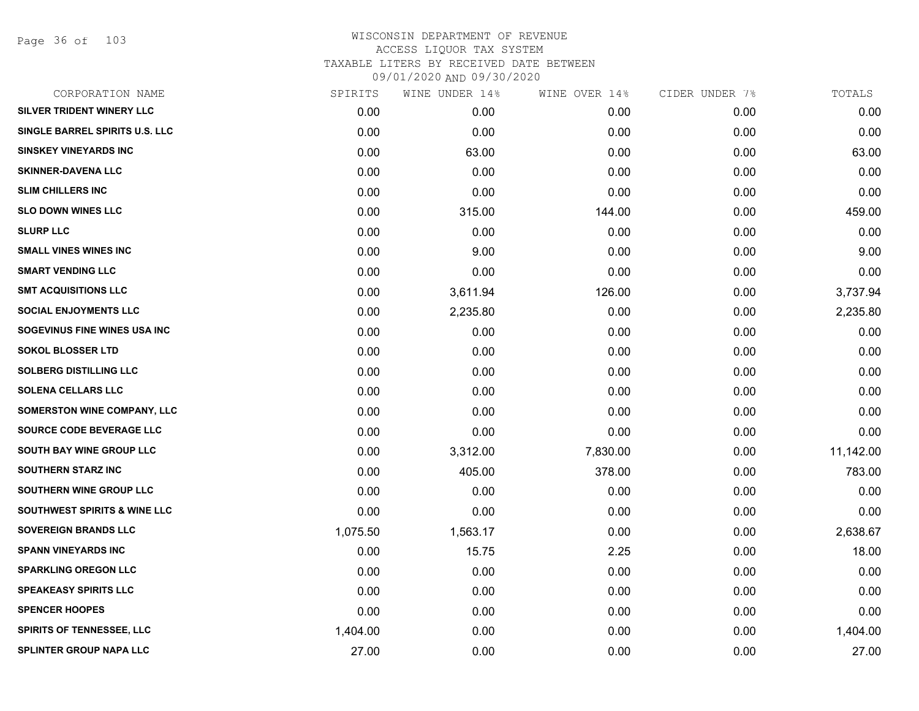# WISCONSIN DEPARTMENT OF REVENUE
ACCESS LIQUOR TAX SYSTEM
TAXABLE LITERS BY RECEIVED DATE BETWEEN
09/01/2020 AND 09/30/2020

| CORPORATION NAME | SPIRITS | WINE UNDER 14% | WINE OVER 14% | CIDER UNDER 7% | TOTALS |
|---|---|---|---|---|---|
| SILVER TRIDENT WINERY LLC | 0.00 | 0.00 | 0.00 | 0.00 | 0.00 |
| SINGLE BARREL SPIRITS U.S. LLC | 0.00 | 0.00 | 0.00 | 0.00 | 0.00 |
| SINSKEY VINEYARDS INC | 0.00 | 63.00 | 0.00 | 0.00 | 63.00 |
| SKINNER-DAVENA LLC | 0.00 | 0.00 | 0.00 | 0.00 | 0.00 |
| SLIM CHILLERS INC | 0.00 | 0.00 | 0.00 | 0.00 | 0.00 |
| SLO DOWN WINES LLC | 0.00 | 315.00 | 144.00 | 0.00 | 459.00 |
| SLURP LLC | 0.00 | 0.00 | 0.00 | 0.00 | 0.00 |
| SMALL VINES WINES INC | 0.00 | 9.00 | 0.00 | 0.00 | 9.00 |
| SMART VENDING LLC | 0.00 | 0.00 | 0.00 | 0.00 | 0.00 |
| SMT ACQUISITIONS LLC | 0.00 | 3,611.94 | 126.00 | 0.00 | 3,737.94 |
| SOCIAL ENJOYMENTS LLC | 0.00 | 2,235.80 | 0.00 | 0.00 | 2,235.80 |
| SOGEVINUS FINE WINES USA INC | 0.00 | 0.00 | 0.00 | 0.00 | 0.00 |
| SOKOL BLOSSER LTD | 0.00 | 0.00 | 0.00 | 0.00 | 0.00 |
| SOLBERG DISTILLING LLC | 0.00 | 0.00 | 0.00 | 0.00 | 0.00 |
| SOLENA CELLARS LLC | 0.00 | 0.00 | 0.00 | 0.00 | 0.00 |
| SOMERSTON WINE COMPANY, LLC | 0.00 | 0.00 | 0.00 | 0.00 | 0.00 |
| SOURCE CODE BEVERAGE LLC | 0.00 | 0.00 | 0.00 | 0.00 | 0.00 |
| SOUTH BAY WINE GROUP LLC | 0.00 | 3,312.00 | 7,830.00 | 0.00 | 11,142.00 |
| SOUTHERN STARZ INC | 0.00 | 405.00 | 378.00 | 0.00 | 783.00 |
| SOUTHERN WINE GROUP LLC | 0.00 | 0.00 | 0.00 | 0.00 | 0.00 |
| SOUTHWEST SPIRITS & WINE LLC | 0.00 | 0.00 | 0.00 | 0.00 | 0.00 |
| SOVEREIGN BRANDS LLC | 1,075.50 | 1,563.17 | 0.00 | 0.00 | 2,638.67 |
| SPANN VINEYARDS INC | 0.00 | 15.75 | 2.25 | 0.00 | 18.00 |
| SPARKLING OREGON LLC | 0.00 | 0.00 | 0.00 | 0.00 | 0.00 |
| SPEAKEASY SPIRITS LLC | 0.00 | 0.00 | 0.00 | 0.00 | 0.00 |
| SPENCER HOOPES | 0.00 | 0.00 | 0.00 | 0.00 | 0.00 |
| SPIRITS OF TENNESSEE, LLC | 1,404.00 | 0.00 | 0.00 | 0.00 | 1,404.00 |
| SPLINTER GROUP NAPA LLC | 27.00 | 0.00 | 0.00 | 0.00 | 27.00 |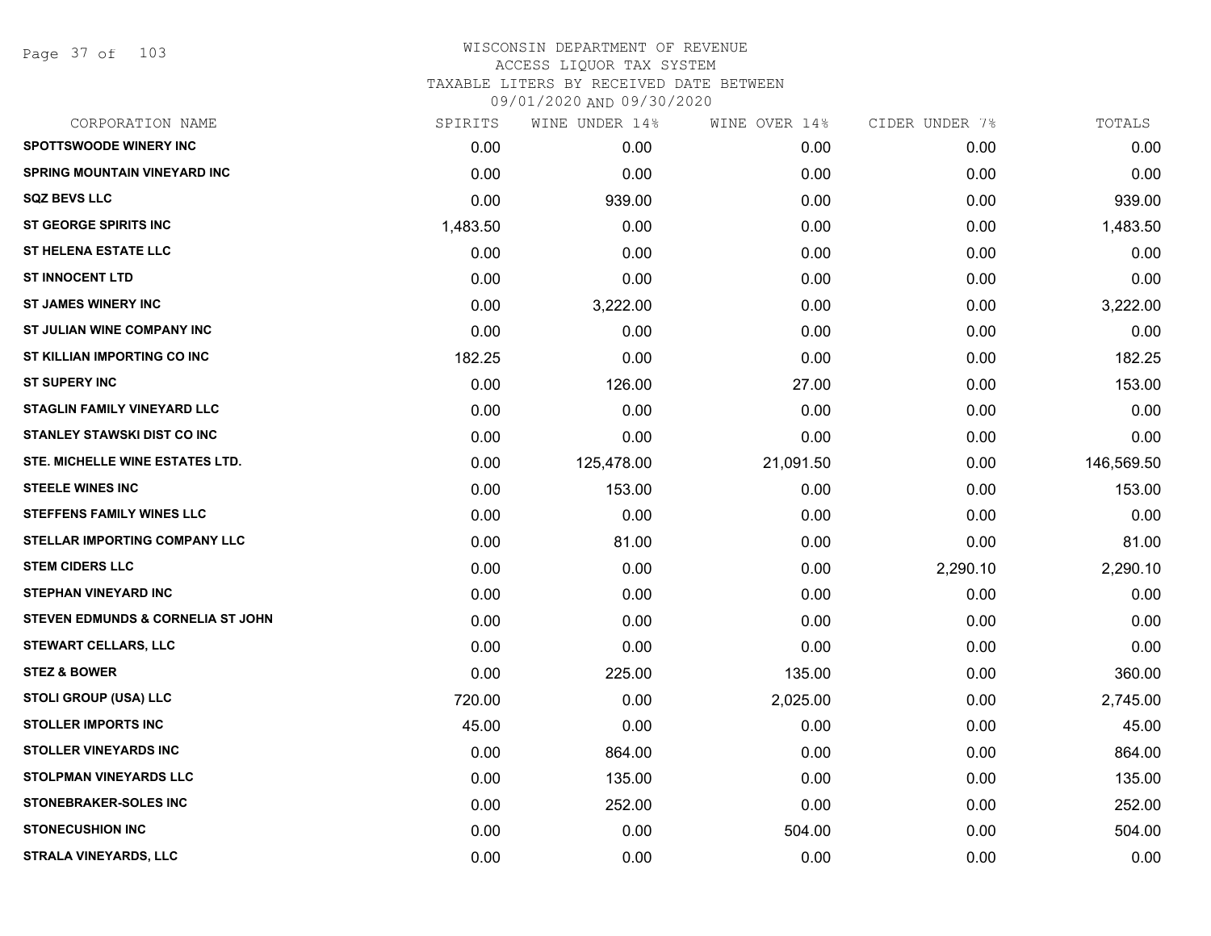# WISCONSIN DEPARTMENT OF REVENUE
## ACCESS LIQUOR TAX SYSTEM
### TAXABLE LITERS BY RECEIVED DATE BETWEEN 09/01/2020 AND 09/30/2020

| CORPORATION NAME | SPIRITS | WINE UNDER 14% | WINE OVER 14% | CIDER UNDER 7% | TOTALS |
|---|---|---|---|---|---|
| SPOTTSWOODE WINERY INC | 0.00 | 0.00 | 0.00 | 0.00 | 0.00 |
| SPRING MOUNTAIN VINEYARD INC | 0.00 | 0.00 | 0.00 | 0.00 | 0.00 |
| SQZ BEVS LLC | 0.00 | 939.00 | 0.00 | 0.00 | 939.00 |
| ST GEORGE SPIRITS INC | 1,483.50 | 0.00 | 0.00 | 0.00 | 1,483.50 |
| ST HELENA ESTATE LLC | 0.00 | 0.00 | 0.00 | 0.00 | 0.00 |
| ST INNOCENT LTD | 0.00 | 0.00 | 0.00 | 0.00 | 0.00 |
| ST JAMES WINERY INC | 0.00 | 3,222.00 | 0.00 | 0.00 | 3,222.00 |
| ST JULIAN WINE COMPANY INC | 0.00 | 0.00 | 0.00 | 0.00 | 0.00 |
| ST KILLIAN IMPORTING CO INC | 182.25 | 0.00 | 0.00 | 0.00 | 182.25 |
| ST SUPERY INC | 0.00 | 126.00 | 27.00 | 0.00 | 153.00 |
| STAGLIN FAMILY VINEYARD LLC | 0.00 | 0.00 | 0.00 | 0.00 | 0.00 |
| STANLEY STAWSKI DIST CO INC | 0.00 | 0.00 | 0.00 | 0.00 | 0.00 |
| STE. MICHELLE WINE ESTATES LTD. | 0.00 | 125,478.00 | 21,091.50 | 0.00 | 146,569.50 |
| STEELE WINES INC | 0.00 | 153.00 | 0.00 | 0.00 | 153.00 |
| STEFFENS FAMILY WINES LLC | 0.00 | 0.00 | 0.00 | 0.00 | 0.00 |
| STELLAR IMPORTING COMPANY LLC | 0.00 | 81.00 | 0.00 | 0.00 | 81.00 |
| STEM CIDERS LLC | 0.00 | 0.00 | 0.00 | 2,290.10 | 2,290.10 |
| STEPHAN VINEYARD INC | 0.00 | 0.00 | 0.00 | 0.00 | 0.00 |
| STEVEN EDMUNDS & CORNELIA ST JOHN | 0.00 | 0.00 | 0.00 | 0.00 | 0.00 |
| STEWART CELLARS, LLC | 0.00 | 0.00 | 0.00 | 0.00 | 0.00 |
| STEZ & BOWER | 0.00 | 225.00 | 135.00 | 0.00 | 360.00 |
| STOLI GROUP (USA) LLC | 720.00 | 0.00 | 2,025.00 | 0.00 | 2,745.00 |
| STOLLER IMPORTS INC | 45.00 | 0.00 | 0.00 | 0.00 | 45.00 |
| STOLLER VINEYARDS INC | 0.00 | 864.00 | 0.00 | 0.00 | 864.00 |
| STOLPMAN VINEYARDS LLC | 0.00 | 135.00 | 0.00 | 0.00 | 135.00 |
| STONEBRAKER-SOLES INC | 0.00 | 252.00 | 0.00 | 0.00 | 252.00 |
| STONECUSHION INC | 0.00 | 0.00 | 504.00 | 0.00 | 504.00 |
| STRALA VINEYARDS, LLC | 0.00 | 0.00 | 0.00 | 0.00 | 0.00 |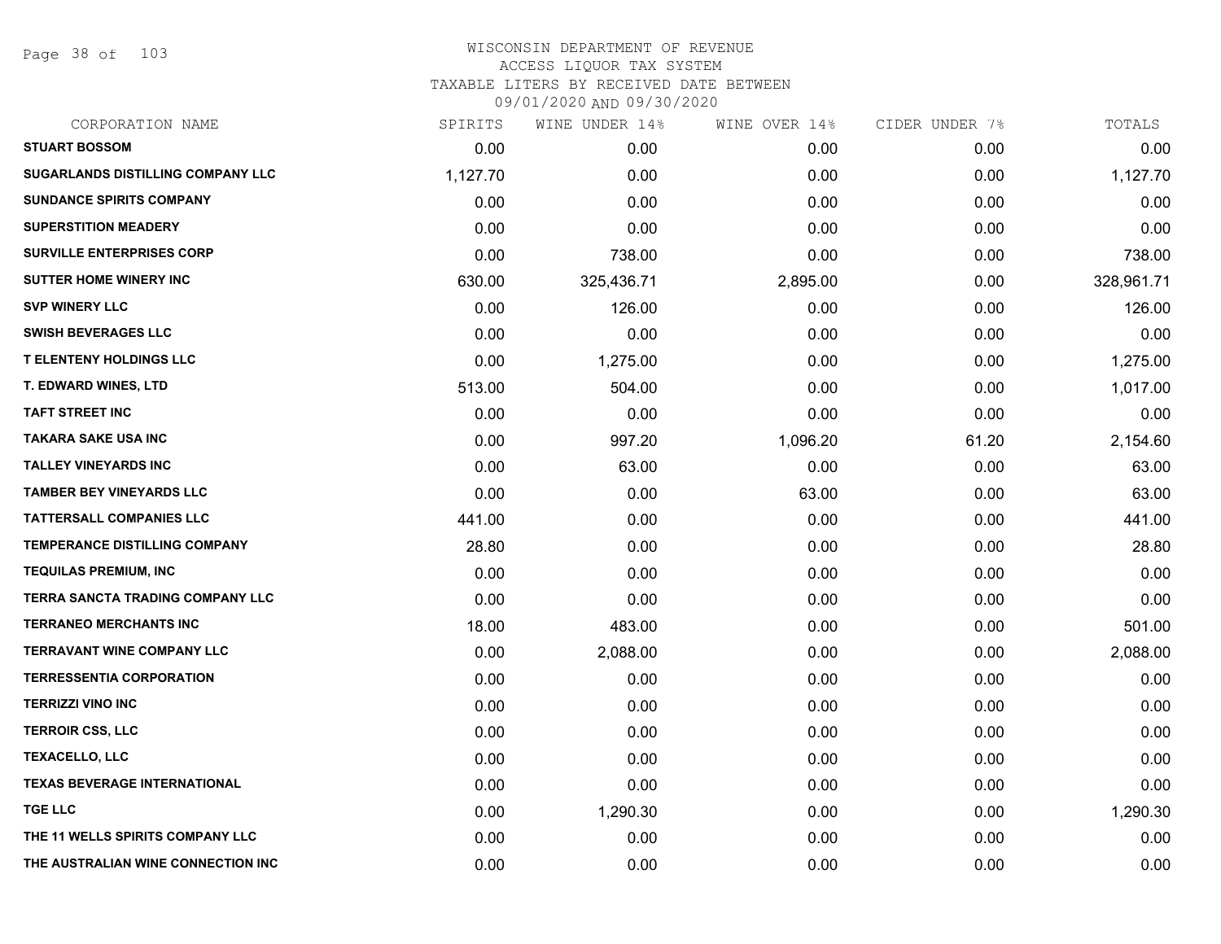# WISCONSIN DEPARTMENT OF REVENUE
## ACCESS LIQUOR TAX SYSTEM
### TAXABLE LITERS BY RECEIVED DATE BETWEEN 09/01/2020 AND 09/30/2020

| CORPORATION NAME | SPIRITS | WINE UNDER 14% | WINE OVER 14% | CIDER UNDER 7% | TOTALS |
|---|---|---|---|---|---|
| STUART BOSSOM | 0.00 | 0.00 | 0.00 | 0.00 | 0.00 |
| SUGARLANDS DISTILLING COMPANY LLC | 1,127.70 | 0.00 | 0.00 | 0.00 | 1,127.70 |
| SUNDANCE SPIRITS COMPANY | 0.00 | 0.00 | 0.00 | 0.00 | 0.00 |
| SUPERSTITION MEADERY | 0.00 | 0.00 | 0.00 | 0.00 | 0.00 |
| SURVILLE ENTERPRISES CORP | 0.00 | 738.00 | 0.00 | 0.00 | 738.00 |
| SUTTER HOME WINERY INC | 630.00 | 325,436.71 | 2,895.00 | 0.00 | 328,961.71 |
| SVP WINERY LLC | 0.00 | 126.00 | 0.00 | 0.00 | 126.00 |
| SWISH BEVERAGES LLC | 0.00 | 0.00 | 0.00 | 0.00 | 0.00 |
| T ELENTENY HOLDINGS LLC | 0.00 | 1,275.00 | 0.00 | 0.00 | 1,275.00 |
| T. EDWARD WINES, LTD | 513.00 | 504.00 | 0.00 | 0.00 | 1,017.00 |
| TAFT STREET INC | 0.00 | 0.00 | 0.00 | 0.00 | 0.00 |
| TAKARA SAKE USA INC | 0.00 | 997.20 | 1,096.20 | 61.20 | 2,154.60 |
| TALLEY VINEYARDS INC | 0.00 | 63.00 | 0.00 | 0.00 | 63.00 |
| TAMBER BEY VINEYARDS LLC | 0.00 | 0.00 | 63.00 | 0.00 | 63.00 |
| TATTERSALL COMPANIES LLC | 441.00 | 0.00 | 0.00 | 0.00 | 441.00 |
| TEMPERANCE DISTILLING COMPANY | 28.80 | 0.00 | 0.00 | 0.00 | 28.80 |
| TEQUILAS PREMIUM, INC | 0.00 | 0.00 | 0.00 | 0.00 | 0.00 |
| TERRA SANCTA TRADING COMPANY LLC | 0.00 | 0.00 | 0.00 | 0.00 | 0.00 |
| TERRANEO MERCHANTS INC | 18.00 | 483.00 | 0.00 | 0.00 | 501.00 |
| TERRAVANT WINE COMPANY LLC | 0.00 | 2,088.00 | 0.00 | 0.00 | 2,088.00 |
| TERRESSENTIA CORPORATION | 0.00 | 0.00 | 0.00 | 0.00 | 0.00 |
| TERRIZZI VINO INC | 0.00 | 0.00 | 0.00 | 0.00 | 0.00 |
| TERROIR CSS, LLC | 0.00 | 0.00 | 0.00 | 0.00 | 0.00 |
| TEXACELLO, LLC | 0.00 | 0.00 | 0.00 | 0.00 | 0.00 |
| TEXAS BEVERAGE INTERNATIONAL | 0.00 | 0.00 | 0.00 | 0.00 | 0.00 |
| TGE LLC | 0.00 | 1,290.30 | 0.00 | 0.00 | 1,290.30 |
| THE 11 WELLS SPIRITS COMPANY LLC | 0.00 | 0.00 | 0.00 | 0.00 | 0.00 |
| THE AUSTRALIAN WINE CONNECTION INC | 0.00 | 0.00 | 0.00 | 0.00 | 0.00 |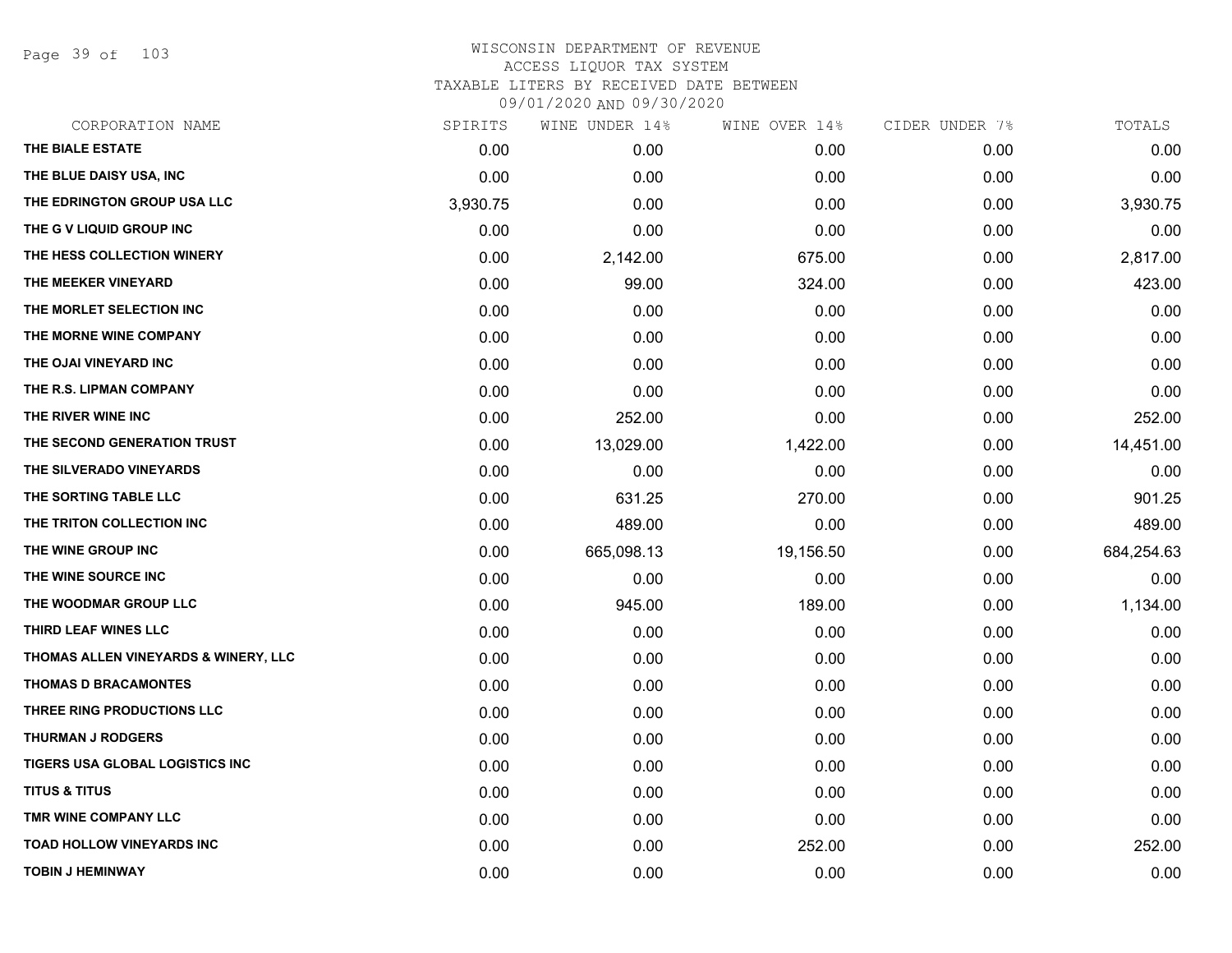# WISCONSIN DEPARTMENT OF REVENUE
## ACCESS LIQUOR TAX SYSTEM
### TAXABLE LITERS BY RECEIVED DATE BETWEEN 09/01/2020 AND 09/30/2020

| CORPORATION NAME | SPIRITS | WINE UNDER 14% | WINE OVER 14% | CIDER UNDER 7% | TOTALS |
|---|---|---|---|---|---|
| THE BIALE ESTATE | 0.00 | 0.00 | 0.00 | 0.00 | 0.00 |
| THE BLUE DAISY USA, INC | 0.00 | 0.00 | 0.00 | 0.00 | 0.00 |
| THE EDRINGTON GROUP USA LLC | 3,930.75 | 0.00 | 0.00 | 0.00 | 3,930.75 |
| THE G V LIQUID GROUP INC | 0.00 | 0.00 | 0.00 | 0.00 | 0.00 |
| THE HESS COLLECTION WINERY | 0.00 | 2,142.00 | 675.00 | 0.00 | 2,817.00 |
| THE MEEKER VINEYARD | 0.00 | 99.00 | 324.00 | 0.00 | 423.00 |
| THE MORLET SELECTION INC | 0.00 | 0.00 | 0.00 | 0.00 | 0.00 |
| THE MORNE WINE COMPANY | 0.00 | 0.00 | 0.00 | 0.00 | 0.00 |
| THE OJAI VINEYARD INC | 0.00 | 0.00 | 0.00 | 0.00 | 0.00 |
| THE R.S. LIPMAN COMPANY | 0.00 | 0.00 | 0.00 | 0.00 | 0.00 |
| THE RIVER WINE INC | 0.00 | 252.00 | 0.00 | 0.00 | 252.00 |
| THE SECOND GENERATION TRUST | 0.00 | 13,029.00 | 1,422.00 | 0.00 | 14,451.00 |
| THE SILVERADO VINEYARDS | 0.00 | 0.00 | 0.00 | 0.00 | 0.00 |
| THE SORTING TABLE LLC | 0.00 | 631.25 | 270.00 | 0.00 | 901.25 |
| THE TRITON COLLECTION INC | 0.00 | 489.00 | 0.00 | 0.00 | 489.00 |
| THE WINE GROUP INC | 0.00 | 665,098.13 | 19,156.50 | 0.00 | 684,254.63 |
| THE WINE SOURCE INC | 0.00 | 0.00 | 0.00 | 0.00 | 0.00 |
| THE WOODMAR GROUP LLC | 0.00 | 945.00 | 189.00 | 0.00 | 1,134.00 |
| THIRD LEAF WINES LLC | 0.00 | 0.00 | 0.00 | 0.00 | 0.00 |
| THOMAS ALLEN VINEYARDS & WINERY, LLC | 0.00 | 0.00 | 0.00 | 0.00 | 0.00 |
| THOMAS D BRACAMONTES | 0.00 | 0.00 | 0.00 | 0.00 | 0.00 |
| THREE RING PRODUCTIONS LLC | 0.00 | 0.00 | 0.00 | 0.00 | 0.00 |
| THURMAN J RODGERS | 0.00 | 0.00 | 0.00 | 0.00 | 0.00 |
| TIGERS USA GLOBAL LOGISTICS INC | 0.00 | 0.00 | 0.00 | 0.00 | 0.00 |
| TITUS & TITUS | 0.00 | 0.00 | 0.00 | 0.00 | 0.00 |
| TMR WINE COMPANY LLC | 0.00 | 0.00 | 0.00 | 0.00 | 0.00 |
| TOAD HOLLOW VINEYARDS INC | 0.00 | 0.00 | 252.00 | 0.00 | 252.00 |
| TOBIN J HEMINWAY | 0.00 | 0.00 | 0.00 | 0.00 | 0.00 |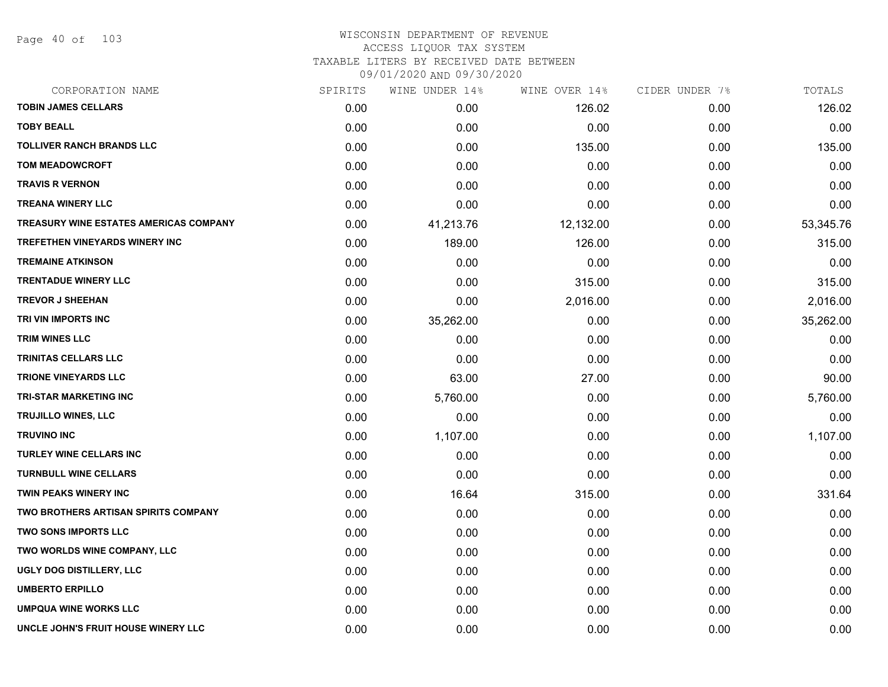# WISCONSIN DEPARTMENT OF REVENUE
## ACCESS LIQUOR TAX SYSTEM
### TAXABLE LITERS BY RECEIVED DATE BETWEEN 09/01/2020 AND 09/30/2020

| CORPORATION NAME | SPIRITS | WINE UNDER 14% | WINE OVER 14% | CIDER UNDER 7% | TOTALS |
|---|---|---|---|---|---|
| TOBIN JAMES CELLARS | 0.00 | 0.00 | 126.02 | 0.00 | 126.02 |
| TOBY BEALL | 0.00 | 0.00 | 0.00 | 0.00 | 0.00 |
| TOLLIVER RANCH BRANDS LLC | 0.00 | 0.00 | 135.00 | 0.00 | 135.00 |
| TOM MEADOWCROFT | 0.00 | 0.00 | 0.00 | 0.00 | 0.00 |
| TRAVIS R VERNON | 0.00 | 0.00 | 0.00 | 0.00 | 0.00 |
| TREANA WINERY LLC | 0.00 | 0.00 | 0.00 | 0.00 | 0.00 |
| TREASURY WINE ESTATES AMERICAS COMPANY | 0.00 | 41,213.76 | 12,132.00 | 0.00 | 53,345.76 |
| TREFETHEN VINEYARDS WINERY INC | 0.00 | 189.00 | 126.00 | 0.00 | 315.00 |
| TREMAINE ATKINSON | 0.00 | 0.00 | 0.00 | 0.00 | 0.00 |
| TRENTADUE WINERY LLC | 0.00 | 0.00 | 315.00 | 0.00 | 315.00 |
| TREVOR J SHEEHAN | 0.00 | 0.00 | 2,016.00 | 0.00 | 2,016.00 |
| TRI VIN IMPORTS INC | 0.00 | 35,262.00 | 0.00 | 0.00 | 35,262.00 |
| TRIM WINES LLC | 0.00 | 0.00 | 0.00 | 0.00 | 0.00 |
| TRINITAS CELLARS LLC | 0.00 | 0.00 | 0.00 | 0.00 | 0.00 |
| TRIONE VINEYARDS LLC | 0.00 | 63.00 | 27.00 | 0.00 | 90.00 |
| TRI-STAR MARKETING INC | 0.00 | 5,760.00 | 0.00 | 0.00 | 5,760.00 |
| TRUJILLO WINES, LLC | 0.00 | 0.00 | 0.00 | 0.00 | 0.00 |
| TRUVINO INC | 0.00 | 1,107.00 | 0.00 | 0.00 | 1,107.00 |
| TURLEY WINE CELLARS INC | 0.00 | 0.00 | 0.00 | 0.00 | 0.00 |
| TURNBULL WINE CELLARS | 0.00 | 0.00 | 0.00 | 0.00 | 0.00 |
| TWIN PEAKS WINERY INC | 0.00 | 16.64 | 315.00 | 0.00 | 331.64 |
| TWO BROTHERS ARTISAN SPIRITS COMPANY | 0.00 | 0.00 | 0.00 | 0.00 | 0.00 |
| TWO SONS IMPORTS LLC | 0.00 | 0.00 | 0.00 | 0.00 | 0.00 |
| TWO WORLDS WINE COMPANY, LLC | 0.00 | 0.00 | 0.00 | 0.00 | 0.00 |
| UGLY DOG DISTILLERY, LLC | 0.00 | 0.00 | 0.00 | 0.00 | 0.00 |
| UMBERTO ERPILLO | 0.00 | 0.00 | 0.00 | 0.00 | 0.00 |
| UMPQUA WINE WORKS LLC | 0.00 | 0.00 | 0.00 | 0.00 | 0.00 |
| UNCLE JOHN'S FRUIT HOUSE WINERY LLC | 0.00 | 0.00 | 0.00 | 0.00 | 0.00 |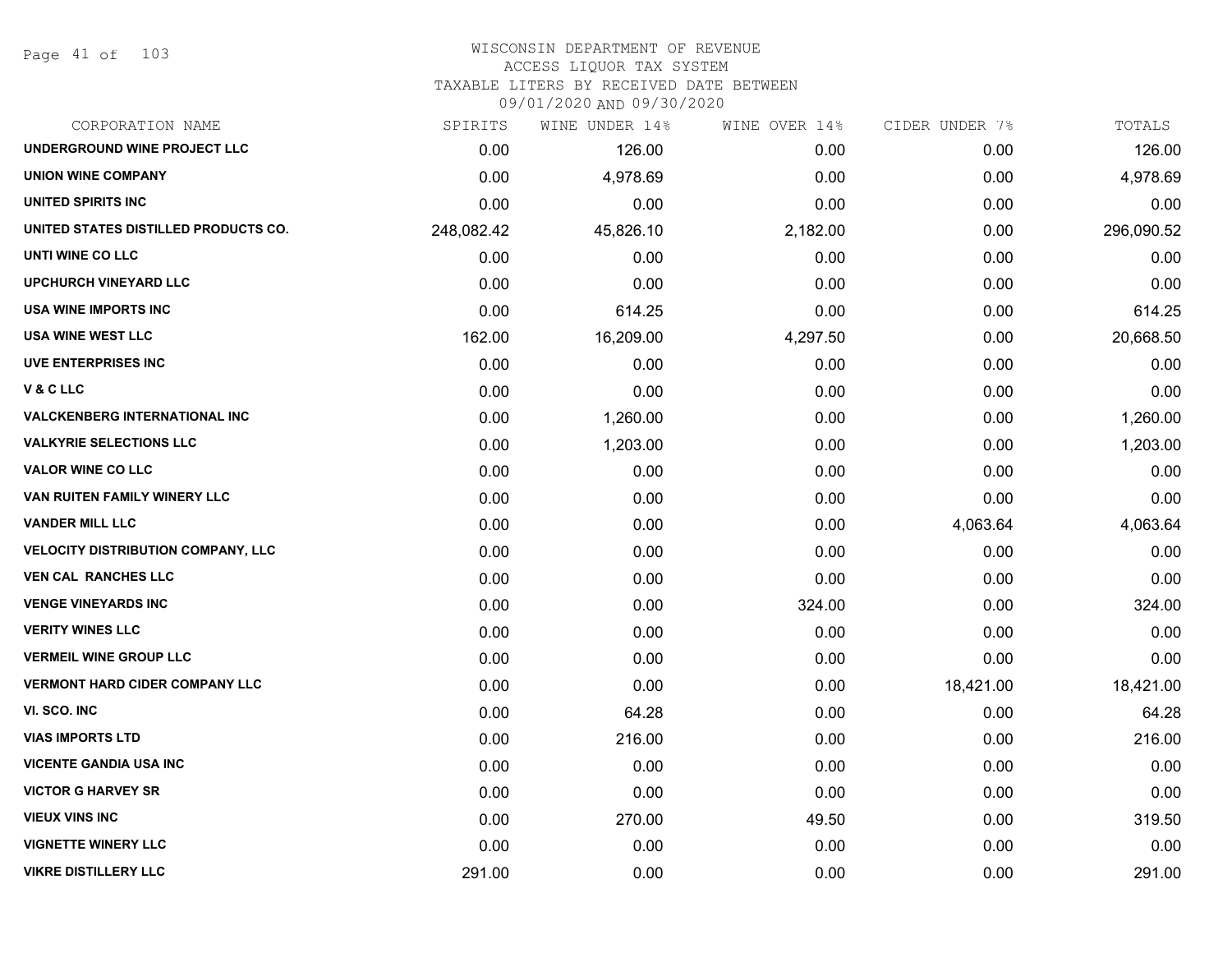# WISCONSIN DEPARTMENT OF REVENUE
## ACCESS LIQUOR TAX SYSTEM
### TAXABLE LITERS BY RECEIVED DATE BETWEEN 09/01/2020 AND 09/30/2020

| CORPORATION NAME | SPIRITS | WINE UNDER 14% | WINE OVER 14% | CIDER UNDER 7% | TOTALS |
|---|---|---|---|---|---|
| UNDERGROUND WINE PROJECT LLC | 0.00 | 126.00 | 0.00 | 0.00 | 126.00 |
| UNION WINE COMPANY | 0.00 | 4,978.69 | 0.00 | 0.00 | 4,978.69 |
| UNITED SPIRITS INC | 0.00 | 0.00 | 0.00 | 0.00 | 0.00 |
| UNITED STATES DISTILLED PRODUCTS CO. | 248,082.42 | 45,826.10 | 2,182.00 | 0.00 | 296,090.52 |
| UNTI WINE CO LLC | 0.00 | 0.00 | 0.00 | 0.00 | 0.00 |
| UPCHURCH VINEYARD LLC | 0.00 | 0.00 | 0.00 | 0.00 | 0.00 |
| USA WINE IMPORTS INC | 0.00 | 614.25 | 0.00 | 0.00 | 614.25 |
| USA WINE WEST LLC | 162.00 | 16,209.00 | 4,297.50 | 0.00 | 20,668.50 |
| UVE ENTERPRISES INC | 0.00 | 0.00 | 0.00 | 0.00 | 0.00 |
| V & C LLC | 0.00 | 0.00 | 0.00 | 0.00 | 0.00 |
| VALCKENBERG INTERNATIONAL INC | 0.00 | 1,260.00 | 0.00 | 0.00 | 1,260.00 |
| VALKYRIE SELECTIONS LLC | 0.00 | 1,203.00 | 0.00 | 0.00 | 1,203.00 |
| VALOR WINE CO LLC | 0.00 | 0.00 | 0.00 | 0.00 | 0.00 |
| VAN RUITEN FAMILY WINERY LLC | 0.00 | 0.00 | 0.00 | 0.00 | 0.00 |
| VANDER MILL LLC | 0.00 | 0.00 | 0.00 | 4,063.64 | 4,063.64 |
| VELOCITY DISTRIBUTION COMPANY, LLC | 0.00 | 0.00 | 0.00 | 0.00 | 0.00 |
| VEN CAL RANCHES LLC | 0.00 | 0.00 | 0.00 | 0.00 | 0.00 |
| VENGE VINEYARDS INC | 0.00 | 0.00 | 324.00 | 0.00 | 324.00 |
| VERITY WINES LLC | 0.00 | 0.00 | 0.00 | 0.00 | 0.00 |
| VERMEIL WINE GROUP LLC | 0.00 | 0.00 | 0.00 | 0.00 | 0.00 |
| VERMONT HARD CIDER COMPANY LLC | 0.00 | 0.00 | 0.00 | 18,421.00 | 18,421.00 |
| VI. SCO. INC | 0.00 | 64.28 | 0.00 | 0.00 | 64.28 |
| VIAS IMPORTS LTD | 0.00 | 216.00 | 0.00 | 0.00 | 216.00 |
| VICENTE GANDIA USA INC | 0.00 | 0.00 | 0.00 | 0.00 | 0.00 |
| VICTOR G HARVEY SR | 0.00 | 0.00 | 0.00 | 0.00 | 0.00 |
| VIEUX VINS INC | 0.00 | 270.00 | 49.50 | 0.00 | 319.50 |
| VIGNETTE WINERY LLC | 0.00 | 0.00 | 0.00 | 0.00 | 0.00 |
| VIKRE DISTILLERY LLC | 291.00 | 0.00 | 0.00 | 0.00 | 291.00 |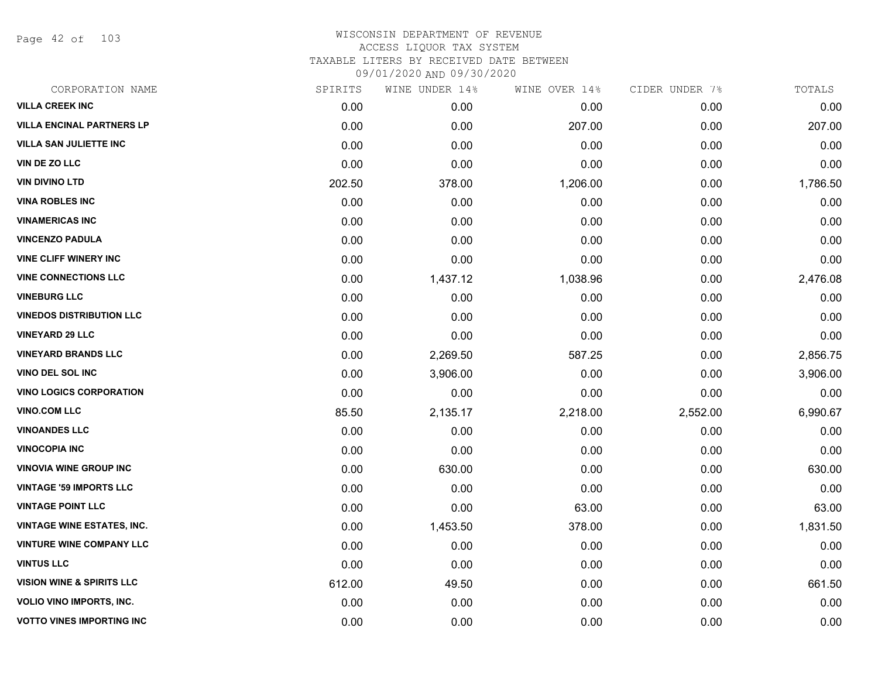# WISCONSIN DEPARTMENT OF REVENUE
## ACCESS LIQUOR TAX SYSTEM
### TAXABLE LITERS BY RECEIVED DATE BETWEEN 09/01/2020 AND 09/30/2020

| CORPORATION NAME | SPIRITS | WINE UNDER 14% | WINE OVER 14% | CIDER UNDER 7% | TOTALS |
|---|---|---|---|---|---|
| VILLA CREEK INC | 0.00 | 0.00 | 0.00 | 0.00 | 0.00 |
| VILLA ENCINAL PARTNERS LP | 0.00 | 0.00 | 207.00 | 0.00 | 207.00 |
| VILLA SAN JULIETTE INC | 0.00 | 0.00 | 0.00 | 0.00 | 0.00 |
| VIN DE ZO LLC | 0.00 | 0.00 | 0.00 | 0.00 | 0.00 |
| VIN DIVINO LTD | 202.50 | 378.00 | 1,206.00 | 0.00 | 1,786.50 |
| VINA ROBLES INC | 0.00 | 0.00 | 0.00 | 0.00 | 0.00 |
| VINAMERICAS INC | 0.00 | 0.00 | 0.00 | 0.00 | 0.00 |
| VINCENZO PADULA | 0.00 | 0.00 | 0.00 | 0.00 | 0.00 |
| VINE CLIFF WINERY INC | 0.00 | 0.00 | 0.00 | 0.00 | 0.00 |
| VINE CONNECTIONS LLC | 0.00 | 1,437.12 | 1,038.96 | 0.00 | 2,476.08 |
| VINEBURG LLC | 0.00 | 0.00 | 0.00 | 0.00 | 0.00 |
| VINEDOS DISTRIBUTION LLC | 0.00 | 0.00 | 0.00 | 0.00 | 0.00 |
| VINEYARD 29 LLC | 0.00 | 0.00 | 0.00 | 0.00 | 0.00 |
| VINEYARD BRANDS LLC | 0.00 | 2,269.50 | 587.25 | 0.00 | 2,856.75 |
| VINO DEL SOL INC | 0.00 | 3,906.00 | 0.00 | 0.00 | 3,906.00 |
| VINO LOGICS CORPORATION | 0.00 | 0.00 | 0.00 | 0.00 | 0.00 |
| VINO.COM LLC | 85.50 | 2,135.17 | 2,218.00 | 2,552.00 | 6,990.67 |
| VINOANDES LLC | 0.00 | 0.00 | 0.00 | 0.00 | 0.00 |
| VINOCOPIA INC | 0.00 | 0.00 | 0.00 | 0.00 | 0.00 |
| VINOVIA WINE GROUP INC | 0.00 | 630.00 | 0.00 | 0.00 | 630.00 |
| VINTAGE '59 IMPORTS LLC | 0.00 | 0.00 | 0.00 | 0.00 | 0.00 |
| VINTAGE POINT LLC | 0.00 | 0.00 | 63.00 | 0.00 | 63.00 |
| VINTAGE WINE ESTATES, INC. | 0.00 | 1,453.50 | 378.00 | 0.00 | 1,831.50 |
| VINTURE WINE COMPANY LLC | 0.00 | 0.00 | 0.00 | 0.00 | 0.00 |
| VINTUS LLC | 0.00 | 0.00 | 0.00 | 0.00 | 0.00 |
| VISION WINE & SPIRITS LLC | 612.00 | 49.50 | 0.00 | 0.00 | 661.50 |
| VOLIO VINO IMPORTS, INC. | 0.00 | 0.00 | 0.00 | 0.00 | 0.00 |
| VOTTO VINES IMPORTING INC | 0.00 | 0.00 | 0.00 | 0.00 | 0.00 |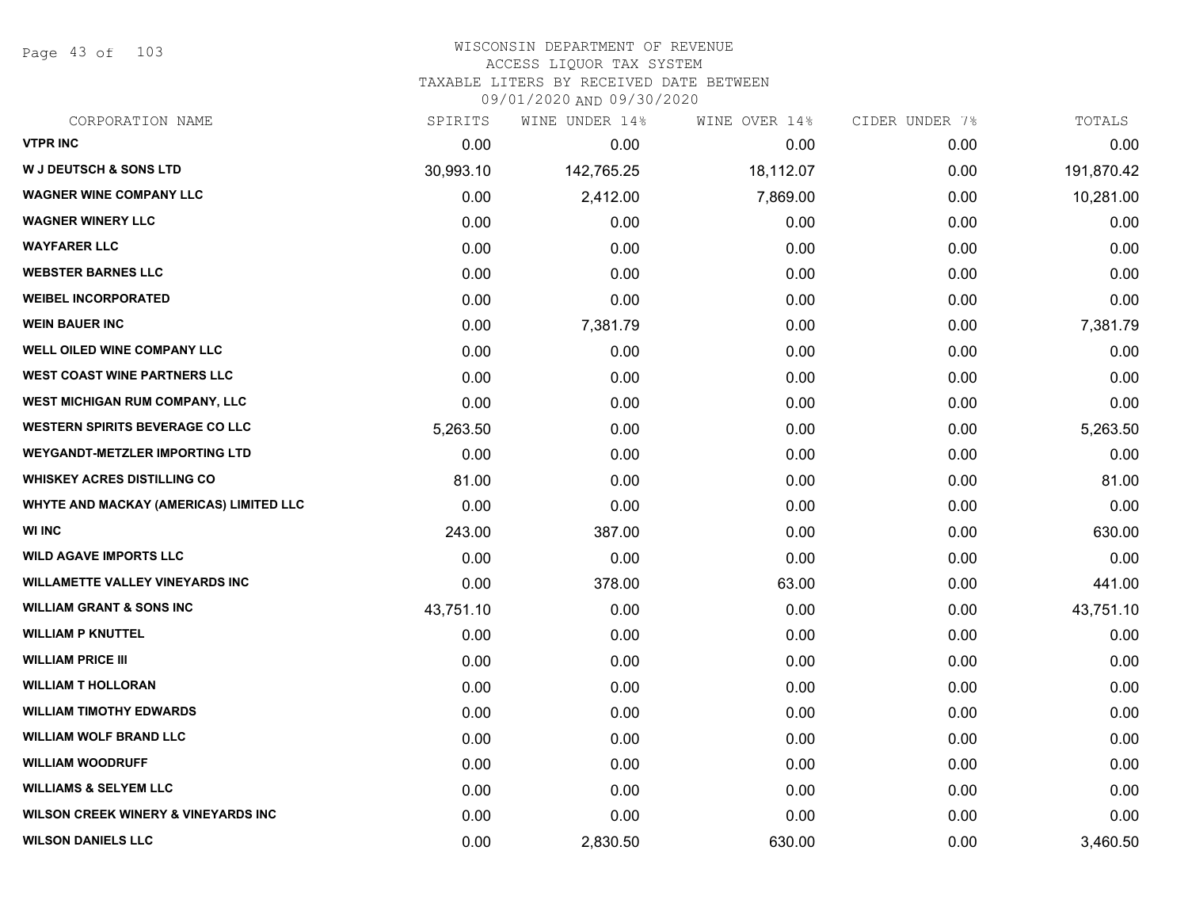# WISCONSIN DEPARTMENT OF REVENUE
## ACCESS LIQUOR TAX SYSTEM
### TAXABLE LITERS BY RECEIVED DATE BETWEEN 09/01/2020 AND 09/30/2020

| CORPORATION NAME | SPIRITS | WINE UNDER 14% | WINE OVER 14% | CIDER UNDER 7% | TOTALS |
|---|---|---|---|---|---|
| **VTPR INC** | 0.00 | 0.00 | 0.00 | 0.00 | 0.00 |
| **W J DEUTSCH & SONS LTD** | 30,993.10 | 142,765.25 | 18,112.07 | 0.00 | 191,870.42 |
| **WAGNER WINE COMPANY LLC** | 0.00 | 2,412.00 | 7,869.00 | 0.00 | 10,281.00 |
| **WAGNER WINERY LLC** | 0.00 | 0.00 | 0.00 | 0.00 | 0.00 |
| **WAYFARER LLC** | 0.00 | 0.00 | 0.00 | 0.00 | 0.00 |
| **WEBSTER BARNES LLC** | 0.00 | 0.00 | 0.00 | 0.00 | 0.00 |
| **WEIBEL INCORPORATED** | 0.00 | 0.00 | 0.00 | 0.00 | 0.00 |
| **WEIN BAUER INC** | 0.00 | 7,381.79 | 0.00 | 0.00 | 7,381.79 |
| **WELL OILED WINE COMPANY LLC** | 0.00 | 0.00 | 0.00 | 0.00 | 0.00 |
| **WEST COAST WINE PARTNERS LLC** | 0.00 | 0.00 | 0.00 | 0.00 | 0.00 |
| **WEST MICHIGAN RUM COMPANY, LLC** | 0.00 | 0.00 | 0.00 | 0.00 | 0.00 |
| **WESTERN SPIRITS BEVERAGE CO LLC** | 5,263.50 | 0.00 | 0.00 | 0.00 | 5,263.50 |
| **WEYGANDT-METZLER IMPORTING LTD** | 0.00 | 0.00 | 0.00 | 0.00 | 0.00 |
| **WHISKEY ACRES DISTILLING CO** | 81.00 | 0.00 | 0.00 | 0.00 | 81.00 |
| **WHYTE AND MACKAY (AMERICAS) LIMITED LLC** | 0.00 | 0.00 | 0.00 | 0.00 | 0.00 |
| **WI INC** | 243.00 | 387.00 | 0.00 | 0.00 | 630.00 |
| **WILD AGAVE IMPORTS LLC** | 0.00 | 0.00 | 0.00 | 0.00 | 0.00 |
| **WILLAMETTE VALLEY VINEYARDS INC** | 0.00 | 378.00 | 63.00 | 0.00 | 441.00 |
| **WILLIAM GRANT & SONS INC** | 43,751.10 | 0.00 | 0.00 | 0.00 | 43,751.10 |
| **WILLIAM P KNUTTEL** | 0.00 | 0.00 | 0.00 | 0.00 | 0.00 |
| **WILLIAM PRICE III** | 0.00 | 0.00 | 0.00 | 0.00 | 0.00 |
| **WILLIAM T HOLLORAN** | 0.00 | 0.00 | 0.00 | 0.00 | 0.00 |
| **WILLIAM TIMOTHY EDWARDS** | 0.00 | 0.00 | 0.00 | 0.00 | 0.00 |
| **WILLIAM WOLF BRAND LLC** | 0.00 | 0.00 | 0.00 | 0.00 | 0.00 |
| **WILLIAM WOODRUFF** | 0.00 | 0.00 | 0.00 | 0.00 | 0.00 |
| **WILLIAMS & SELYEM LLC** | 0.00 | 0.00 | 0.00 | 0.00 | 0.00 |
| **WILSON CREEK WINERY & VINEYARDS INC** | 0.00 | 0.00 | 0.00 | 0.00 | 0.00 |
| **WILSON DANIELS LLC** | 0.00 | 2,830.50 | 630.00 | 0.00 | 3,460.50 |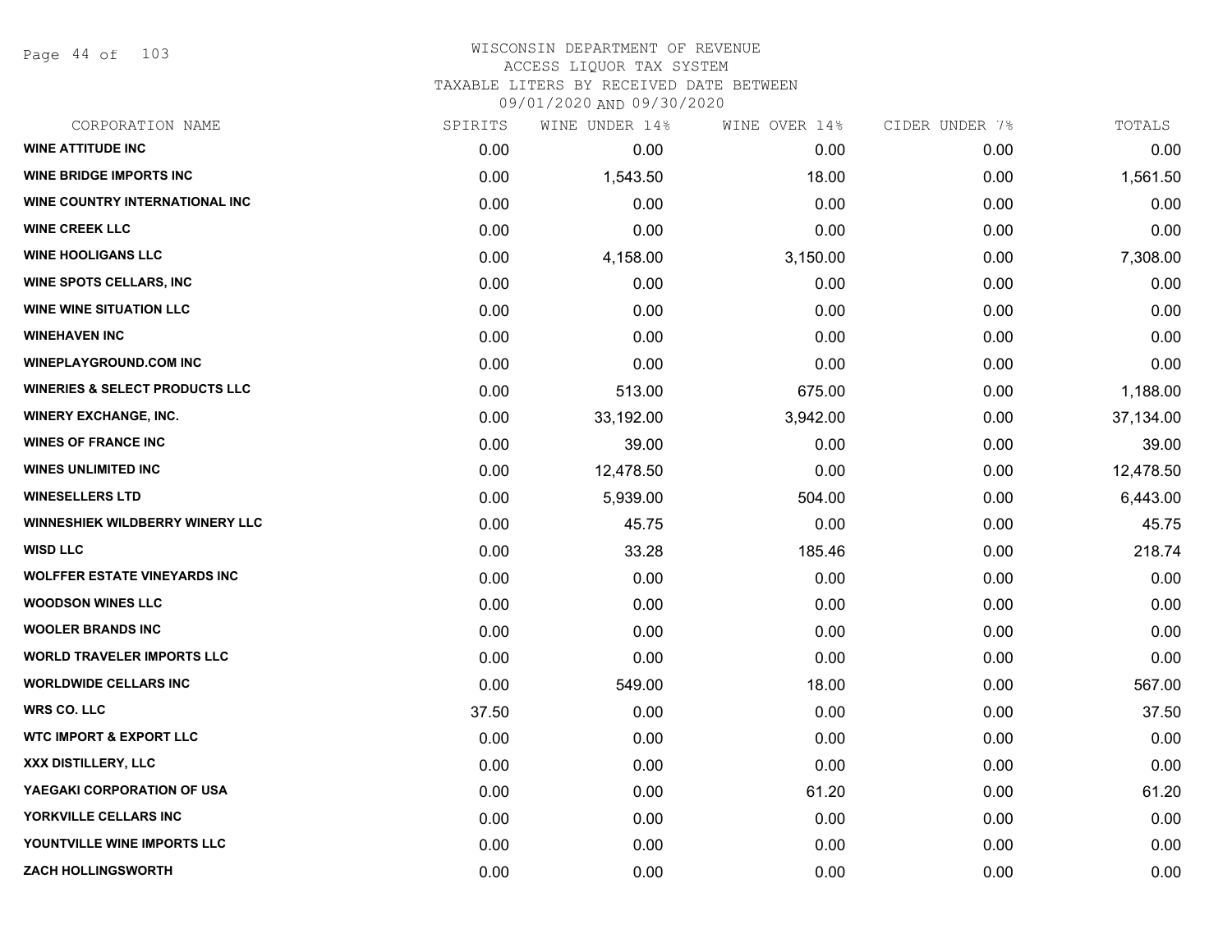# WISCONSIN DEPARTMENT OF REVENUE
ACCESS LIQUOR TAX SYSTEM
TAXABLE LITERS BY RECEIVED DATE BETWEEN
09/01/2020 AND 09/30/2020

| CORPORATION NAME | SPIRITS | WINE UNDER 14% | WINE OVER 14% | CIDER UNDER 7% | TOTALS |
|---|---|---|---|---|---|
| WINE ATTITUDE INC | 0.00 | 0.00 | 0.00 | 0.00 | 0.00 |
| WINE BRIDGE IMPORTS INC | 0.00 | 1,543.50 | 18.00 | 0.00 | 1,561.50 |
| WINE COUNTRY INTERNATIONAL INC | 0.00 | 0.00 | 0.00 | 0.00 | 0.00 |
| WINE CREEK LLC | 0.00 | 0.00 | 0.00 | 0.00 | 0.00 |
| WINE HOOLIGANS LLC | 0.00 | 4,158.00 | 3,150.00 | 0.00 | 7,308.00 |
| WINE SPOTS CELLARS, INC | 0.00 | 0.00 | 0.00 | 0.00 | 0.00 |
| WINE WINE SITUATION LLC | 0.00 | 0.00 | 0.00 | 0.00 | 0.00 |
| WINEHAVEN INC | 0.00 | 0.00 | 0.00 | 0.00 | 0.00 |
| WINEPLAYGROUND.COM INC | 0.00 | 0.00 | 0.00 | 0.00 | 0.00 |
| WINERIES & SELECT PRODUCTS LLC | 0.00 | 513.00 | 675.00 | 0.00 | 1,188.00 |
| WINERY EXCHANGE, INC. | 0.00 | 33,192.00 | 3,942.00 | 0.00 | 37,134.00 |
| WINES OF FRANCE INC | 0.00 | 39.00 | 0.00 | 0.00 | 39.00 |
| WINES UNLIMITED INC | 0.00 | 12,478.50 | 0.00 | 0.00 | 12,478.50 |
| WINESELLERS LTD | 0.00 | 5,939.00 | 504.00 | 0.00 | 6,443.00 |
| WINNESHIEK WILDBERRY WINERY LLC | 0.00 | 45.75 | 0.00 | 0.00 | 45.75 |
| WISD LLC | 0.00 | 33.28 | 185.46 | 0.00 | 218.74 |
| WOLFFER ESTATE VINEYARDS INC | 0.00 | 0.00 | 0.00 | 0.00 | 0.00 |
| WOODSON WINES LLC | 0.00 | 0.00 | 0.00 | 0.00 | 0.00 |
| WOOLER BRANDS INC | 0.00 | 0.00 | 0.00 | 0.00 | 0.00 |
| WORLD TRAVELER IMPORTS LLC | 0.00 | 0.00 | 0.00 | 0.00 | 0.00 |
| WORLDWIDE CELLARS INC | 0.00 | 549.00 | 18.00 | 0.00 | 567.00 |
| WRS CO. LLC | 37.50 | 0.00 | 0.00 | 0.00 | 37.50 |
| WTC IMPORT & EXPORT LLC | 0.00 | 0.00 | 0.00 | 0.00 | 0.00 |
| XXX DISTILLERY, LLC | 0.00 | 0.00 | 0.00 | 0.00 | 0.00 |
| YAEGAKI CORPORATION OF USA | 0.00 | 0.00 | 61.20 | 0.00 | 61.20 |
| YORKVILLE CELLARS INC | 0.00 | 0.00 | 0.00 | 0.00 | 0.00 |
| YOUNTVILLE WINE IMPORTS LLC | 0.00 | 0.00 | 0.00 | 0.00 | 0.00 |
| ZACH HOLLINGSWORTH | 0.00 | 0.00 | 0.00 | 0.00 | 0.00 |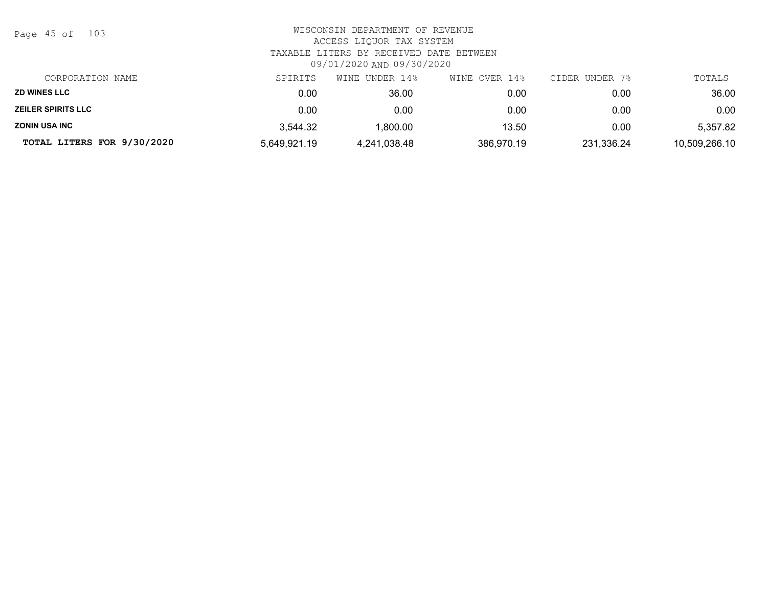WISCONSIN DEPARTMENT OF REVENUE
ACCESS LIQUOR TAX SYSTEM
TAXABLE LITERS BY RECEIVED DATE BETWEEN
09/01/2020 AND 09/30/2020

| CORPORATION NAME | SPIRITS | WINE UNDER 14% | WINE OVER 14% | CIDER UNDER 7% | TOTALS |
|---|---|---|---|---|---|
| **ZD WINES LLC** | 0.00 | 36.00 | 0.00 | 0.00 | 36.00 |
| **ZEILER SPIRITS LLC** | 0.00 | 0.00 | 0.00 | 0.00 | 0.00 |
| **ZONIN USA INC** | 3,544.32 | 1,800.00 | 13.50 | 0.00 | 5,357.82 |
| **TOTAL LITERS FOR 9/30/2020** | 5,649,921.19 | 4,241,038.48 | 386,970.19 | 231,336.24 | 10,509,266.10 |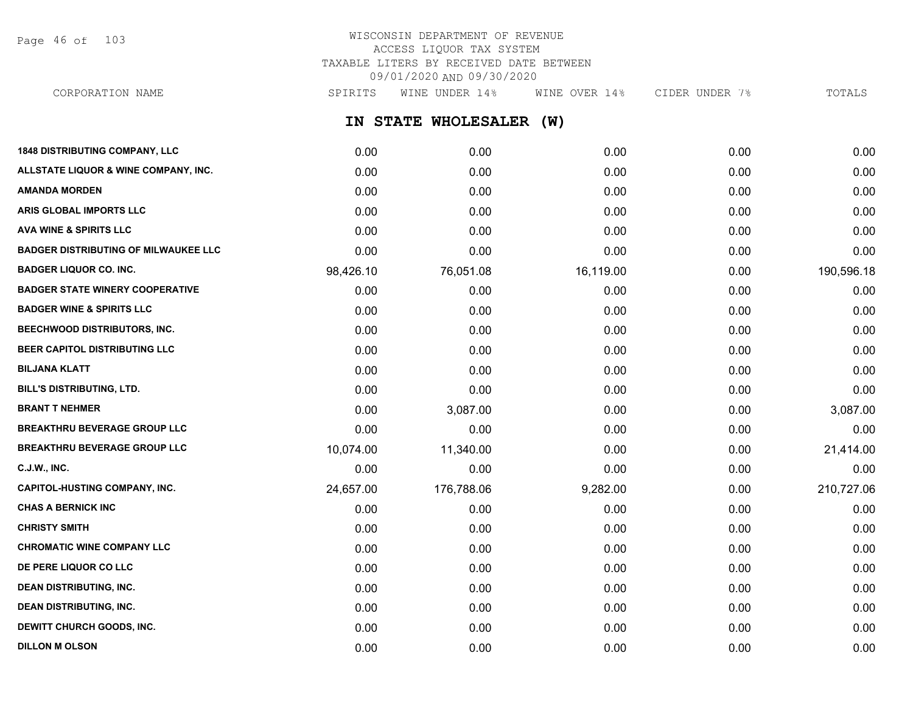# WISCONSIN DEPARTMENT OF REVENUE
ACCESS LIQUOR TAX SYSTEM
TAXABLE LITERS BY RECEIVED DATE BETWEEN
09/01/2020 AND 09/30/2020

## IN STATE WHOLESALER (W)

| CORPORATION NAME | SPIRITS | WINE UNDER 14% | WINE OVER 14% | CIDER UNDER 7% | TOTALS |
|---|---|---|---|---|---|
| 1848 DISTRIBUTING COMPANY, LLC | 0.00 | 0.00 | 0.00 | 0.00 | 0.00 |
| ALLSTATE LIQUOR & WINE COMPANY, INC. | 0.00 | 0.00 | 0.00 | 0.00 | 0.00 |
| AMANDA MORDEN | 0.00 | 0.00 | 0.00 | 0.00 | 0.00 |
| ARIS GLOBAL IMPORTS LLC | 0.00 | 0.00 | 0.00 | 0.00 | 0.00 |
| AVA WINE & SPIRITS LLC | 0.00 | 0.00 | 0.00 | 0.00 | 0.00 |
| BADGER DISTRIBUTING OF MILWAUKEE LLC | 0.00 | 0.00 | 0.00 | 0.00 | 0.00 |
| BADGER LIQUOR CO. INC. | 98,426.10 | 76,051.08 | 16,119.00 | 0.00 | 190,596.18 |
| BADGER STATE WINERY COOPERATIVE | 0.00 | 0.00 | 0.00 | 0.00 | 0.00 |
| BADGER WINE & SPIRITS LLC | 0.00 | 0.00 | 0.00 | 0.00 | 0.00 |
| BEECHWOOD DISTRIBUTORS, INC. | 0.00 | 0.00 | 0.00 | 0.00 | 0.00 |
| BEER CAPITOL DISTRIBUTING LLC | 0.00 | 0.00 | 0.00 | 0.00 | 0.00 |
| BILJANA KLATT | 0.00 | 0.00 | 0.00 | 0.00 | 0.00 |
| BILL'S DISTRIBUTING, LTD. | 0.00 | 0.00 | 0.00 | 0.00 | 0.00 |
| BRANT T NEHMER | 0.00 | 3,087.00 | 0.00 | 0.00 | 3,087.00 |
| BREAKTHRU BEVERAGE GROUP LLC | 0.00 | 0.00 | 0.00 | 0.00 | 0.00 |
| BREAKTHRU BEVERAGE GROUP LLC | 10,074.00 | 11,340.00 | 0.00 | 0.00 | 21,414.00 |
| C.J.W., INC. | 0.00 | 0.00 | 0.00 | 0.00 | 0.00 |
| CAPITOL-HUSTING COMPANY, INC. | 24,657.00 | 176,788.06 | 9,282.00 | 0.00 | 210,727.06 |
| CHAS A BERNICK INC | 0.00 | 0.00 | 0.00 | 0.00 | 0.00 |
| CHRISTY SMITH | 0.00 | 0.00 | 0.00 | 0.00 | 0.00 |
| CHROMATIC WINE COMPANY LLC | 0.00 | 0.00 | 0.00 | 0.00 | 0.00 |
| DE PERE LIQUOR CO LLC | 0.00 | 0.00 | 0.00 | 0.00 | 0.00 |
| DEAN DISTRIBUTING, INC. | 0.00 | 0.00 | 0.00 | 0.00 | 0.00 |
| DEAN DISTRIBUTING, INC. | 0.00 | 0.00 | 0.00 | 0.00 | 0.00 |
| DEWITT CHURCH GOODS, INC. | 0.00 | 0.00 | 0.00 | 0.00 | 0.00 |
| DILLON M OLSON | 0.00 | 0.00 | 0.00 | 0.00 | 0.00 |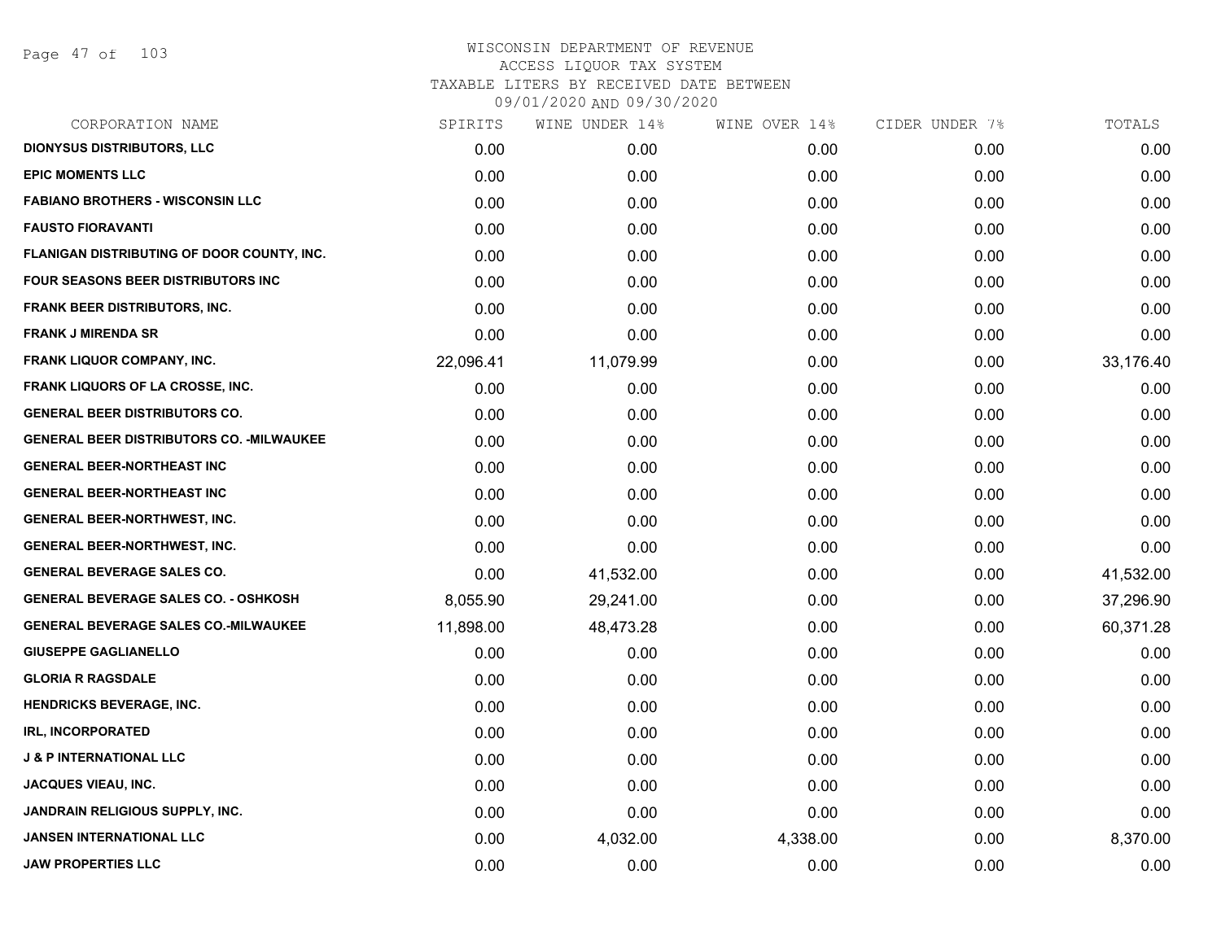# WISCONSIN DEPARTMENT OF REVENUE
## ACCESS LIQUOR TAX SYSTEM
### TAXABLE LITERS BY RECEIVED DATE BETWEEN 09/01/2020 AND 09/30/2020

| CORPORATION NAME | SPIRITS | WINE UNDER 14% | WINE OVER 14% | CIDER UNDER 7% | TOTALS |
|---|---|---|---|---|---|
| DIONYSUS DISTRIBUTORS, LLC | 0.00 | 0.00 | 0.00 | 0.00 | 0.00 |
| EPIC MOMENTS LLC | 0.00 | 0.00 | 0.00 | 0.00 | 0.00 |
| FABIANO BROTHERS - WISCONSIN LLC | 0.00 | 0.00 | 0.00 | 0.00 | 0.00 |
| FAUSTO FIORAVANTI | 0.00 | 0.00 | 0.00 | 0.00 | 0.00 |
| FLANIGAN DISTRIBUTING OF DOOR COUNTY, INC. | 0.00 | 0.00 | 0.00 | 0.00 | 0.00 |
| FOUR SEASONS BEER DISTRIBUTORS INC | 0.00 | 0.00 | 0.00 | 0.00 | 0.00 |
| FRANK BEER DISTRIBUTORS, INC. | 0.00 | 0.00 | 0.00 | 0.00 | 0.00 |
| FRANK J MIRENDA SR | 0.00 | 0.00 | 0.00 | 0.00 | 0.00 |
| FRANK LIQUOR COMPANY, INC. | 22,096.41 | 11,079.99 | 0.00 | 0.00 | 33,176.40 |
| FRANK LIQUORS OF LA CROSSE, INC. | 0.00 | 0.00 | 0.00 | 0.00 | 0.00 |
| GENERAL BEER DISTRIBUTORS CO. | 0.00 | 0.00 | 0.00 | 0.00 | 0.00 |
| GENERAL BEER DISTRIBUTORS CO. -MILWAUKEE | 0.00 | 0.00 | 0.00 | 0.00 | 0.00 |
| GENERAL BEER-NORTHEAST INC | 0.00 | 0.00 | 0.00 | 0.00 | 0.00 |
| GENERAL BEER-NORTHEAST INC | 0.00 | 0.00 | 0.00 | 0.00 | 0.00 |
| GENERAL BEER-NORTHWEST, INC. | 0.00 | 0.00 | 0.00 | 0.00 | 0.00 |
| GENERAL BEER-NORTHWEST, INC. | 0.00 | 0.00 | 0.00 | 0.00 | 0.00 |
| GENERAL BEVERAGE SALES CO. | 0.00 | 41,532.00 | 0.00 | 0.00 | 41,532.00 |
| GENERAL BEVERAGE SALES CO. - OSHKOSH | 8,055.90 | 29,241.00 | 0.00 | 0.00 | 37,296.90 |
| GENERAL BEVERAGE SALES CO.-MILWAUKEE | 11,898.00 | 48,473.28 | 0.00 | 0.00 | 60,371.28 |
| GIUSEPPE GAGLIANELLO | 0.00 | 0.00 | 0.00 | 0.00 | 0.00 |
| GLORIA R RAGSDALE | 0.00 | 0.00 | 0.00 | 0.00 | 0.00 |
| HENDRICKS BEVERAGE, INC. | 0.00 | 0.00 | 0.00 | 0.00 | 0.00 |
| IRL, INCORPORATED | 0.00 | 0.00 | 0.00 | 0.00 | 0.00 |
| J & P INTERNATIONAL LLC | 0.00 | 0.00 | 0.00 | 0.00 | 0.00 |
| JACQUES VIEAU, INC. | 0.00 | 0.00 | 0.00 | 0.00 | 0.00 |
| JANDRAIN RELIGIOUS SUPPLY, INC. | 0.00 | 0.00 | 0.00 | 0.00 | 0.00 |
| JANSEN INTERNATIONAL LLC | 0.00 | 4,032.00 | 4,338.00 | 0.00 | 8,370.00 |
| JAW PROPERTIES LLC | 0.00 | 0.00 | 0.00 | 0.00 | 0.00 |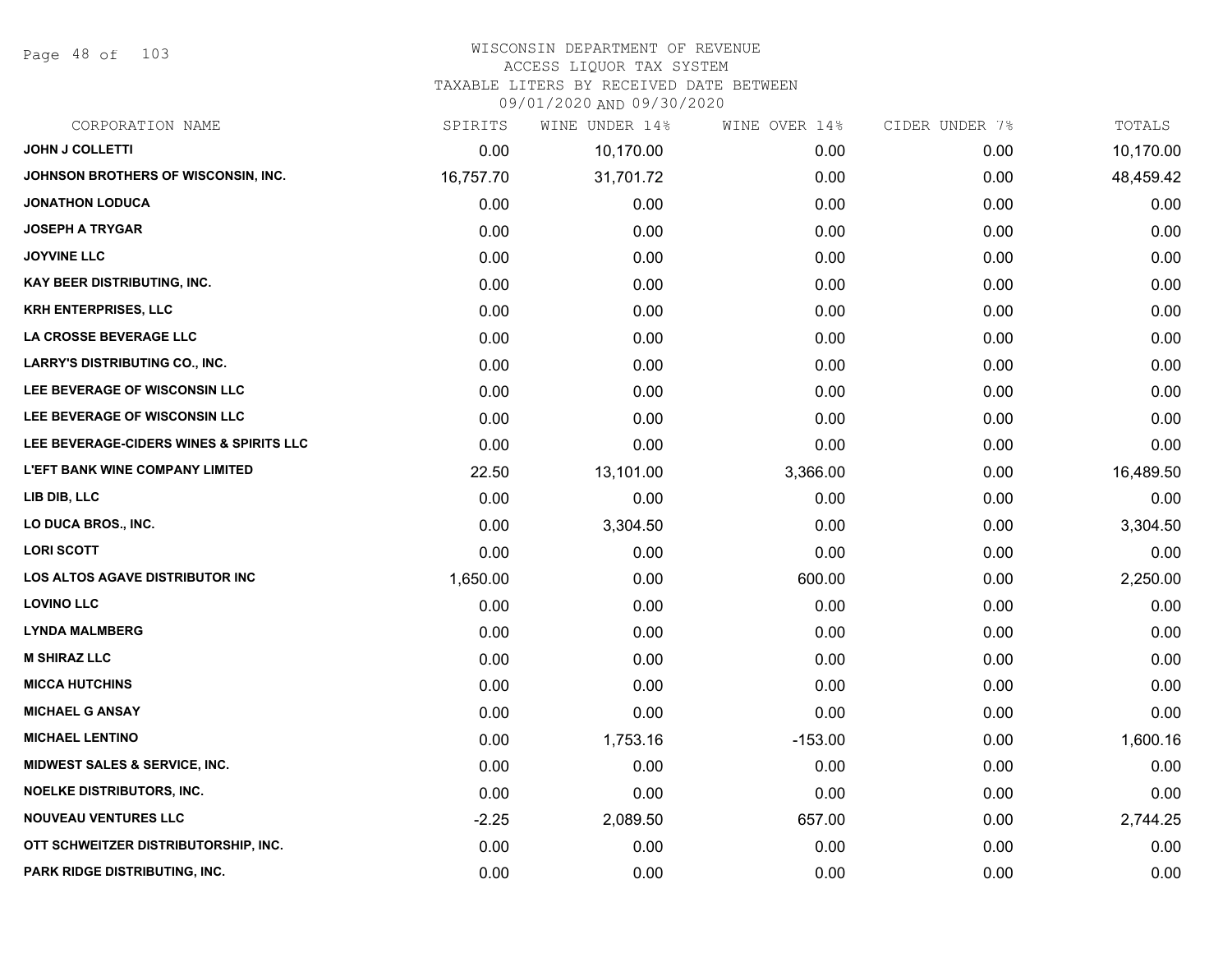# WISCONSIN DEPARTMENT OF REVENUE
## ACCESS LIQUOR TAX SYSTEM
## TAXABLE LITERS BY RECEIVED DATE BETWEEN 09/01/2020 AND 09/30/2020

| CORPORATION NAME | SPIRITS | WINE UNDER 14% | WINE OVER 14% | CIDER UNDER 7% | TOTALS |
|---|---|---|---|---|---|
| JOHN J COLLETTI | 0.00 | 10,170.00 | 0.00 | 0.00 | 10,170.00 |
| JOHNSON BROTHERS OF WISCONSIN, INC. | 16,757.70 | 31,701.72 | 0.00 | 0.00 | 48,459.42 |
| JONATHON LODUCA | 0.00 | 0.00 | 0.00 | 0.00 | 0.00 |
| JOSEPH A TRYGAR | 0.00 | 0.00 | 0.00 | 0.00 | 0.00 |
| JOYVINE LLC | 0.00 | 0.00 | 0.00 | 0.00 | 0.00 |
| KAY BEER DISTRIBUTING, INC. | 0.00 | 0.00 | 0.00 | 0.00 | 0.00 |
| KRH ENTERPRISES, LLC | 0.00 | 0.00 | 0.00 | 0.00 | 0.00 |
| LA CROSSE BEVERAGE LLC | 0.00 | 0.00 | 0.00 | 0.00 | 0.00 |
| LARRY'S DISTRIBUTING CO., INC. | 0.00 | 0.00 | 0.00 | 0.00 | 0.00 |
| LEE BEVERAGE OF WISCONSIN LLC | 0.00 | 0.00 | 0.00 | 0.00 | 0.00 |
| LEE BEVERAGE OF WISCONSIN LLC | 0.00 | 0.00 | 0.00 | 0.00 | 0.00 |
| LEE BEVERAGE-CIDERS WINES & SPIRITS LLC | 0.00 | 0.00 | 0.00 | 0.00 | 0.00 |
| L'EFT BANK WINE COMPANY LIMITED | 22.50 | 13,101.00 | 3,366.00 | 0.00 | 16,489.50 |
| LIB DIB, LLC | 0.00 | 0.00 | 0.00 | 0.00 | 0.00 |
| LO DUCA BROS., INC. | 0.00 | 3,304.50 | 0.00 | 0.00 | 3,304.50 |
| LORI SCOTT | 0.00 | 0.00 | 0.00 | 0.00 | 0.00 |
| LOS ALTOS AGAVE DISTRIBUTOR INC | 1,650.00 | 0.00 | 600.00 | 0.00 | 2,250.00 |
| LOVINO LLC | 0.00 | 0.00 | 0.00 | 0.00 | 0.00 |
| LYNDA MALMBERG | 0.00 | 0.00 | 0.00 | 0.00 | 0.00 |
| M SHIRAZ LLC | 0.00 | 0.00 | 0.00 | 0.00 | 0.00 |
| MICCA HUTCHINS | 0.00 | 0.00 | 0.00 | 0.00 | 0.00 |
| MICHAEL G ANSAY | 0.00 | 0.00 | 0.00 | 0.00 | 0.00 |
| MICHAEL LENTINO | 0.00 | 1,753.16 | -153.00 | 0.00 | 1,600.16 |
| MIDWEST SALES & SERVICE, INC. | 0.00 | 0.00 | 0.00 | 0.00 | 0.00 |
| NOELKE DISTRIBUTORS, INC. | 0.00 | 0.00 | 0.00 | 0.00 | 0.00 |
| NOUVEAU VENTURES LLC | -2.25 | 2,089.50 | 657.00 | 0.00 | 2,744.25 |
| OTT SCHWEITZER DISTRIBUTORSHIP, INC. | 0.00 | 0.00 | 0.00 | 0.00 | 0.00 |
| PARK RIDGE DISTRIBUTING, INC. | 0.00 | 0.00 | 0.00 | 0.00 | 0.00 |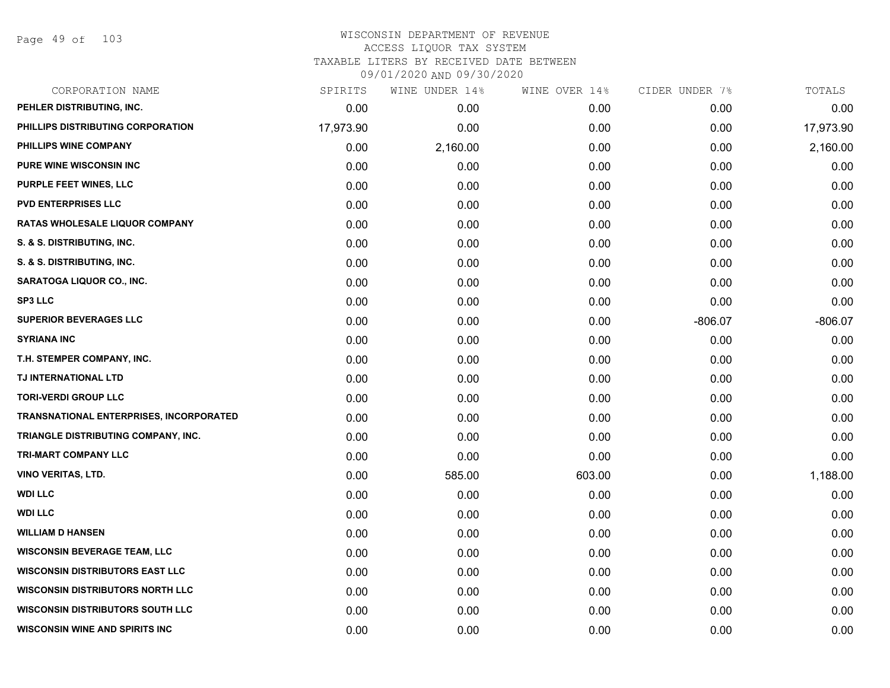# WISCONSIN DEPARTMENT OF REVENUE
## ACCESS LIQUOR TAX SYSTEM
### TAXABLE LITERS BY RECEIVED DATE BETWEEN 09/01/2020 AND 09/30/2020

| CORPORATION NAME | SPIRITS | WINE UNDER 14% | WINE OVER 14% | CIDER UNDER 7% | TOTALS |
|---|---|---|---|---|---|
| PEHLER DISTRIBUTING, INC. | 0.00 | 0.00 | 0.00 | 0.00 | 0.00 |
| PHILLIPS DISTRIBUTING CORPORATION | 17,973.90 | 0.00 | 0.00 | 0.00 | 17,973.90 |
| PHILLIPS WINE COMPANY | 0.00 | 2,160.00 | 0.00 | 0.00 | 2,160.00 |
| PURE WINE WISCONSIN INC | 0.00 | 0.00 | 0.00 | 0.00 | 0.00 |
| PURPLE FEET WINES, LLC | 0.00 | 0.00 | 0.00 | 0.00 | 0.00 |
| PVD ENTERPRISES LLC | 0.00 | 0.00 | 0.00 | 0.00 | 0.00 |
| RATAS WHOLESALE LIQUOR COMPANY | 0.00 | 0.00 | 0.00 | 0.00 | 0.00 |
| S. & S. DISTRIBUTING, INC. | 0.00 | 0.00 | 0.00 | 0.00 | 0.00 |
| S. & S. DISTRIBUTING, INC. | 0.00 | 0.00 | 0.00 | 0.00 | 0.00 |
| SARATOGA LIQUOR CO., INC. | 0.00 | 0.00 | 0.00 | 0.00 | 0.00 |
| SP3 LLC | 0.00 | 0.00 | 0.00 | 0.00 | 0.00 |
| SUPERIOR BEVERAGES LLC | 0.00 | 0.00 | 0.00 | -806.07 | -806.07 |
| SYRIANA INC | 0.00 | 0.00 | 0.00 | 0.00 | 0.00 |
| T.H. STEMPER COMPANY, INC. | 0.00 | 0.00 | 0.00 | 0.00 | 0.00 |
| TJ INTERNATIONAL LTD | 0.00 | 0.00 | 0.00 | 0.00 | 0.00 |
| TORI-VERDI GROUP LLC | 0.00 | 0.00 | 0.00 | 0.00 | 0.00 |
| TRANSNATIONAL ENTERPRISES, INCORPORATED | 0.00 | 0.00 | 0.00 | 0.00 | 0.00 |
| TRIANGLE DISTRIBUTING COMPANY, INC. | 0.00 | 0.00 | 0.00 | 0.00 | 0.00 |
| TRI-MART COMPANY LLC | 0.00 | 0.00 | 0.00 | 0.00 | 0.00 |
| VINO VERITAS, LTD. | 0.00 | 585.00 | 603.00 | 0.00 | 1,188.00 |
| WDI LLC | 0.00 | 0.00 | 0.00 | 0.00 | 0.00 |
| WDI LLC | 0.00 | 0.00 | 0.00 | 0.00 | 0.00 |
| WILLIAM D HANSEN | 0.00 | 0.00 | 0.00 | 0.00 | 0.00 |
| WISCONSIN BEVERAGE TEAM, LLC | 0.00 | 0.00 | 0.00 | 0.00 | 0.00 |
| WISCONSIN DISTRIBUTORS EAST LLC | 0.00 | 0.00 | 0.00 | 0.00 | 0.00 |
| WISCONSIN DISTRIBUTORS NORTH LLC | 0.00 | 0.00 | 0.00 | 0.00 | 0.00 |
| WISCONSIN DISTRIBUTORS SOUTH LLC | 0.00 | 0.00 | 0.00 | 0.00 | 0.00 |
| WISCONSIN WINE AND SPIRITS INC | 0.00 | 0.00 | 0.00 | 0.00 | 0.00 |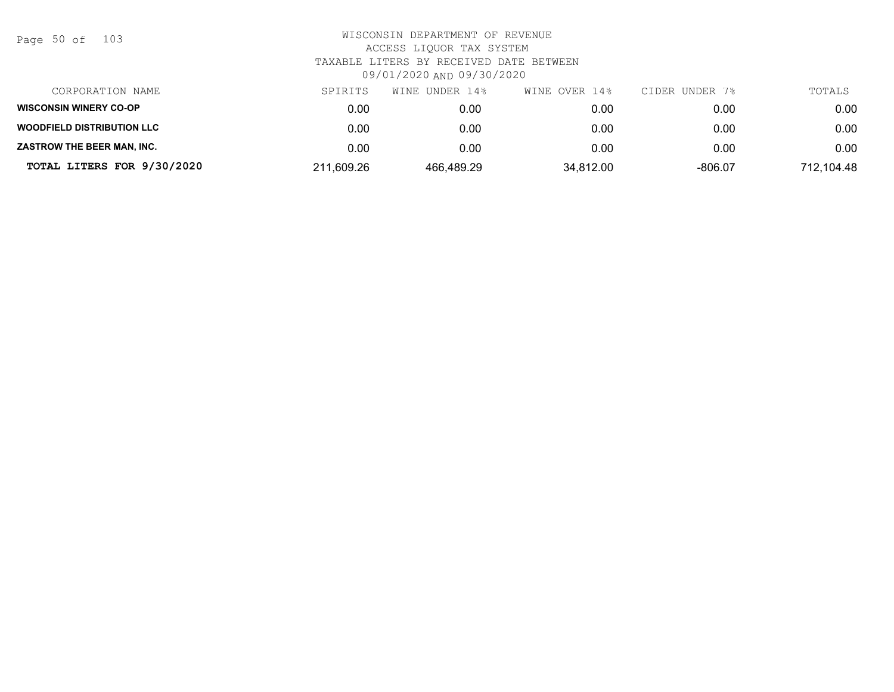# WISCONSIN DEPARTMENT OF REVENUE

## ACCESS LIQUOR TAX SYSTEM

### TAXABLE LITERS BY RECEIVED DATE BETWEEN 09/01/2020 AND 09/30/2020

| CORPORATION NAME | SPIRITS | WINE UNDER 14% | WINE OVER 14% | CIDER UNDER 7% | TOTALS |
|---|---|---|---|---|---|
| **WISCONSIN WINERY CO-OP** | 0.00 | 0.00 | 0.00 | 0.00 | 0.00 |
| **WOODFIELD DISTRIBUTION LLC** | 0.00 | 0.00 | 0.00 | 0.00 | 0.00 |
| **ZASTROW THE BEER MAN, INC.** | 0.00 | 0.00 | 0.00 | 0.00 | 0.00 |
| **TOTAL LITERS FOR 9/30/2020** | 211,609.26 | 466,489.29 | 34,812.00 | -806.07 | 712,104.48 |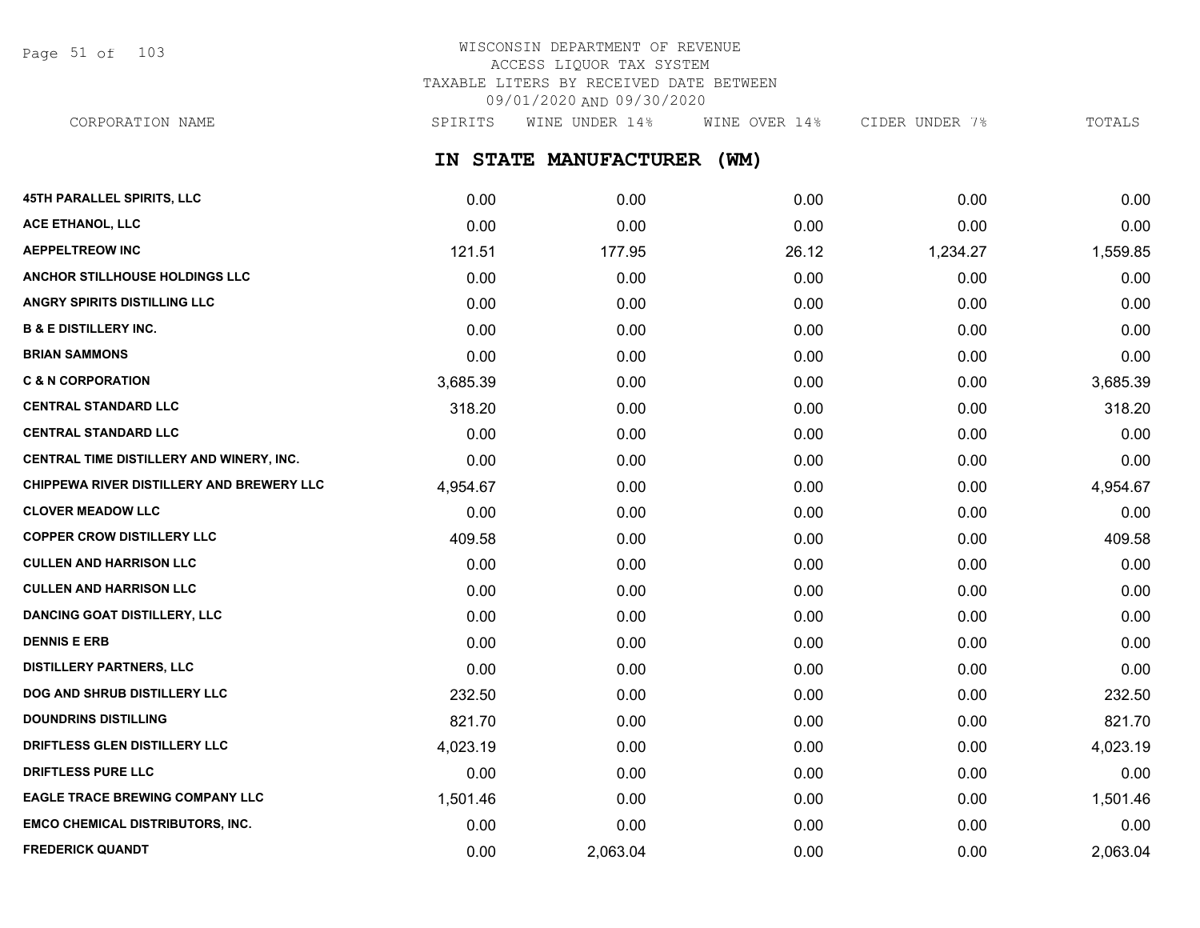# WISCONSIN DEPARTMENT OF REVENUE
## ACCESS LIQUOR TAX SYSTEM
## TAXABLE LITERS BY RECEIVED DATE BETWEEN 09/01/2020 AND 09/30/2020

## IN STATE MANUFACTURER (WM)

| CORPORATION NAME | SPIRITS | WINE UNDER 14% | WINE OVER 14% | CIDER UNDER 7% | TOTALS |
|---|---|---|---|---|---|
| 45TH PARALLEL SPIRITS, LLC | 0.00 | 0.00 | 0.00 | 0.00 | 0.00 |
| ACE ETHANOL, LLC | 0.00 | 0.00 | 0.00 | 0.00 | 0.00 |
| AEPPELTREOW INC | 121.51 | 177.95 | 26.12 | 1,234.27 | 1,559.85 |
| ANCHOR STILLHOUSE HOLDINGS LLC | 0.00 | 0.00 | 0.00 | 0.00 | 0.00 |
| ANGRY SPIRITS DISTILLING LLC | 0.00 | 0.00 | 0.00 | 0.00 | 0.00 |
| B & E DISTILLERY INC. | 0.00 | 0.00 | 0.00 | 0.00 | 0.00 |
| BRIAN SAMMONS | 0.00 | 0.00 | 0.00 | 0.00 | 0.00 |
| C & N CORPORATION | 3,685.39 | 0.00 | 0.00 | 0.00 | 3,685.39 |
| CENTRAL STANDARD LLC | 318.20 | 0.00 | 0.00 | 0.00 | 318.20 |
| CENTRAL STANDARD LLC | 0.00 | 0.00 | 0.00 | 0.00 | 0.00 |
| CENTRAL TIME DISTILLERY AND WINERY, INC. | 0.00 | 0.00 | 0.00 | 0.00 | 0.00 |
| CHIPPEWA RIVER DISTILLERY AND BREWERY LLC | 4,954.67 | 0.00 | 0.00 | 0.00 | 4,954.67 |
| CLOVER MEADOW LLC | 0.00 | 0.00 | 0.00 | 0.00 | 0.00 |
| COPPER CROW DISTILLERY LLC | 409.58 | 0.00 | 0.00 | 0.00 | 409.58 |
| CULLEN AND HARRISON LLC | 0.00 | 0.00 | 0.00 | 0.00 | 0.00 |
| CULLEN AND HARRISON LLC | 0.00 | 0.00 | 0.00 | 0.00 | 0.00 |
| DANCING GOAT DISTILLERY, LLC | 0.00 | 0.00 | 0.00 | 0.00 | 0.00 |
| DENNIS E ERB | 0.00 | 0.00 | 0.00 | 0.00 | 0.00 |
| DISTILLERY PARTNERS, LLC | 0.00 | 0.00 | 0.00 | 0.00 | 0.00 |
| DOG AND SHRUB DISTILLERY LLC | 232.50 | 0.00 | 0.00 | 0.00 | 232.50 |
| DOUNDRINS DISTILLING | 821.70 | 0.00 | 0.00 | 0.00 | 821.70 |
| DRIFTLESS GLEN DISTILLERY LLC | 4,023.19 | 0.00 | 0.00 | 0.00 | 4,023.19 |
| DRIFTLESS PURE LLC | 0.00 | 0.00 | 0.00 | 0.00 | 0.00 |
| EAGLE TRACE BREWING COMPANY LLC | 1,501.46 | 0.00 | 0.00 | 0.00 | 1,501.46 |
| EMCO CHEMICAL DISTRIBUTORS, INC. | 0.00 | 0.00 | 0.00 | 0.00 | 0.00 |
| FREDERICK QUANDT | 0.00 | 2,063.04 | 0.00 | 0.00 | 2,063.04 |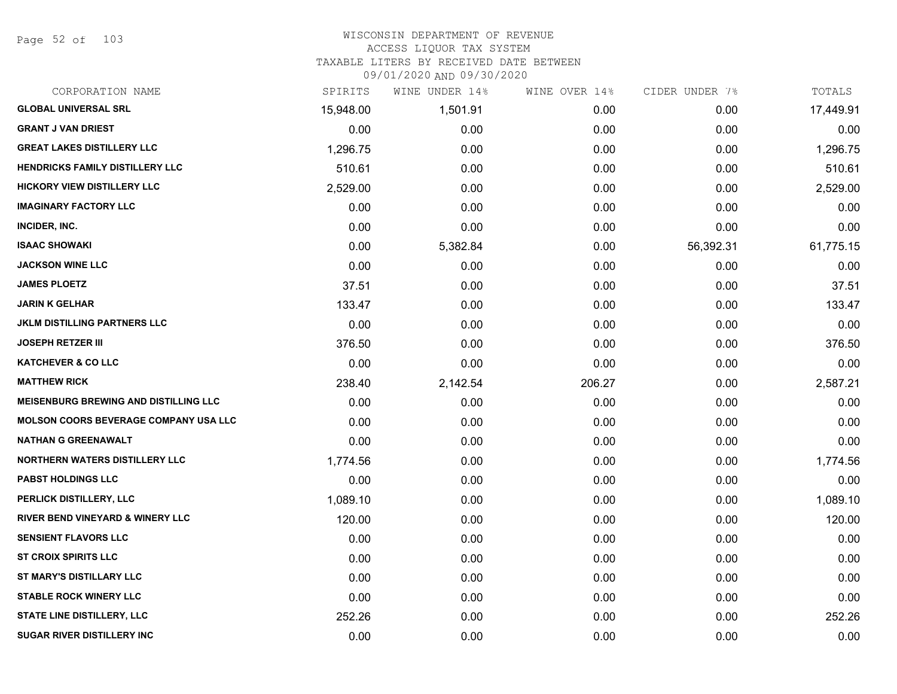# WISCONSIN DEPARTMENT OF REVENUE
## ACCESS LIQUOR TAX SYSTEM
### TAXABLE LITERS BY RECEIVED DATE BETWEEN 09/01/2020 AND 09/30/2020

| CORPORATION NAME | SPIRITS | WINE UNDER 14% | WINE OVER 14% | CIDER UNDER 7% | TOTALS |
|---|---|---|---|---|---|
| **GLOBAL UNIVERSAL SRL** | 15,948.00 | 1,501.91 | 0.00 | 0.00 | 17,449.91 |
| **GRANT J VAN DRIEST** | 0.00 | 0.00 | 0.00 | 0.00 | 0.00 |
| **GREAT LAKES DISTILLERY LLC** | 1,296.75 | 0.00 | 0.00 | 0.00 | 1,296.75 |
| **HENDRICKS FAMILY DISTILLERY LLC** | 510.61 | 0.00 | 0.00 | 0.00 | 510.61 |
| **HICKORY VIEW DISTILLERY LLC** | 2,529.00 | 0.00 | 0.00 | 0.00 | 2,529.00 |
| **IMAGINARY FACTORY LLC** | 0.00 | 0.00 | 0.00 | 0.00 | 0.00 |
| **INCIDER, INC.** | 0.00 | 0.00 | 0.00 | 0.00 | 0.00 |
| **ISAAC SHOWAKI** | 0.00 | 5,382.84 | 0.00 | 56,392.31 | 61,775.15 |
| **JACKSON WINE LLC** | 0.00 | 0.00 | 0.00 | 0.00 | 0.00 |
| **JAMES PLOETZ** | 37.51 | 0.00 | 0.00 | 0.00 | 37.51 |
| **JARIN K GELHAR** | 133.47 | 0.00 | 0.00 | 0.00 | 133.47 |
| **JKLM DISTILLING PARTNERS LLC** | 0.00 | 0.00 | 0.00 | 0.00 | 0.00 |
| **JOSEPH RETZER III** | 376.50 | 0.00 | 0.00 | 0.00 | 376.50 |
| **KATCHEVER & CO LLC** | 0.00 | 0.00 | 0.00 | 0.00 | 0.00 |
| **MATTHEW RICK** | 238.40 | 2,142.54 | 206.27 | 0.00 | 2,587.21 |
| **MEISENBURG BREWING AND DISTILLING LLC** | 0.00 | 0.00 | 0.00 | 0.00 | 0.00 |
| **MOLSON COORS BEVERAGE COMPANY USA LLC** | 0.00 | 0.00 | 0.00 | 0.00 | 0.00 |
| **NATHAN G GREENAWALT** | 0.00 | 0.00 | 0.00 | 0.00 | 0.00 |
| **NORTHERN WATERS DISTILLERY LLC** | 1,774.56 | 0.00 | 0.00 | 0.00 | 1,774.56 |
| **PABST HOLDINGS LLC** | 0.00 | 0.00 | 0.00 | 0.00 | 0.00 |
| **PERLICK DISTILLERY, LLC** | 1,089.10 | 0.00 | 0.00 | 0.00 | 1,089.10 |
| **RIVER BEND VINEYARD & WINERY LLC** | 120.00 | 0.00 | 0.00 | 0.00 | 120.00 |
| **SENSIENT FLAVORS LLC** | 0.00 | 0.00 | 0.00 | 0.00 | 0.00 |
| **ST CROIX SPIRITS LLC** | 0.00 | 0.00 | 0.00 | 0.00 | 0.00 |
| **ST MARY'S DISTILLARY LLC** | 0.00 | 0.00 | 0.00 | 0.00 | 0.00 |
| **STABLE ROCK WINERY LLC** | 0.00 | 0.00 | 0.00 | 0.00 | 0.00 |
| **STATE LINE DISTILLERY, LLC** | 252.26 | 0.00 | 0.00 | 0.00 | 252.26 |
| **SUGAR RIVER DISTILLERY INC** | 0.00 | 0.00 | 0.00 | 0.00 | 0.00 |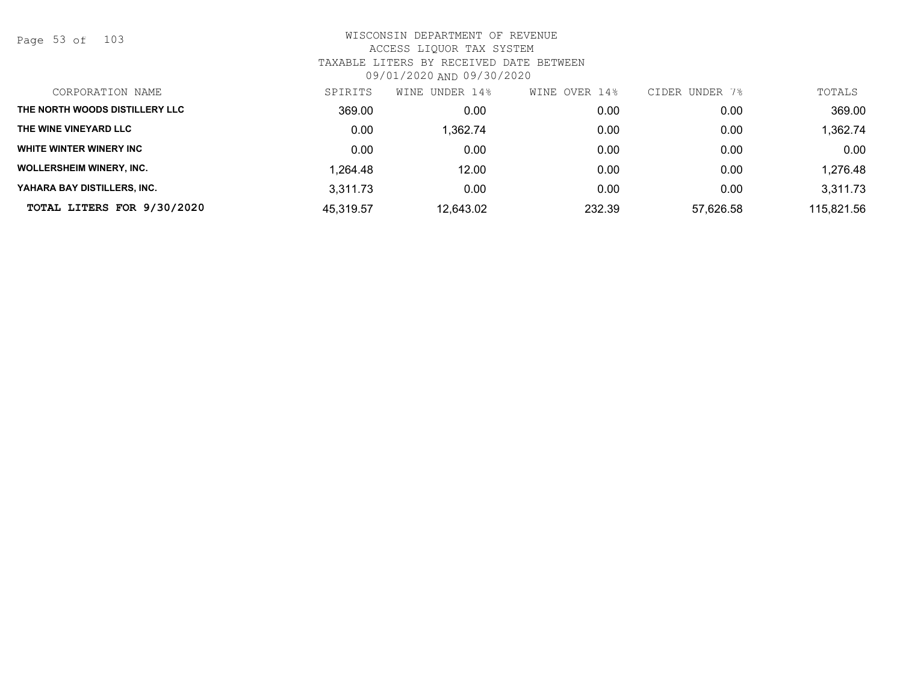# WISCONSIN DEPARTMENT OF REVENUE
## ACCESS LIQUOR TAX SYSTEM
## TAXABLE LITERS BY RECEIVED DATE BETWEEN 09/01/2020 AND 09/30/2020

| CORPORATION NAME | SPIRITS | WINE UNDER 14% | WINE OVER 14% | CIDER UNDER 7% | TOTALS |
|---|---|---|---|---|---|
| THE NORTH WOODS DISTILLERY LLC | 369.00 | 0.00 | 0.00 | 0.00 | 369.00 |
| THE WINE VINEYARD LLC | 0.00 | 1,362.74 | 0.00 | 0.00 | 1,362.74 |
| WHITE WINTER WINERY INC | 0.00 | 0.00 | 0.00 | 0.00 | 0.00 |
| WOLLERSHEIM WINERY, INC. | 1,264.48 | 12.00 | 0.00 | 0.00 | 1,276.48 |
| YAHARA BAY DISTILLERS, INC. | 3,311.73 | 0.00 | 0.00 | 0.00 | 3,311.73 |
| **TOTAL LITERS FOR 9/30/2020** | 45,319.57 | 12,643.02 | 232.39 | 57,626.58 | 115,821.56 |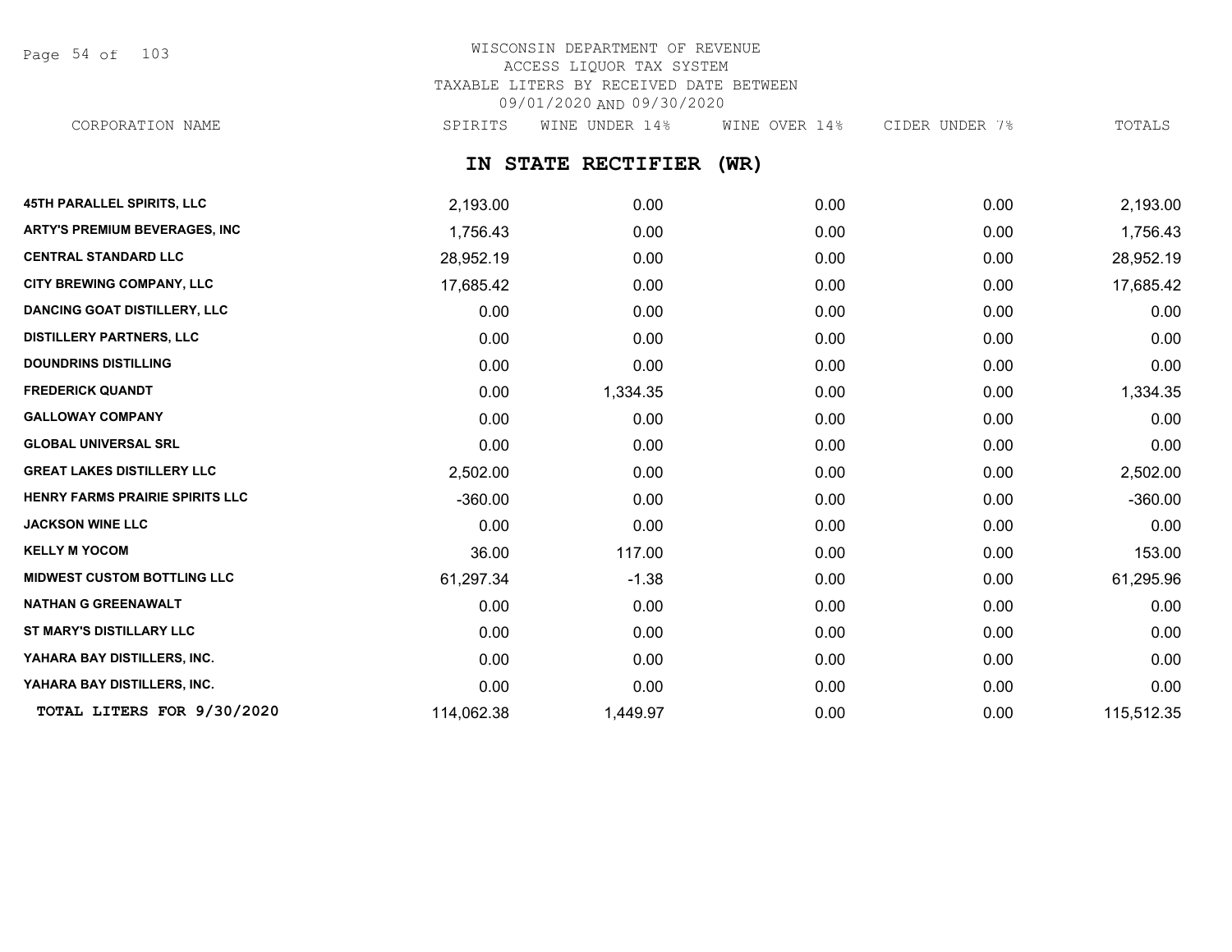WISCONSIN DEPARTMENT OF REVENUE
ACCESS LIQUOR TAX SYSTEM
TAXABLE LITERS BY RECEIVED DATE BETWEEN
09/01/2020 AND 09/30/2020

## IN STATE RECTIFIER (WR)

| CORPORATION NAME | SPIRITS | WINE UNDER 14% | WINE OVER 14% | CIDER UNDER 7% | TOTALS |
|---|---|---|---|---|---|
| 45TH PARALLEL SPIRITS, LLC | 2,193.00 | 0.00 | 0.00 | 0.00 | 2,193.00 |
| ARTY'S PREMIUM BEVERAGES, INC | 1,756.43 | 0.00 | 0.00 | 0.00 | 1,756.43 |
| CENTRAL STANDARD LLC | 28,952.19 | 0.00 | 0.00 | 0.00 | 28,952.19 |
| CITY BREWING COMPANY, LLC | 17,685.42 | 0.00 | 0.00 | 0.00 | 17,685.42 |
| DANCING GOAT DISTILLERY, LLC | 0.00 | 0.00 | 0.00 | 0.00 | 0.00 |
| DISTILLERY PARTNERS, LLC | 0.00 | 0.00 | 0.00 | 0.00 | 0.00 |
| DOUNDRINS DISTILLING | 0.00 | 0.00 | 0.00 | 0.00 | 0.00 |
| FREDERICK QUANDT | 0.00 | 1,334.35 | 0.00 | 0.00 | 1,334.35 |
| GALLOWAY COMPANY | 0.00 | 0.00 | 0.00 | 0.00 | 0.00 |
| GLOBAL UNIVERSAL SRL | 0.00 | 0.00 | 0.00 | 0.00 | 0.00 |
| GREAT LAKES DISTILLERY LLC | 2,502.00 | 0.00 | 0.00 | 0.00 | 2,502.00 |
| HENRY FARMS PRAIRIE SPIRITS LLC | -360.00 | 0.00 | 0.00 | 0.00 | -360.00 |
| JACKSON WINE LLC | 0.00 | 0.00 | 0.00 | 0.00 | 0.00 |
| KELLY M YOCOM | 36.00 | 117.00 | 0.00 | 0.00 | 153.00 |
| MIDWEST CUSTOM BOTTLING LLC | 61,297.34 | -1.38 | 0.00 | 0.00 | 61,295.96 |
| NATHAN G GREENAWALT | 0.00 | 0.00 | 0.00 | 0.00 | 0.00 |
| ST MARY'S DISTILLARY LLC | 0.00 | 0.00 | 0.00 | 0.00 | 0.00 |
| YAHARA BAY DISTILLERS, INC. | 0.00 | 0.00 | 0.00 | 0.00 | 0.00 |
| YAHARA BAY DISTILLERS, INC. | 0.00 | 0.00 | 0.00 | 0.00 | 0.00 |
| **TOTAL LITERS FOR 9/30/2020** | 114,062.38 | 1,449.97 | 0.00 | 0.00 | 115,512.35 |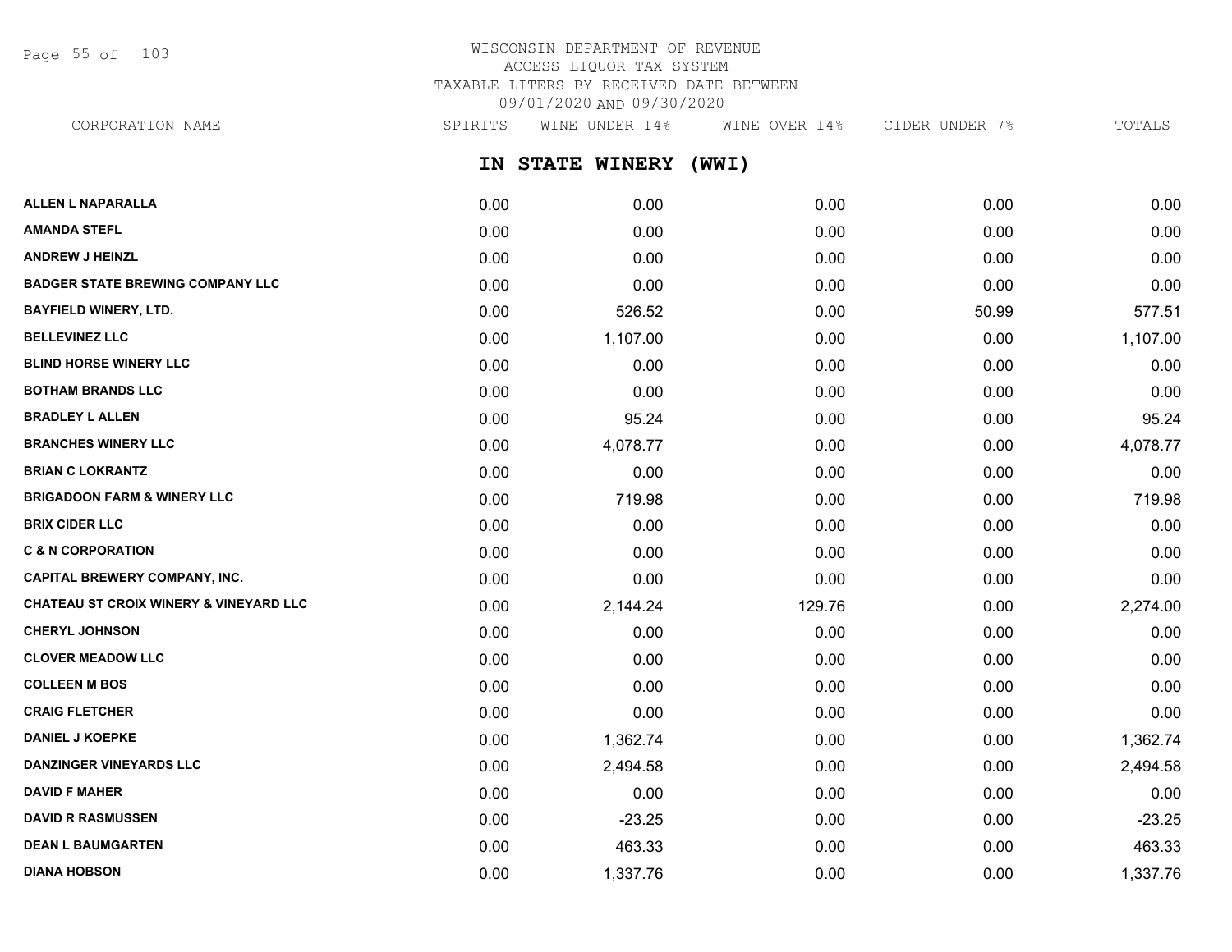WISCONSIN DEPARTMENT OF REVENUE
ACCESS LIQUOR TAX SYSTEM
TAXABLE LITERS BY RECEIVED DATE BETWEEN
09/01/2020 AND 09/30/2020

## IN STATE WINERY (WWI)

| CORPORATION NAME | SPIRITS | WINE UNDER 14% | WINE OVER 14% | CIDER UNDER 7% | TOTALS |
|---|---|---|---|---|---|
| ALLEN L NAPARALLA | 0.00 | 0.00 | 0.00 | 0.00 | 0.00 |
| AMANDA STEFL | 0.00 | 0.00 | 0.00 | 0.00 | 0.00 |
| ANDREW J HEINZL | 0.00 | 0.00 | 0.00 | 0.00 | 0.00 |
| BADGER STATE BREWING COMPANY LLC | 0.00 | 0.00 | 0.00 | 0.00 | 0.00 |
| BAYFIELD WINERY, LTD. | 0.00 | 526.52 | 0.00 | 50.99 | 577.51 |
| BELLEVINEZ LLC | 0.00 | 1,107.00 | 0.00 | 0.00 | 1,107.00 |
| BLIND HORSE WINERY LLC | 0.00 | 0.00 | 0.00 | 0.00 | 0.00 |
| BOTHAM BRANDS LLC | 0.00 | 0.00 | 0.00 | 0.00 | 0.00 |
| BRADLEY L ALLEN | 0.00 | 95.24 | 0.00 | 0.00 | 95.24 |
| BRANCHES WINERY LLC | 0.00 | 4,078.77 | 0.00 | 0.00 | 4,078.77 |
| BRIAN C LOKRANTZ | 0.00 | 0.00 | 0.00 | 0.00 | 0.00 |
| BRIGADOON FARM & WINERY LLC | 0.00 | 719.98 | 0.00 | 0.00 | 719.98 |
| BRIX CIDER LLC | 0.00 | 0.00 | 0.00 | 0.00 | 0.00 |
| C & N CORPORATION | 0.00 | 0.00 | 0.00 | 0.00 | 0.00 |
| CAPITAL BREWERY COMPANY, INC. | 0.00 | 0.00 | 0.00 | 0.00 | 0.00 |
| CHATEAU ST CROIX WINERY & VINEYARD LLC | 0.00 | 2,144.24 | 129.76 | 0.00 | 2,274.00 |
| CHERYL JOHNSON | 0.00 | 0.00 | 0.00 | 0.00 | 0.00 |
| CLOVER MEADOW LLC | 0.00 | 0.00 | 0.00 | 0.00 | 0.00 |
| COLLEEN M BOS | 0.00 | 0.00 | 0.00 | 0.00 | 0.00 |
| CRAIG FLETCHER | 0.00 | 0.00 | 0.00 | 0.00 | 0.00 |
| DANIEL J KOEPKE | 0.00 | 1,362.74 | 0.00 | 0.00 | 1,362.74 |
| DANZINGER VINEYARDS LLC | 0.00 | 2,494.58 | 0.00 | 0.00 | 2,494.58 |
| DAVID F MAHER | 0.00 | 0.00 | 0.00 | 0.00 | 0.00 |
| DAVID R RASMUSSEN | 0.00 | -23.25 | 0.00 | 0.00 | -23.25 |
| DEAN L BAUMGARTEN | 0.00 | 463.33 | 0.00 | 0.00 | 463.33 |
| DIANA HOBSON | 0.00 | 1,337.76 | 0.00 | 0.00 | 1,337.76 |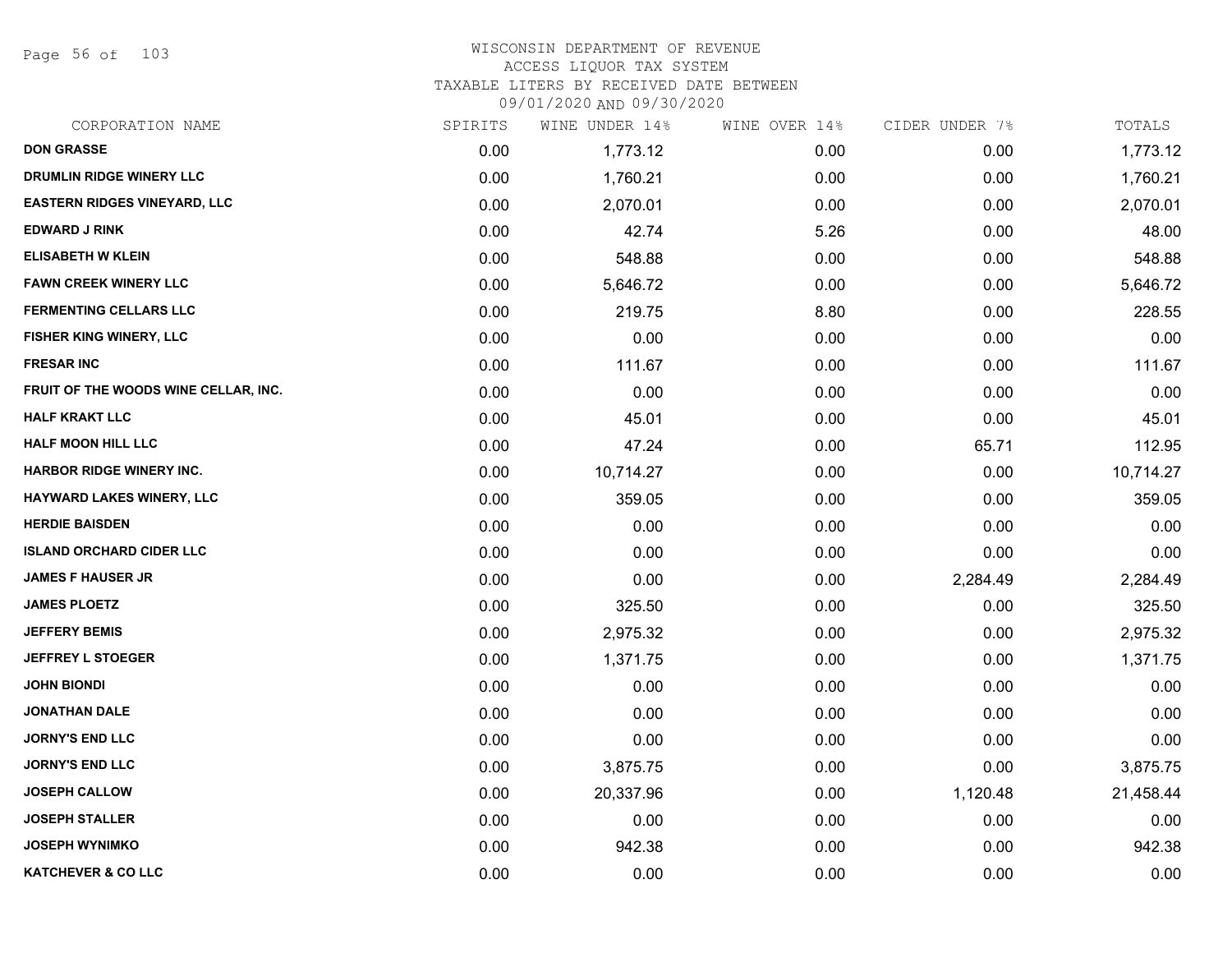# WISCONSIN DEPARTMENT OF REVENUE
## ACCESS LIQUOR TAX SYSTEM
### TAXABLE LITERS BY RECEIVED DATE BETWEEN 09/01/2020 AND 09/30/2020

| CORPORATION NAME | SPIRITS | WINE UNDER 14% | WINE OVER 14% | CIDER UNDER 7% | TOTALS |
|---|---|---|---|---|---|
| DON GRASSE | 0.00 | 1,773.12 | 0.00 | 0.00 | 1,773.12 |
| DRUMLIN RIDGE WINERY LLC | 0.00 | 1,760.21 | 0.00 | 0.00 | 1,760.21 |
| EASTERN RIDGES VINEYARD, LLC | 0.00 | 2,070.01 | 0.00 | 0.00 | 2,070.01 |
| EDWARD J RINK | 0.00 | 42.74 | 5.26 | 0.00 | 48.00 |
| ELISABETH W KLEIN | 0.00 | 548.88 | 0.00 | 0.00 | 548.88 |
| FAWN CREEK WINERY LLC | 0.00 | 5,646.72 | 0.00 | 0.00 | 5,646.72 |
| FERMENTING CELLARS LLC | 0.00 | 219.75 | 8.80 | 0.00 | 228.55 |
| FISHER KING WINERY, LLC | 0.00 | 0.00 | 0.00 | 0.00 | 0.00 |
| FRESAR INC | 0.00 | 111.67 | 0.00 | 0.00 | 111.67 |
| FRUIT OF THE WOODS WINE CELLAR, INC. | 0.00 | 0.00 | 0.00 | 0.00 | 0.00 |
| HALF KRAKT LLC | 0.00 | 45.01 | 0.00 | 0.00 | 45.01 |
| HALF MOON HILL LLC | 0.00 | 47.24 | 0.00 | 65.71 | 112.95 |
| HARBOR RIDGE WINERY INC. | 0.00 | 10,714.27 | 0.00 | 0.00 | 10,714.27 |
| HAYWARD LAKES WINERY, LLC | 0.00 | 359.05 | 0.00 | 0.00 | 359.05 |
| HERDIE BAISDEN | 0.00 | 0.00 | 0.00 | 0.00 | 0.00 |
| ISLAND ORCHARD CIDER LLC | 0.00 | 0.00 | 0.00 | 0.00 | 0.00 |
| JAMES F HAUSER JR | 0.00 | 0.00 | 0.00 | 2,284.49 | 2,284.49 |
| JAMES PLOETZ | 0.00 | 325.50 | 0.00 | 0.00 | 325.50 |
| JEFFERY BEMIS | 0.00 | 2,975.32 | 0.00 | 0.00 | 2,975.32 |
| JEFFREY L STOEGER | 0.00 | 1,371.75 | 0.00 | 0.00 | 1,371.75 |
| JOHN BIONDI | 0.00 | 0.00 | 0.00 | 0.00 | 0.00 |
| JONATHAN DALE | 0.00 | 0.00 | 0.00 | 0.00 | 0.00 |
| JORNY'S END LLC | 0.00 | 0.00 | 0.00 | 0.00 | 0.00 |
| JORNY'S END LLC | 0.00 | 3,875.75 | 0.00 | 0.00 | 3,875.75 |
| JOSEPH CALLOW | 0.00 | 20,337.96 | 0.00 | 1,120.48 | 21,458.44 |
| JOSEPH STALLER | 0.00 | 0.00 | 0.00 | 0.00 | 0.00 |
| JOSEPH WYNIMKO | 0.00 | 942.38 | 0.00 | 0.00 | 942.38 |
| KATCHEVER & CO LLC | 0.00 | 0.00 | 0.00 | 0.00 | 0.00 |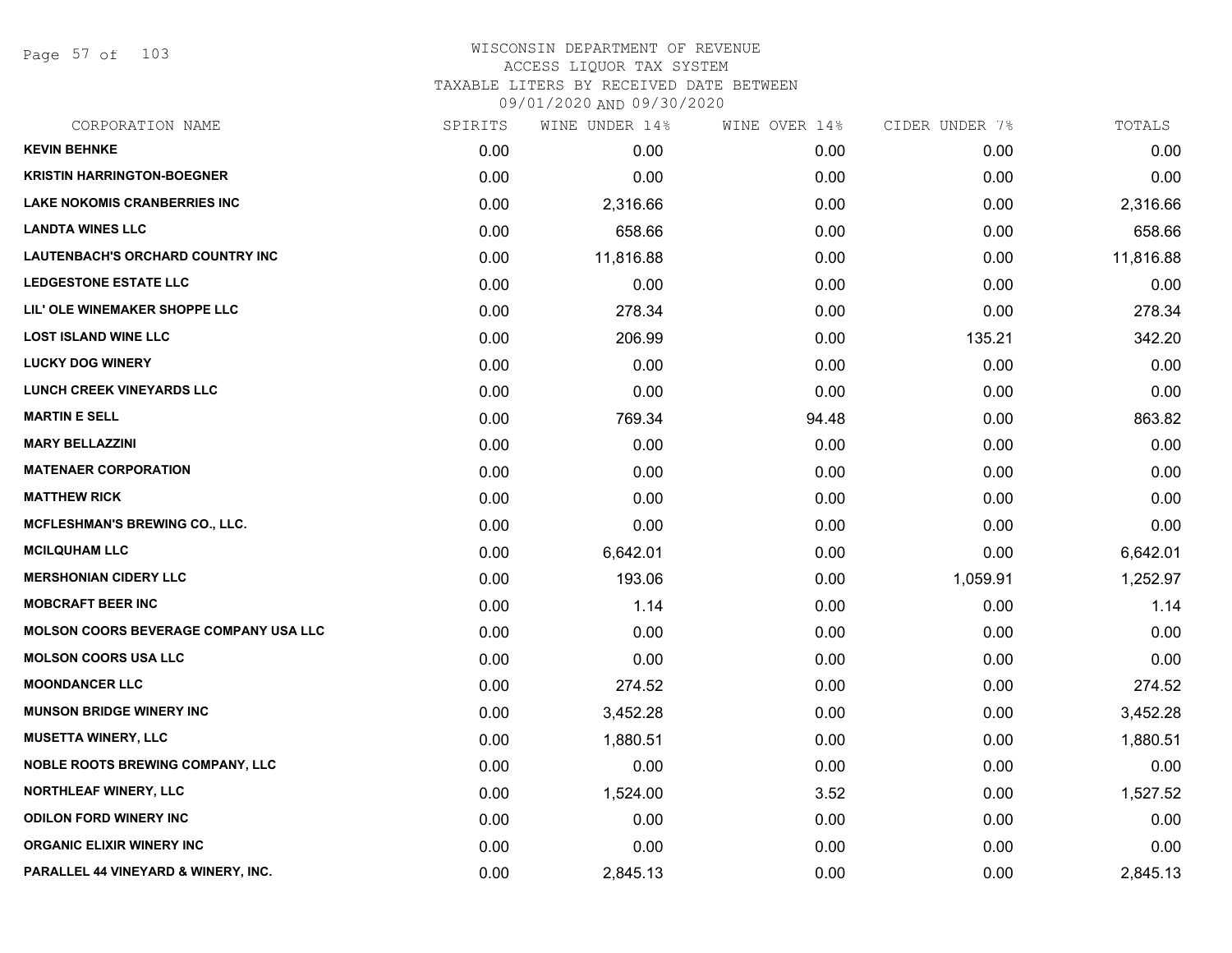WISCONSIN DEPARTMENT OF REVENUE
ACCESS LIQUOR TAX SYSTEM
TAXABLE LITERS BY RECEIVED DATE BETWEEN
09/01/2020 AND 09/30/2020

| CORPORATION NAME | SPIRITS | WINE UNDER 14% | WINE OVER 14% | CIDER UNDER 7% | TOTALS |
|---|---|---|---|---|---|
| KEVIN BEHNKE | 0.00 | 0.00 | 0.00 | 0.00 | 0.00 |
| KRISTIN HARRINGTON-BOEGNER | 0.00 | 0.00 | 0.00 | 0.00 | 0.00 |
| LAKE NOKOMIS CRANBERRIES INC | 0.00 | 2,316.66 | 0.00 | 0.00 | 2,316.66 |
| LANDTA WINES LLC | 0.00 | 658.66 | 0.00 | 0.00 | 658.66 |
| LAUTENBACH'S ORCHARD COUNTRY INC | 0.00 | 11,816.88 | 0.00 | 0.00 | 11,816.88 |
| LEDGESTONE ESTATE LLC | 0.00 | 0.00 | 0.00 | 0.00 | 0.00 |
| LIL' OLE WINEMAKER SHOPPE LLC | 0.00 | 278.34 | 0.00 | 0.00 | 278.34 |
| LOST ISLAND WINE LLC | 0.00 | 206.99 | 0.00 | 135.21 | 342.20 |
| LUCKY DOG WINERY | 0.00 | 0.00 | 0.00 | 0.00 | 0.00 |
| LUNCH CREEK VINEYARDS LLC | 0.00 | 0.00 | 0.00 | 0.00 | 0.00 |
| MARTIN E SELL | 0.00 | 769.34 | 94.48 | 0.00 | 863.82 |
| MARY BELLAZZINI | 0.00 | 0.00 | 0.00 | 0.00 | 0.00 |
| MATENAER CORPORATION | 0.00 | 0.00 | 0.00 | 0.00 | 0.00 |
| MATTHEW RICK | 0.00 | 0.00 | 0.00 | 0.00 | 0.00 |
| MCFLESHMAN'S BREWING CO., LLC. | 0.00 | 0.00 | 0.00 | 0.00 | 0.00 |
| MCILQUHAM LLC | 0.00 | 6,642.01 | 0.00 | 0.00 | 6,642.01 |
| MERSHONIAN CIDERY LLC | 0.00 | 193.06 | 0.00 | 1,059.91 | 1,252.97 |
| MOBCRAFT BEER INC | 0.00 | 1.14 | 0.00 | 0.00 | 1.14 |
| MOLSON COORS BEVERAGE COMPANY USA LLC | 0.00 | 0.00 | 0.00 | 0.00 | 0.00 |
| MOLSON COORS USA LLC | 0.00 | 0.00 | 0.00 | 0.00 | 0.00 |
| MOONDANCER LLC | 0.00 | 274.52 | 0.00 | 0.00 | 274.52 |
| MUNSON BRIDGE WINERY INC | 0.00 | 3,452.28 | 0.00 | 0.00 | 3,452.28 |
| MUSETTA WINERY, LLC | 0.00 | 1,880.51 | 0.00 | 0.00 | 1,880.51 |
| NOBLE ROOTS BREWING COMPANY, LLC | 0.00 | 0.00 | 0.00 | 0.00 | 0.00 |
| NORTHLEAF WINERY, LLC | 0.00 | 1,524.00 | 3.52 | 0.00 | 1,527.52 |
| ODILON FORD WINERY INC | 0.00 | 0.00 | 0.00 | 0.00 | 0.00 |
| ORGANIC ELIXIR WINERY INC | 0.00 | 0.00 | 0.00 | 0.00 | 0.00 |
| PARALLEL 44 VINEYARD & WINERY, INC. | 0.00 | 2,845.13 | 0.00 | 0.00 | 2,845.13 |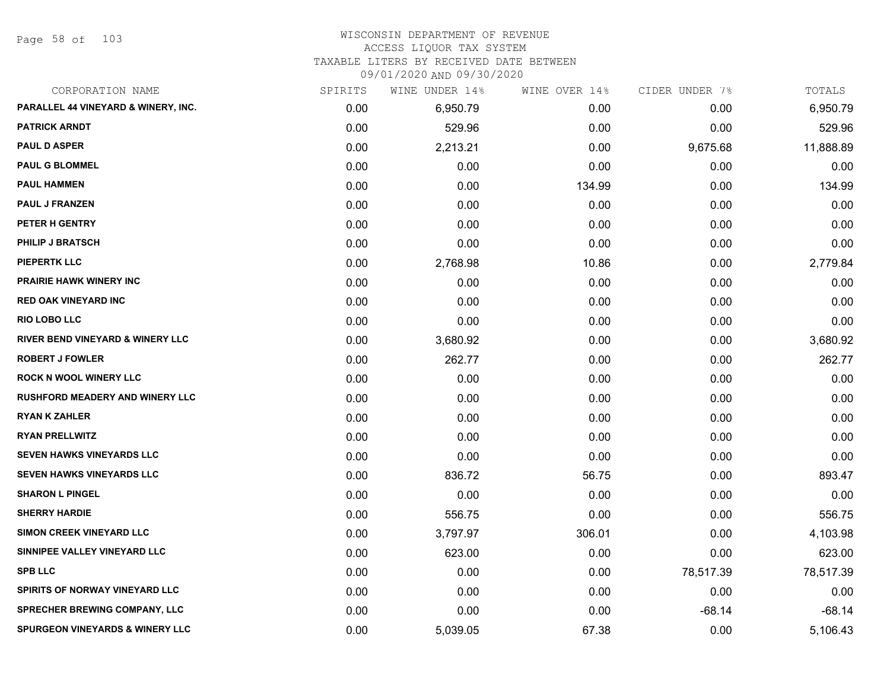WISCONSIN DEPARTMENT OF REVENUE
ACCESS LIQUOR TAX SYSTEM
TAXABLE LITERS BY RECEIVED DATE BETWEEN
09/01/2020 AND 09/30/2020

| CORPORATION NAME | SPIRITS | WINE UNDER 14% | WINE OVER 14% | CIDER UNDER 7% | TOTALS |
|---|---|---|---|---|---|
| PARALLEL 44 VINEYARD & WINERY, INC. | 0.00 | 6,950.79 | 0.00 | 0.00 | 6,950.79 |
| PATRICK ARNDT | 0.00 | 529.96 | 0.00 | 0.00 | 529.96 |
| PAUL D ASPER | 0.00 | 2,213.21 | 0.00 | 9,675.68 | 11,888.89 |
| PAUL G BLOMMEL | 0.00 | 0.00 | 0.00 | 0.00 | 0.00 |
| PAUL HAMMEN | 0.00 | 0.00 | 134.99 | 0.00 | 134.99 |
| PAUL J FRANZEN | 0.00 | 0.00 | 0.00 | 0.00 | 0.00 |
| PETER H GENTRY | 0.00 | 0.00 | 0.00 | 0.00 | 0.00 |
| PHILIP J BRATSCH | 0.00 | 0.00 | 0.00 | 0.00 | 0.00 |
| PIEPERTK LLC | 0.00 | 2,768.98 | 10.86 | 0.00 | 2,779.84 |
| PRAIRIE HAWK WINERY INC | 0.00 | 0.00 | 0.00 | 0.00 | 0.00 |
| RED OAK VINEYARD INC | 0.00 | 0.00 | 0.00 | 0.00 | 0.00 |
| RIO LOBO LLC | 0.00 | 0.00 | 0.00 | 0.00 | 0.00 |
| RIVER BEND VINEYARD & WINERY LLC | 0.00 | 3,680.92 | 0.00 | 0.00 | 3,680.92 |
| ROBERT J FOWLER | 0.00 | 262.77 | 0.00 | 0.00 | 262.77 |
| ROCK N WOOL WINERY LLC | 0.00 | 0.00 | 0.00 | 0.00 | 0.00 |
| RUSHFORD MEADERY AND WINERY LLC | 0.00 | 0.00 | 0.00 | 0.00 | 0.00 |
| RYAN K ZAHLER | 0.00 | 0.00 | 0.00 | 0.00 | 0.00 |
| RYAN PRELLWITZ | 0.00 | 0.00 | 0.00 | 0.00 | 0.00 |
| SEVEN HAWKS VINEYARDS LLC | 0.00 | 0.00 | 0.00 | 0.00 | 0.00 |
| SEVEN HAWKS VINEYARDS LLC | 0.00 | 836.72 | 56.75 | 0.00 | 893.47 |
| SHARON L PINGEL | 0.00 | 0.00 | 0.00 | 0.00 | 0.00 |
| SHERRY HARDIE | 0.00 | 556.75 | 0.00 | 0.00 | 556.75 |
| SIMON CREEK VINEYARD LLC | 0.00 | 3,797.97 | 306.01 | 0.00 | 4,103.98 |
| SINNIPEE VALLEY VINEYARD LLC | 0.00 | 623.00 | 0.00 | 0.00 | 623.00 |
| SPB LLC | 0.00 | 0.00 | 0.00 | 78,517.39 | 78,517.39 |
| SPIRITS OF NORWAY VINEYARD LLC | 0.00 | 0.00 | 0.00 | 0.00 | 0.00 |
| SPRECHER BREWING COMPANY, LLC | 0.00 | 0.00 | 0.00 | -68.14 | -68.14 |
| SPURGEON VINEYARDS & WINERY LLC | 0.00 | 5,039.05 | 67.38 | 0.00 | 5,106.43 |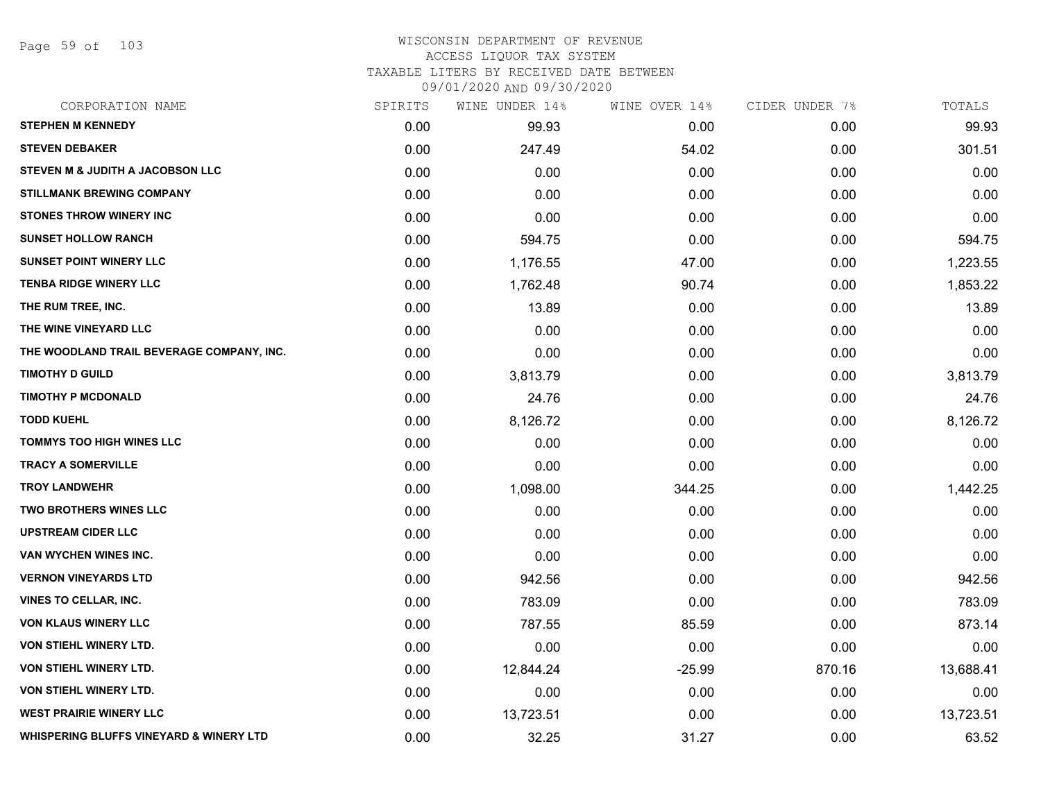WISCONSIN DEPARTMENT OF REVENUE
ACCESS LIQUOR TAX SYSTEM
TAXABLE LITERS BY RECEIVED DATE BETWEEN
09/01/2020 AND 09/30/2020

| CORPORATION NAME | SPIRITS | WINE UNDER 14% | WINE OVER 14% | CIDER UNDER 7% | TOTALS |
|---|---|---|---|---|---|
| STEPHEN M KENNEDY | 0.00 | 99.93 | 0.00 | 0.00 | 99.93 |
| STEVEN DEBAKER | 0.00 | 247.49 | 54.02 | 0.00 | 301.51 |
| STEVEN M & JUDITH A JACOBSON LLC | 0.00 | 0.00 | 0.00 | 0.00 | 0.00 |
| STILLMANK BREWING COMPANY | 0.00 | 0.00 | 0.00 | 0.00 | 0.00 |
| STONES THROW WINERY INC | 0.00 | 0.00 | 0.00 | 0.00 | 0.00 |
| SUNSET HOLLOW RANCH | 0.00 | 594.75 | 0.00 | 0.00 | 594.75 |
| SUNSET POINT WINERY LLC | 0.00 | 1,176.55 | 47.00 | 0.00 | 1,223.55 |
| TENBA RIDGE WINERY LLC | 0.00 | 1,762.48 | 90.74 | 0.00 | 1,853.22 |
| THE RUM TREE, INC. | 0.00 | 13.89 | 0.00 | 0.00 | 13.89 |
| THE WINE VINEYARD LLC | 0.00 | 0.00 | 0.00 | 0.00 | 0.00 |
| THE WOODLAND TRAIL BEVERAGE COMPANY, INC. | 0.00 | 0.00 | 0.00 | 0.00 | 0.00 |
| TIMOTHY D GUILD | 0.00 | 3,813.79 | 0.00 | 0.00 | 3,813.79 |
| TIMOTHY P MCDONALD | 0.00 | 24.76 | 0.00 | 0.00 | 24.76 |
| TODD KUEHL | 0.00 | 8,126.72 | 0.00 | 0.00 | 8,126.72 |
| TOMMYS TOO HIGH WINES LLC | 0.00 | 0.00 | 0.00 | 0.00 | 0.00 |
| TRACY A SOMERVILLE | 0.00 | 0.00 | 0.00 | 0.00 | 0.00 |
| TROY LANDWEHR | 0.00 | 1,098.00 | 344.25 | 0.00 | 1,442.25 |
| TWO BROTHERS WINES LLC | 0.00 | 0.00 | 0.00 | 0.00 | 0.00 |
| UPSTREAM CIDER LLC | 0.00 | 0.00 | 0.00 | 0.00 | 0.00 |
| VAN WYCHEN WINES INC. | 0.00 | 0.00 | 0.00 | 0.00 | 0.00 |
| VERNON VINEYARDS LTD | 0.00 | 942.56 | 0.00 | 0.00 | 942.56 |
| VINES TO CELLAR, INC. | 0.00 | 783.09 | 0.00 | 0.00 | 783.09 |
| VON KLAUS WINERY LLC | 0.00 | 787.55 | 85.59 | 0.00 | 873.14 |
| VON STIEHL WINERY LTD. | 0.00 | 0.00 | 0.00 | 0.00 | 0.00 |
| VON STIEHL WINERY LTD. | 0.00 | 12,844.24 | -25.99 | 870.16 | 13,688.41 |
| VON STIEHL WINERY LTD. | 0.00 | 0.00 | 0.00 | 0.00 | 0.00 |
| WEST PRAIRIE WINERY LLC | 0.00 | 13,723.51 | 0.00 | 0.00 | 13,723.51 |
| WHISPERING BLUFFS VINEYARD & WINERY LTD | 0.00 | 32.25 | 31.27 | 0.00 | 63.52 |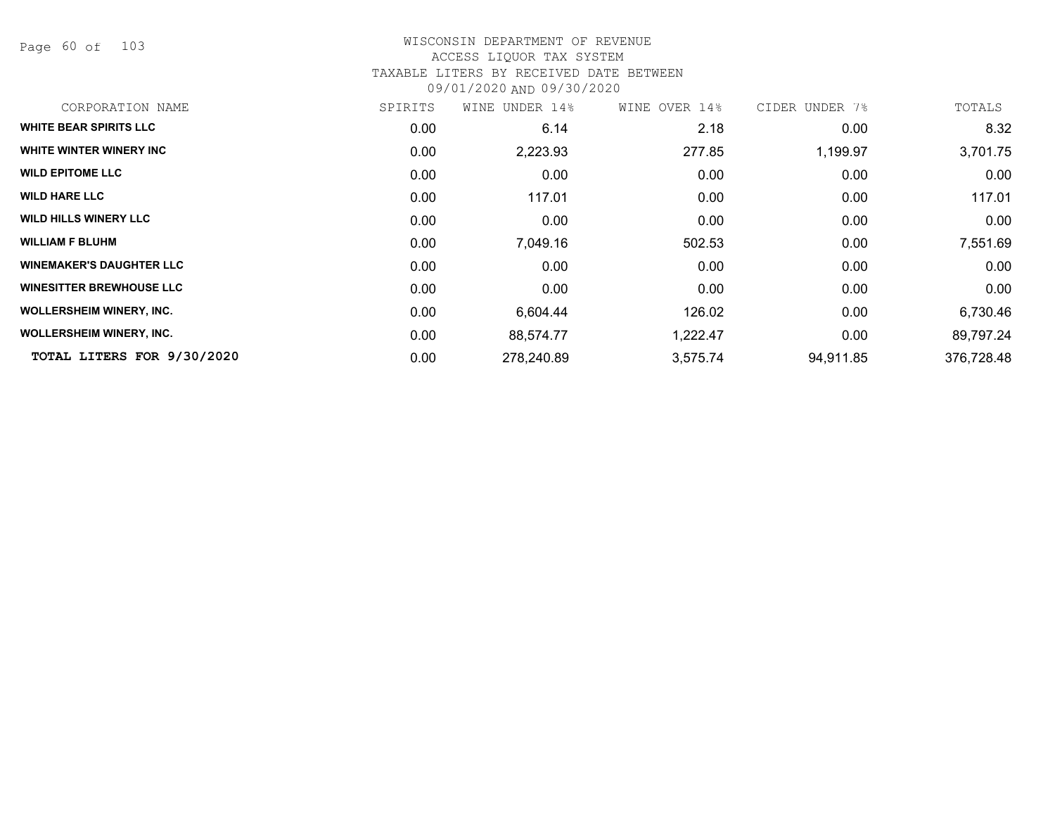# WISCONSIN DEPARTMENT OF REVENUE
## ACCESS LIQUOR TAX SYSTEM
### TAXABLE LITERS BY RECEIVED DATE BETWEEN 09/01/2020 AND 09/30/2020

| CORPORATION NAME | SPIRITS | WINE UNDER 14% | WINE OVER 14% | CIDER UNDER 7% | TOTALS |
|---|---|---|---|---|---|
| **WHITE BEAR SPIRITS LLC** | 0.00 | 6.14 | 2.18 | 0.00 | 8.32 |
| **WHITE WINTER WINERY INC** | 0.00 | 2,223.93 | 277.85 | 1,199.97 | 3,701.75 |
| **WILD EPITOME LLC** | 0.00 | 0.00 | 0.00 | 0.00 | 0.00 |
| **WILD HARE LLC** | 0.00 | 117.01 | 0.00 | 0.00 | 117.01 |
| **WILD HILLS WINERY LLC** | 0.00 | 0.00 | 0.00 | 0.00 | 0.00 |
| **WILLIAM F BLUHM** | 0.00 | 7,049.16 | 502.53 | 0.00 | 7,551.69 |
| **WINEMAKER'S DAUGHTER LLC** | 0.00 | 0.00 | 0.00 | 0.00 | 0.00 |
| **WINESITTER BREWHOUSE LLC** | 0.00 | 0.00 | 0.00 | 0.00 | 0.00 |
| **WOLLERSHEIM WINERY, INC.** | 0.00 | 6,604.44 | 126.02 | 0.00 | 6,730.46 |
| **WOLLERSHEIM WINERY, INC.** | 0.00 | 88,574.77 | 1,222.47 | 0.00 | 89,797.24 |
| **TOTAL LITERS FOR 9/30/2020** | 0.00 | 278,240.89 | 3,575.74 | 94,911.85 | 376,728.48 |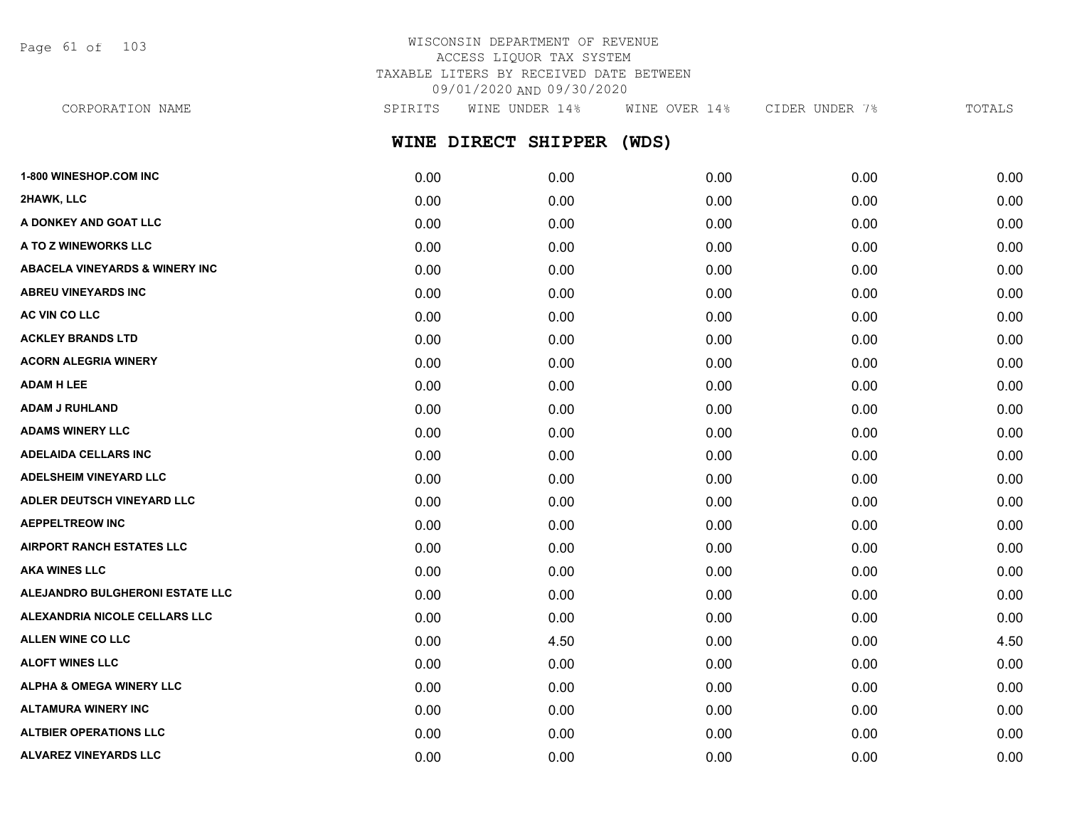# WISCONSIN DEPARTMENT OF REVENUE
## ACCESS LIQUOR TAX SYSTEM
## TAXABLE LITERS BY RECEIVED DATE BETWEEN 09/01/2020 AND 09/30/2020

## WINE DIRECT SHIPPER (WDS)

| CORPORATION NAME | SPIRITS | WINE UNDER 14% | WINE OVER 14% | CIDER UNDER 7% | TOTALS |
|---|---|---|---|---|---|
| 1-800 WINESHOP.COM INC | 0.00 | 0.00 | 0.00 | 0.00 | 0.00 |
| 2HAWK, LLC | 0.00 | 0.00 | 0.00 | 0.00 | 0.00 |
| A DONKEY AND GOAT LLC | 0.00 | 0.00 | 0.00 | 0.00 | 0.00 |
| A TO Z WINEWORKS LLC | 0.00 | 0.00 | 0.00 | 0.00 | 0.00 |
| ABACELA VINEYARDS & WINERY INC | 0.00 | 0.00 | 0.00 | 0.00 | 0.00 |
| ABREU VINEYARDS INC | 0.00 | 0.00 | 0.00 | 0.00 | 0.00 |
| AC VIN CO LLC | 0.00 | 0.00 | 0.00 | 0.00 | 0.00 |
| ACKLEY BRANDS LTD | 0.00 | 0.00 | 0.00 | 0.00 | 0.00 |
| ACORN ALEGRIA WINERY | 0.00 | 0.00 | 0.00 | 0.00 | 0.00 |
| ADAM H LEE | 0.00 | 0.00 | 0.00 | 0.00 | 0.00 |
| ADAM J RUHLAND | 0.00 | 0.00 | 0.00 | 0.00 | 0.00 |
| ADAMS WINERY LLC | 0.00 | 0.00 | 0.00 | 0.00 | 0.00 |
| ADELAIDA CELLARS INC | 0.00 | 0.00 | 0.00 | 0.00 | 0.00 |
| ADELSHEIM VINEYARD LLC | 0.00 | 0.00 | 0.00 | 0.00 | 0.00 |
| ADLER DEUTSCH VINEYARD LLC | 0.00 | 0.00 | 0.00 | 0.00 | 0.00 |
| AEPPELTREOW INC | 0.00 | 0.00 | 0.00 | 0.00 | 0.00 |
| AIRPORT RANCH ESTATES LLC | 0.00 | 0.00 | 0.00 | 0.00 | 0.00 |
| AKA WINES LLC | 0.00 | 0.00 | 0.00 | 0.00 | 0.00 |
| ALEJANDRO BULGHERONI ESTATE LLC | 0.00 | 0.00 | 0.00 | 0.00 | 0.00 |
| ALEXANDRIA NICOLE CELLARS LLC | 0.00 | 0.00 | 0.00 | 0.00 | 0.00 |
| ALLEN WINE CO LLC | 0.00 | 4.50 | 0.00 | 0.00 | 4.50 |
| ALOFT WINES LLC | 0.00 | 0.00 | 0.00 | 0.00 | 0.00 |
| ALPHA & OMEGA WINERY LLC | 0.00 | 0.00 | 0.00 | 0.00 | 0.00 |
| ALTAMURA WINERY INC | 0.00 | 0.00 | 0.00 | 0.00 | 0.00 |
| ALTBIER OPERATIONS LLC | 0.00 | 0.00 | 0.00 | 0.00 | 0.00 |
| ALVAREZ VINEYARDS LLC | 0.00 | 0.00 | 0.00 | 0.00 | 0.00 |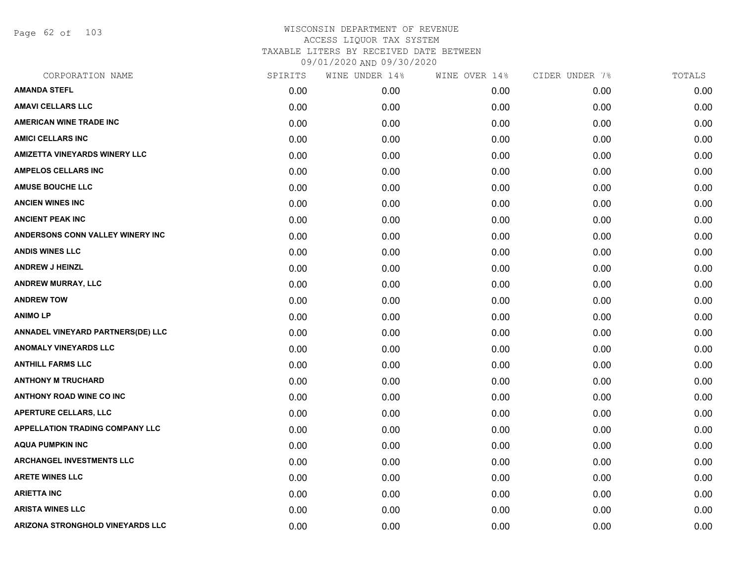# WISCONSIN DEPARTMENT OF REVENUE
## ACCESS LIQUOR TAX SYSTEM
### TAXABLE LITERS BY RECEIVED DATE BETWEEN 09/01/2020 AND 09/30/2020

| CORPORATION NAME | SPIRITS | WINE UNDER 14% | WINE OVER 14% | CIDER UNDER 7% | TOTALS |
|---|---|---|---|---|---|
| **AMANDA STEFL** | 0.00 | 0.00 | 0.00 | 0.00 | 0.00 |
| **AMAVI CELLARS LLC** | 0.00 | 0.00 | 0.00 | 0.00 | 0.00 |
| **AMERICAN WINE TRADE INC** | 0.00 | 0.00 | 0.00 | 0.00 | 0.00 |
| **AMICI CELLARS INC** | 0.00 | 0.00 | 0.00 | 0.00 | 0.00 |
| **AMIZETTA VINEYARDS WINERY LLC** | 0.00 | 0.00 | 0.00 | 0.00 | 0.00 |
| **AMPELOS CELLARS INC** | 0.00 | 0.00 | 0.00 | 0.00 | 0.00 |
| **AMUSE BOUCHE LLC** | 0.00 | 0.00 | 0.00 | 0.00 | 0.00 |
| **ANCIEN WINES INC** | 0.00 | 0.00 | 0.00 | 0.00 | 0.00 |
| **ANCIENT PEAK INC** | 0.00 | 0.00 | 0.00 | 0.00 | 0.00 |
| **ANDERSONS CONN VALLEY WINERY INC** | 0.00 | 0.00 | 0.00 | 0.00 | 0.00 |
| **ANDIS WINES LLC** | 0.00 | 0.00 | 0.00 | 0.00 | 0.00 |
| **ANDREW J HEINZL** | 0.00 | 0.00 | 0.00 | 0.00 | 0.00 |
| **ANDREW MURRAY, LLC** | 0.00 | 0.00 | 0.00 | 0.00 | 0.00 |
| **ANDREW TOW** | 0.00 | 0.00 | 0.00 | 0.00 | 0.00 |
| **ANIMO LP** | 0.00 | 0.00 | 0.00 | 0.00 | 0.00 |
| **ANNADEL VINEYARD PARTNERS(DE) LLC** | 0.00 | 0.00 | 0.00 | 0.00 | 0.00 |
| **ANOMALY VINEYARDS LLC** | 0.00 | 0.00 | 0.00 | 0.00 | 0.00 |
| **ANTHILL FARMS LLC** | 0.00 | 0.00 | 0.00 | 0.00 | 0.00 |
| **ANTHONY M TRUCHARD** | 0.00 | 0.00 | 0.00 | 0.00 | 0.00 |
| **ANTHONY ROAD WINE CO INC** | 0.00 | 0.00 | 0.00 | 0.00 | 0.00 |
| **APERTURE CELLARS, LLC** | 0.00 | 0.00 | 0.00 | 0.00 | 0.00 |
| **APPELLATION TRADING COMPANY LLC** | 0.00 | 0.00 | 0.00 | 0.00 | 0.00 |
| **AQUA PUMPKIN INC** | 0.00 | 0.00 | 0.00 | 0.00 | 0.00 |
| **ARCHANGEL INVESTMENTS LLC** | 0.00 | 0.00 | 0.00 | 0.00 | 0.00 |
| **ARETE WINES LLC** | 0.00 | 0.00 | 0.00 | 0.00 | 0.00 |
| **ARIETTA INC** | 0.00 | 0.00 | 0.00 | 0.00 | 0.00 |
| **ARISTA WINES LLC** | 0.00 | 0.00 | 0.00 | 0.00 | 0.00 |
| **ARIZONA STRONGHOLD VINEYARDS LLC** | 0.00 | 0.00 | 0.00 | 0.00 | 0.00 |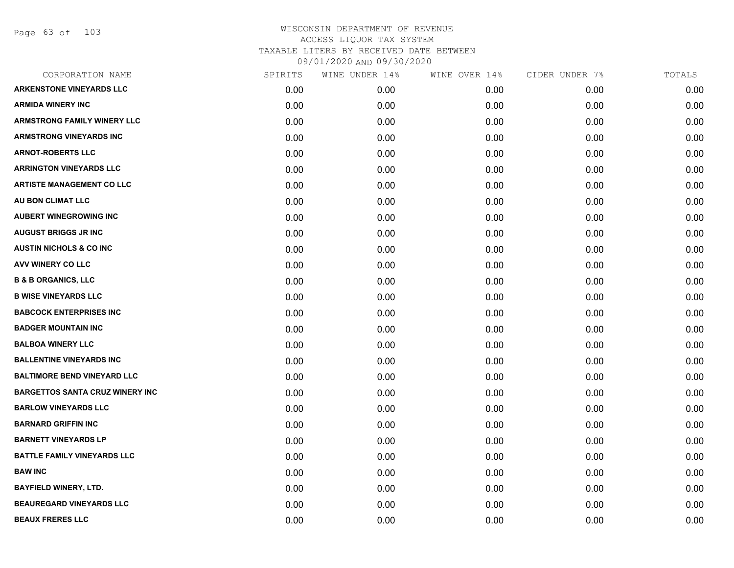# WISCONSIN DEPARTMENT OF REVENUE
## ACCESS LIQUOR TAX SYSTEM
## TAXABLE LITERS BY RECEIVED DATE BETWEEN
## 09/01/2020 AND 09/30/2020

| CORPORATION NAME | SPIRITS | WINE UNDER 14% | WINE OVER 14% | CIDER UNDER 7% | TOTALS |
|---|---|---|---|---|---|
| ARKENSTONE VINEYARDS LLC | 0.00 | 0.00 | 0.00 | 0.00 | 0.00 |
| ARMIDA WINERY INC | 0.00 | 0.00 | 0.00 | 0.00 | 0.00 |
| ARMSTRONG FAMILY WINERY LLC | 0.00 | 0.00 | 0.00 | 0.00 | 0.00 |
| ARMSTRONG VINEYARDS INC | 0.00 | 0.00 | 0.00 | 0.00 | 0.00 |
| ARNOT-ROBERTS LLC | 0.00 | 0.00 | 0.00 | 0.00 | 0.00 |
| ARRINGTON VINEYARDS LLC | 0.00 | 0.00 | 0.00 | 0.00 | 0.00 |
| ARTISTE MANAGEMENT CO LLC | 0.00 | 0.00 | 0.00 | 0.00 | 0.00 |
| AU BON CLIMAT LLC | 0.00 | 0.00 | 0.00 | 0.00 | 0.00 |
| AUBERT WINEGROWING INC | 0.00 | 0.00 | 0.00 | 0.00 | 0.00 |
| AUGUST BRIGGS JR INC | 0.00 | 0.00 | 0.00 | 0.00 | 0.00 |
| AUSTIN NICHOLS & CO INC | 0.00 | 0.00 | 0.00 | 0.00 | 0.00 |
| AVV WINERY CO LLC | 0.00 | 0.00 | 0.00 | 0.00 | 0.00 |
| B & B ORGANICS, LLC | 0.00 | 0.00 | 0.00 | 0.00 | 0.00 |
| B WISE VINEYARDS LLC | 0.00 | 0.00 | 0.00 | 0.00 | 0.00 |
| BABCOCK ENTERPRISES INC | 0.00 | 0.00 | 0.00 | 0.00 | 0.00 |
| BADGER MOUNTAIN INC | 0.00 | 0.00 | 0.00 | 0.00 | 0.00 |
| BALBOA WINERY LLC | 0.00 | 0.00 | 0.00 | 0.00 | 0.00 |
| BALLENTINE VINEYARDS INC | 0.00 | 0.00 | 0.00 | 0.00 | 0.00 |
| BALTIMORE BEND VINEYARD LLC | 0.00 | 0.00 | 0.00 | 0.00 | 0.00 |
| BARGETTOS SANTA CRUZ WINERY INC | 0.00 | 0.00 | 0.00 | 0.00 | 0.00 |
| BARLOW VINEYARDS LLC | 0.00 | 0.00 | 0.00 | 0.00 | 0.00 |
| BARNARD GRIFFIN INC | 0.00 | 0.00 | 0.00 | 0.00 | 0.00 |
| BARNETT VINEYARDS LP | 0.00 | 0.00 | 0.00 | 0.00 | 0.00 |
| BATTLE FAMILY VINEYARDS LLC | 0.00 | 0.00 | 0.00 | 0.00 | 0.00 |
| BAW INC | 0.00 | 0.00 | 0.00 | 0.00 | 0.00 |
| BAYFIELD WINERY, LTD. | 0.00 | 0.00 | 0.00 | 0.00 | 0.00 |
| BEAUREGARD VINEYARDS LLC | 0.00 | 0.00 | 0.00 | 0.00 | 0.00 |
| BEAUX FRERES LLC | 0.00 | 0.00 | 0.00 | 0.00 | 0.00 |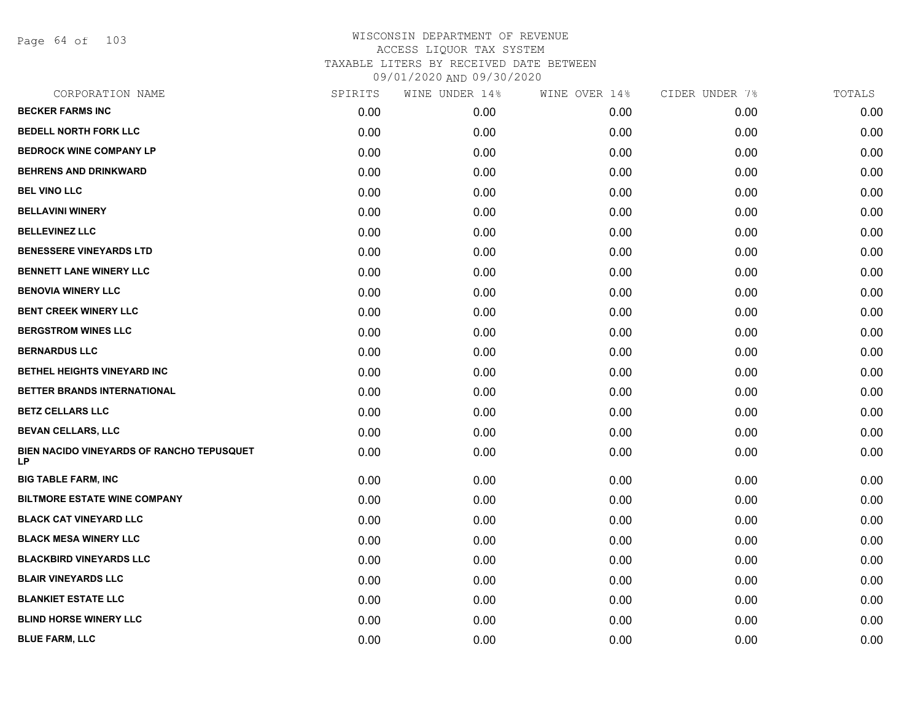# WISCONSIN DEPARTMENT OF REVENUE
ACCESS LIQUOR TAX SYSTEM
TAXABLE LITERS BY RECEIVED DATE BETWEEN
09/01/2020 AND 09/30/2020

| CORPORATION NAME | SPIRITS | WINE UNDER 14% | WINE OVER 14% | CIDER UNDER 7% | TOTALS |
|---|---|---|---|---|---|
| BECKER FARMS INC | 0.00 | 0.00 | 0.00 | 0.00 | 0.00 |
| BEDELL NORTH FORK LLC | 0.00 | 0.00 | 0.00 | 0.00 | 0.00 |
| BEDROCK WINE COMPANY LP | 0.00 | 0.00 | 0.00 | 0.00 | 0.00 |
| BEHRENS AND DRINKWARD | 0.00 | 0.00 | 0.00 | 0.00 | 0.00 |
| BEL VINO LLC | 0.00 | 0.00 | 0.00 | 0.00 | 0.00 |
| BELLAVINI WINERY | 0.00 | 0.00 | 0.00 | 0.00 | 0.00 |
| BELLEVINEZ LLC | 0.00 | 0.00 | 0.00 | 0.00 | 0.00 |
| BENESSERE VINEYARDS LTD | 0.00 | 0.00 | 0.00 | 0.00 | 0.00 |
| BENNETT LANE WINERY LLC | 0.00 | 0.00 | 0.00 | 0.00 | 0.00 |
| BENOVIA WINERY LLC | 0.00 | 0.00 | 0.00 | 0.00 | 0.00 |
| BENT CREEK WINERY LLC | 0.00 | 0.00 | 0.00 | 0.00 | 0.00 |
| BERGSTROM WINES LLC | 0.00 | 0.00 | 0.00 | 0.00 | 0.00 |
| BERNARDUS LLC | 0.00 | 0.00 | 0.00 | 0.00 | 0.00 |
| BETHEL HEIGHTS VINEYARD INC | 0.00 | 0.00 | 0.00 | 0.00 | 0.00 |
| BETTER BRANDS INTERNATIONAL | 0.00 | 0.00 | 0.00 | 0.00 | 0.00 |
| BETZ CELLARS LLC | 0.00 | 0.00 | 0.00 | 0.00 | 0.00 |
| BEVAN CELLARS, LLC | 0.00 | 0.00 | 0.00 | 0.00 | 0.00 |
| BIEN NACIDO VINEYARDS OF RANCHO TEPUSQUET LP | 0.00 | 0.00 | 0.00 | 0.00 | 0.00 |
| BIG TABLE FARM, INC | 0.00 | 0.00 | 0.00 | 0.00 | 0.00 |
| BILTMORE ESTATE WINE COMPANY | 0.00 | 0.00 | 0.00 | 0.00 | 0.00 |
| BLACK CAT VINEYARD LLC | 0.00 | 0.00 | 0.00 | 0.00 | 0.00 |
| BLACK MESA WINERY LLC | 0.00 | 0.00 | 0.00 | 0.00 | 0.00 |
| BLACKBIRD VINEYARDS LLC | 0.00 | 0.00 | 0.00 | 0.00 | 0.00 |
| BLAIR VINEYARDS LLC | 0.00 | 0.00 | 0.00 | 0.00 | 0.00 |
| BLANKIET ESTATE LLC | 0.00 | 0.00 | 0.00 | 0.00 | 0.00 |
| BLIND HORSE WINERY LLC | 0.00 | 0.00 | 0.00 | 0.00 | 0.00 |
| BLUE FARM, LLC | 0.00 | 0.00 | 0.00 | 0.00 | 0.00 |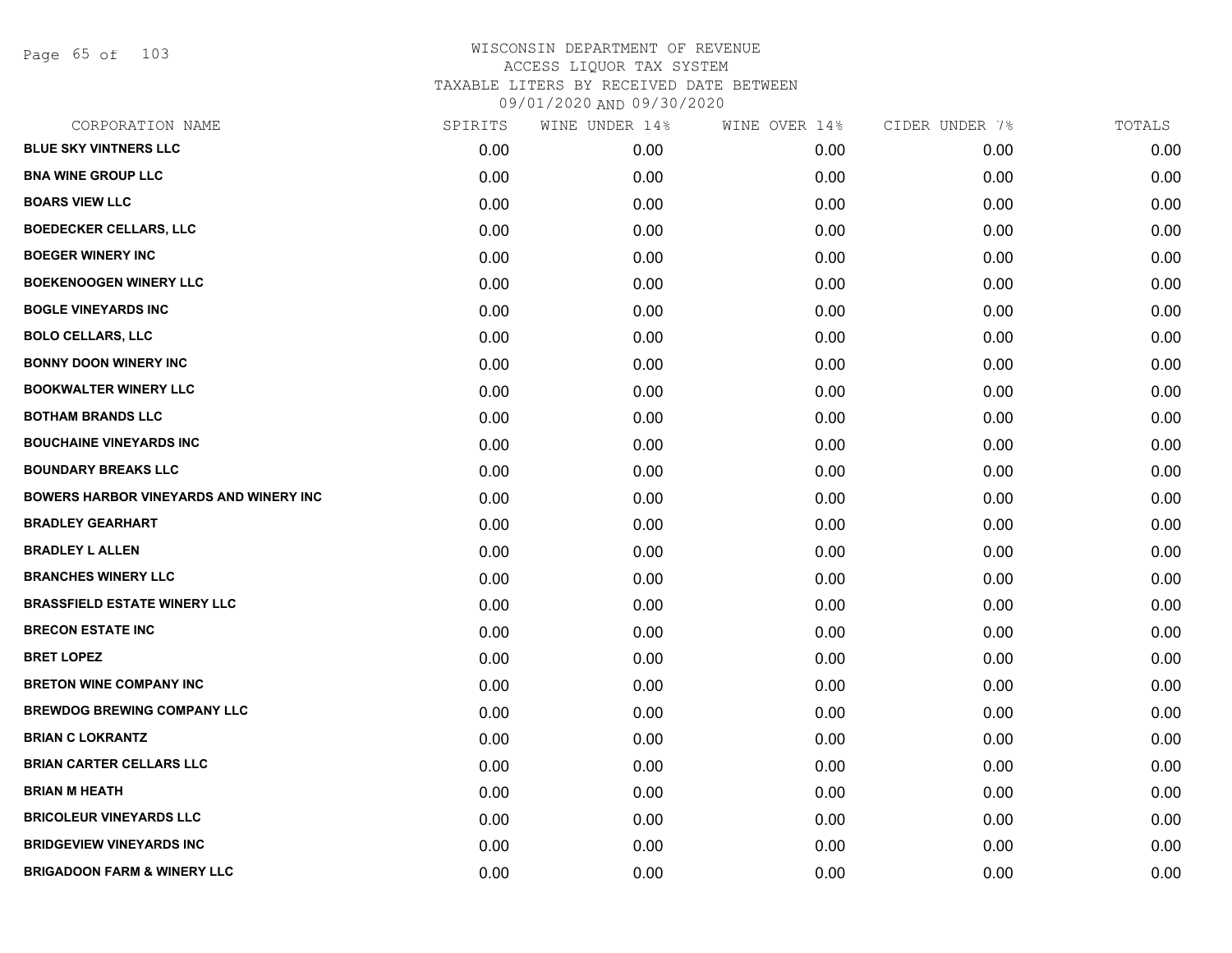# WISCONSIN DEPARTMENT OF REVENUE
## ACCESS LIQUOR TAX SYSTEM
### TAXABLE LITERS BY RECEIVED DATE BETWEEN 09/01/2020 AND 09/30/2020

| CORPORATION NAME | SPIRITS | WINE UNDER 14% | WINE OVER 14% | CIDER UNDER 7% | TOTALS |
|---|---|---|---|---|---|
| BLUE SKY VINTNERS LLC | 0.00 | 0.00 | 0.00 | 0.00 | 0.00 |
| BNA WINE GROUP LLC | 0.00 | 0.00 | 0.00 | 0.00 | 0.00 |
| BOARS VIEW LLC | 0.00 | 0.00 | 0.00 | 0.00 | 0.00 |
| BOEDECKER CELLARS, LLC | 0.00 | 0.00 | 0.00 | 0.00 | 0.00 |
| BOEGER WINERY INC | 0.00 | 0.00 | 0.00 | 0.00 | 0.00 |
| BOEKENOOGEN WINERY LLC | 0.00 | 0.00 | 0.00 | 0.00 | 0.00 |
| BOGLE VINEYARDS INC | 0.00 | 0.00 | 0.00 | 0.00 | 0.00 |
| BOLO CELLARS, LLC | 0.00 | 0.00 | 0.00 | 0.00 | 0.00 |
| BONNY DOON WINERY INC | 0.00 | 0.00 | 0.00 | 0.00 | 0.00 |
| BOOKWALTER WINERY LLC | 0.00 | 0.00 | 0.00 | 0.00 | 0.00 |
| BOTHAM BRANDS LLC | 0.00 | 0.00 | 0.00 | 0.00 | 0.00 |
| BOUCHAINE VINEYARDS INC | 0.00 | 0.00 | 0.00 | 0.00 | 0.00 |
| BOUNDARY BREAKS LLC | 0.00 | 0.00 | 0.00 | 0.00 | 0.00 |
| BOWERS HARBOR VINEYARDS AND WINERY INC | 0.00 | 0.00 | 0.00 | 0.00 | 0.00 |
| BRADLEY GEARHART | 0.00 | 0.00 | 0.00 | 0.00 | 0.00 |
| BRADLEY L ALLEN | 0.00 | 0.00 | 0.00 | 0.00 | 0.00 |
| BRANCHES WINERY LLC | 0.00 | 0.00 | 0.00 | 0.00 | 0.00 |
| BRASSFIELD ESTATE WINERY LLC | 0.00 | 0.00 | 0.00 | 0.00 | 0.00 |
| BRECON ESTATE INC | 0.00 | 0.00 | 0.00 | 0.00 | 0.00 |
| BRET LOPEZ | 0.00 | 0.00 | 0.00 | 0.00 | 0.00 |
| BRETON WINE COMPANY INC | 0.00 | 0.00 | 0.00 | 0.00 | 0.00 |
| BREWDOG BREWING COMPANY LLC | 0.00 | 0.00 | 0.00 | 0.00 | 0.00 |
| BRIAN C LOKRANTZ | 0.00 | 0.00 | 0.00 | 0.00 | 0.00 |
| BRIAN CARTER CELLARS LLC | 0.00 | 0.00 | 0.00 | 0.00 | 0.00 |
| BRIAN M HEATH | 0.00 | 0.00 | 0.00 | 0.00 | 0.00 |
| BRICOLEUR VINEYARDS LLC | 0.00 | 0.00 | 0.00 | 0.00 | 0.00 |
| BRIDGEVIEW VINEYARDS INC | 0.00 | 0.00 | 0.00 | 0.00 | 0.00 |
| BRIGADOON FARM & WINERY LLC | 0.00 | 0.00 | 0.00 | 0.00 | 0.00 |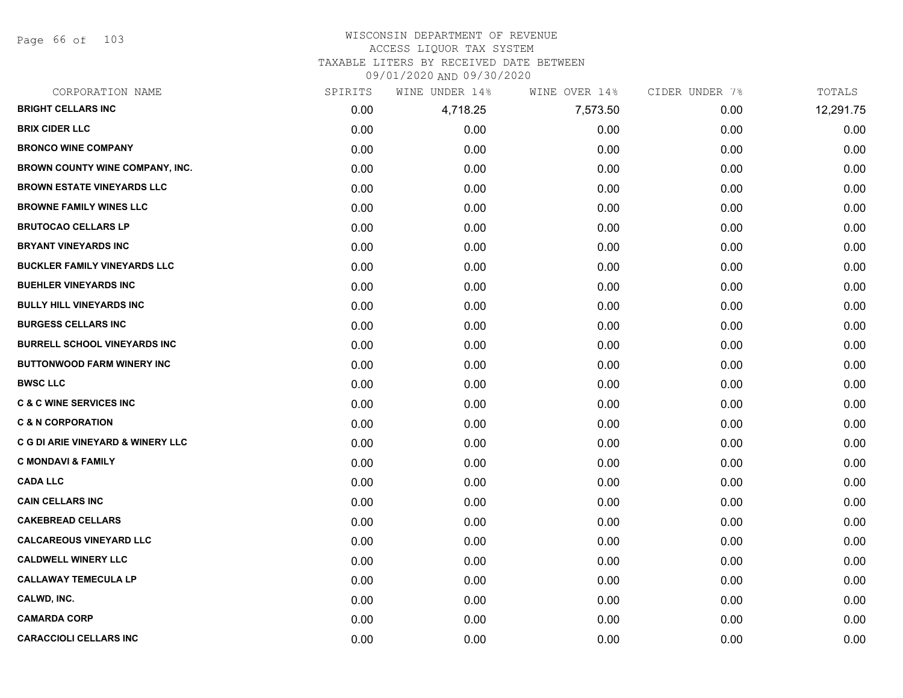# WISCONSIN DEPARTMENT OF REVENUE
## ACCESS LIQUOR TAX SYSTEM
### TAXABLE LITERS BY RECEIVED DATE BETWEEN 09/01/2020 AND 09/30/2020

| CORPORATION NAME | SPIRITS | WINE UNDER 14% | WINE OVER 14% | CIDER UNDER 7% | TOTALS |
|---|---|---|---|---|---|
| BRIGHT CELLARS INC | 0.00 | 4,718.25 | 7,573.50 | 0.00 | 12,291.75 |
| BRIX CIDER LLC | 0.00 | 0.00 | 0.00 | 0.00 | 0.00 |
| BRONCO WINE COMPANY | 0.00 | 0.00 | 0.00 | 0.00 | 0.00 |
| BROWN COUNTY WINE COMPANY, INC. | 0.00 | 0.00 | 0.00 | 0.00 | 0.00 |
| BROWN ESTATE VINEYARDS LLC | 0.00 | 0.00 | 0.00 | 0.00 | 0.00 |
| BROWNE FAMILY WINES LLC | 0.00 | 0.00 | 0.00 | 0.00 | 0.00 |
| BRUTOCAO CELLARS LP | 0.00 | 0.00 | 0.00 | 0.00 | 0.00 |
| BRYANT VINEYARDS INC | 0.00 | 0.00 | 0.00 | 0.00 | 0.00 |
| BUCKLER FAMILY VINEYARDS LLC | 0.00 | 0.00 | 0.00 | 0.00 | 0.00 |
| BUEHLER VINEYARDS INC | 0.00 | 0.00 | 0.00 | 0.00 | 0.00 |
| BULLY HILL VINEYARDS INC | 0.00 | 0.00 | 0.00 | 0.00 | 0.00 |
| BURGESS CELLARS INC | 0.00 | 0.00 | 0.00 | 0.00 | 0.00 |
| BURRELL SCHOOL VINEYARDS INC | 0.00 | 0.00 | 0.00 | 0.00 | 0.00 |
| BUTTONWOOD FARM WINERY INC | 0.00 | 0.00 | 0.00 | 0.00 | 0.00 |
| BWSC LLC | 0.00 | 0.00 | 0.00 | 0.00 | 0.00 |
| C & C WINE SERVICES INC | 0.00 | 0.00 | 0.00 | 0.00 | 0.00 |
| C & N CORPORATION | 0.00 | 0.00 | 0.00 | 0.00 | 0.00 |
| C G DI ARIE VINEYARD & WINERY LLC | 0.00 | 0.00 | 0.00 | 0.00 | 0.00 |
| C MONDAVI & FAMILY | 0.00 | 0.00 | 0.00 | 0.00 | 0.00 |
| CADA LLC | 0.00 | 0.00 | 0.00 | 0.00 | 0.00 |
| CAIN CELLARS INC | 0.00 | 0.00 | 0.00 | 0.00 | 0.00 |
| CAKEBREAD CELLARS | 0.00 | 0.00 | 0.00 | 0.00 | 0.00 |
| CALCAREOUS VINEYARD LLC | 0.00 | 0.00 | 0.00 | 0.00 | 0.00 |
| CALDWELL WINERY LLC | 0.00 | 0.00 | 0.00 | 0.00 | 0.00 |
| CALLAWAY TEMECULA LP | 0.00 | 0.00 | 0.00 | 0.00 | 0.00 |
| CALWD, INC. | 0.00 | 0.00 | 0.00 | 0.00 | 0.00 |
| CAMARDA CORP | 0.00 | 0.00 | 0.00 | 0.00 | 0.00 |
| CARACCIOLI CELLARS INC | 0.00 | 0.00 | 0.00 | 0.00 | 0.00 |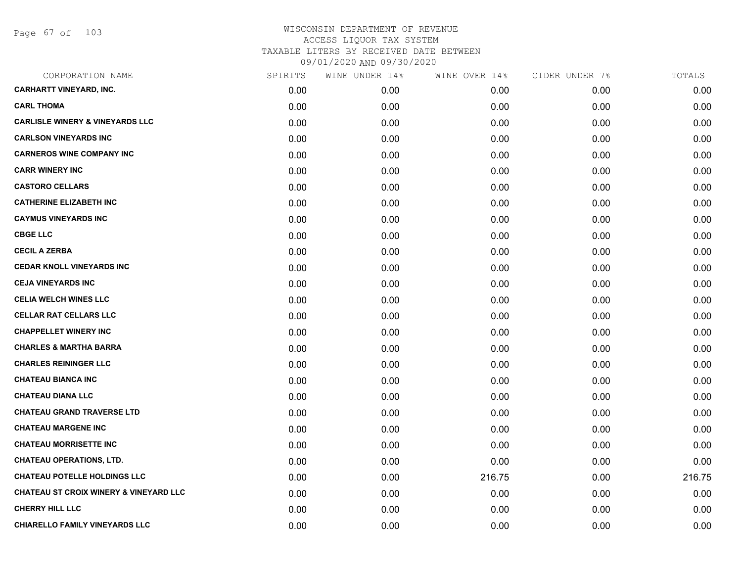# WISCONSIN DEPARTMENT OF REVENUE
## ACCESS LIQUOR TAX SYSTEM
## TAXABLE LITERS BY RECEIVED DATE BETWEEN
## 09/01/2020 AND 09/30/2020

| CORPORATION NAME | SPIRITS | WINE UNDER 14% | WINE OVER 14% | CIDER UNDER 7% | TOTALS |
|---|---|---|---|---|---|
| CARHARTT VINEYARD, INC. | 0.00 | 0.00 | 0.00 | 0.00 | 0.00 |
| CARL THOMA | 0.00 | 0.00 | 0.00 | 0.00 | 0.00 |
| CARLISLE WINERY & VINEYARDS LLC | 0.00 | 0.00 | 0.00 | 0.00 | 0.00 |
| CARLSON VINEYARDS INC | 0.00 | 0.00 | 0.00 | 0.00 | 0.00 |
| CARNEROS WINE COMPANY INC | 0.00 | 0.00 | 0.00 | 0.00 | 0.00 |
| CARR WINERY INC | 0.00 | 0.00 | 0.00 | 0.00 | 0.00 |
| CASTORO CELLARS | 0.00 | 0.00 | 0.00 | 0.00 | 0.00 |
| CATHERINE ELIZABETH INC | 0.00 | 0.00 | 0.00 | 0.00 | 0.00 |
| CAYMUS VINEYARDS INC | 0.00 | 0.00 | 0.00 | 0.00 | 0.00 |
| CBGE LLC | 0.00 | 0.00 | 0.00 | 0.00 | 0.00 |
| CECIL A ZERBA | 0.00 | 0.00 | 0.00 | 0.00 | 0.00 |
| CEDAR KNOLL VINEYARDS INC | 0.00 | 0.00 | 0.00 | 0.00 | 0.00 |
| CEJA VINEYARDS INC | 0.00 | 0.00 | 0.00 | 0.00 | 0.00 |
| CELIA WELCH WINES LLC | 0.00 | 0.00 | 0.00 | 0.00 | 0.00 |
| CELLAR RAT CELLARS LLC | 0.00 | 0.00 | 0.00 | 0.00 | 0.00 |
| CHAPPELLET WINERY INC | 0.00 | 0.00 | 0.00 | 0.00 | 0.00 |
| CHARLES & MARTHA BARRA | 0.00 | 0.00 | 0.00 | 0.00 | 0.00 |
| CHARLES REININGER LLC | 0.00 | 0.00 | 0.00 | 0.00 | 0.00 |
| CHATEAU BIANCA INC | 0.00 | 0.00 | 0.00 | 0.00 | 0.00 |
| CHATEAU DIANA LLC | 0.00 | 0.00 | 0.00 | 0.00 | 0.00 |
| CHATEAU GRAND TRAVERSE LTD | 0.00 | 0.00 | 0.00 | 0.00 | 0.00 |
| CHATEAU MARGENE INC | 0.00 | 0.00 | 0.00 | 0.00 | 0.00 |
| CHATEAU MORRISETTE INC | 0.00 | 0.00 | 0.00 | 0.00 | 0.00 |
| CHATEAU OPERATIONS, LTD. | 0.00 | 0.00 | 0.00 | 0.00 | 0.00 |
| CHATEAU POTELLE HOLDINGS LLC | 0.00 | 0.00 | 216.75 | 0.00 | 216.75 |
| CHATEAU ST CROIX WINERY & VINEYARD LLC | 0.00 | 0.00 | 0.00 | 0.00 | 0.00 |
| CHERRY HILL LLC | 0.00 | 0.00 | 0.00 | 0.00 | 0.00 |
| CHIARELLO FAMILY VINEYARDS LLC | 0.00 | 0.00 | 0.00 | 0.00 | 0.00 |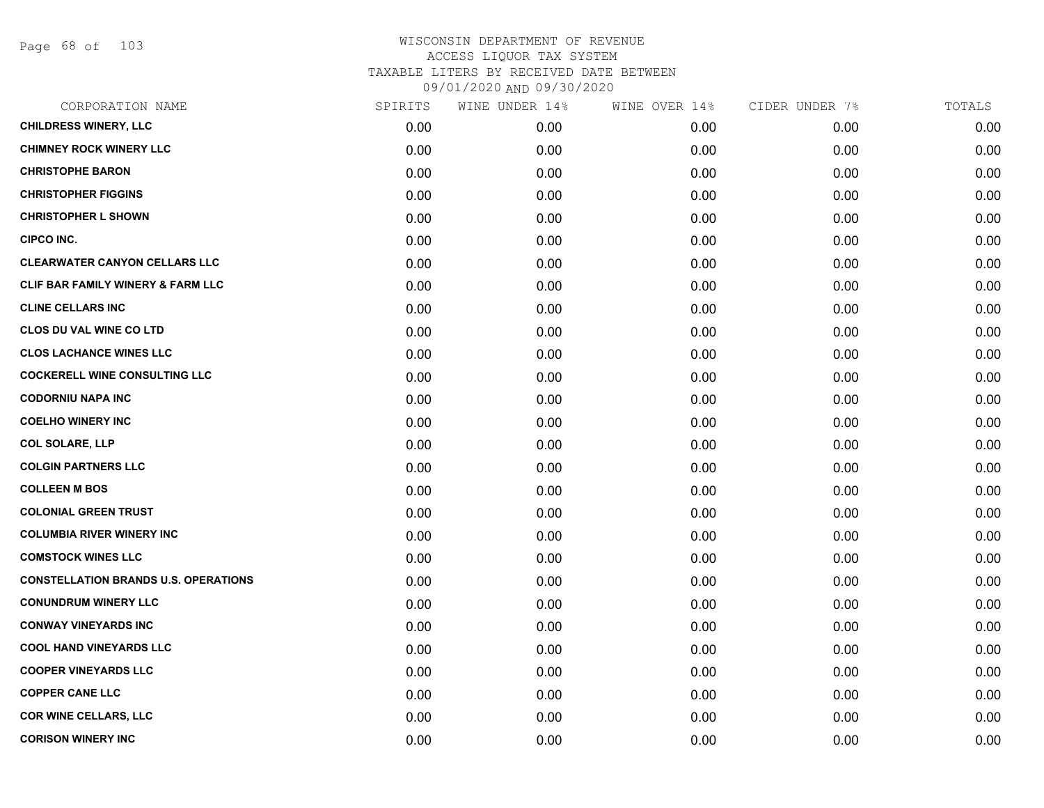# WISCONSIN DEPARTMENT OF REVENUE
## ACCESS LIQUOR TAX SYSTEM
## TAXABLE LITERS BY RECEIVED DATE BETWEEN
## 09/01/2020 AND 09/30/2020

| CORPORATION NAME | SPIRITS | WINE UNDER 14% | WINE OVER 14% | CIDER UNDER 7% | TOTALS |
|---|---|---|---|---|---|
| CHILDRESS WINERY, LLC | 0.00 | 0.00 | 0.00 | 0.00 | 0.00 |
| CHIMNEY ROCK WINERY LLC | 0.00 | 0.00 | 0.00 | 0.00 | 0.00 |
| CHRISTOPHE BARON | 0.00 | 0.00 | 0.00 | 0.00 | 0.00 |
| CHRISTOPHER FIGGINS | 0.00 | 0.00 | 0.00 | 0.00 | 0.00 |
| CHRISTOPHER L SHOWN | 0.00 | 0.00 | 0.00 | 0.00 | 0.00 |
| CIPCO INC. | 0.00 | 0.00 | 0.00 | 0.00 | 0.00 |
| CLEARWATER CANYON CELLARS LLC | 0.00 | 0.00 | 0.00 | 0.00 | 0.00 |
| CLIF BAR FAMILY WINERY & FARM LLC | 0.00 | 0.00 | 0.00 | 0.00 | 0.00 |
| CLINE CELLARS INC | 0.00 | 0.00 | 0.00 | 0.00 | 0.00 |
| CLOS DU VAL WINE CO LTD | 0.00 | 0.00 | 0.00 | 0.00 | 0.00 |
| CLOS LACHANCE WINES LLC | 0.00 | 0.00 | 0.00 | 0.00 | 0.00 |
| COCKERELL WINE CONSULTING LLC | 0.00 | 0.00 | 0.00 | 0.00 | 0.00 |
| CODORNIU NAPA INC | 0.00 | 0.00 | 0.00 | 0.00 | 0.00 |
| COELHO WINERY INC | 0.00 | 0.00 | 0.00 | 0.00 | 0.00 |
| COL SOLARE, LLP | 0.00 | 0.00 | 0.00 | 0.00 | 0.00 |
| COLGIN PARTNERS LLC | 0.00 | 0.00 | 0.00 | 0.00 | 0.00 |
| COLLEEN M BOS | 0.00 | 0.00 | 0.00 | 0.00 | 0.00 |
| COLONIAL GREEN TRUST | 0.00 | 0.00 | 0.00 | 0.00 | 0.00 |
| COLUMBIA RIVER WINERY INC | 0.00 | 0.00 | 0.00 | 0.00 | 0.00 |
| COMSTOCK WINES LLC | 0.00 | 0.00 | 0.00 | 0.00 | 0.00 |
| CONSTELLATION BRANDS U.S. OPERATIONS | 0.00 | 0.00 | 0.00 | 0.00 | 0.00 |
| CONUNDRUM WINERY LLC | 0.00 | 0.00 | 0.00 | 0.00 | 0.00 |
| CONWAY VINEYARDS INC | 0.00 | 0.00 | 0.00 | 0.00 | 0.00 |
| COOL HAND VINEYARDS LLC | 0.00 | 0.00 | 0.00 | 0.00 | 0.00 |
| COOPER VINEYARDS LLC | 0.00 | 0.00 | 0.00 | 0.00 | 0.00 |
| COPPER CANE LLC | 0.00 | 0.00 | 0.00 | 0.00 | 0.00 |
| COR WINE CELLARS, LLC | 0.00 | 0.00 | 0.00 | 0.00 | 0.00 |
| CORISON WINERY INC | 0.00 | 0.00 | 0.00 | 0.00 | 0.00 |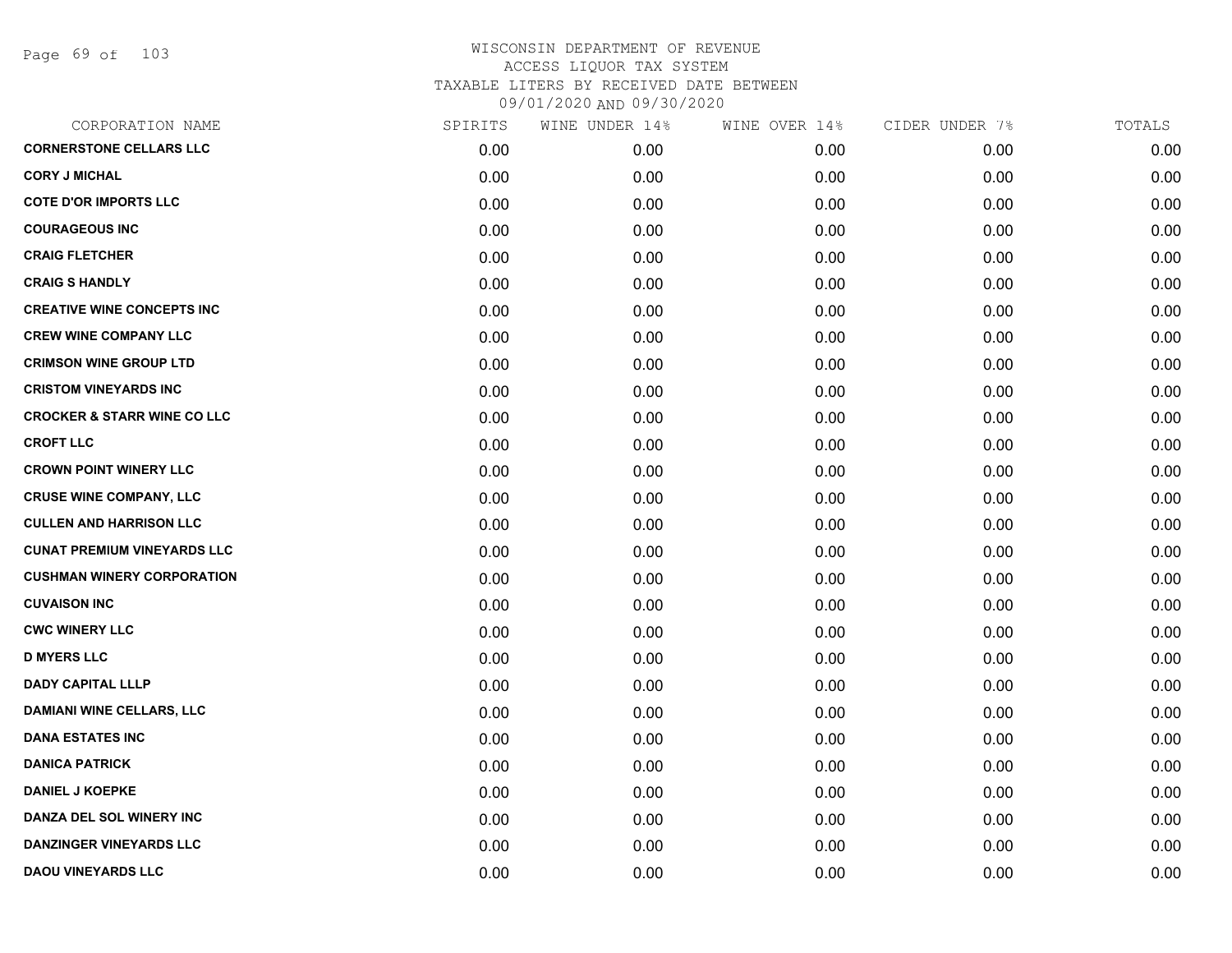# WISCONSIN DEPARTMENT OF REVENUE
ACCESS LIQUOR TAX SYSTEM
TAXABLE LITERS BY RECEIVED DATE BETWEEN
09/01/2020 AND 09/30/2020

| CORPORATION NAME | SPIRITS | WINE UNDER 14% | WINE OVER 14% | CIDER UNDER 7% | TOTALS |
|---|---|---|---|---|---|
| CORNERSTONE CELLARS LLC | 0.00 | 0.00 | 0.00 | 0.00 | 0.00 |
| CORY J MICHAL | 0.00 | 0.00 | 0.00 | 0.00 | 0.00 |
| COTE D'OR IMPORTS LLC | 0.00 | 0.00 | 0.00 | 0.00 | 0.00 |
| COURAGEOUS INC | 0.00 | 0.00 | 0.00 | 0.00 | 0.00 |
| CRAIG FLETCHER | 0.00 | 0.00 | 0.00 | 0.00 | 0.00 |
| CRAIG S HANDLY | 0.00 | 0.00 | 0.00 | 0.00 | 0.00 |
| CREATIVE WINE CONCEPTS INC | 0.00 | 0.00 | 0.00 | 0.00 | 0.00 |
| CREW WINE COMPANY LLC | 0.00 | 0.00 | 0.00 | 0.00 | 0.00 |
| CRIMSON WINE GROUP LTD | 0.00 | 0.00 | 0.00 | 0.00 | 0.00 |
| CRISTOM VINEYARDS INC | 0.00 | 0.00 | 0.00 | 0.00 | 0.00 |
| CROCKER & STARR WINE CO LLC | 0.00 | 0.00 | 0.00 | 0.00 | 0.00 |
| CROFT LLC | 0.00 | 0.00 | 0.00 | 0.00 | 0.00 |
| CROWN POINT WINERY LLC | 0.00 | 0.00 | 0.00 | 0.00 | 0.00 |
| CRUSE WINE COMPANY, LLC | 0.00 | 0.00 | 0.00 | 0.00 | 0.00 |
| CULLEN AND HARRISON LLC | 0.00 | 0.00 | 0.00 | 0.00 | 0.00 |
| CUNAT PREMIUM VINEYARDS LLC | 0.00 | 0.00 | 0.00 | 0.00 | 0.00 |
| CUSHMAN WINERY CORPORATION | 0.00 | 0.00 | 0.00 | 0.00 | 0.00 |
| CUVAISON INC | 0.00 | 0.00 | 0.00 | 0.00 | 0.00 |
| CWC WINERY LLC | 0.00 | 0.00 | 0.00 | 0.00 | 0.00 |
| D MYERS LLC | 0.00 | 0.00 | 0.00 | 0.00 | 0.00 |
| DADY CAPITAL LLLP | 0.00 | 0.00 | 0.00 | 0.00 | 0.00 |
| DAMIANI WINE CELLARS, LLC | 0.00 | 0.00 | 0.00 | 0.00 | 0.00 |
| DANA ESTATES INC | 0.00 | 0.00 | 0.00 | 0.00 | 0.00 |
| DANICA PATRICK | 0.00 | 0.00 | 0.00 | 0.00 | 0.00 |
| DANIEL J KOEPKE | 0.00 | 0.00 | 0.00 | 0.00 | 0.00 |
| DANZA DEL SOL WINERY INC | 0.00 | 0.00 | 0.00 | 0.00 | 0.00 |
| DANZINGER VINEYARDS LLC | 0.00 | 0.00 | 0.00 | 0.00 | 0.00 |
| DAOU VINEYARDS LLC | 0.00 | 0.00 | 0.00 | 0.00 | 0.00 |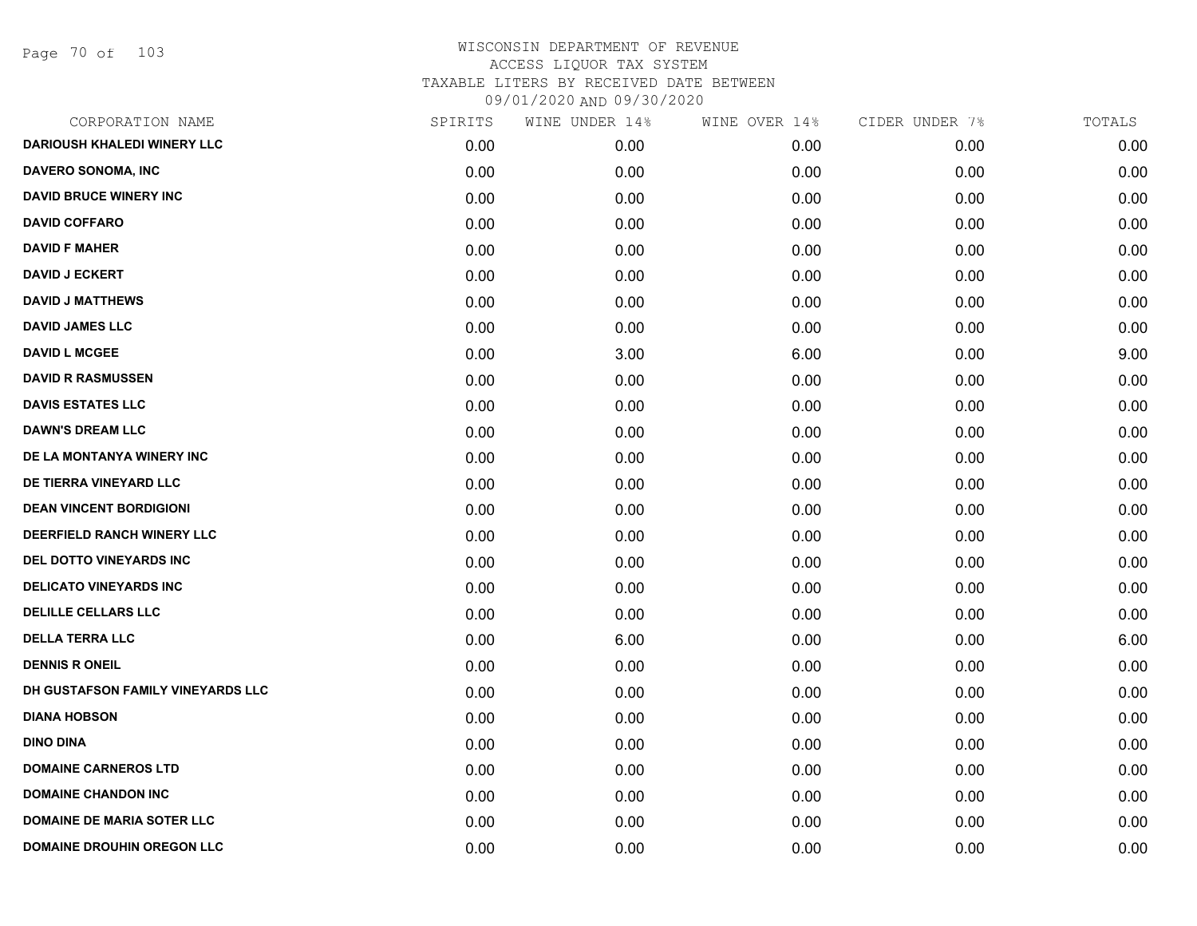# WISCONSIN DEPARTMENT OF REVENUE
ACCESS LIQUOR TAX SYSTEM
TAXABLE LITERS BY RECEIVED DATE BETWEEN
09/01/2020 AND 09/30/2020

| CORPORATION NAME | SPIRITS | WINE UNDER 14% | WINE OVER 14% | CIDER UNDER 7% | TOTALS |
|---|---|---|---|---|---|
| DARIOUSH KHALEDI WINERY LLC | 0.00 | 0.00 | 0.00 | 0.00 | 0.00 |
| DAVERO SONOMA, INC | 0.00 | 0.00 | 0.00 | 0.00 | 0.00 |
| DAVID BRUCE WINERY INC | 0.00 | 0.00 | 0.00 | 0.00 | 0.00 |
| DAVID COFFARO | 0.00 | 0.00 | 0.00 | 0.00 | 0.00 |
| DAVID F MAHER | 0.00 | 0.00 | 0.00 | 0.00 | 0.00 |
| DAVID J ECKERT | 0.00 | 0.00 | 0.00 | 0.00 | 0.00 |
| DAVID J MATTHEWS | 0.00 | 0.00 | 0.00 | 0.00 | 0.00 |
| DAVID JAMES LLC | 0.00 | 0.00 | 0.00 | 0.00 | 0.00 |
| DAVID L MCGEE | 0.00 | 3.00 | 6.00 | 0.00 | 9.00 |
| DAVID R RASMUSSEN | 0.00 | 0.00 | 0.00 | 0.00 | 0.00 |
| DAVIS ESTATES LLC | 0.00 | 0.00 | 0.00 | 0.00 | 0.00 |
| DAWN'S DREAM LLC | 0.00 | 0.00 | 0.00 | 0.00 | 0.00 |
| DE LA MONTANYA WINERY INC | 0.00 | 0.00 | 0.00 | 0.00 | 0.00 |
| DE TIERRA VINEYARD LLC | 0.00 | 0.00 | 0.00 | 0.00 | 0.00 |
| DEAN VINCENT BORDIGIONI | 0.00 | 0.00 | 0.00 | 0.00 | 0.00 |
| DEERFIELD RANCH WINERY LLC | 0.00 | 0.00 | 0.00 | 0.00 | 0.00 |
| DEL DOTTO VINEYARDS INC | 0.00 | 0.00 | 0.00 | 0.00 | 0.00 |
| DELICATO VINEYARDS INC | 0.00 | 0.00 | 0.00 | 0.00 | 0.00 |
| DELILLE CELLARS LLC | 0.00 | 0.00 | 0.00 | 0.00 | 0.00 |
| DELLA TERRA LLC | 0.00 | 6.00 | 0.00 | 0.00 | 6.00 |
| DENNIS R ONEIL | 0.00 | 0.00 | 0.00 | 0.00 | 0.00 |
| DH GUSTAFSON FAMILY VINEYARDS LLC | 0.00 | 0.00 | 0.00 | 0.00 | 0.00 |
| DIANA HOBSON | 0.00 | 0.00 | 0.00 | 0.00 | 0.00 |
| DINO DINA | 0.00 | 0.00 | 0.00 | 0.00 | 0.00 |
| DOMAINE CARNEROS LTD | 0.00 | 0.00 | 0.00 | 0.00 | 0.00 |
| DOMAINE CHANDON INC | 0.00 | 0.00 | 0.00 | 0.00 | 0.00 |
| DOMAINE DE MARIA SOTER LLC | 0.00 | 0.00 | 0.00 | 0.00 | 0.00 |
| DOMAINE DROUHIN OREGON LLC | 0.00 | 0.00 | 0.00 | 0.00 | 0.00 |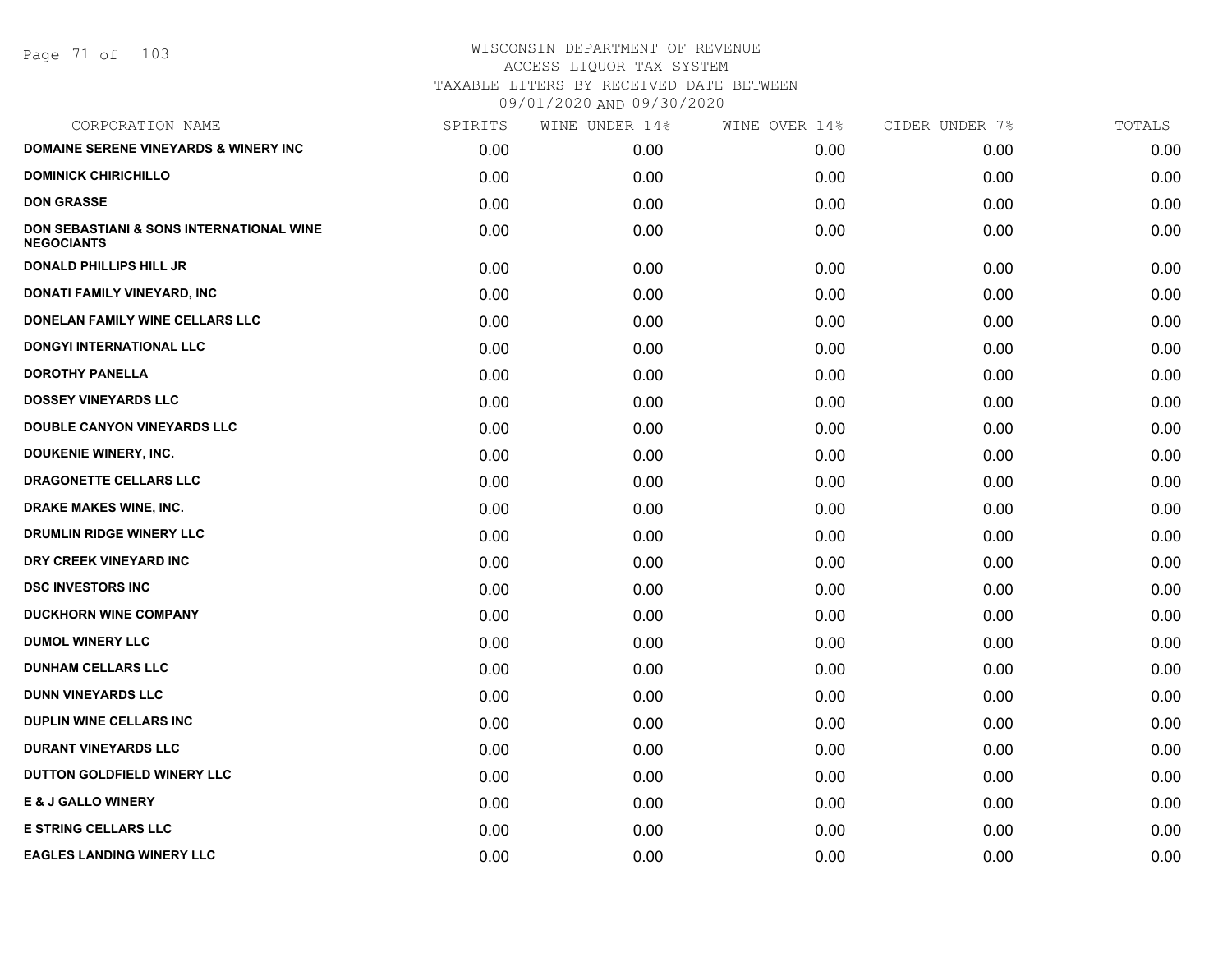# WISCONSIN DEPARTMENT OF REVENUE
ACCESS LIQUOR TAX SYSTEM
TAXABLE LITERS BY RECEIVED DATE BETWEEN
09/01/2020 AND 09/30/2020

| CORPORATION NAME | SPIRITS | WINE UNDER 14% | WINE OVER 14% | CIDER UNDER 7% | TOTALS |
|---|---|---|---|---|---|
| DOMAINE SERENE VINEYARDS & WINERY INC | 0.00 | 0.00 | 0.00 | 0.00 | 0.00 |
| DOMINICK CHIRICHILLO | 0.00 | 0.00 | 0.00 | 0.00 | 0.00 |
| DON GRASSE | 0.00 | 0.00 | 0.00 | 0.00 | 0.00 |
| DON SEBASTIANI & SONS INTERNATIONAL WINE NEGOCIANTS | 0.00 | 0.00 | 0.00 | 0.00 | 0.00 |
| DONALD PHILLIPS HILL JR | 0.00 | 0.00 | 0.00 | 0.00 | 0.00 |
| DONATI FAMILY VINEYARD, INC | 0.00 | 0.00 | 0.00 | 0.00 | 0.00 |
| DONELAN FAMILY WINE CELLARS LLC | 0.00 | 0.00 | 0.00 | 0.00 | 0.00 |
| DONGYI INTERNATIONAL LLC | 0.00 | 0.00 | 0.00 | 0.00 | 0.00 |
| DOROTHY PANELLA | 0.00 | 0.00 | 0.00 | 0.00 | 0.00 |
| DOSSEY VINEYARDS LLC | 0.00 | 0.00 | 0.00 | 0.00 | 0.00 |
| DOUBLE CANYON VINEYARDS LLC | 0.00 | 0.00 | 0.00 | 0.00 | 0.00 |
| DOUKENIE WINERY, INC. | 0.00 | 0.00 | 0.00 | 0.00 | 0.00 |
| DRAGONETTE CELLARS LLC | 0.00 | 0.00 | 0.00 | 0.00 | 0.00 |
| DRAKE MAKES WINE, INC. | 0.00 | 0.00 | 0.00 | 0.00 | 0.00 |
| DRUMLIN RIDGE WINERY LLC | 0.00 | 0.00 | 0.00 | 0.00 | 0.00 |
| DRY CREEK VINEYARD INC | 0.00 | 0.00 | 0.00 | 0.00 | 0.00 |
| DSC INVESTORS INC | 0.00 | 0.00 | 0.00 | 0.00 | 0.00 |
| DUCKHORN WINE COMPANY | 0.00 | 0.00 | 0.00 | 0.00 | 0.00 |
| DUMOL WINERY LLC | 0.00 | 0.00 | 0.00 | 0.00 | 0.00 |
| DUNHAM CELLARS LLC | 0.00 | 0.00 | 0.00 | 0.00 | 0.00 |
| DUNN VINEYARDS LLC | 0.00 | 0.00 | 0.00 | 0.00 | 0.00 |
| DUPLIN WINE CELLARS INC | 0.00 | 0.00 | 0.00 | 0.00 | 0.00 |
| DURANT VINEYARDS LLC | 0.00 | 0.00 | 0.00 | 0.00 | 0.00 |
| DUTTON GOLDFIELD WINERY LLC | 0.00 | 0.00 | 0.00 | 0.00 | 0.00 |
| E & J GALLO WINERY | 0.00 | 0.00 | 0.00 | 0.00 | 0.00 |
| E STRING CELLARS LLC | 0.00 | 0.00 | 0.00 | 0.00 | 0.00 |
| EAGLES LANDING WINERY LLC | 0.00 | 0.00 | 0.00 | 0.00 | 0.00 |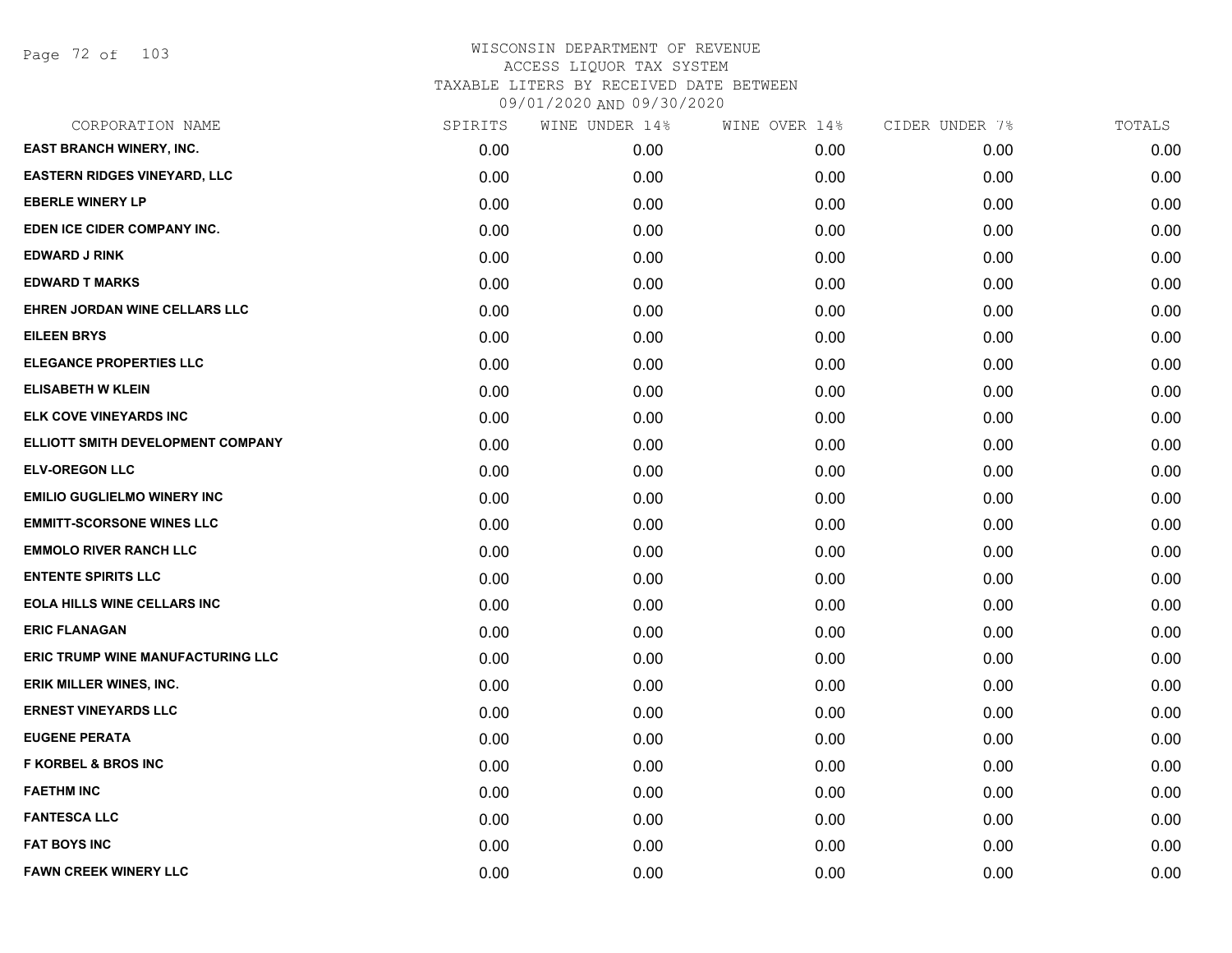# WISCONSIN DEPARTMENT OF REVENUE
## ACCESS LIQUOR TAX SYSTEM
### TAXABLE LITERS BY RECEIVED DATE BETWEEN 09/01/2020 AND 09/30/2020

| CORPORATION NAME | SPIRITS | WINE UNDER 14% | WINE OVER 14% | CIDER UNDER 7% | TOTALS |
|---|---|---|---|---|---|
| EAST BRANCH WINERY, INC. | 0.00 | 0.00 | 0.00 | 0.00 | 0.00 |
| EASTERN RIDGES VINEYARD, LLC | 0.00 | 0.00 | 0.00 | 0.00 | 0.00 |
| EBERLE WINERY LP | 0.00 | 0.00 | 0.00 | 0.00 | 0.00 |
| EDEN ICE CIDER COMPANY INC. | 0.00 | 0.00 | 0.00 | 0.00 | 0.00 |
| EDWARD J RINK | 0.00 | 0.00 | 0.00 | 0.00 | 0.00 |
| EDWARD T MARKS | 0.00 | 0.00 | 0.00 | 0.00 | 0.00 |
| EHREN JORDAN WINE CELLARS LLC | 0.00 | 0.00 | 0.00 | 0.00 | 0.00 |
| EILEEN BRYS | 0.00 | 0.00 | 0.00 | 0.00 | 0.00 |
| ELEGANCE PROPERTIES LLC | 0.00 | 0.00 | 0.00 | 0.00 | 0.00 |
| ELISABETH W KLEIN | 0.00 | 0.00 | 0.00 | 0.00 | 0.00 |
| ELK COVE VINEYARDS INC | 0.00 | 0.00 | 0.00 | 0.00 | 0.00 |
| ELLIOTT SMITH DEVELOPMENT COMPANY | 0.00 | 0.00 | 0.00 | 0.00 | 0.00 |
| ELV-OREGON LLC | 0.00 | 0.00 | 0.00 | 0.00 | 0.00 |
| EMILIO GUGLIELMO WINERY INC | 0.00 | 0.00 | 0.00 | 0.00 | 0.00 |
| EMMITT-SCORSONE WINES LLC | 0.00 | 0.00 | 0.00 | 0.00 | 0.00 |
| EMMOLO RIVER RANCH LLC | 0.00 | 0.00 | 0.00 | 0.00 | 0.00 |
| ENTENTE SPIRITS LLC | 0.00 | 0.00 | 0.00 | 0.00 | 0.00 |
| EOLA HILLS WINE CELLARS INC | 0.00 | 0.00 | 0.00 | 0.00 | 0.00 |
| ERIC FLANAGAN | 0.00 | 0.00 | 0.00 | 0.00 | 0.00 |
| ERIC TRUMP WINE MANUFACTURING LLC | 0.00 | 0.00 | 0.00 | 0.00 | 0.00 |
| ERIK MILLER WINES, INC. | 0.00 | 0.00 | 0.00 | 0.00 | 0.00 |
| ERNEST VINEYARDS LLC | 0.00 | 0.00 | 0.00 | 0.00 | 0.00 |
| EUGENE PERATA | 0.00 | 0.00 | 0.00 | 0.00 | 0.00 |
| F KORBEL & BROS INC | 0.00 | 0.00 | 0.00 | 0.00 | 0.00 |
| FAETHM INC | 0.00 | 0.00 | 0.00 | 0.00 | 0.00 |
| FANTESCA LLC | 0.00 | 0.00 | 0.00 | 0.00 | 0.00 |
| FAT BOYS INC | 0.00 | 0.00 | 0.00 | 0.00 | 0.00 |
| FAWN CREEK WINERY LLC | 0.00 | 0.00 | 0.00 | 0.00 | 0.00 |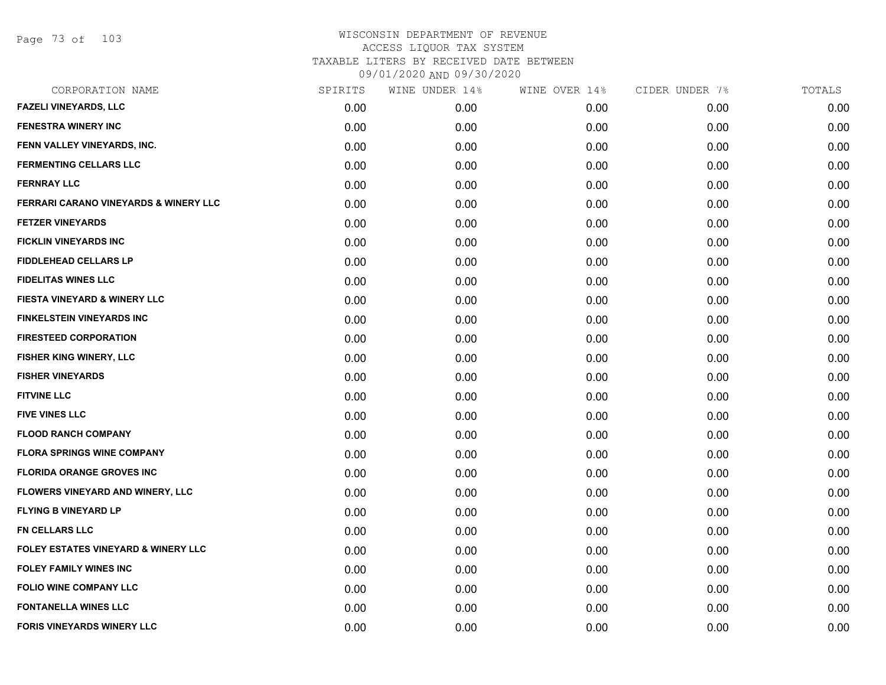# WISCONSIN DEPARTMENT OF REVENUE
## ACCESS LIQUOR TAX SYSTEM
## TAXABLE LITERS BY RECEIVED DATE BETWEEN
## 09/01/2020 AND 09/30/2020

| CORPORATION NAME | SPIRITS | WINE UNDER 14% | WINE OVER 14% | CIDER UNDER 7% | TOTALS |
|---|---|---|---|---|---|
| FAZELI VINEYARDS, LLC | 0.00 | 0.00 | 0.00 | 0.00 | 0.00 |
| FENESTRA WINERY INC | 0.00 | 0.00 | 0.00 | 0.00 | 0.00 |
| FENN VALLEY VINEYARDS, INC. | 0.00 | 0.00 | 0.00 | 0.00 | 0.00 |
| FERMENTING CELLARS LLC | 0.00 | 0.00 | 0.00 | 0.00 | 0.00 |
| FERNRAY LLC | 0.00 | 0.00 | 0.00 | 0.00 | 0.00 |
| FERRARI CARANO VINEYARDS & WINERY LLC | 0.00 | 0.00 | 0.00 | 0.00 | 0.00 |
| FETZER VINEYARDS | 0.00 | 0.00 | 0.00 | 0.00 | 0.00 |
| FICKLIN VINEYARDS INC | 0.00 | 0.00 | 0.00 | 0.00 | 0.00 |
| FIDDLEHEAD CELLARS LP | 0.00 | 0.00 | 0.00 | 0.00 | 0.00 |
| FIDELITAS WINES LLC | 0.00 | 0.00 | 0.00 | 0.00 | 0.00 |
| FIESTA VINEYARD & WINERY LLC | 0.00 | 0.00 | 0.00 | 0.00 | 0.00 |
| FINKELSTEIN VINEYARDS INC | 0.00 | 0.00 | 0.00 | 0.00 | 0.00 |
| FIRESTEED CORPORATION | 0.00 | 0.00 | 0.00 | 0.00 | 0.00 |
| FISHER KING WINERY, LLC | 0.00 | 0.00 | 0.00 | 0.00 | 0.00 |
| FISHER VINEYARDS | 0.00 | 0.00 | 0.00 | 0.00 | 0.00 |
| FITVINE LLC | 0.00 | 0.00 | 0.00 | 0.00 | 0.00 |
| FIVE VINES LLC | 0.00 | 0.00 | 0.00 | 0.00 | 0.00 |
| FLOOD RANCH COMPANY | 0.00 | 0.00 | 0.00 | 0.00 | 0.00 |
| FLORA SPRINGS WINE COMPANY | 0.00 | 0.00 | 0.00 | 0.00 | 0.00 |
| FLORIDA ORANGE GROVES INC | 0.00 | 0.00 | 0.00 | 0.00 | 0.00 |
| FLOWERS VINEYARD AND WINERY, LLC | 0.00 | 0.00 | 0.00 | 0.00 | 0.00 |
| FLYING B VINEYARD LP | 0.00 | 0.00 | 0.00 | 0.00 | 0.00 |
| FN CELLARS LLC | 0.00 | 0.00 | 0.00 | 0.00 | 0.00 |
| FOLEY ESTATES VINEYARD & WINERY LLC | 0.00 | 0.00 | 0.00 | 0.00 | 0.00 |
| FOLEY FAMILY WINES INC | 0.00 | 0.00 | 0.00 | 0.00 | 0.00 |
| FOLIO WINE COMPANY LLC | 0.00 | 0.00 | 0.00 | 0.00 | 0.00 |
| FONTANELLA WINES LLC | 0.00 | 0.00 | 0.00 | 0.00 | 0.00 |
| FORIS VINEYARDS WINERY LLC | 0.00 | 0.00 | 0.00 | 0.00 | 0.00 |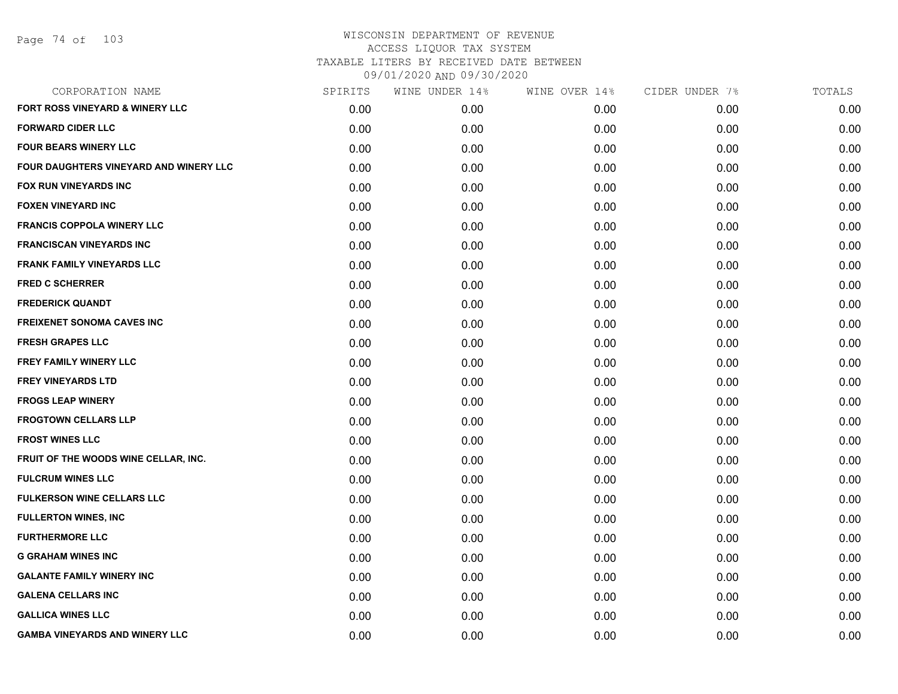# WISCONSIN DEPARTMENT OF REVENUE
## ACCESS LIQUOR TAX SYSTEM
## TAXABLE LITERS BY RECEIVED DATE BETWEEN
## 09/01/2020 AND 09/30/2020

| CORPORATION NAME | SPIRITS | WINE UNDER 14% | WINE OVER 14% | CIDER UNDER 7% | TOTALS |
|---|---|---|---|---|---|
| FORT ROSS VINEYARD & WINERY LLC | 0.00 | 0.00 | 0.00 | 0.00 | 0.00 |
| FORWARD CIDER LLC | 0.00 | 0.00 | 0.00 | 0.00 | 0.00 |
| FOUR BEARS WINERY LLC | 0.00 | 0.00 | 0.00 | 0.00 | 0.00 |
| FOUR DAUGHTERS VINEYARD AND WINERY LLC | 0.00 | 0.00 | 0.00 | 0.00 | 0.00 |
| FOX RUN VINEYARDS INC | 0.00 | 0.00 | 0.00 | 0.00 | 0.00 |
| FOXEN VINEYARD INC | 0.00 | 0.00 | 0.00 | 0.00 | 0.00 |
| FRANCIS COPPOLA WINERY LLC | 0.00 | 0.00 | 0.00 | 0.00 | 0.00 |
| FRANCISCAN VINEYARDS INC | 0.00 | 0.00 | 0.00 | 0.00 | 0.00 |
| FRANK FAMILY VINEYARDS LLC | 0.00 | 0.00 | 0.00 | 0.00 | 0.00 |
| FRED C SCHERRER | 0.00 | 0.00 | 0.00 | 0.00 | 0.00 |
| FREDERICK QUANDT | 0.00 | 0.00 | 0.00 | 0.00 | 0.00 |
| FREIXENET SONOMA CAVES INC | 0.00 | 0.00 | 0.00 | 0.00 | 0.00 |
| FRESH GRAPES LLC | 0.00 | 0.00 | 0.00 | 0.00 | 0.00 |
| FREY FAMILY WINERY LLC | 0.00 | 0.00 | 0.00 | 0.00 | 0.00 |
| FREY VINEYARDS LTD | 0.00 | 0.00 | 0.00 | 0.00 | 0.00 |
| FROGS LEAP WINERY | 0.00 | 0.00 | 0.00 | 0.00 | 0.00 |
| FROGTOWN CELLARS LLP | 0.00 | 0.00 | 0.00 | 0.00 | 0.00 |
| FROST WINES LLC | 0.00 | 0.00 | 0.00 | 0.00 | 0.00 |
| FRUIT OF THE WOODS WINE CELLAR, INC. | 0.00 | 0.00 | 0.00 | 0.00 | 0.00 |
| FULCRUM WINES LLC | 0.00 | 0.00 | 0.00 | 0.00 | 0.00 |
| FULKERSON WINE CELLARS LLC | 0.00 | 0.00 | 0.00 | 0.00 | 0.00 |
| FULLERTON WINES, INC | 0.00 | 0.00 | 0.00 | 0.00 | 0.00 |
| FURTHERMORE LLC | 0.00 | 0.00 | 0.00 | 0.00 | 0.00 |
| G GRAHAM WINES INC | 0.00 | 0.00 | 0.00 | 0.00 | 0.00 |
| GALANTE FAMILY WINERY INC | 0.00 | 0.00 | 0.00 | 0.00 | 0.00 |
| GALENA CELLARS INC | 0.00 | 0.00 | 0.00 | 0.00 | 0.00 |
| GALLICA WINES LLC | 0.00 | 0.00 | 0.00 | 0.00 | 0.00 |
| GAMBA VINEYARDS AND WINERY LLC | 0.00 | 0.00 | 0.00 | 0.00 | 0.00 |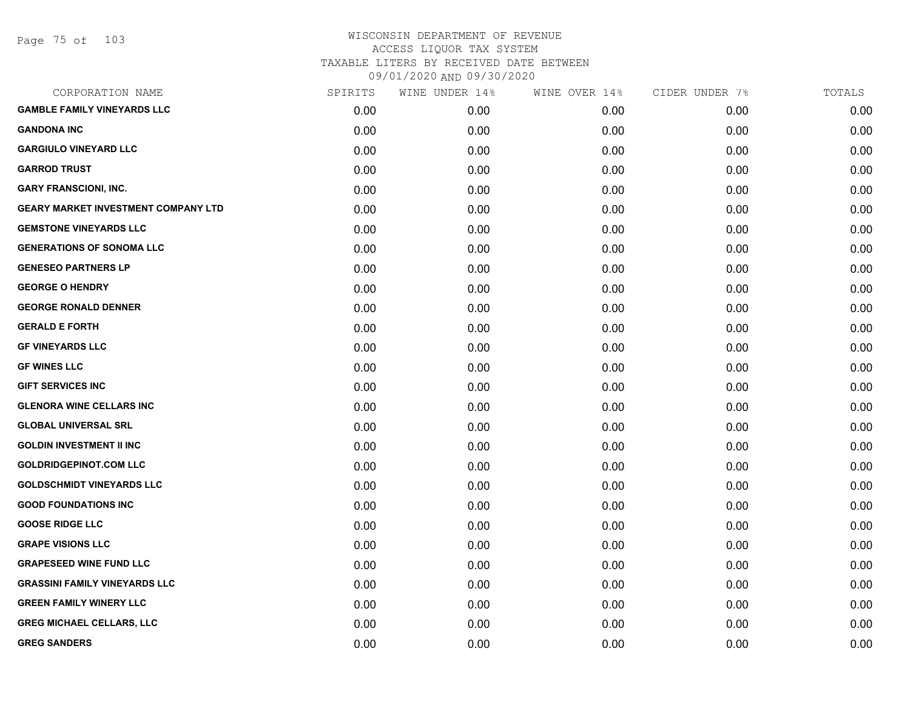# WISCONSIN DEPARTMENT OF REVENUE
ACCESS LIQUOR TAX SYSTEM
TAXABLE LITERS BY RECEIVED DATE BETWEEN
09/01/2020 AND 09/30/2020

| CORPORATION NAME | SPIRITS | WINE UNDER 14% | WINE OVER 14% | CIDER UNDER 7% | TOTALS |
|---|---|---|---|---|---|
| **GAMBLE FAMILY VINEYARDS LLC** | 0.00 | 0.00 | 0.00 | 0.00 | 0.00 |
| **GANDONA INC** | 0.00 | 0.00 | 0.00 | 0.00 | 0.00 |
| **GARGIULO VINEYARD LLC** | 0.00 | 0.00 | 0.00 | 0.00 | 0.00 |
| **GARROD TRUST** | 0.00 | 0.00 | 0.00 | 0.00 | 0.00 |
| **GARY FRANSCIONI, INC.** | 0.00 | 0.00 | 0.00 | 0.00 | 0.00 |
| **GEARY MARKET INVESTMENT COMPANY LTD** | 0.00 | 0.00 | 0.00 | 0.00 | 0.00 |
| **GEMSTONE VINEYARDS LLC** | 0.00 | 0.00 | 0.00 | 0.00 | 0.00 |
| **GENERATIONS OF SONOMA LLC** | 0.00 | 0.00 | 0.00 | 0.00 | 0.00 |
| **GENESEO PARTNERS LP** | 0.00 | 0.00 | 0.00 | 0.00 | 0.00 |
| **GEORGE O HENDRY** | 0.00 | 0.00 | 0.00 | 0.00 | 0.00 |
| **GEORGE RONALD DENNER** | 0.00 | 0.00 | 0.00 | 0.00 | 0.00 |
| **GERALD E FORTH** | 0.00 | 0.00 | 0.00 | 0.00 | 0.00 |
| **GF VINEYARDS LLC** | 0.00 | 0.00 | 0.00 | 0.00 | 0.00 |
| **GF WINES LLC** | 0.00 | 0.00 | 0.00 | 0.00 | 0.00 |
| **GIFT SERVICES INC** | 0.00 | 0.00 | 0.00 | 0.00 | 0.00 |
| **GLENORA WINE CELLARS INC** | 0.00 | 0.00 | 0.00 | 0.00 | 0.00 |
| **GLOBAL UNIVERSAL SRL** | 0.00 | 0.00 | 0.00 | 0.00 | 0.00 |
| **GOLDIN INVESTMENT II INC** | 0.00 | 0.00 | 0.00 | 0.00 | 0.00 |
| **GOLDRIDGEPINOT.COM LLC** | 0.00 | 0.00 | 0.00 | 0.00 | 0.00 |
| **GOLDSCHMIDT VINEYARDS LLC** | 0.00 | 0.00 | 0.00 | 0.00 | 0.00 |
| **GOOD FOUNDATIONS INC** | 0.00 | 0.00 | 0.00 | 0.00 | 0.00 |
| **GOOSE RIDGE LLC** | 0.00 | 0.00 | 0.00 | 0.00 | 0.00 |
| **GRAPE VISIONS LLC** | 0.00 | 0.00 | 0.00 | 0.00 | 0.00 |
| **GRAPESEED WINE FUND LLC** | 0.00 | 0.00 | 0.00 | 0.00 | 0.00 |
| **GRASSINI FAMILY VINEYARDS LLC** | 0.00 | 0.00 | 0.00 | 0.00 | 0.00 |
| **GREEN FAMILY WINERY LLC** | 0.00 | 0.00 | 0.00 | 0.00 | 0.00 |
| **GREG MICHAEL CELLARS, LLC** | 0.00 | 0.00 | 0.00 | 0.00 | 0.00 |
| **GREG SANDERS** | 0.00 | 0.00 | 0.00 | 0.00 | 0.00 |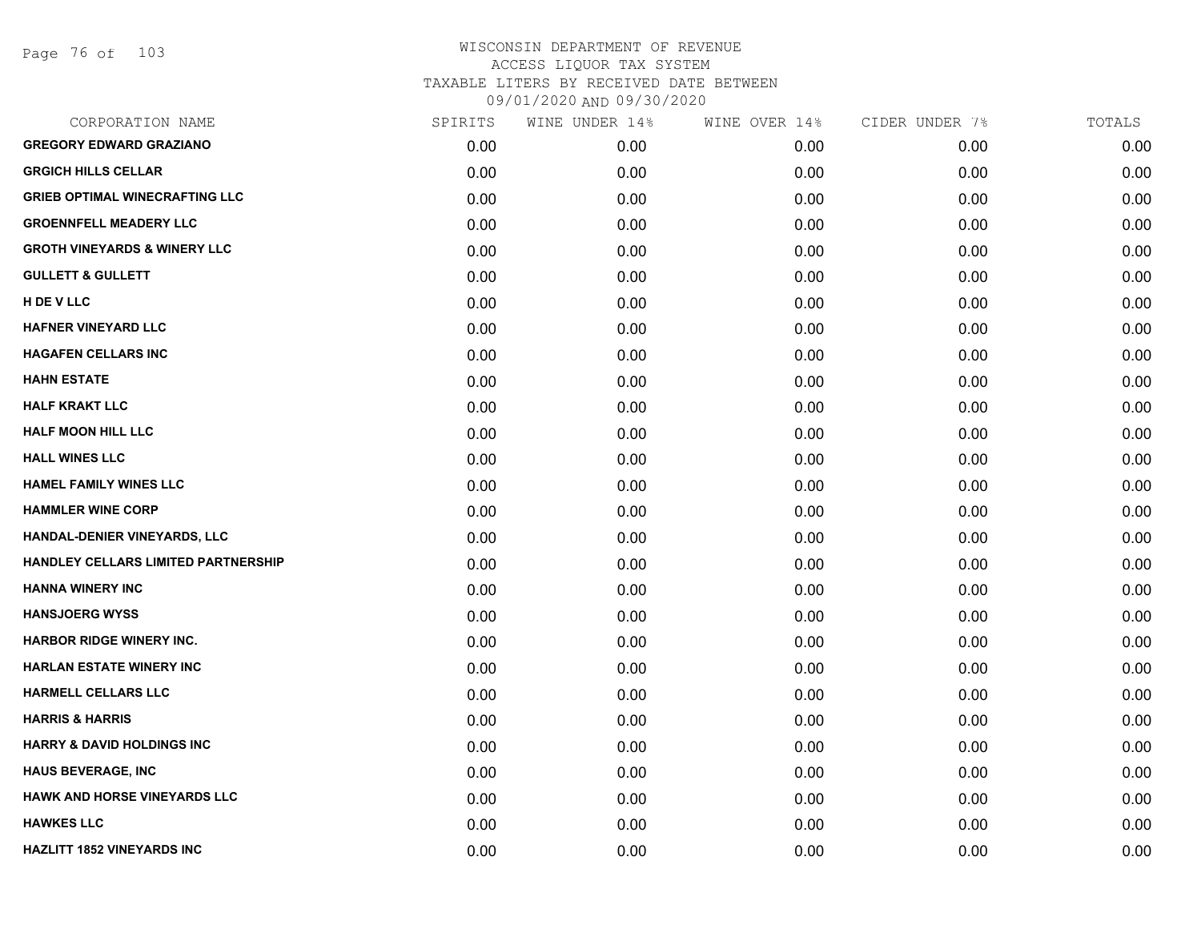WISCONSIN DEPARTMENT OF REVENUE
ACCESS LIQUOR TAX SYSTEM
TAXABLE LITERS BY RECEIVED DATE BETWEEN
09/01/2020 AND 09/30/2020

| CORPORATION NAME | SPIRITS | WINE UNDER 14% | WINE OVER 14% | CIDER UNDER 7% | TOTALS |
|---|---|---|---|---|---|
| **GREGORY EDWARD GRAZIANO** | 0.00 | 0.00 | 0.00 | 0.00 | 0.00 |
| **GRGICH HILLS CELLAR** | 0.00 | 0.00 | 0.00 | 0.00 | 0.00 |
| **GRIEB OPTIMAL WINECRAFTING LLC** | 0.00 | 0.00 | 0.00 | 0.00 | 0.00 |
| **GROENNFELL MEADERY LLC** | 0.00 | 0.00 | 0.00 | 0.00 | 0.00 |
| **GROTH VINEYARDS & WINERY LLC** | 0.00 | 0.00 | 0.00 | 0.00 | 0.00 |
| **GULLETT & GULLETT** | 0.00 | 0.00 | 0.00 | 0.00 | 0.00 |
| **H DE V LLC** | 0.00 | 0.00 | 0.00 | 0.00 | 0.00 |
| **HAFNER VINEYARD LLC** | 0.00 | 0.00 | 0.00 | 0.00 | 0.00 |
| **HAGAFEN CELLARS INC** | 0.00 | 0.00 | 0.00 | 0.00 | 0.00 |
| **HAHN ESTATE** | 0.00 | 0.00 | 0.00 | 0.00 | 0.00 |
| **HALF KRAKT LLC** | 0.00 | 0.00 | 0.00 | 0.00 | 0.00 |
| **HALF MOON HILL LLC** | 0.00 | 0.00 | 0.00 | 0.00 | 0.00 |
| **HALL WINES LLC** | 0.00 | 0.00 | 0.00 | 0.00 | 0.00 |
| **HAMEL FAMILY WINES LLC** | 0.00 | 0.00 | 0.00 | 0.00 | 0.00 |
| **HAMMLER WINE CORP** | 0.00 | 0.00 | 0.00 | 0.00 | 0.00 |
| **HANDAL-DENIER VINEYARDS, LLC** | 0.00 | 0.00 | 0.00 | 0.00 | 0.00 |
| **HANDLEY CELLARS LIMITED PARTNERSHIP** | 0.00 | 0.00 | 0.00 | 0.00 | 0.00 |
| **HANNA WINERY INC** | 0.00 | 0.00 | 0.00 | 0.00 | 0.00 |
| **HANSJOERG WYSS** | 0.00 | 0.00 | 0.00 | 0.00 | 0.00 |
| **HARBOR RIDGE WINERY INC.** | 0.00 | 0.00 | 0.00 | 0.00 | 0.00 |
| **HARLAN ESTATE WINERY INC** | 0.00 | 0.00 | 0.00 | 0.00 | 0.00 |
| **HARMELL CELLARS LLC** | 0.00 | 0.00 | 0.00 | 0.00 | 0.00 |
| **HARRIS & HARRIS** | 0.00 | 0.00 | 0.00 | 0.00 | 0.00 |
| **HARRY & DAVID HOLDINGS INC** | 0.00 | 0.00 | 0.00 | 0.00 | 0.00 |
| **HAUS BEVERAGE, INC** | 0.00 | 0.00 | 0.00 | 0.00 | 0.00 |
| **HAWK AND HORSE VINEYARDS LLC** | 0.00 | 0.00 | 0.00 | 0.00 | 0.00 |
| **HAWKES LLC** | 0.00 | 0.00 | 0.00 | 0.00 | 0.00 |
| **HAZLITT 1852 VINEYARDS INC** | 0.00 | 0.00 | 0.00 | 0.00 | 0.00 |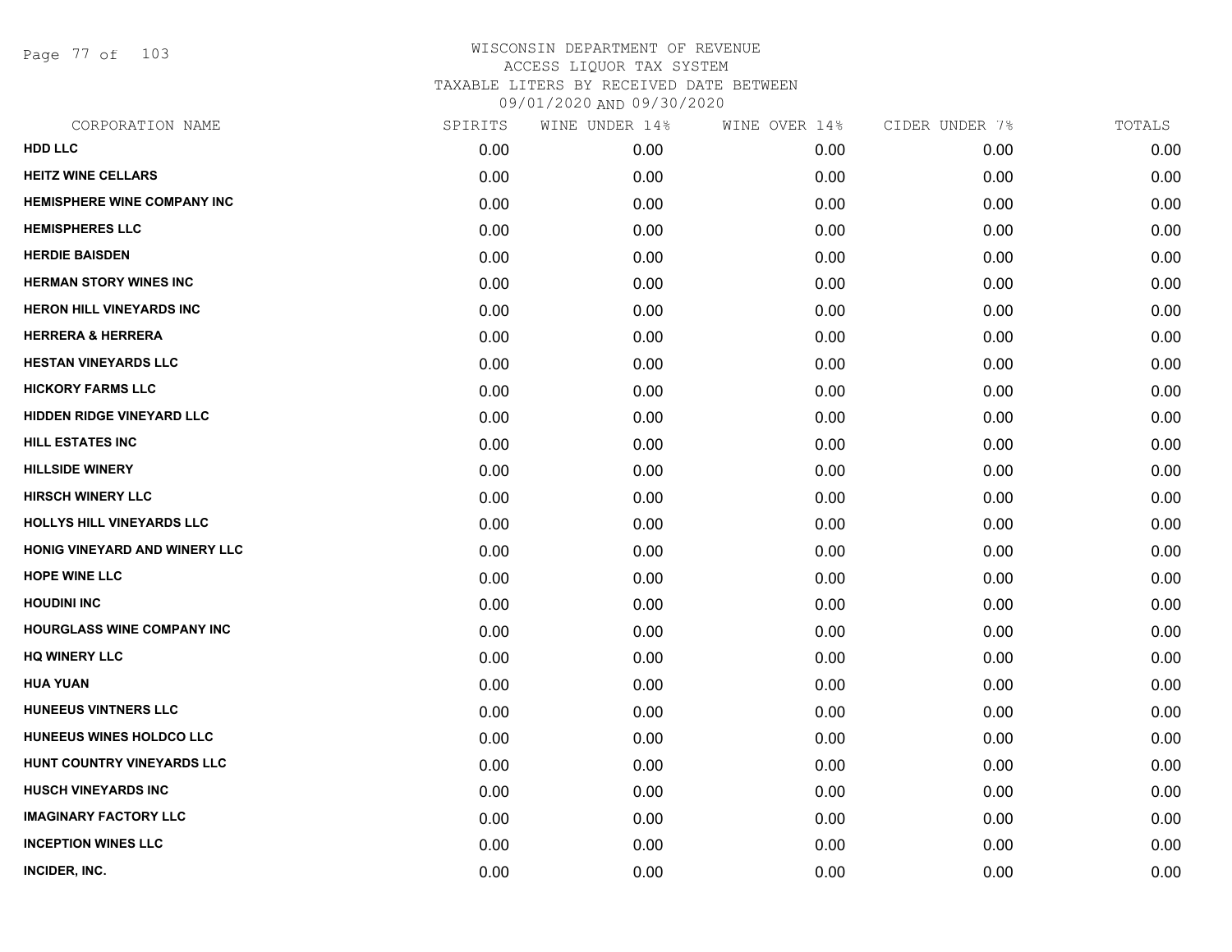WISCONSIN DEPARTMENT OF REVENUE
ACCESS LIQUOR TAX SYSTEM
TAXABLE LITERS BY RECEIVED DATE BETWEEN
09/01/2020 AND 09/30/2020

| CORPORATION NAME | SPIRITS | WINE UNDER 14% | WINE OVER 14% | CIDER UNDER 7% | TOTALS |
|---|---|---|---|---|---|
| HDD LLC | 0.00 | 0.00 | 0.00 | 0.00 | 0.00 |
| HEITZ WINE CELLARS | 0.00 | 0.00 | 0.00 | 0.00 | 0.00 |
| HEMISPHERE WINE COMPANY INC | 0.00 | 0.00 | 0.00 | 0.00 | 0.00 |
| HEMISPHERES LLC | 0.00 | 0.00 | 0.00 | 0.00 | 0.00 |
| HERDIE BAISDEN | 0.00 | 0.00 | 0.00 | 0.00 | 0.00 |
| HERMAN STORY WINES INC | 0.00 | 0.00 | 0.00 | 0.00 | 0.00 |
| HERON HILL VINEYARDS INC | 0.00 | 0.00 | 0.00 | 0.00 | 0.00 |
| HERRERA & HERRERA | 0.00 | 0.00 | 0.00 | 0.00 | 0.00 |
| HESTAN VINEYARDS LLC | 0.00 | 0.00 | 0.00 | 0.00 | 0.00 |
| HICKORY FARMS LLC | 0.00 | 0.00 | 0.00 | 0.00 | 0.00 |
| HIDDEN RIDGE VINEYARD LLC | 0.00 | 0.00 | 0.00 | 0.00 | 0.00 |
| HILL ESTATES INC | 0.00 | 0.00 | 0.00 | 0.00 | 0.00 |
| HILLSIDE WINERY | 0.00 | 0.00 | 0.00 | 0.00 | 0.00 |
| HIRSCH WINERY LLC | 0.00 | 0.00 | 0.00 | 0.00 | 0.00 |
| HOLLYS HILL VINEYARDS LLC | 0.00 | 0.00 | 0.00 | 0.00 | 0.00 |
| HONIG VINEYARD AND WINERY LLC | 0.00 | 0.00 | 0.00 | 0.00 | 0.00 |
| HOPE WINE LLC | 0.00 | 0.00 | 0.00 | 0.00 | 0.00 |
| HOUDINI INC | 0.00 | 0.00 | 0.00 | 0.00 | 0.00 |
| HOURGLASS WINE COMPANY INC | 0.00 | 0.00 | 0.00 | 0.00 | 0.00 |
| HQ WINERY LLC | 0.00 | 0.00 | 0.00 | 0.00 | 0.00 |
| HUA YUAN | 0.00 | 0.00 | 0.00 | 0.00 | 0.00 |
| HUNEEUS VINTNERS LLC | 0.00 | 0.00 | 0.00 | 0.00 | 0.00 |
| HUNEEUS WINES HOLDCO LLC | 0.00 | 0.00 | 0.00 | 0.00 | 0.00 |
| HUNT COUNTRY VINEYARDS LLC | 0.00 | 0.00 | 0.00 | 0.00 | 0.00 |
| HUSCH VINEYARDS INC | 0.00 | 0.00 | 0.00 | 0.00 | 0.00 |
| IMAGINARY FACTORY LLC | 0.00 | 0.00 | 0.00 | 0.00 | 0.00 |
| INCEPTION WINES LLC | 0.00 | 0.00 | 0.00 | 0.00 | 0.00 |
| INCIDER, INC. | 0.00 | 0.00 | 0.00 | 0.00 | 0.00 |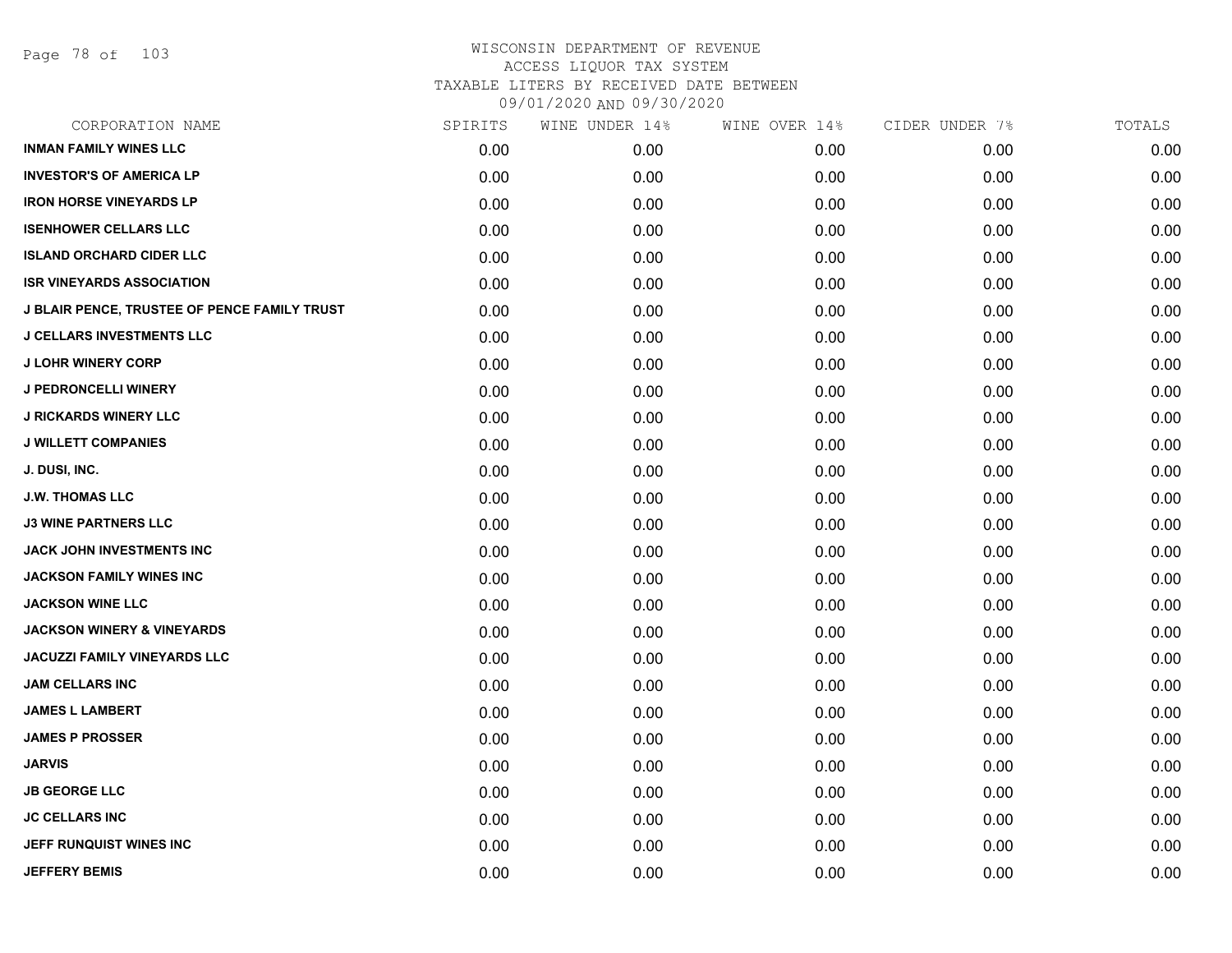# WISCONSIN DEPARTMENT OF REVENUE
## ACCESS LIQUOR TAX SYSTEM
## TAXABLE LITERS BY RECEIVED DATE BETWEEN 09/01/2020 AND 09/30/2020

| CORPORATION NAME | SPIRITS | WINE UNDER 14% | WINE OVER 14% | CIDER UNDER 7% | TOTALS |
|---|---|---|---|---|---|
| INMAN FAMILY WINES LLC | 0.00 | 0.00 | 0.00 | 0.00 | 0.00 |
| INVESTOR'S OF AMERICA LP | 0.00 | 0.00 | 0.00 | 0.00 | 0.00 |
| IRON HORSE VINEYARDS LP | 0.00 | 0.00 | 0.00 | 0.00 | 0.00 |
| ISENHOWER CELLARS LLC | 0.00 | 0.00 | 0.00 | 0.00 | 0.00 |
| ISLAND ORCHARD CIDER LLC | 0.00 | 0.00 | 0.00 | 0.00 | 0.00 |
| ISR VINEYARDS ASSOCIATION | 0.00 | 0.00 | 0.00 | 0.00 | 0.00 |
| J BLAIR PENCE, TRUSTEE OF PENCE FAMILY TRUST | 0.00 | 0.00 | 0.00 | 0.00 | 0.00 |
| J CELLARS INVESTMENTS LLC | 0.00 | 0.00 | 0.00 | 0.00 | 0.00 |
| J LOHR WINERY CORP | 0.00 | 0.00 | 0.00 | 0.00 | 0.00 |
| J PEDRONCELLI WINERY | 0.00 | 0.00 | 0.00 | 0.00 | 0.00 |
| J RICKARDS WINERY LLC | 0.00 | 0.00 | 0.00 | 0.00 | 0.00 |
| J WILLETT COMPANIES | 0.00 | 0.00 | 0.00 | 0.00 | 0.00 |
| J. DUSI, INC. | 0.00 | 0.00 | 0.00 | 0.00 | 0.00 |
| J.W. THOMAS LLC | 0.00 | 0.00 | 0.00 | 0.00 | 0.00 |
| J3 WINE PARTNERS LLC | 0.00 | 0.00 | 0.00 | 0.00 | 0.00 |
| JACK JOHN INVESTMENTS INC | 0.00 | 0.00 | 0.00 | 0.00 | 0.00 |
| JACKSON FAMILY WINES INC | 0.00 | 0.00 | 0.00 | 0.00 | 0.00 |
| JACKSON WINE LLC | 0.00 | 0.00 | 0.00 | 0.00 | 0.00 |
| JACKSON WINERY & VINEYARDS | 0.00 | 0.00 | 0.00 | 0.00 | 0.00 |
| JACUZZI FAMILY VINEYARDS LLC | 0.00 | 0.00 | 0.00 | 0.00 | 0.00 |
| JAM CELLARS INC | 0.00 | 0.00 | 0.00 | 0.00 | 0.00 |
| JAMES L LAMBERT | 0.00 | 0.00 | 0.00 | 0.00 | 0.00 |
| JAMES P PROSSER | 0.00 | 0.00 | 0.00 | 0.00 | 0.00 |
| JARVIS | 0.00 | 0.00 | 0.00 | 0.00 | 0.00 |
| JB GEORGE LLC | 0.00 | 0.00 | 0.00 | 0.00 | 0.00 |
| JC CELLARS INC | 0.00 | 0.00 | 0.00 | 0.00 | 0.00 |
| JEFF RUNQUIST WINES INC | 0.00 | 0.00 | 0.00 | 0.00 | 0.00 |
| JEFFERY BEMIS | 0.00 | 0.00 | 0.00 | 0.00 | 0.00 |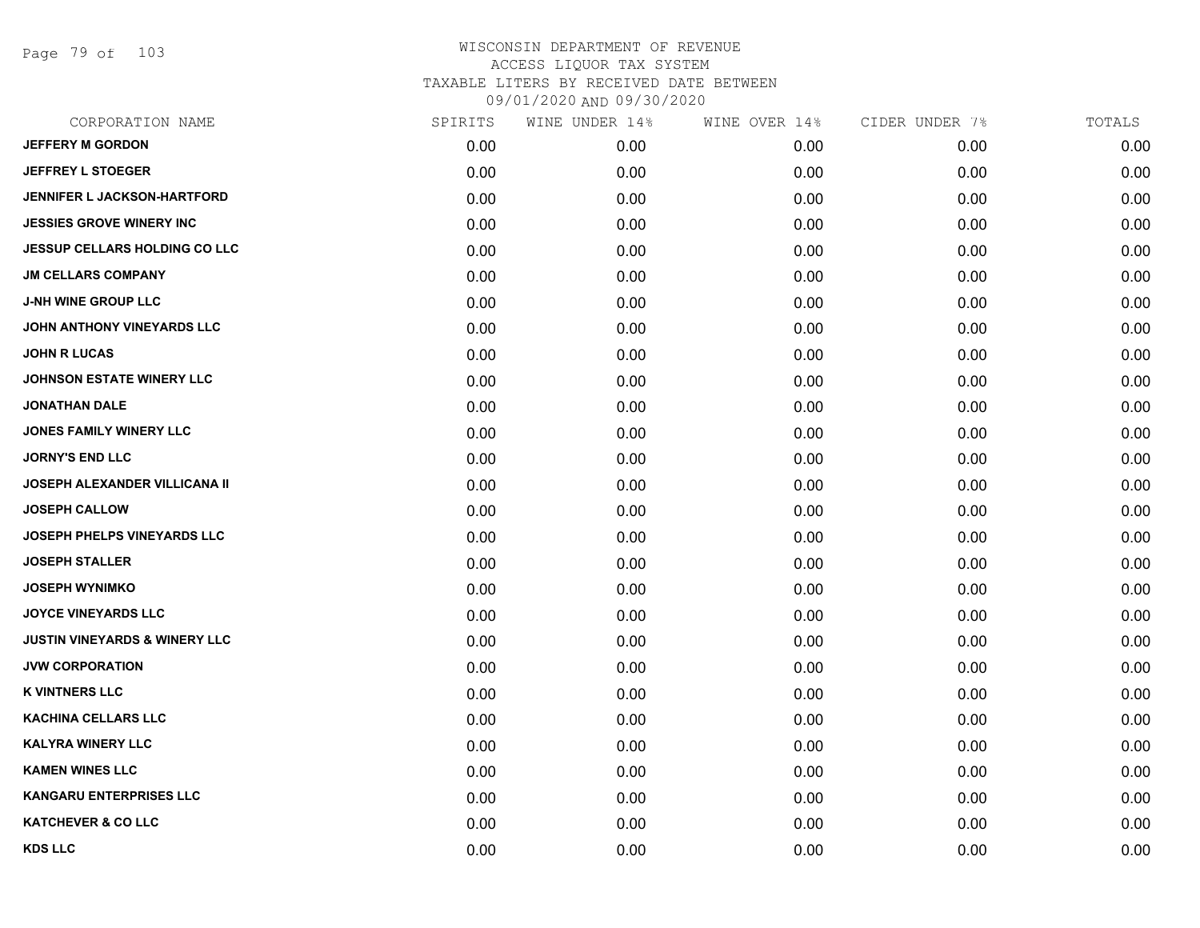# WISCONSIN DEPARTMENT OF REVENUE
ACCESS LIQUOR TAX SYSTEM
TAXABLE LITERS BY RECEIVED DATE BETWEEN
09/01/2020 AND 09/30/2020

| CORPORATION NAME | SPIRITS | WINE UNDER 14% | WINE OVER 14% | CIDER UNDER 7% | TOTALS |
|---|---|---|---|---|---|
| JEFFERY M GORDON | 0.00 | 0.00 | 0.00 | 0.00 | 0.00 |
| JEFFREY L STOEGER | 0.00 | 0.00 | 0.00 | 0.00 | 0.00 |
| JENNIFER L JACKSON-HARTFORD | 0.00 | 0.00 | 0.00 | 0.00 | 0.00 |
| JESSIES GROVE WINERY INC | 0.00 | 0.00 | 0.00 | 0.00 | 0.00 |
| JESSUP CELLARS HOLDING CO LLC | 0.00 | 0.00 | 0.00 | 0.00 | 0.00 |
| JM CELLARS COMPANY | 0.00 | 0.00 | 0.00 | 0.00 | 0.00 |
| J-NH WINE GROUP LLC | 0.00 | 0.00 | 0.00 | 0.00 | 0.00 |
| JOHN ANTHONY VINEYARDS LLC | 0.00 | 0.00 | 0.00 | 0.00 | 0.00 |
| JOHN R LUCAS | 0.00 | 0.00 | 0.00 | 0.00 | 0.00 |
| JOHNSON ESTATE WINERY LLC | 0.00 | 0.00 | 0.00 | 0.00 | 0.00 |
| JONATHAN DALE | 0.00 | 0.00 | 0.00 | 0.00 | 0.00 |
| JONES FAMILY WINERY LLC | 0.00 | 0.00 | 0.00 | 0.00 | 0.00 |
| JORNY'S END LLC | 0.00 | 0.00 | 0.00 | 0.00 | 0.00 |
| JOSEPH ALEXANDER VILLICANA II | 0.00 | 0.00 | 0.00 | 0.00 | 0.00 |
| JOSEPH CALLOW | 0.00 | 0.00 | 0.00 | 0.00 | 0.00 |
| JOSEPH PHELPS VINEYARDS LLC | 0.00 | 0.00 | 0.00 | 0.00 | 0.00 |
| JOSEPH STALLER | 0.00 | 0.00 | 0.00 | 0.00 | 0.00 |
| JOSEPH WYNIMKO | 0.00 | 0.00 | 0.00 | 0.00 | 0.00 |
| JOYCE VINEYARDS LLC | 0.00 | 0.00 | 0.00 | 0.00 | 0.00 |
| JUSTIN VINEYARDS & WINERY LLC | 0.00 | 0.00 | 0.00 | 0.00 | 0.00 |
| JVW CORPORATION | 0.00 | 0.00 | 0.00 | 0.00 | 0.00 |
| K VINTNERS LLC | 0.00 | 0.00 | 0.00 | 0.00 | 0.00 |
| KACHINA CELLARS LLC | 0.00 | 0.00 | 0.00 | 0.00 | 0.00 |
| KALYRA WINERY LLC | 0.00 | 0.00 | 0.00 | 0.00 | 0.00 |
| KAMEN WINES LLC | 0.00 | 0.00 | 0.00 | 0.00 | 0.00 |
| KANGARU ENTERPRISES LLC | 0.00 | 0.00 | 0.00 | 0.00 | 0.00 |
| KATCHEVER & CO LLC | 0.00 | 0.00 | 0.00 | 0.00 | 0.00 |
| KDS LLC | 0.00 | 0.00 | 0.00 | 0.00 | 0.00 |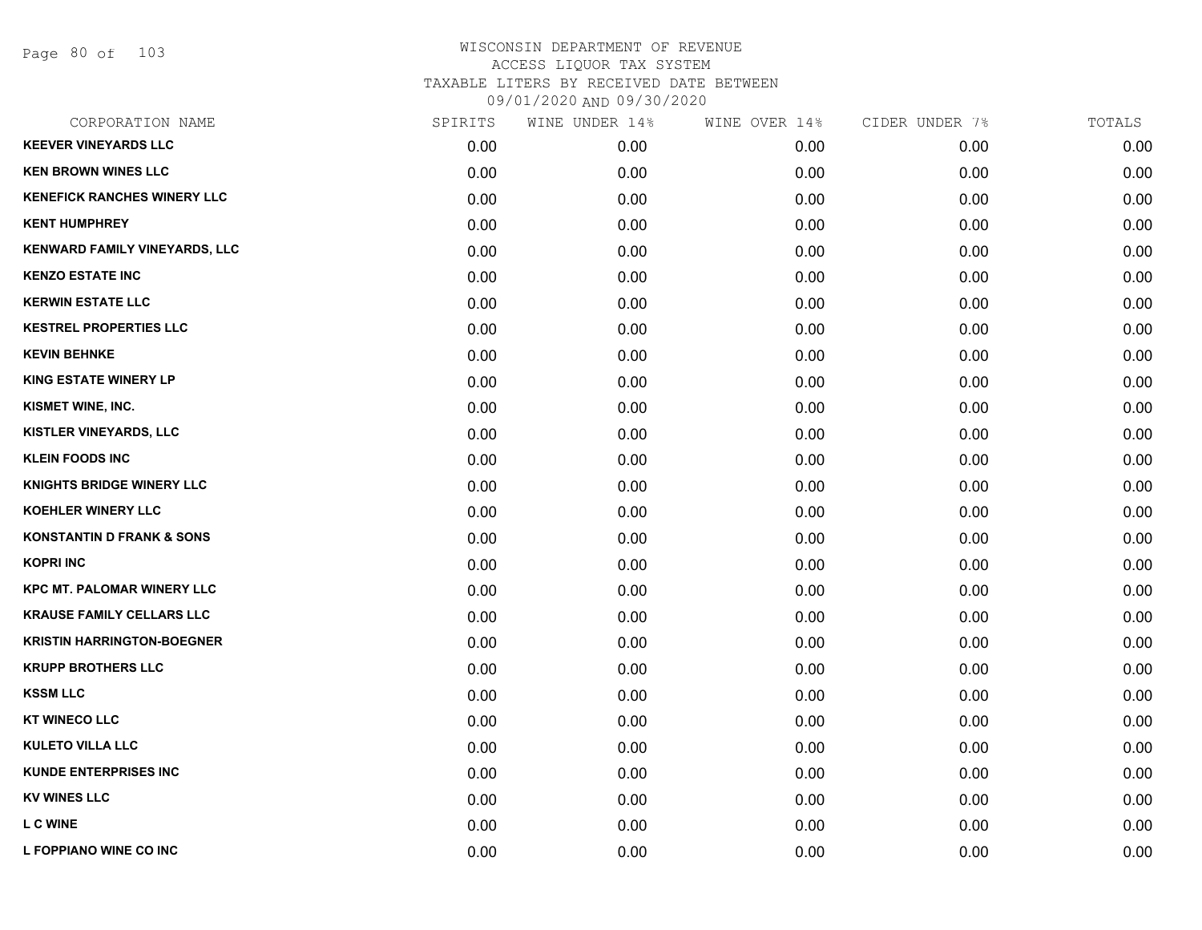# WISCONSIN DEPARTMENT OF REVENUE
## ACCESS LIQUOR TAX SYSTEM
### TAXABLE LITERS BY RECEIVED DATE BETWEEN 09/01/2020 AND 09/30/2020

| CORPORATION NAME | SPIRITS | WINE UNDER 14% | WINE OVER 14% | CIDER UNDER 7% | TOTALS |
|---|---|---|---|---|---|
| KEEVER VINEYARDS LLC | 0.00 | 0.00 | 0.00 | 0.00 | 0.00 |
| KEN BROWN WINES LLC | 0.00 | 0.00 | 0.00 | 0.00 | 0.00 |
| KENEFICK RANCHES WINERY LLC | 0.00 | 0.00 | 0.00 | 0.00 | 0.00 |
| KENT HUMPHREY | 0.00 | 0.00 | 0.00 | 0.00 | 0.00 |
| KENWARD FAMILY VINEYARDS, LLC | 0.00 | 0.00 | 0.00 | 0.00 | 0.00 |
| KENZO ESTATE INC | 0.00 | 0.00 | 0.00 | 0.00 | 0.00 |
| KERWIN ESTATE LLC | 0.00 | 0.00 | 0.00 | 0.00 | 0.00 |
| KESTREL PROPERTIES LLC | 0.00 | 0.00 | 0.00 | 0.00 | 0.00 |
| KEVIN BEHNKE | 0.00 | 0.00 | 0.00 | 0.00 | 0.00 |
| KING ESTATE WINERY LP | 0.00 | 0.00 | 0.00 | 0.00 | 0.00 |
| KISMET WINE, INC. | 0.00 | 0.00 | 0.00 | 0.00 | 0.00 |
| KISTLER VINEYARDS, LLC | 0.00 | 0.00 | 0.00 | 0.00 | 0.00 |
| KLEIN FOODS INC | 0.00 | 0.00 | 0.00 | 0.00 | 0.00 |
| KNIGHTS BRIDGE WINERY LLC | 0.00 | 0.00 | 0.00 | 0.00 | 0.00 |
| KOEHLER WINERY LLC | 0.00 | 0.00 | 0.00 | 0.00 | 0.00 |
| KONSTANTIN D FRANK & SONS | 0.00 | 0.00 | 0.00 | 0.00 | 0.00 |
| KOPRI INC | 0.00 | 0.00 | 0.00 | 0.00 | 0.00 |
| KPC MT. PALOMAR WINERY LLC | 0.00 | 0.00 | 0.00 | 0.00 | 0.00 |
| KRAUSE FAMILY CELLARS LLC | 0.00 | 0.00 | 0.00 | 0.00 | 0.00 |
| KRISTIN HARRINGTON-BOEGNER | 0.00 | 0.00 | 0.00 | 0.00 | 0.00 |
| KRUPP BROTHERS LLC | 0.00 | 0.00 | 0.00 | 0.00 | 0.00 |
| KSSM LLC | 0.00 | 0.00 | 0.00 | 0.00 | 0.00 |
| KT WINECO LLC | 0.00 | 0.00 | 0.00 | 0.00 | 0.00 |
| KULETO VILLA LLC | 0.00 | 0.00 | 0.00 | 0.00 | 0.00 |
| KUNDE ENTERPRISES INC | 0.00 | 0.00 | 0.00 | 0.00 | 0.00 |
| KV WINES LLC | 0.00 | 0.00 | 0.00 | 0.00 | 0.00 |
| L C WINE | 0.00 | 0.00 | 0.00 | 0.00 | 0.00 |
| L FOPPIANO WINE CO INC | 0.00 | 0.00 | 0.00 | 0.00 | 0.00 |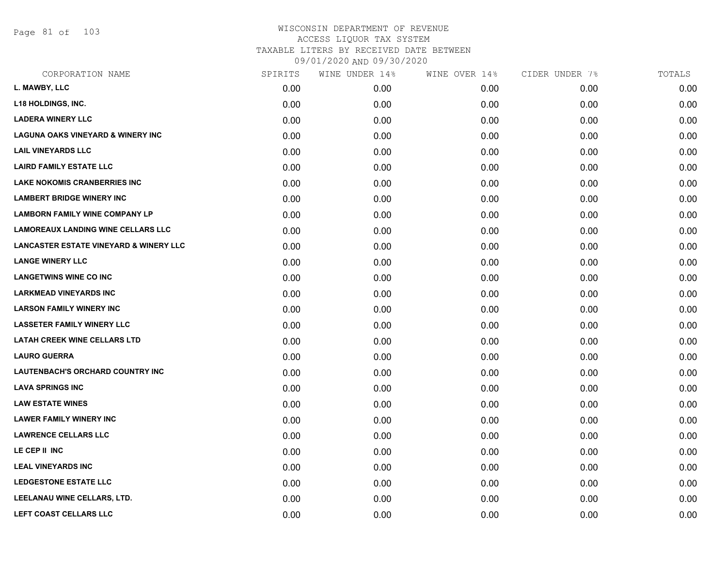# WISCONSIN DEPARTMENT OF REVENUE
ACCESS LIQUOR TAX SYSTEM
TAXABLE LITERS BY RECEIVED DATE BETWEEN
09/01/2020 AND 09/30/2020

| CORPORATION NAME | SPIRITS | WINE UNDER 14% | WINE OVER 14% | CIDER UNDER 7% | TOTALS |
|---|---|---|---|---|---|
| L. MAWBY, LLC | 0.00 | 0.00 | 0.00 | 0.00 | 0.00 |
| L18 HOLDINGS, INC. | 0.00 | 0.00 | 0.00 | 0.00 | 0.00 |
| LADERA WINERY LLC | 0.00 | 0.00 | 0.00 | 0.00 | 0.00 |
| LAGUNA OAKS VINEYARD & WINERY INC | 0.00 | 0.00 | 0.00 | 0.00 | 0.00 |
| LAIL VINEYARDS LLC | 0.00 | 0.00 | 0.00 | 0.00 | 0.00 |
| LAIRD FAMILY ESTATE LLC | 0.00 | 0.00 | 0.00 | 0.00 | 0.00 |
| LAKE NOKOMIS CRANBERRIES INC | 0.00 | 0.00 | 0.00 | 0.00 | 0.00 |
| LAMBERT BRIDGE WINERY INC | 0.00 | 0.00 | 0.00 | 0.00 | 0.00 |
| LAMBORN FAMILY WINE COMPANY LP | 0.00 | 0.00 | 0.00 | 0.00 | 0.00 |
| LAMOREAUX LANDING WINE CELLARS LLC | 0.00 | 0.00 | 0.00 | 0.00 | 0.00 |
| LANCASTER ESTATE VINEYARD & WINERY LLC | 0.00 | 0.00 | 0.00 | 0.00 | 0.00 |
| LANGE WINERY LLC | 0.00 | 0.00 | 0.00 | 0.00 | 0.00 |
| LANGETWINS WINE CO INC | 0.00 | 0.00 | 0.00 | 0.00 | 0.00 |
| LARKMEAD VINEYARDS INC | 0.00 | 0.00 | 0.00 | 0.00 | 0.00 |
| LARSON FAMILY WINERY INC | 0.00 | 0.00 | 0.00 | 0.00 | 0.00 |
| LASSETER FAMILY WINERY LLC | 0.00 | 0.00 | 0.00 | 0.00 | 0.00 |
| LATAH CREEK WINE CELLARS LTD | 0.00 | 0.00 | 0.00 | 0.00 | 0.00 |
| LAURO GUERRA | 0.00 | 0.00 | 0.00 | 0.00 | 0.00 |
| LAUTENBACH'S ORCHARD COUNTRY INC | 0.00 | 0.00 | 0.00 | 0.00 | 0.00 |
| LAVA SPRINGS INC | 0.00 | 0.00 | 0.00 | 0.00 | 0.00 |
| LAW ESTATE WINES | 0.00 | 0.00 | 0.00 | 0.00 | 0.00 |
| LAWER FAMILY WINERY INC | 0.00 | 0.00 | 0.00 | 0.00 | 0.00 |
| LAWRENCE CELLARS LLC | 0.00 | 0.00 | 0.00 | 0.00 | 0.00 |
| LE CEP II INC | 0.00 | 0.00 | 0.00 | 0.00 | 0.00 |
| LEAL VINEYARDS INC | 0.00 | 0.00 | 0.00 | 0.00 | 0.00 |
| LEDGESTONE ESTATE LLC | 0.00 | 0.00 | 0.00 | 0.00 | 0.00 |
| LEELANAU WINE CELLARS, LTD. | 0.00 | 0.00 | 0.00 | 0.00 | 0.00 |
| LEFT COAST CELLARS LLC | 0.00 | 0.00 | 0.00 | 0.00 | 0.00 |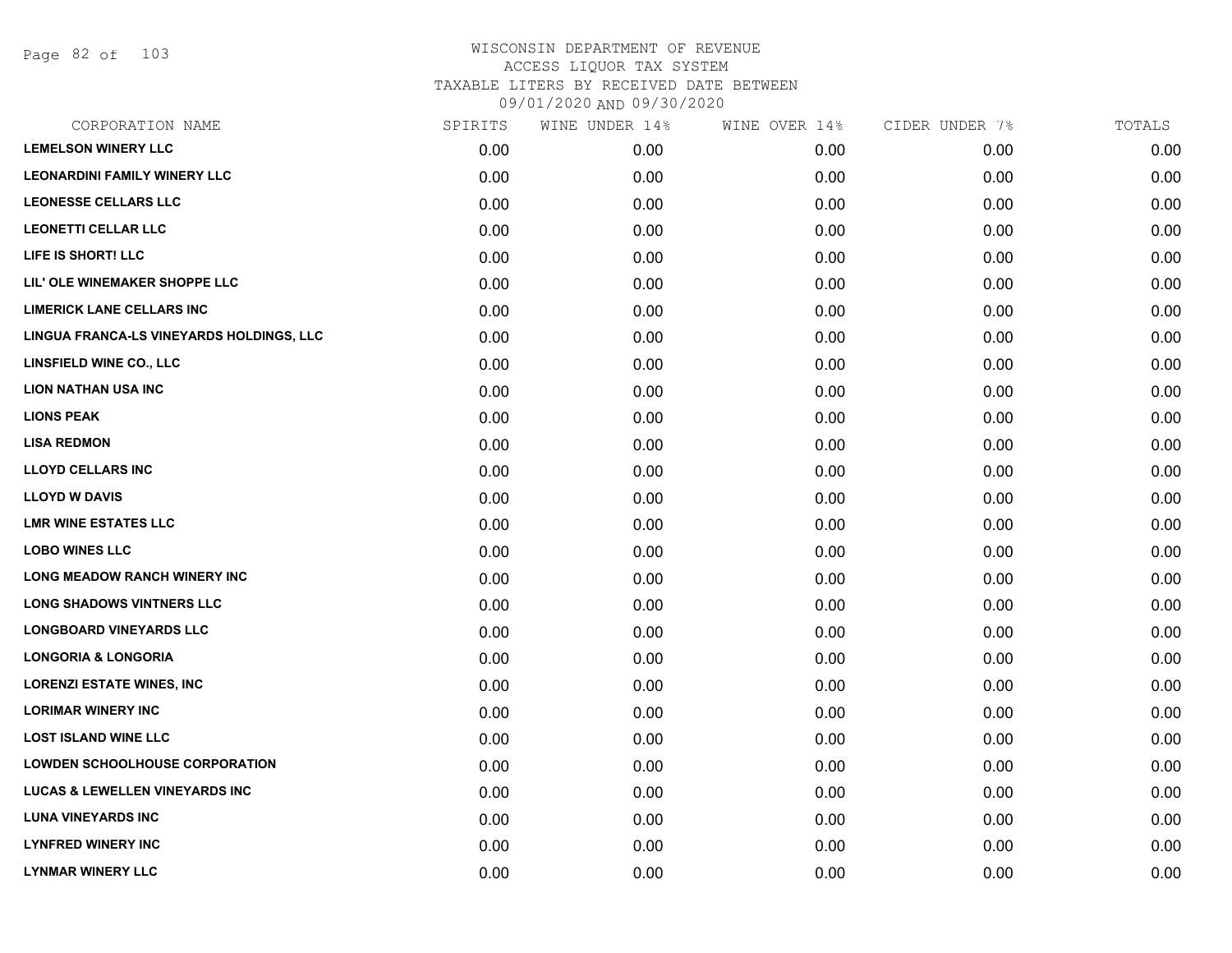# WISCONSIN DEPARTMENT OF REVENUE
## ACCESS LIQUOR TAX SYSTEM
### TAXABLE LITERS BY RECEIVED DATE BETWEEN 09/01/2020 AND 09/30/2020

| CORPORATION NAME | SPIRITS | WINE UNDER 14% | WINE OVER 14% | CIDER UNDER 7% | TOTALS |
|---|---|---|---|---|---|
| LEMELSON WINERY LLC | 0.00 | 0.00 | 0.00 | 0.00 | 0.00 |
| LEONARDINI FAMILY WINERY LLC | 0.00 | 0.00 | 0.00 | 0.00 | 0.00 |
| LEONESSE CELLARS LLC | 0.00 | 0.00 | 0.00 | 0.00 | 0.00 |
| LEONETTI CELLAR LLC | 0.00 | 0.00 | 0.00 | 0.00 | 0.00 |
| LIFE IS SHORT! LLC | 0.00 | 0.00 | 0.00 | 0.00 | 0.00 |
| LIL' OLE WINEMAKER SHOPPE LLC | 0.00 | 0.00 | 0.00 | 0.00 | 0.00 |
| LIMERICK LANE CELLARS INC | 0.00 | 0.00 | 0.00 | 0.00 | 0.00 |
| LINGUA FRANCA-LS VINEYARDS HOLDINGS, LLC | 0.00 | 0.00 | 0.00 | 0.00 | 0.00 |
| LINSFIELD WINE CO., LLC | 0.00 | 0.00 | 0.00 | 0.00 | 0.00 |
| LION NATHAN USA INC | 0.00 | 0.00 | 0.00 | 0.00 | 0.00 |
| LIONS PEAK | 0.00 | 0.00 | 0.00 | 0.00 | 0.00 |
| LISA REDMON | 0.00 | 0.00 | 0.00 | 0.00 | 0.00 |
| LLOYD CELLARS INC | 0.00 | 0.00 | 0.00 | 0.00 | 0.00 |
| LLOYD W DAVIS | 0.00 | 0.00 | 0.00 | 0.00 | 0.00 |
| LMR WINE ESTATES LLC | 0.00 | 0.00 | 0.00 | 0.00 | 0.00 |
| LOBO WINES LLC | 0.00 | 0.00 | 0.00 | 0.00 | 0.00 |
| LONG MEADOW RANCH WINERY INC | 0.00 | 0.00 | 0.00 | 0.00 | 0.00 |
| LONG SHADOWS VINTNERS LLC | 0.00 | 0.00 | 0.00 | 0.00 | 0.00 |
| LONGBOARD VINEYARDS LLC | 0.00 | 0.00 | 0.00 | 0.00 | 0.00 |
| LONGORIA & LONGORIA | 0.00 | 0.00 | 0.00 | 0.00 | 0.00 |
| LORENZI ESTATE WINES, INC | 0.00 | 0.00 | 0.00 | 0.00 | 0.00 |
| LORIMAR WINERY INC | 0.00 | 0.00 | 0.00 | 0.00 | 0.00 |
| LOST ISLAND WINE LLC | 0.00 | 0.00 | 0.00 | 0.00 | 0.00 |
| LOWDEN SCHOOLHOUSE CORPORATION | 0.00 | 0.00 | 0.00 | 0.00 | 0.00 |
| LUCAS & LEWELLEN VINEYARDS INC | 0.00 | 0.00 | 0.00 | 0.00 | 0.00 |
| LUNA VINEYARDS INC | 0.00 | 0.00 | 0.00 | 0.00 | 0.00 |
| LYNFRED WINERY INC | 0.00 | 0.00 | 0.00 | 0.00 | 0.00 |
| LYNMAR WINERY LLC | 0.00 | 0.00 | 0.00 | 0.00 | 0.00 |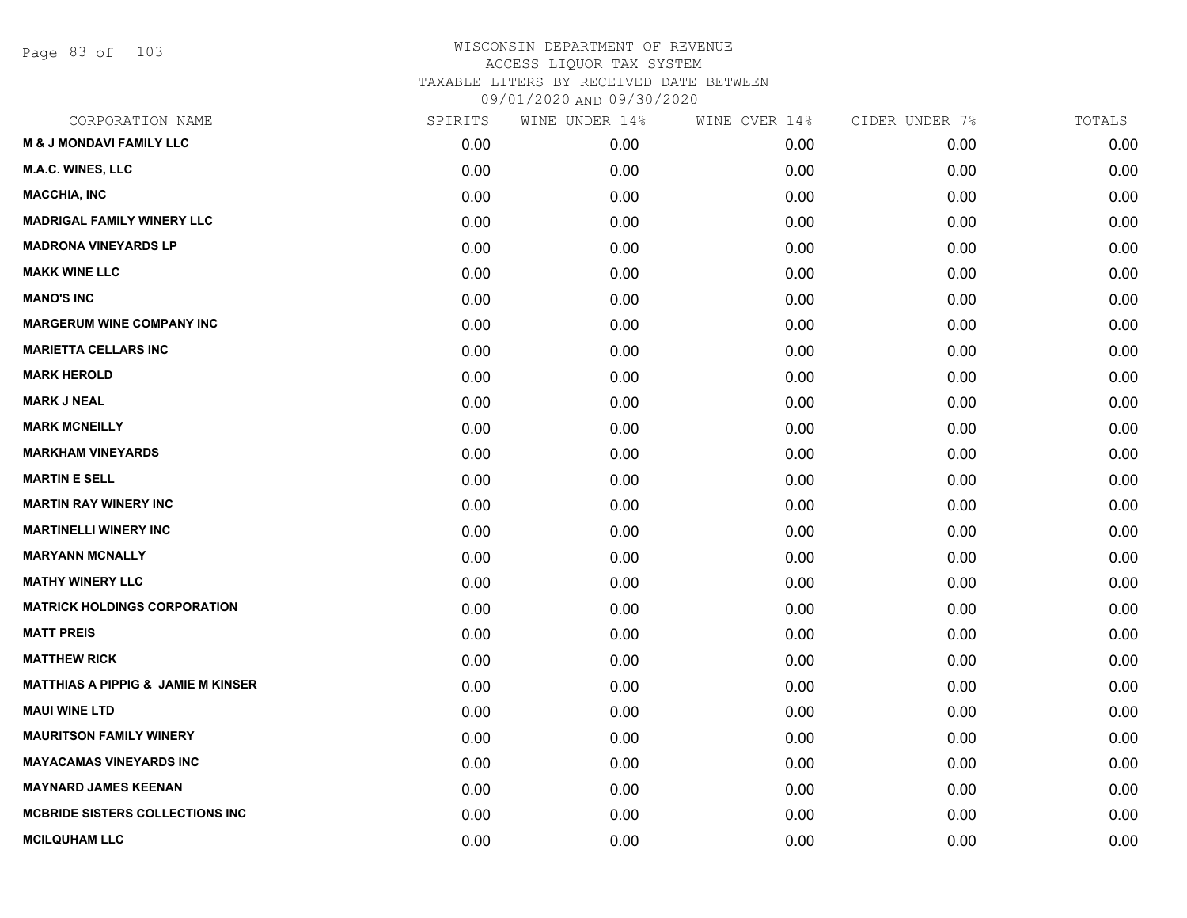WISCONSIN DEPARTMENT OF REVENUE
ACCESS LIQUOR TAX SYSTEM
TAXABLE LITERS BY RECEIVED DATE BETWEEN
09/01/2020 AND 09/30/2020

| CORPORATION NAME | SPIRITS | WINE UNDER 14% | WINE OVER 14% | CIDER UNDER 7% | TOTALS |
|---|---|---|---|---|---|
| M & J MONDAVI FAMILY LLC | 0.00 | 0.00 | 0.00 | 0.00 | 0.00 |
| M.A.C. WINES, LLC | 0.00 | 0.00 | 0.00 | 0.00 | 0.00 |
| MACCHIA, INC | 0.00 | 0.00 | 0.00 | 0.00 | 0.00 |
| MADRIGAL FAMILY WINERY LLC | 0.00 | 0.00 | 0.00 | 0.00 | 0.00 |
| MADRONA VINEYARDS LP | 0.00 | 0.00 | 0.00 | 0.00 | 0.00 |
| MAKK WINE LLC | 0.00 | 0.00 | 0.00 | 0.00 | 0.00 |
| MANO'S INC | 0.00 | 0.00 | 0.00 | 0.00 | 0.00 |
| MARGERUM WINE COMPANY INC | 0.00 | 0.00 | 0.00 | 0.00 | 0.00 |
| MARIETTA CELLARS INC | 0.00 | 0.00 | 0.00 | 0.00 | 0.00 |
| MARK HEROLD | 0.00 | 0.00 | 0.00 | 0.00 | 0.00 |
| MARK J NEAL | 0.00 | 0.00 | 0.00 | 0.00 | 0.00 |
| MARK MCNEILLY | 0.00 | 0.00 | 0.00 | 0.00 | 0.00 |
| MARKHAM VINEYARDS | 0.00 | 0.00 | 0.00 | 0.00 | 0.00 |
| MARTIN E SELL | 0.00 | 0.00 | 0.00 | 0.00 | 0.00 |
| MARTIN RAY WINERY INC | 0.00 | 0.00 | 0.00 | 0.00 | 0.00 |
| MARTINELLI WINERY INC | 0.00 | 0.00 | 0.00 | 0.00 | 0.00 |
| MARYANN MCNALLY | 0.00 | 0.00 | 0.00 | 0.00 | 0.00 |
| MATHY WINERY LLC | 0.00 | 0.00 | 0.00 | 0.00 | 0.00 |
| MATRICK HOLDINGS CORPORATION | 0.00 | 0.00 | 0.00 | 0.00 | 0.00 |
| MATT PREIS | 0.00 | 0.00 | 0.00 | 0.00 | 0.00 |
| MATTHEW RICK | 0.00 | 0.00 | 0.00 | 0.00 | 0.00 |
| MATTHIAS A PIPPIG & JAMIE M KINSER | 0.00 | 0.00 | 0.00 | 0.00 | 0.00 |
| MAUI WINE LTD | 0.00 | 0.00 | 0.00 | 0.00 | 0.00 |
| MAURITSON FAMILY WINERY | 0.00 | 0.00 | 0.00 | 0.00 | 0.00 |
| MAYACAMAS VINEYARDS INC | 0.00 | 0.00 | 0.00 | 0.00 | 0.00 |
| MAYNARD JAMES KEENAN | 0.00 | 0.00 | 0.00 | 0.00 | 0.00 |
| MCBRIDE SISTERS COLLECTIONS INC | 0.00 | 0.00 | 0.00 | 0.00 | 0.00 |
| MCILQUHAM LLC | 0.00 | 0.00 | 0.00 | 0.00 | 0.00 |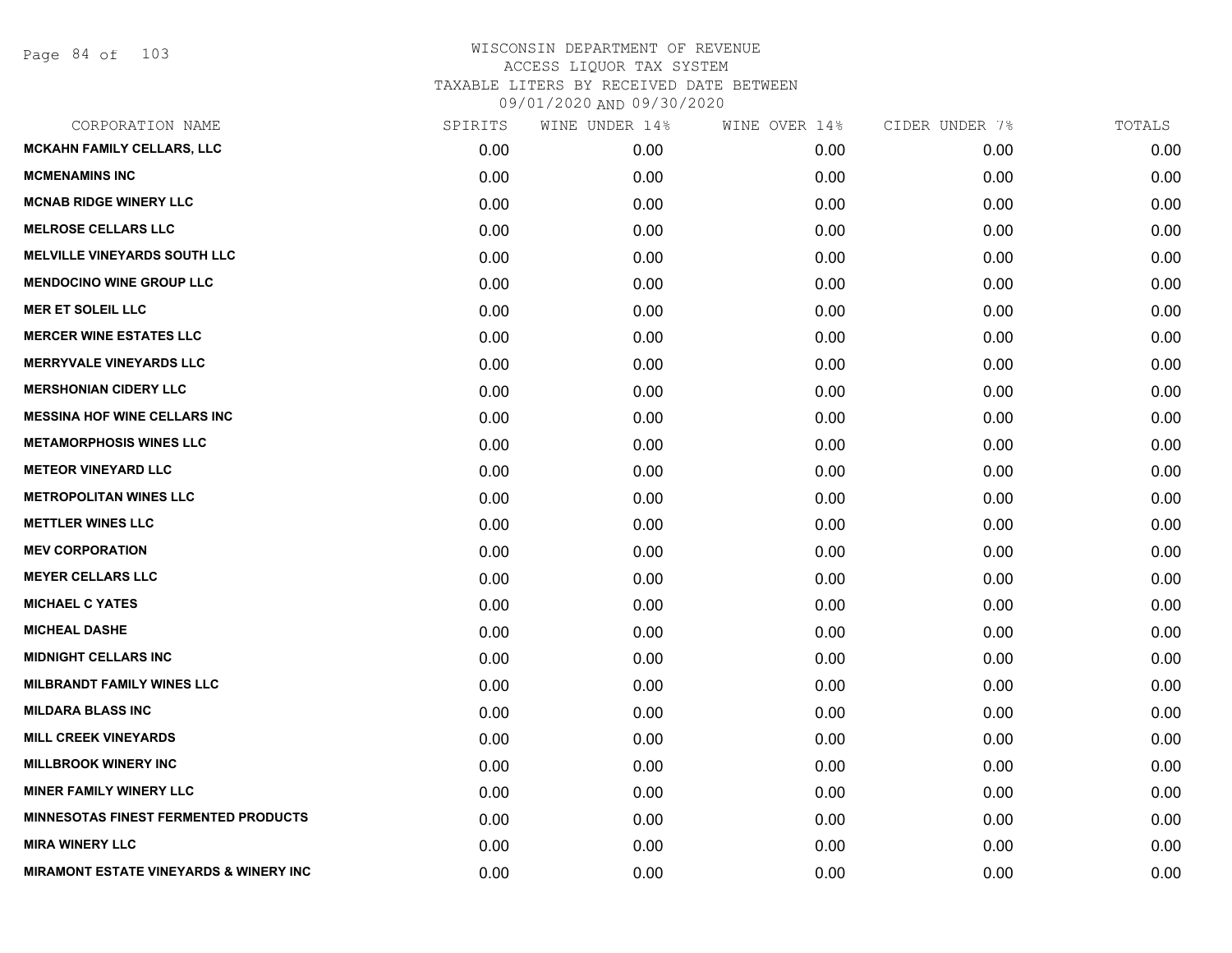# WISCONSIN DEPARTMENT OF REVENUE
## ACCESS LIQUOR TAX SYSTEM
### TAXABLE LITERS BY RECEIVED DATE BETWEEN 09/01/2020 AND 09/30/2020

| CORPORATION NAME | SPIRITS | WINE UNDER 14% | WINE OVER 14% | CIDER UNDER 7% | TOTALS |
|---|---|---|---|---|---|
| MCKAHN FAMILY CELLARS, LLC | 0.00 | 0.00 | 0.00 | 0.00 | 0.00 |
| MCMENAMINS INC | 0.00 | 0.00 | 0.00 | 0.00 | 0.00 |
| MCNAB RIDGE WINERY LLC | 0.00 | 0.00 | 0.00 | 0.00 | 0.00 |
| MELROSE CELLARS LLC | 0.00 | 0.00 | 0.00 | 0.00 | 0.00 |
| MELVILLE VINEYARDS SOUTH LLC | 0.00 | 0.00 | 0.00 | 0.00 | 0.00 |
| MENDOCINO WINE GROUP LLC | 0.00 | 0.00 | 0.00 | 0.00 | 0.00 |
| MER ET SOLEIL LLC | 0.00 | 0.00 | 0.00 | 0.00 | 0.00 |
| MERCER WINE ESTATES LLC | 0.00 | 0.00 | 0.00 | 0.00 | 0.00 |
| MERRYVALE VINEYARDS LLC | 0.00 | 0.00 | 0.00 | 0.00 | 0.00 |
| MERSHONIAN CIDERY LLC | 0.00 | 0.00 | 0.00 | 0.00 | 0.00 |
| MESSINA HOF WINE CELLARS INC | 0.00 | 0.00 | 0.00 | 0.00 | 0.00 |
| METAMORPHOSIS WINES LLC | 0.00 | 0.00 | 0.00 | 0.00 | 0.00 |
| METEOR VINEYARD LLC | 0.00 | 0.00 | 0.00 | 0.00 | 0.00 |
| METROPOLITAN WINES LLC | 0.00 | 0.00 | 0.00 | 0.00 | 0.00 |
| METTLER WINES LLC | 0.00 | 0.00 | 0.00 | 0.00 | 0.00 |
| MEV CORPORATION | 0.00 | 0.00 | 0.00 | 0.00 | 0.00 |
| MEYER CELLARS LLC | 0.00 | 0.00 | 0.00 | 0.00 | 0.00 |
| MICHAEL C YATES | 0.00 | 0.00 | 0.00 | 0.00 | 0.00 |
| MICHEAL DASHE | 0.00 | 0.00 | 0.00 | 0.00 | 0.00 |
| MIDNIGHT CELLARS INC | 0.00 | 0.00 | 0.00 | 0.00 | 0.00 |
| MILBRANDT FAMILY WINES LLC | 0.00 | 0.00 | 0.00 | 0.00 | 0.00 |
| MILDARA BLASS INC | 0.00 | 0.00 | 0.00 | 0.00 | 0.00 |
| MILL CREEK VINEYARDS | 0.00 | 0.00 | 0.00 | 0.00 | 0.00 |
| MILLBROOK WINERY INC | 0.00 | 0.00 | 0.00 | 0.00 | 0.00 |
| MINER FAMILY WINERY LLC | 0.00 | 0.00 | 0.00 | 0.00 | 0.00 |
| MINNESOTAS FINEST FERMENTED PRODUCTS | 0.00 | 0.00 | 0.00 | 0.00 | 0.00 |
| MIRA WINERY LLC | 0.00 | 0.00 | 0.00 | 0.00 | 0.00 |
| MIRAMONT ESTATE VINEYARDS & WINERY INC | 0.00 | 0.00 | 0.00 | 0.00 | 0.00 |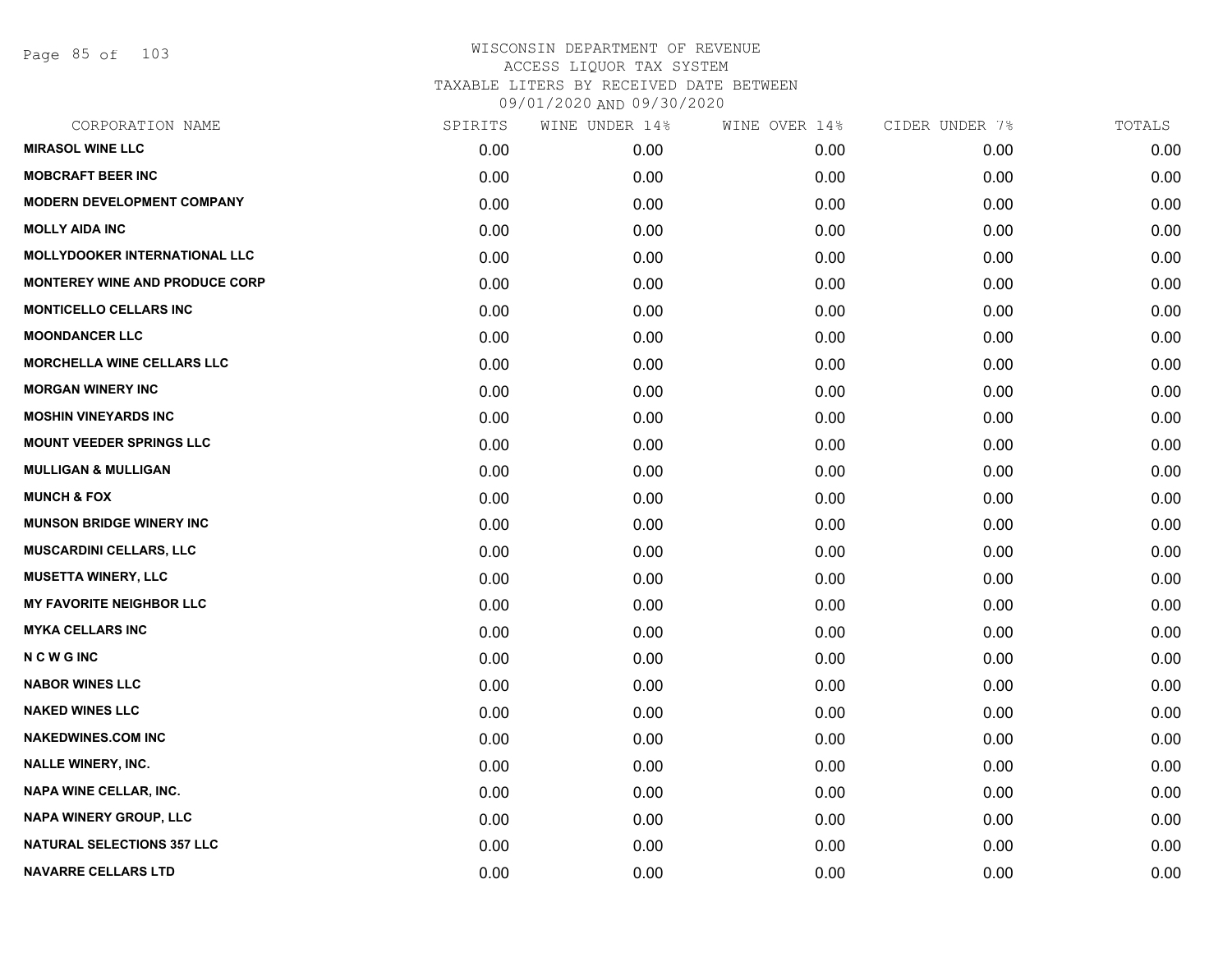# WISCONSIN DEPARTMENT OF REVENUE
ACCESS LIQUOR TAX SYSTEM
TAXABLE LITERS BY RECEIVED DATE BETWEEN
09/01/2020 AND 09/30/2020

| CORPORATION NAME | SPIRITS | WINE UNDER 14% | WINE OVER 14% | CIDER UNDER 7% | TOTALS |
|---|---|---|---|---|---|
| MIRASOL WINE LLC | 0.00 | 0.00 | 0.00 | 0.00 | 0.00 |
| MOBCRAFT BEER INC | 0.00 | 0.00 | 0.00 | 0.00 | 0.00 |
| MODERN DEVELOPMENT COMPANY | 0.00 | 0.00 | 0.00 | 0.00 | 0.00 |
| MOLLY AIDA INC | 0.00 | 0.00 | 0.00 | 0.00 | 0.00 |
| MOLLYDOOKER INTERNATIONAL LLC | 0.00 | 0.00 | 0.00 | 0.00 | 0.00 |
| MONTEREY WINE AND PRODUCE CORP | 0.00 | 0.00 | 0.00 | 0.00 | 0.00 |
| MONTICELLO CELLARS INC | 0.00 | 0.00 | 0.00 | 0.00 | 0.00 |
| MOONDANCER LLC | 0.00 | 0.00 | 0.00 | 0.00 | 0.00 |
| MORCHELLA WINE CELLARS LLC | 0.00 | 0.00 | 0.00 | 0.00 | 0.00 |
| MORGAN WINERY INC | 0.00 | 0.00 | 0.00 | 0.00 | 0.00 |
| MOSHIN VINEYARDS INC | 0.00 | 0.00 | 0.00 | 0.00 | 0.00 |
| MOUNT VEEDER SPRINGS LLC | 0.00 | 0.00 | 0.00 | 0.00 | 0.00 |
| MULLIGAN & MULLIGAN | 0.00 | 0.00 | 0.00 | 0.00 | 0.00 |
| MUNCH & FOX | 0.00 | 0.00 | 0.00 | 0.00 | 0.00 |
| MUNSON BRIDGE WINERY INC | 0.00 | 0.00 | 0.00 | 0.00 | 0.00 |
| MUSCARDINI CELLARS, LLC | 0.00 | 0.00 | 0.00 | 0.00 | 0.00 |
| MUSETTA WINERY, LLC | 0.00 | 0.00 | 0.00 | 0.00 | 0.00 |
| MY FAVORITE NEIGHBOR LLC | 0.00 | 0.00 | 0.00 | 0.00 | 0.00 |
| MYKA CELLARS INC | 0.00 | 0.00 | 0.00 | 0.00 | 0.00 |
| N C W G INC | 0.00 | 0.00 | 0.00 | 0.00 | 0.00 |
| NABOR WINES LLC | 0.00 | 0.00 | 0.00 | 0.00 | 0.00 |
| NAKED WINES LLC | 0.00 | 0.00 | 0.00 | 0.00 | 0.00 |
| NAKEDWINES.COM INC | 0.00 | 0.00 | 0.00 | 0.00 | 0.00 |
| NALLE WINERY, INC. | 0.00 | 0.00 | 0.00 | 0.00 | 0.00 |
| NAPA WINE CELLAR, INC. | 0.00 | 0.00 | 0.00 | 0.00 | 0.00 |
| NAPA WINERY GROUP, LLC | 0.00 | 0.00 | 0.00 | 0.00 | 0.00 |
| NATURAL SELECTIONS 357 LLC | 0.00 | 0.00 | 0.00 | 0.00 | 0.00 |
| NAVARRE CELLARS LTD | 0.00 | 0.00 | 0.00 | 0.00 | 0.00 |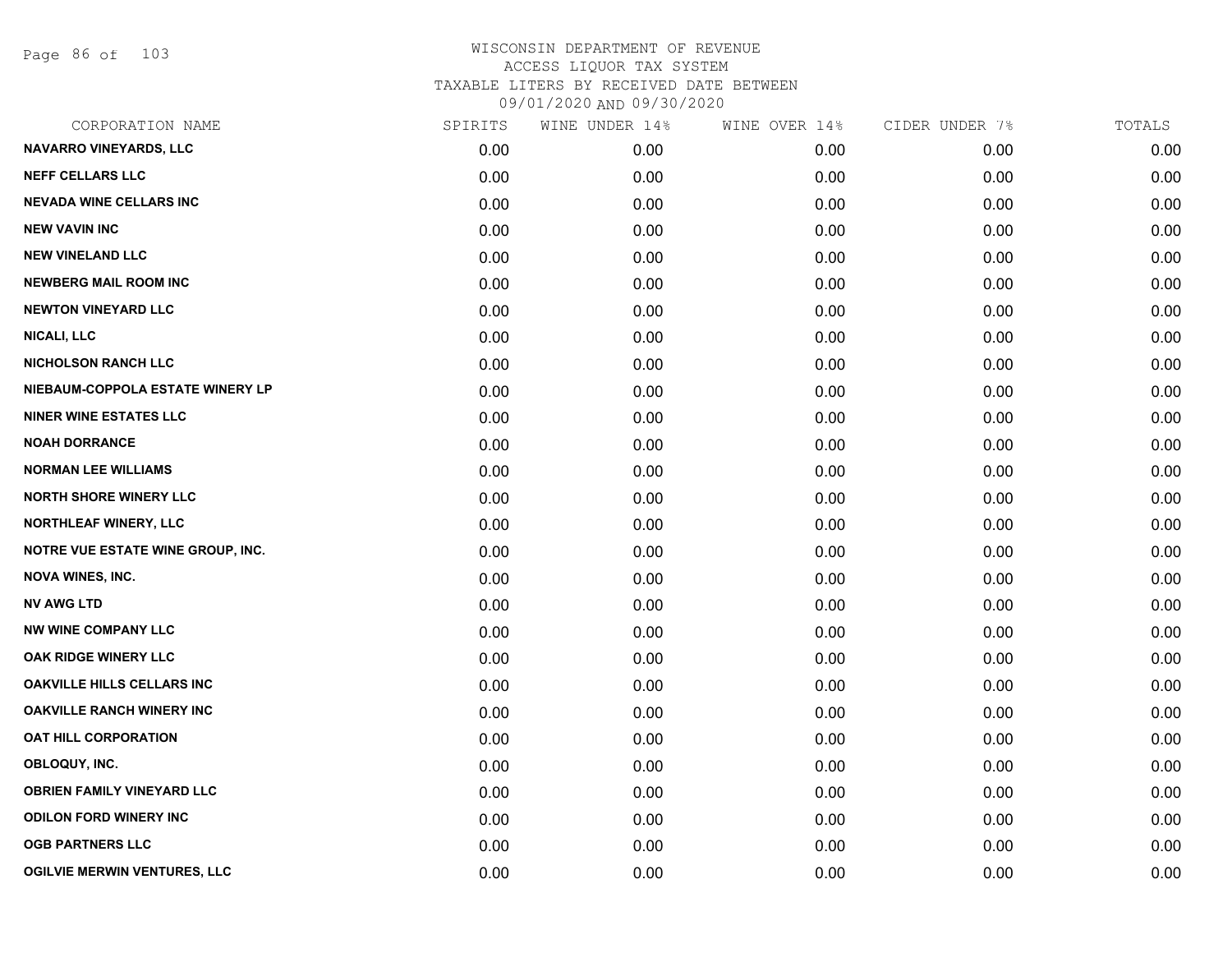# WISCONSIN DEPARTMENT OF REVENUE
ACCESS LIQUOR TAX SYSTEM
TAXABLE LITERS BY RECEIVED DATE BETWEEN
09/01/2020 AND 09/30/2020

| CORPORATION NAME | SPIRITS | WINE UNDER 14% | WINE OVER 14% | CIDER UNDER 7% | TOTALS |
|---|---|---|---|---|---|
| NAVARRO VINEYARDS, LLC | 0.00 | 0.00 | 0.00 | 0.00 | 0.00 |
| NEFF CELLARS LLC | 0.00 | 0.00 | 0.00 | 0.00 | 0.00 |
| NEVADA WINE CELLARS INC | 0.00 | 0.00 | 0.00 | 0.00 | 0.00 |
| NEW VAVIN INC | 0.00 | 0.00 | 0.00 | 0.00 | 0.00 |
| NEW VINELAND LLC | 0.00 | 0.00 | 0.00 | 0.00 | 0.00 |
| NEWBERG MAIL ROOM INC | 0.00 | 0.00 | 0.00 | 0.00 | 0.00 |
| NEWTON VINEYARD LLC | 0.00 | 0.00 | 0.00 | 0.00 | 0.00 |
| NICALI, LLC | 0.00 | 0.00 | 0.00 | 0.00 | 0.00 |
| NICHOLSON RANCH LLC | 0.00 | 0.00 | 0.00 | 0.00 | 0.00 |
| NIEBAUM-COPPOLA ESTATE WINERY LP | 0.00 | 0.00 | 0.00 | 0.00 | 0.00 |
| NINER WINE ESTATES LLC | 0.00 | 0.00 | 0.00 | 0.00 | 0.00 |
| NOAH DORRANCE | 0.00 | 0.00 | 0.00 | 0.00 | 0.00 |
| NORMAN LEE WILLIAMS | 0.00 | 0.00 | 0.00 | 0.00 | 0.00 |
| NORTH SHORE WINERY LLC | 0.00 | 0.00 | 0.00 | 0.00 | 0.00 |
| NORTHLEAF WINERY, LLC | 0.00 | 0.00 | 0.00 | 0.00 | 0.00 |
| NOTRE VUE ESTATE WINE GROUP, INC. | 0.00 | 0.00 | 0.00 | 0.00 | 0.00 |
| NOVA WINES, INC. | 0.00 | 0.00 | 0.00 | 0.00 | 0.00 |
| NV AWG LTD | 0.00 | 0.00 | 0.00 | 0.00 | 0.00 |
| NW WINE COMPANY LLC | 0.00 | 0.00 | 0.00 | 0.00 | 0.00 |
| OAK RIDGE WINERY LLC | 0.00 | 0.00 | 0.00 | 0.00 | 0.00 |
| OAKVILLE HILLS CELLARS INC | 0.00 | 0.00 | 0.00 | 0.00 | 0.00 |
| OAKVILLE RANCH WINERY INC | 0.00 | 0.00 | 0.00 | 0.00 | 0.00 |
| OAT HILL CORPORATION | 0.00 | 0.00 | 0.00 | 0.00 | 0.00 |
| OBLOQUY, INC. | 0.00 | 0.00 | 0.00 | 0.00 | 0.00 |
| OBRIEN FAMILY VINEYARD LLC | 0.00 | 0.00 | 0.00 | 0.00 | 0.00 |
| ODILON FORD WINERY INC | 0.00 | 0.00 | 0.00 | 0.00 | 0.00 |
| OGB PARTNERS LLC | 0.00 | 0.00 | 0.00 | 0.00 | 0.00 |
| OGILVIE MERWIN VENTURES, LLC | 0.00 | 0.00 | 0.00 | 0.00 | 0.00 |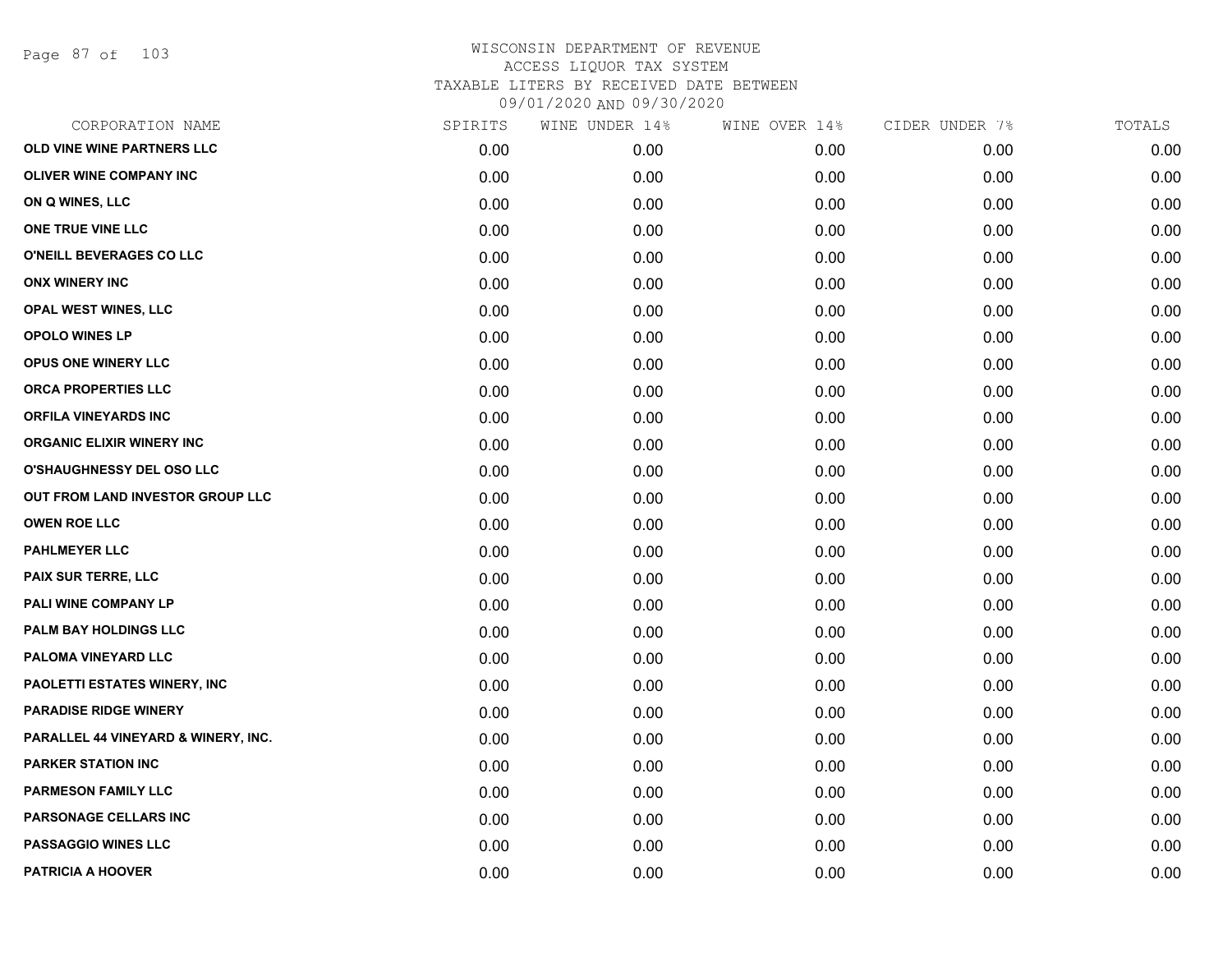WISCONSIN DEPARTMENT OF REVENUE
ACCESS LIQUOR TAX SYSTEM
TAXABLE LITERS BY RECEIVED DATE BETWEEN
09/01/2020 AND 09/30/2020

| CORPORATION NAME | SPIRITS | WINE UNDER 14% | WINE OVER 14% | CIDER UNDER 7% | TOTALS |
|---|---|---|---|---|---|
| OLD VINE WINE PARTNERS LLC | 0.00 | 0.00 | 0.00 | 0.00 | 0.00 |
| OLIVER WINE COMPANY INC | 0.00 | 0.00 | 0.00 | 0.00 | 0.00 |
| ON Q WINES, LLC | 0.00 | 0.00 | 0.00 | 0.00 | 0.00 |
| ONE TRUE VINE LLC | 0.00 | 0.00 | 0.00 | 0.00 | 0.00 |
| O'NEILL BEVERAGES CO LLC | 0.00 | 0.00 | 0.00 | 0.00 | 0.00 |
| ONX WINERY INC | 0.00 | 0.00 | 0.00 | 0.00 | 0.00 |
| OPAL WEST WINES, LLC | 0.00 | 0.00 | 0.00 | 0.00 | 0.00 |
| OPOLO WINES LP | 0.00 | 0.00 | 0.00 | 0.00 | 0.00 |
| OPUS ONE WINERY LLC | 0.00 | 0.00 | 0.00 | 0.00 | 0.00 |
| ORCA PROPERTIES LLC | 0.00 | 0.00 | 0.00 | 0.00 | 0.00 |
| ORFILA VINEYARDS INC | 0.00 | 0.00 | 0.00 | 0.00 | 0.00 |
| ORGANIC ELIXIR WINERY INC | 0.00 | 0.00 | 0.00 | 0.00 | 0.00 |
| O'SHAUGHNESSY DEL OSO LLC | 0.00 | 0.00 | 0.00 | 0.00 | 0.00 |
| OUT FROM LAND INVESTOR GROUP LLC | 0.00 | 0.00 | 0.00 | 0.00 | 0.00 |
| OWEN ROE LLC | 0.00 | 0.00 | 0.00 | 0.00 | 0.00 |
| PAHLMEYER LLC | 0.00 | 0.00 | 0.00 | 0.00 | 0.00 |
| PAIX SUR TERRE, LLC | 0.00 | 0.00 | 0.00 | 0.00 | 0.00 |
| PALI WINE COMPANY LP | 0.00 | 0.00 | 0.00 | 0.00 | 0.00 |
| PALM BAY HOLDINGS LLC | 0.00 | 0.00 | 0.00 | 0.00 | 0.00 |
| PALOMA VINEYARD LLC | 0.00 | 0.00 | 0.00 | 0.00 | 0.00 |
| PAOLETTI ESTATES WINERY, INC | 0.00 | 0.00 | 0.00 | 0.00 | 0.00 |
| PARADISE RIDGE WINERY | 0.00 | 0.00 | 0.00 | 0.00 | 0.00 |
| PARALLEL 44 VINEYARD & WINERY, INC. | 0.00 | 0.00 | 0.00 | 0.00 | 0.00 |
| PARKER STATION INC | 0.00 | 0.00 | 0.00 | 0.00 | 0.00 |
| PARMESON FAMILY LLC | 0.00 | 0.00 | 0.00 | 0.00 | 0.00 |
| PARSONAGE CELLARS INC | 0.00 | 0.00 | 0.00 | 0.00 | 0.00 |
| PASSAGGIO WINES LLC | 0.00 | 0.00 | 0.00 | 0.00 | 0.00 |
| PATRICIA A HOOVER | 0.00 | 0.00 | 0.00 | 0.00 | 0.00 |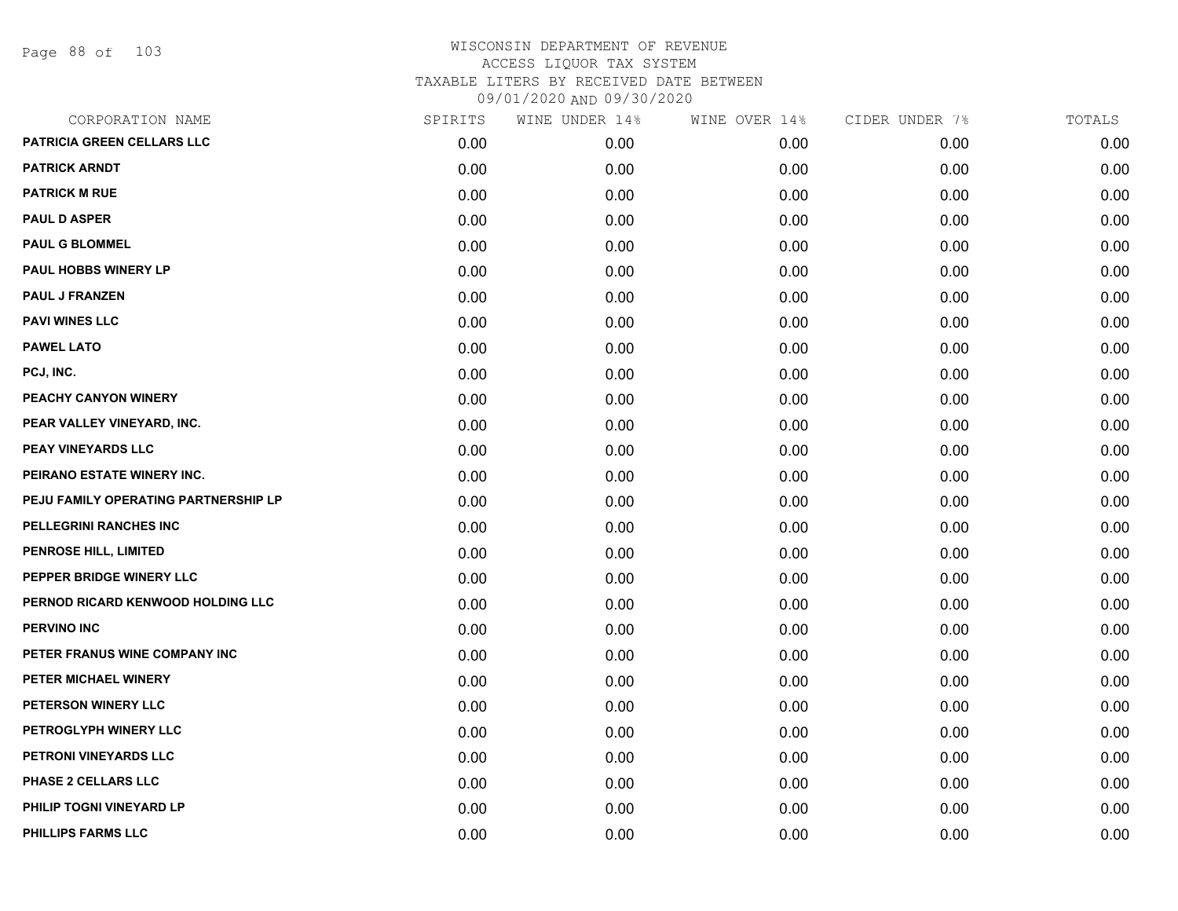WISCONSIN DEPARTMENT OF REVENUE
ACCESS LIQUOR TAX SYSTEM
TAXABLE LITERS BY RECEIVED DATE BETWEEN
09/01/2020 AND 09/30/2020

| CORPORATION NAME | SPIRITS | WINE UNDER 14% | WINE OVER 14% | CIDER UNDER 7% | TOTALS |
|---|---|---|---|---|---|
| PATRICIA GREEN CELLARS LLC | 0.00 | 0.00 | 0.00 | 0.00 | 0.00 |
| PATRICK ARNDT | 0.00 | 0.00 | 0.00 | 0.00 | 0.00 |
| PATRICK M RUE | 0.00 | 0.00 | 0.00 | 0.00 | 0.00 |
| PAUL D ASPER | 0.00 | 0.00 | 0.00 | 0.00 | 0.00 |
| PAUL G BLOMMEL | 0.00 | 0.00 | 0.00 | 0.00 | 0.00 |
| PAUL HOBBS WINERY LP | 0.00 | 0.00 | 0.00 | 0.00 | 0.00 |
| PAUL J FRANZEN | 0.00 | 0.00 | 0.00 | 0.00 | 0.00 |
| PAVI WINES LLC | 0.00 | 0.00 | 0.00 | 0.00 | 0.00 |
| PAWEL LATO | 0.00 | 0.00 | 0.00 | 0.00 | 0.00 |
| PCJ, INC. | 0.00 | 0.00 | 0.00 | 0.00 | 0.00 |
| PEACHY CANYON WINERY | 0.00 | 0.00 | 0.00 | 0.00 | 0.00 |
| PEAR VALLEY VINEYARD, INC. | 0.00 | 0.00 | 0.00 | 0.00 | 0.00 |
| PEAY VINEYARDS LLC | 0.00 | 0.00 | 0.00 | 0.00 | 0.00 |
| PEIRANO ESTATE WINERY INC. | 0.00 | 0.00 | 0.00 | 0.00 | 0.00 |
| PEJU FAMILY OPERATING PARTNERSHIP LP | 0.00 | 0.00 | 0.00 | 0.00 | 0.00 |
| PELLEGRINI RANCHES INC | 0.00 | 0.00 | 0.00 | 0.00 | 0.00 |
| PENROSE HILL, LIMITED | 0.00 | 0.00 | 0.00 | 0.00 | 0.00 |
| PEPPER BRIDGE WINERY LLC | 0.00 | 0.00 | 0.00 | 0.00 | 0.00 |
| PERNOD RICARD KENWOOD HOLDING LLC | 0.00 | 0.00 | 0.00 | 0.00 | 0.00 |
| PERVINO INC | 0.00 | 0.00 | 0.00 | 0.00 | 0.00 |
| PETER FRANUS WINE COMPANY INC | 0.00 | 0.00 | 0.00 | 0.00 | 0.00 |
| PETER MICHAEL WINERY | 0.00 | 0.00 | 0.00 | 0.00 | 0.00 |
| PETERSON WINERY LLC | 0.00 | 0.00 | 0.00 | 0.00 | 0.00 |
| PETROGLYPH WINERY LLC | 0.00 | 0.00 | 0.00 | 0.00 | 0.00 |
| PETRONI VINEYARDS LLC | 0.00 | 0.00 | 0.00 | 0.00 | 0.00 |
| PHASE 2 CELLARS LLC | 0.00 | 0.00 | 0.00 | 0.00 | 0.00 |
| PHILIP TOGNI VINEYARD LP | 0.00 | 0.00 | 0.00 | 0.00 | 0.00 |
| PHILLIPS FARMS LLC | 0.00 | 0.00 | 0.00 | 0.00 | 0.00 |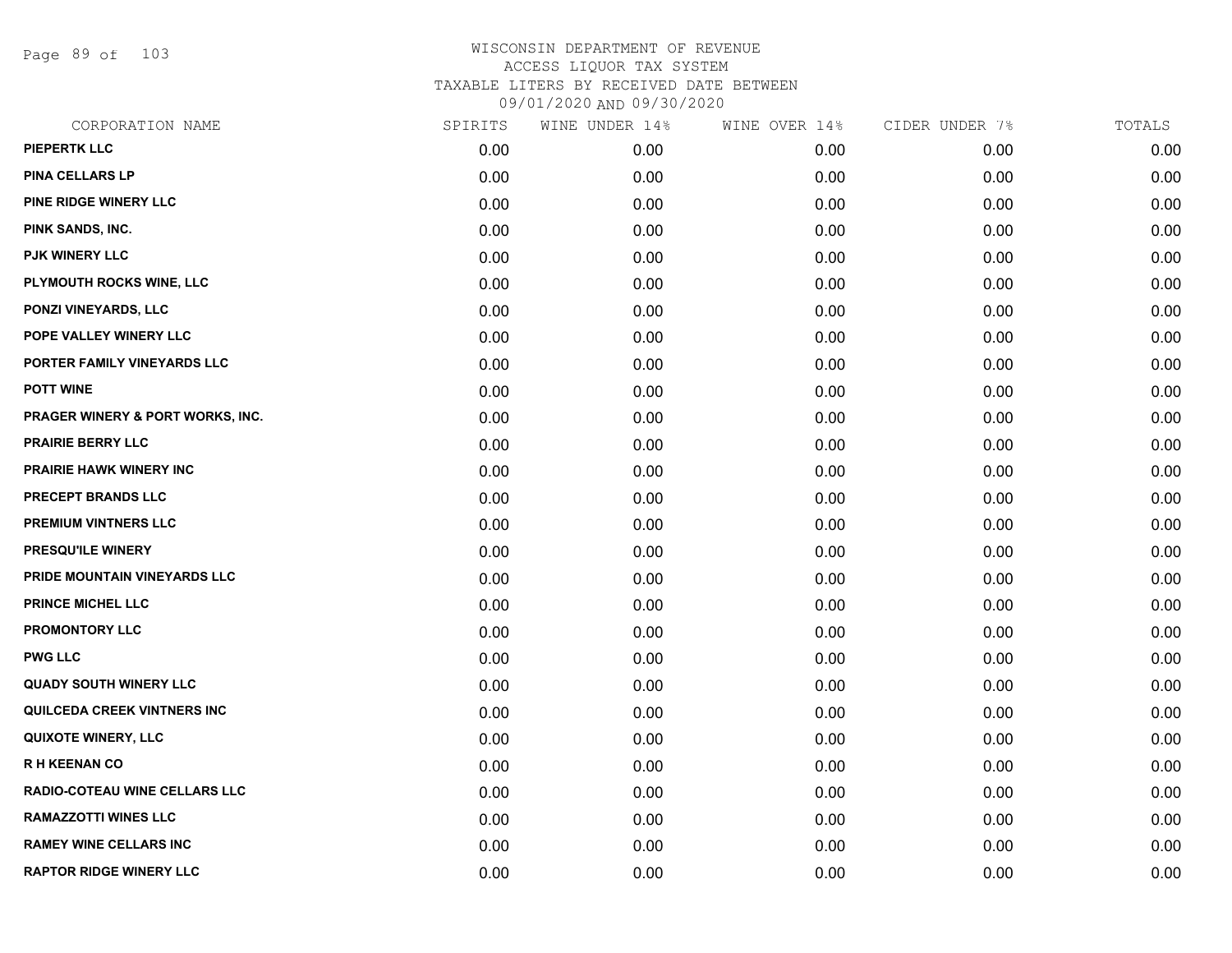WISCONSIN DEPARTMENT OF REVENUE
ACCESS LIQUOR TAX SYSTEM
TAXABLE LITERS BY RECEIVED DATE BETWEEN
09/01/2020 AND 09/30/2020

| CORPORATION NAME | SPIRITS | WINE UNDER 14% | WINE OVER 14% | CIDER UNDER 7% | TOTALS |
|---|---|---|---|---|---|
| PIEPERTK LLC | 0.00 | 0.00 | 0.00 | 0.00 | 0.00 |
| PINA CELLARS LP | 0.00 | 0.00 | 0.00 | 0.00 | 0.00 |
| PINE RIDGE WINERY LLC | 0.00 | 0.00 | 0.00 | 0.00 | 0.00 |
| PINK SANDS, INC. | 0.00 | 0.00 | 0.00 | 0.00 | 0.00 |
| PJK WINERY LLC | 0.00 | 0.00 | 0.00 | 0.00 | 0.00 |
| PLYMOUTH ROCKS WINE, LLC | 0.00 | 0.00 | 0.00 | 0.00 | 0.00 |
| PONZI VINEYARDS, LLC | 0.00 | 0.00 | 0.00 | 0.00 | 0.00 |
| POPE VALLEY WINERY LLC | 0.00 | 0.00 | 0.00 | 0.00 | 0.00 |
| PORTER FAMILY VINEYARDS LLC | 0.00 | 0.00 | 0.00 | 0.00 | 0.00 |
| POTT WINE | 0.00 | 0.00 | 0.00 | 0.00 | 0.00 |
| PRAGER WINERY & PORT WORKS, INC. | 0.00 | 0.00 | 0.00 | 0.00 | 0.00 |
| PRAIRIE BERRY LLC | 0.00 | 0.00 | 0.00 | 0.00 | 0.00 |
| PRAIRIE HAWK WINERY INC | 0.00 | 0.00 | 0.00 | 0.00 | 0.00 |
| PRECEPT BRANDS LLC | 0.00 | 0.00 | 0.00 | 0.00 | 0.00 |
| PREMIUM VINTNERS LLC | 0.00 | 0.00 | 0.00 | 0.00 | 0.00 |
| PRESQU'ILE WINERY | 0.00 | 0.00 | 0.00 | 0.00 | 0.00 |
| PRIDE MOUNTAIN VINEYARDS LLC | 0.00 | 0.00 | 0.00 | 0.00 | 0.00 |
| PRINCE MICHEL LLC | 0.00 | 0.00 | 0.00 | 0.00 | 0.00 |
| PROMONTORY LLC | 0.00 | 0.00 | 0.00 | 0.00 | 0.00 |
| PWG LLC | 0.00 | 0.00 | 0.00 | 0.00 | 0.00 |
| QUADY SOUTH WINERY LLC | 0.00 | 0.00 | 0.00 | 0.00 | 0.00 |
| QUILCEDA CREEK VINTNERS INC | 0.00 | 0.00 | 0.00 | 0.00 | 0.00 |
| QUIXOTE WINERY, LLC | 0.00 | 0.00 | 0.00 | 0.00 | 0.00 |
| R H KEENAN CO | 0.00 | 0.00 | 0.00 | 0.00 | 0.00 |
| RADIO-COTEAU WINE CELLARS LLC | 0.00 | 0.00 | 0.00 | 0.00 | 0.00 |
| RAMAZZOTTI WINES LLC | 0.00 | 0.00 | 0.00 | 0.00 | 0.00 |
| RAMEY WINE CELLARS INC | 0.00 | 0.00 | 0.00 | 0.00 | 0.00 |
| RAPTOR RIDGE WINERY LLC | 0.00 | 0.00 | 0.00 | 0.00 | 0.00 |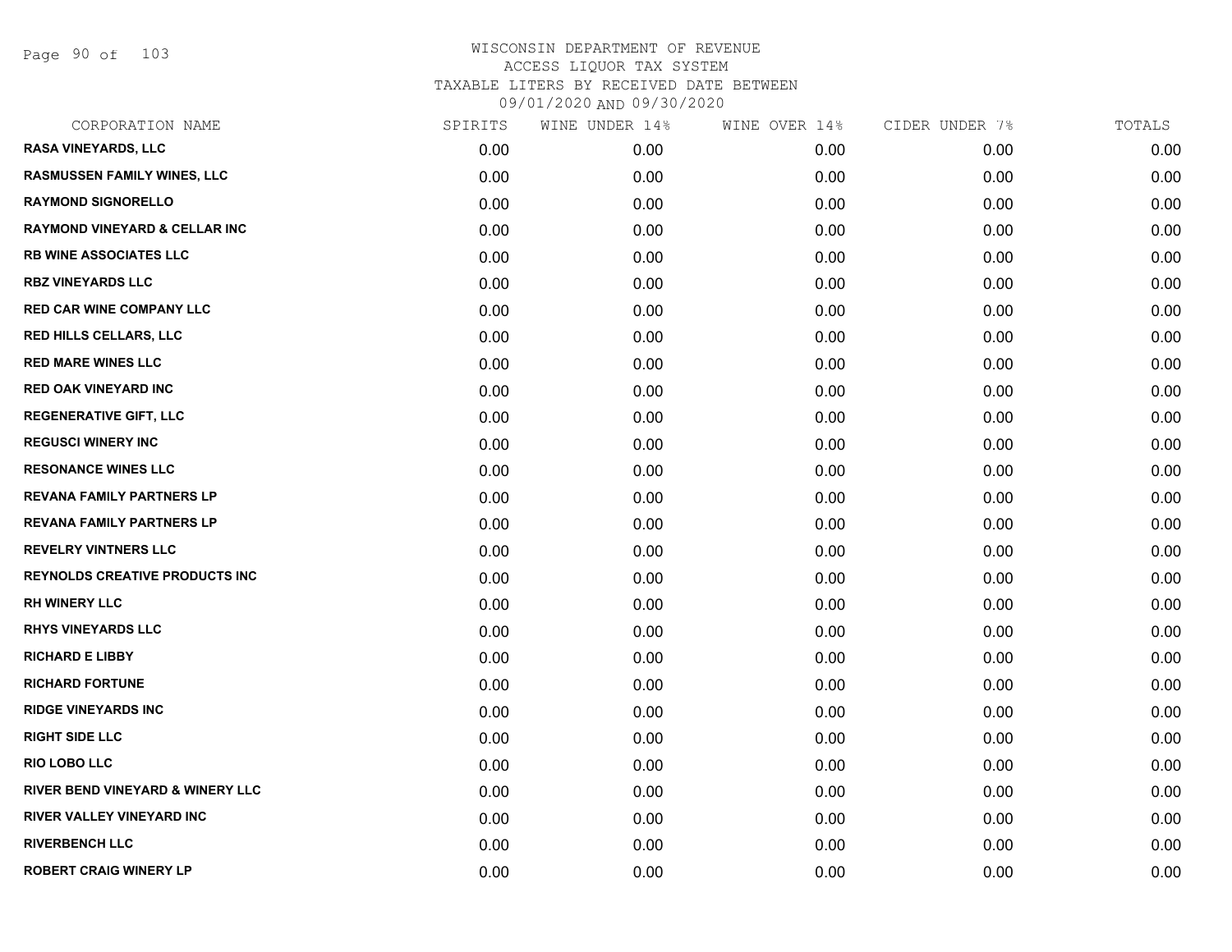WISCONSIN DEPARTMENT OF REVENUE
ACCESS LIQUOR TAX SYSTEM
TAXABLE LITERS BY RECEIVED DATE BETWEEN
09/01/2020 AND 09/30/2020

| CORPORATION NAME | SPIRITS | WINE UNDER 14% | WINE OVER 14% | CIDER UNDER 7% | TOTALS |
|---|---|---|---|---|---|
| RASA VINEYARDS, LLC | 0.00 | 0.00 | 0.00 | 0.00 | 0.00 |
| RASMUSSEN FAMILY WINES, LLC | 0.00 | 0.00 | 0.00 | 0.00 | 0.00 |
| RAYMOND SIGNORELLO | 0.00 | 0.00 | 0.00 | 0.00 | 0.00 |
| RAYMOND VINEYARD & CELLAR INC | 0.00 | 0.00 | 0.00 | 0.00 | 0.00 |
| RB WINE ASSOCIATES LLC | 0.00 | 0.00 | 0.00 | 0.00 | 0.00 |
| RBZ VINEYARDS LLC | 0.00 | 0.00 | 0.00 | 0.00 | 0.00 |
| RED CAR WINE COMPANY LLC | 0.00 | 0.00 | 0.00 | 0.00 | 0.00 |
| RED HILLS CELLARS, LLC | 0.00 | 0.00 | 0.00 | 0.00 | 0.00 |
| RED MARE WINES LLC | 0.00 | 0.00 | 0.00 | 0.00 | 0.00 |
| RED OAK VINEYARD INC | 0.00 | 0.00 | 0.00 | 0.00 | 0.00 |
| REGENERATIVE GIFT, LLC | 0.00 | 0.00 | 0.00 | 0.00 | 0.00 |
| REGUSCI WINERY INC | 0.00 | 0.00 | 0.00 | 0.00 | 0.00 |
| RESONANCE WINES LLC | 0.00 | 0.00 | 0.00 | 0.00 | 0.00 |
| REVANA FAMILY PARTNERS LP | 0.00 | 0.00 | 0.00 | 0.00 | 0.00 |
| REVANA FAMILY PARTNERS LP | 0.00 | 0.00 | 0.00 | 0.00 | 0.00 |
| REVELRY VINTNERS LLC | 0.00 | 0.00 | 0.00 | 0.00 | 0.00 |
| REYNOLDS CREATIVE PRODUCTS INC | 0.00 | 0.00 | 0.00 | 0.00 | 0.00 |
| RH WINERY LLC | 0.00 | 0.00 | 0.00 | 0.00 | 0.00 |
| RHYS VINEYARDS LLC | 0.00 | 0.00 | 0.00 | 0.00 | 0.00 |
| RICHARD E LIBBY | 0.00 | 0.00 | 0.00 | 0.00 | 0.00 |
| RICHARD FORTUNE | 0.00 | 0.00 | 0.00 | 0.00 | 0.00 |
| RIDGE VINEYARDS INC | 0.00 | 0.00 | 0.00 | 0.00 | 0.00 |
| RIGHT SIDE LLC | 0.00 | 0.00 | 0.00 | 0.00 | 0.00 |
| RIO LOBO LLC | 0.00 | 0.00 | 0.00 | 0.00 | 0.00 |
| RIVER BEND VINEYARD & WINERY LLC | 0.00 | 0.00 | 0.00 | 0.00 | 0.00 |
| RIVER VALLEY VINEYARD INC | 0.00 | 0.00 | 0.00 | 0.00 | 0.00 |
| RIVERBENCH LLC | 0.00 | 0.00 | 0.00 | 0.00 | 0.00 |
| ROBERT CRAIG WINERY LP | 0.00 | 0.00 | 0.00 | 0.00 | 0.00 |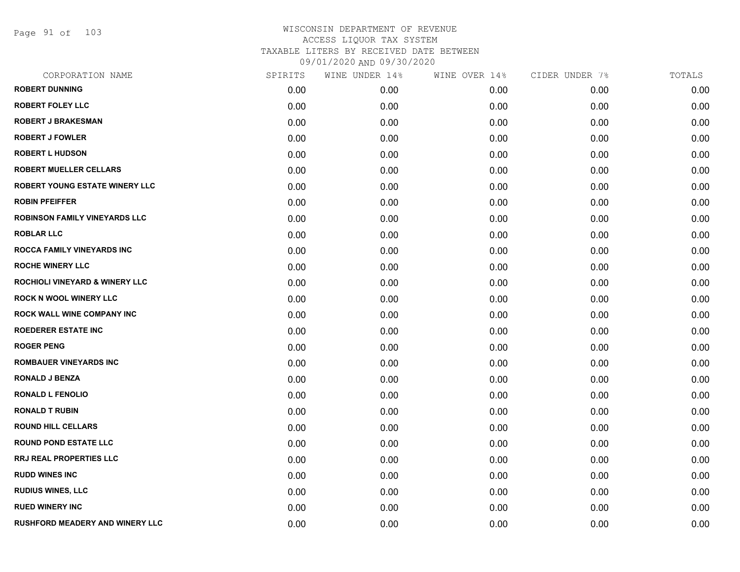# WISCONSIN DEPARTMENT OF REVENUE
## ACCESS LIQUOR TAX SYSTEM
### TAXABLE LITERS BY RECEIVED DATE BETWEEN 09/01/2020 AND 09/30/2020

| CORPORATION NAME | SPIRITS | WINE UNDER 14% | WINE OVER 14% | CIDER UNDER 7% | TOTALS |
|---|---|---|---|---|---|
| ROBERT DUNNING | 0.00 | 0.00 | 0.00 | 0.00 | 0.00 |
| ROBERT FOLEY LLC | 0.00 | 0.00 | 0.00 | 0.00 | 0.00 |
| ROBERT J BRAKESMAN | 0.00 | 0.00 | 0.00 | 0.00 | 0.00 |
| ROBERT J FOWLER | 0.00 | 0.00 | 0.00 | 0.00 | 0.00 |
| ROBERT L HUDSON | 0.00 | 0.00 | 0.00 | 0.00 | 0.00 |
| ROBERT MUELLER CELLARS | 0.00 | 0.00 | 0.00 | 0.00 | 0.00 |
| ROBERT YOUNG ESTATE WINERY LLC | 0.00 | 0.00 | 0.00 | 0.00 | 0.00 |
| ROBIN PFEIFFER | 0.00 | 0.00 | 0.00 | 0.00 | 0.00 |
| ROBINSON FAMILY VINEYARDS LLC | 0.00 | 0.00 | 0.00 | 0.00 | 0.00 |
| ROBLAR LLC | 0.00 | 0.00 | 0.00 | 0.00 | 0.00 |
| ROCCA FAMILY VINEYARDS INC | 0.00 | 0.00 | 0.00 | 0.00 | 0.00 |
| ROCHE WINERY LLC | 0.00 | 0.00 | 0.00 | 0.00 | 0.00 |
| ROCHIOLI VINEYARD & WINERY LLC | 0.00 | 0.00 | 0.00 | 0.00 | 0.00 |
| ROCK N WOOL WINERY LLC | 0.00 | 0.00 | 0.00 | 0.00 | 0.00 |
| ROCK WALL WINE COMPANY INC | 0.00 | 0.00 | 0.00 | 0.00 | 0.00 |
| ROEDERER ESTATE INC | 0.00 | 0.00 | 0.00 | 0.00 | 0.00 |
| ROGER PENG | 0.00 | 0.00 | 0.00 | 0.00 | 0.00 |
| ROMBAUER VINEYARDS INC | 0.00 | 0.00 | 0.00 | 0.00 | 0.00 |
| RONALD J BENZA | 0.00 | 0.00 | 0.00 | 0.00 | 0.00 |
| RONALD L FENOLIO | 0.00 | 0.00 | 0.00 | 0.00 | 0.00 |
| RONALD T RUBIN | 0.00 | 0.00 | 0.00 | 0.00 | 0.00 |
| ROUND HILL CELLARS | 0.00 | 0.00 | 0.00 | 0.00 | 0.00 |
| ROUND POND ESTATE LLC | 0.00 | 0.00 | 0.00 | 0.00 | 0.00 |
| RRJ REAL PROPERTIES LLC | 0.00 | 0.00 | 0.00 | 0.00 | 0.00 |
| RUDD WINES INC | 0.00 | 0.00 | 0.00 | 0.00 | 0.00 |
| RUDIUS WINES, LLC | 0.00 | 0.00 | 0.00 | 0.00 | 0.00 |
| RUED WINERY INC | 0.00 | 0.00 | 0.00 | 0.00 | 0.00 |
| RUSHFORD MEADERY AND WINERY LLC | 0.00 | 0.00 | 0.00 | 0.00 | 0.00 |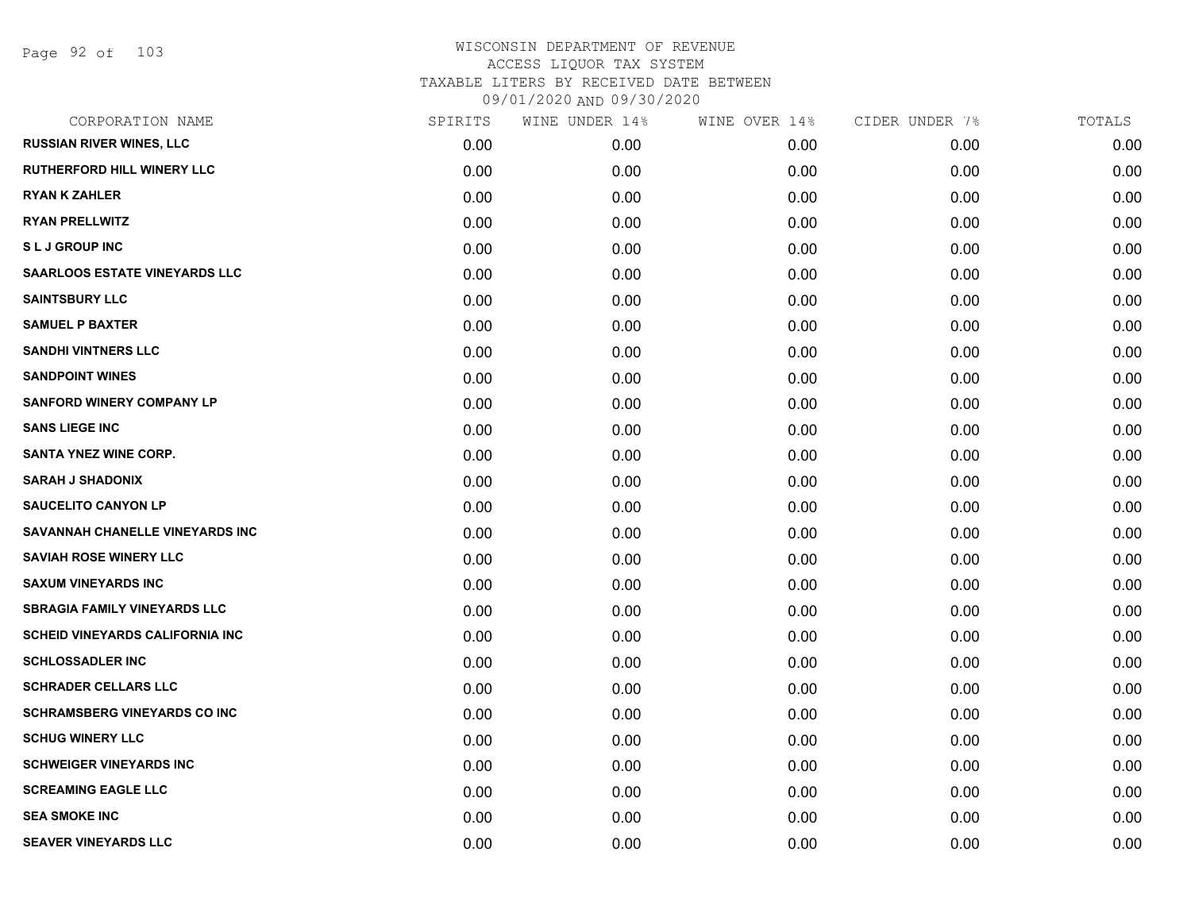# WISCONSIN DEPARTMENT OF REVENUE
## ACCESS LIQUOR TAX SYSTEM
## TAXABLE LITERS BY RECEIVED DATE BETWEEN
## 09/01/2020 AND 09/30/2020

| CORPORATION NAME | SPIRITS | WINE UNDER 14% | WINE OVER 14% | CIDER UNDER 7% | TOTALS |
|---|---|---|---|---|---|
| RUSSIAN RIVER WINES, LLC | 0.00 | 0.00 | 0.00 | 0.00 | 0.00 |
| RUTHERFORD HILL WINERY LLC | 0.00 | 0.00 | 0.00 | 0.00 | 0.00 |
| RYAN K ZAHLER | 0.00 | 0.00 | 0.00 | 0.00 | 0.00 |
| RYAN PRELLWITZ | 0.00 | 0.00 | 0.00 | 0.00 | 0.00 |
| S L J GROUP INC | 0.00 | 0.00 | 0.00 | 0.00 | 0.00 |
| SAARLOOS ESTATE VINEYARDS LLC | 0.00 | 0.00 | 0.00 | 0.00 | 0.00 |
| SAINTSBURY LLC | 0.00 | 0.00 | 0.00 | 0.00 | 0.00 |
| SAMUEL P BAXTER | 0.00 | 0.00 | 0.00 | 0.00 | 0.00 |
| SANDHI VINTNERS LLC | 0.00 | 0.00 | 0.00 | 0.00 | 0.00 |
| SANDPOINT WINES | 0.00 | 0.00 | 0.00 | 0.00 | 0.00 |
| SANFORD WINERY COMPANY LP | 0.00 | 0.00 | 0.00 | 0.00 | 0.00 |
| SANS LIEGE INC | 0.00 | 0.00 | 0.00 | 0.00 | 0.00 |
| SANTA YNEZ WINE CORP. | 0.00 | 0.00 | 0.00 | 0.00 | 0.00 |
| SARAH J SHADONIX | 0.00 | 0.00 | 0.00 | 0.00 | 0.00 |
| SAUCELITO CANYON LP | 0.00 | 0.00 | 0.00 | 0.00 | 0.00 |
| SAVANNAH CHANELLE VINEYARDS INC | 0.00 | 0.00 | 0.00 | 0.00 | 0.00 |
| SAVIAH ROSE WINERY LLC | 0.00 | 0.00 | 0.00 | 0.00 | 0.00 |
| SAXUM VINEYARDS INC | 0.00 | 0.00 | 0.00 | 0.00 | 0.00 |
| SBRAGIA FAMILY VINEYARDS LLC | 0.00 | 0.00 | 0.00 | 0.00 | 0.00 |
| SCHEID VINEYARDS CALIFORNIA INC | 0.00 | 0.00 | 0.00 | 0.00 | 0.00 |
| SCHLOSSADLER INC | 0.00 | 0.00 | 0.00 | 0.00 | 0.00 |
| SCHRADER CELLARS LLC | 0.00 | 0.00 | 0.00 | 0.00 | 0.00 |
| SCHRAMSBERG VINEYARDS CO INC | 0.00 | 0.00 | 0.00 | 0.00 | 0.00 |
| SCHUG WINERY LLC | 0.00 | 0.00 | 0.00 | 0.00 | 0.00 |
| SCHWEIGER VINEYARDS INC | 0.00 | 0.00 | 0.00 | 0.00 | 0.00 |
| SCREAMING EAGLE LLC | 0.00 | 0.00 | 0.00 | 0.00 | 0.00 |
| SEA SMOKE INC | 0.00 | 0.00 | 0.00 | 0.00 | 0.00 |
| SEAVER VINEYARDS LLC | 0.00 | 0.00 | 0.00 | 0.00 | 0.00 |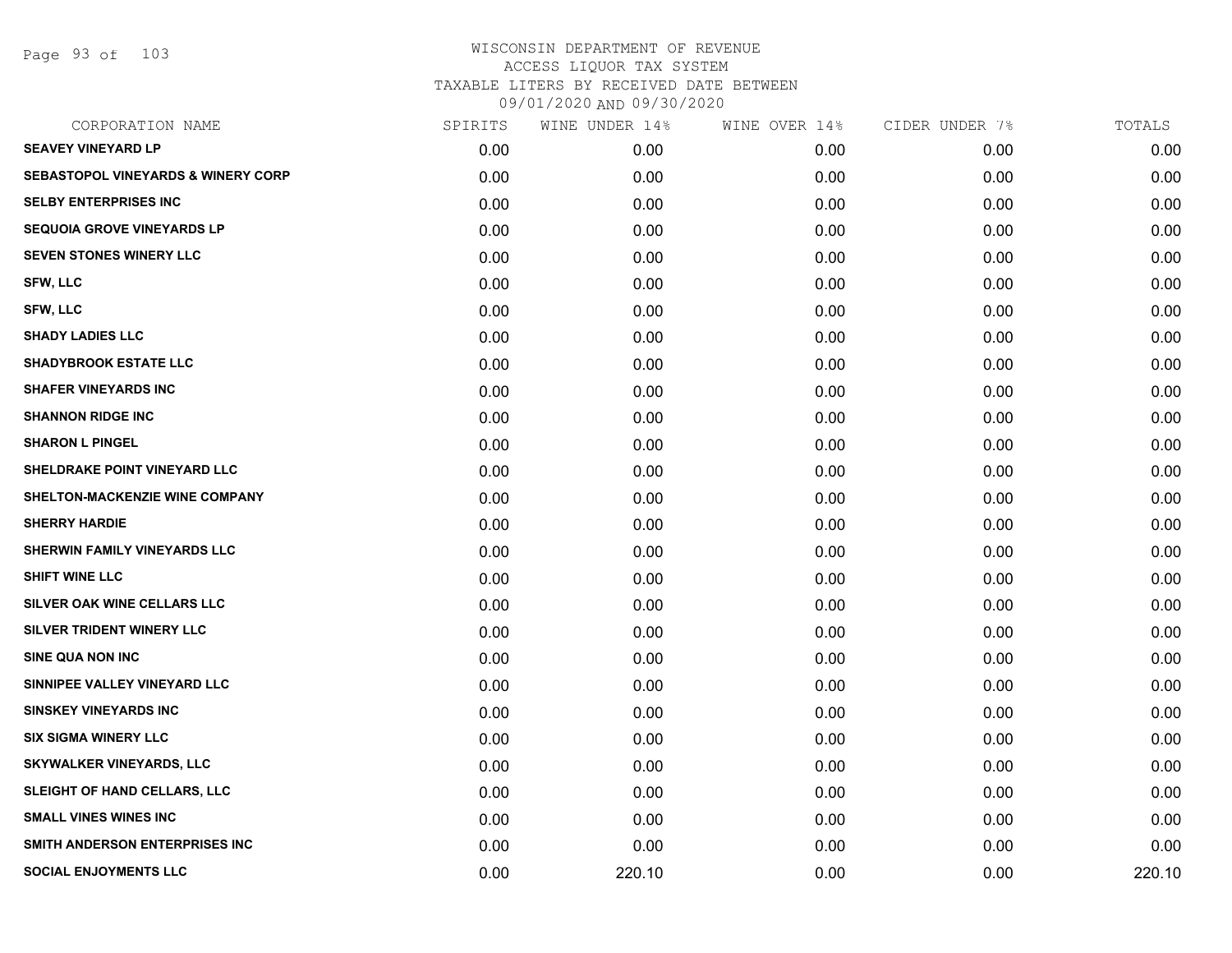# WISCONSIN DEPARTMENT OF REVENUE
## ACCESS LIQUOR TAX SYSTEM
### TAXABLE LITERS BY RECEIVED DATE BETWEEN 09/01/2020 AND 09/30/2020

| CORPORATION NAME | SPIRITS | WINE UNDER 14% | WINE OVER 14% | CIDER UNDER 7% | TOTALS |
|---|---|---|---|---|---|
| SEAVEY VINEYARD LP | 0.00 | 0.00 | 0.00 | 0.00 | 0.00 |
| SEBASTOPOL VINEYARDS & WINERY CORP | 0.00 | 0.00 | 0.00 | 0.00 | 0.00 |
| SELBY ENTERPRISES INC | 0.00 | 0.00 | 0.00 | 0.00 | 0.00 |
| SEQUOIA GROVE VINEYARDS LP | 0.00 | 0.00 | 0.00 | 0.00 | 0.00 |
| SEVEN STONES WINERY LLC | 0.00 | 0.00 | 0.00 | 0.00 | 0.00 |
| SFW, LLC | 0.00 | 0.00 | 0.00 | 0.00 | 0.00 |
| SFW, LLC | 0.00 | 0.00 | 0.00 | 0.00 | 0.00 |
| SHADY LADIES LLC | 0.00 | 0.00 | 0.00 | 0.00 | 0.00 |
| SHADYBROOK ESTATE LLC | 0.00 | 0.00 | 0.00 | 0.00 | 0.00 |
| SHAFER VINEYARDS INC | 0.00 | 0.00 | 0.00 | 0.00 | 0.00 |
| SHANNON RIDGE INC | 0.00 | 0.00 | 0.00 | 0.00 | 0.00 |
| SHARON L PINGEL | 0.00 | 0.00 | 0.00 | 0.00 | 0.00 |
| SHELDRAKE POINT VINEYARD LLC | 0.00 | 0.00 | 0.00 | 0.00 | 0.00 |
| SHELTON-MACKENZIE WINE COMPANY | 0.00 | 0.00 | 0.00 | 0.00 | 0.00 |
| SHERRY HARDIE | 0.00 | 0.00 | 0.00 | 0.00 | 0.00 |
| SHERWIN FAMILY VINEYARDS LLC | 0.00 | 0.00 | 0.00 | 0.00 | 0.00 |
| SHIFT WINE LLC | 0.00 | 0.00 | 0.00 | 0.00 | 0.00 |
| SILVER OAK WINE CELLARS LLC | 0.00 | 0.00 | 0.00 | 0.00 | 0.00 |
| SILVER TRIDENT WINERY LLC | 0.00 | 0.00 | 0.00 | 0.00 | 0.00 |
| SINE QUA NON INC | 0.00 | 0.00 | 0.00 | 0.00 | 0.00 |
| SINNIPEE VALLEY VINEYARD LLC | 0.00 | 0.00 | 0.00 | 0.00 | 0.00 |
| SINSKEY VINEYARDS INC | 0.00 | 0.00 | 0.00 | 0.00 | 0.00 |
| SIX SIGMA WINERY LLC | 0.00 | 0.00 | 0.00 | 0.00 | 0.00 |
| SKYWALKER VINEYARDS, LLC | 0.00 | 0.00 | 0.00 | 0.00 | 0.00 |
| SLEIGHT OF HAND CELLARS, LLC | 0.00 | 0.00 | 0.00 | 0.00 | 0.00 |
| SMALL VINES WINES INC | 0.00 | 0.00 | 0.00 | 0.00 | 0.00 |
| SMITH ANDERSON ENTERPRISES INC | 0.00 | 0.00 | 0.00 | 0.00 | 0.00 |
| SOCIAL ENJOYMENTS LLC | 0.00 | 220.10 | 0.00 | 0.00 | 220.10 |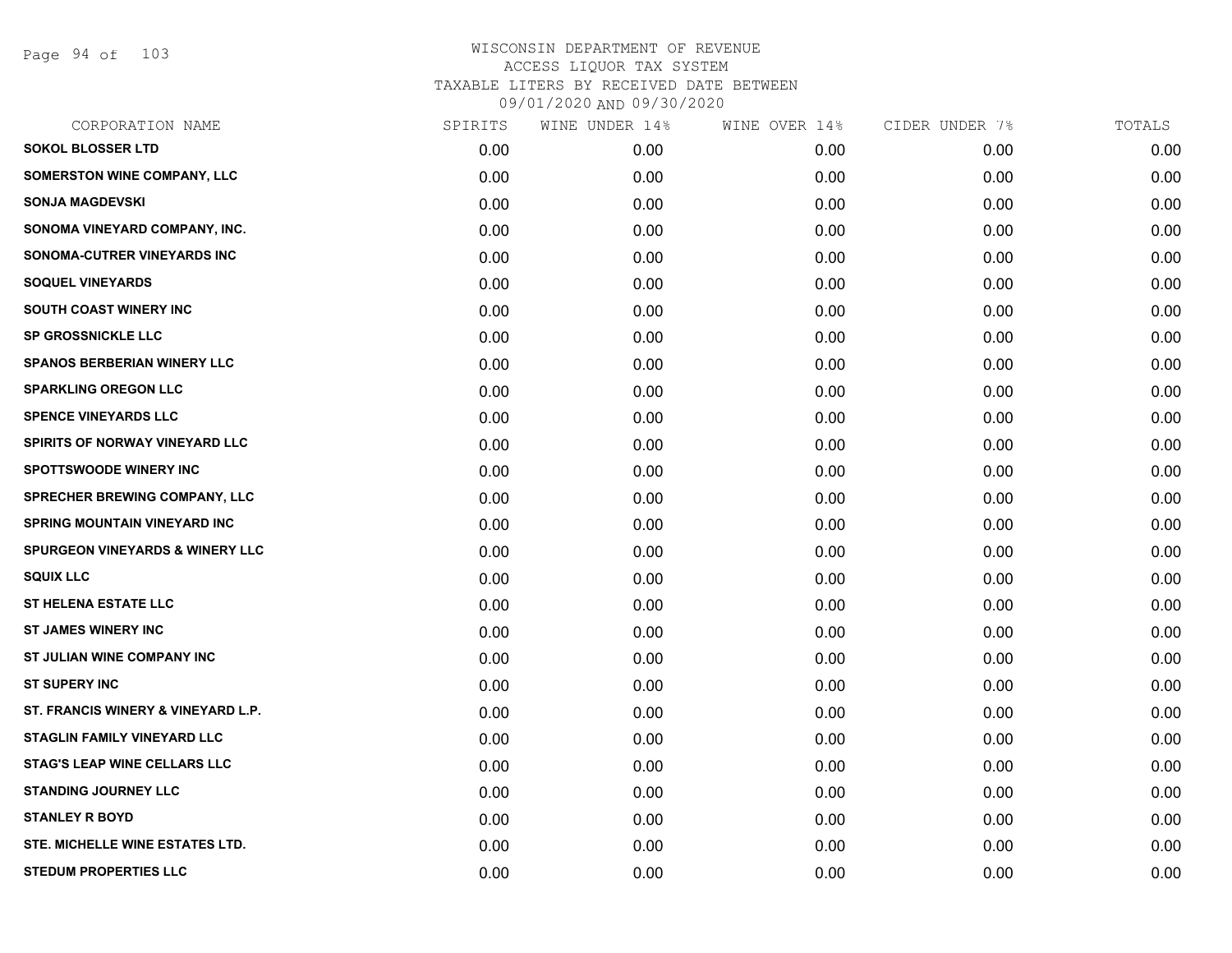# WISCONSIN DEPARTMENT OF REVENUE
## ACCESS LIQUOR TAX SYSTEM
## TAXABLE LITERS BY RECEIVED DATE BETWEEN 09/01/2020 AND 09/30/2020

| CORPORATION NAME | SPIRITS | WINE UNDER 14% | WINE OVER 14% | CIDER UNDER 7% | TOTALS |
|---|---|---|---|---|---|
| SOKOL BLOSSER LTD | 0.00 | 0.00 | 0.00 | 0.00 | 0.00 |
| SOMERSTON WINE COMPANY, LLC | 0.00 | 0.00 | 0.00 | 0.00 | 0.00 |
| SONJA MAGDEVSKI | 0.00 | 0.00 | 0.00 | 0.00 | 0.00 |
| SONOMA VINEYARD COMPANY, INC. | 0.00 | 0.00 | 0.00 | 0.00 | 0.00 |
| SONOMA-CUTRER VINEYARDS INC | 0.00 | 0.00 | 0.00 | 0.00 | 0.00 |
| SOQUEL VINEYARDS | 0.00 | 0.00 | 0.00 | 0.00 | 0.00 |
| SOUTH COAST WINERY INC | 0.00 | 0.00 | 0.00 | 0.00 | 0.00 |
| SP GROSSNICKLE LLC | 0.00 | 0.00 | 0.00 | 0.00 | 0.00 |
| SPANOS BERBERIAN WINERY LLC | 0.00 | 0.00 | 0.00 | 0.00 | 0.00 |
| SPARKLING OREGON LLC | 0.00 | 0.00 | 0.00 | 0.00 | 0.00 |
| SPENCE VINEYARDS LLC | 0.00 | 0.00 | 0.00 | 0.00 | 0.00 |
| SPIRITS OF NORWAY VINEYARD LLC | 0.00 | 0.00 | 0.00 | 0.00 | 0.00 |
| SPOTTSWOODE WINERY INC | 0.00 | 0.00 | 0.00 | 0.00 | 0.00 |
| SPRECHER BREWING COMPANY, LLC | 0.00 | 0.00 | 0.00 | 0.00 | 0.00 |
| SPRING MOUNTAIN VINEYARD INC | 0.00 | 0.00 | 0.00 | 0.00 | 0.00 |
| SPURGEON VINEYARDS & WINERY LLC | 0.00 | 0.00 | 0.00 | 0.00 | 0.00 |
| SQUIX LLC | 0.00 | 0.00 | 0.00 | 0.00 | 0.00 |
| ST HELENA ESTATE LLC | 0.00 | 0.00 | 0.00 | 0.00 | 0.00 |
| ST JAMES WINERY INC | 0.00 | 0.00 | 0.00 | 0.00 | 0.00 |
| ST JULIAN WINE COMPANY INC | 0.00 | 0.00 | 0.00 | 0.00 | 0.00 |
| ST SUPERY INC | 0.00 | 0.00 | 0.00 | 0.00 | 0.00 |
| ST. FRANCIS WINERY & VINEYARD L.P. | 0.00 | 0.00 | 0.00 | 0.00 | 0.00 |
| STAGLIN FAMILY VINEYARD LLC | 0.00 | 0.00 | 0.00 | 0.00 | 0.00 |
| STAG'S LEAP WINE CELLARS LLC | 0.00 | 0.00 | 0.00 | 0.00 | 0.00 |
| STANDING JOURNEY LLC | 0.00 | 0.00 | 0.00 | 0.00 | 0.00 |
| STANLEY R BOYD | 0.00 | 0.00 | 0.00 | 0.00 | 0.00 |
| STE. MICHELLE WINE ESTATES LTD. | 0.00 | 0.00 | 0.00 | 0.00 | 0.00 |
| STEDUM PROPERTIES LLC | 0.00 | 0.00 | 0.00 | 0.00 | 0.00 |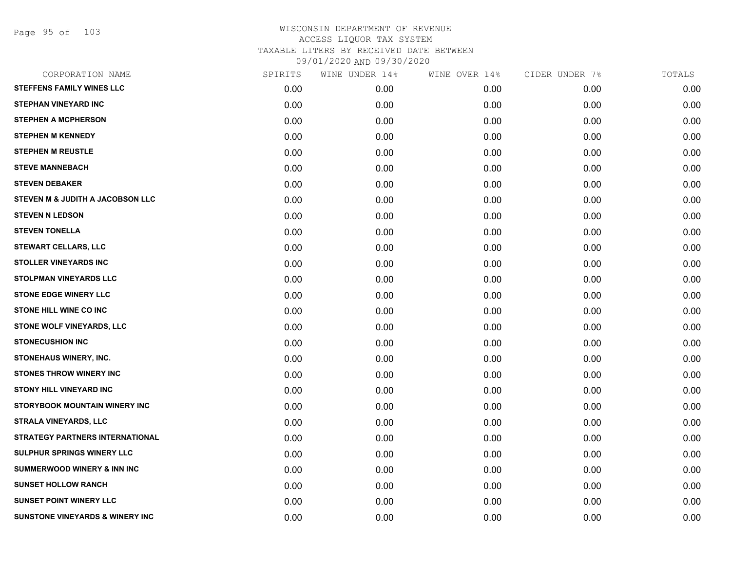WISCONSIN DEPARTMENT OF REVENUE
ACCESS LIQUOR TAX SYSTEM
TAXABLE LITERS BY RECEIVED DATE BETWEEN
09/01/2020 AND 09/30/2020

| CORPORATION NAME | SPIRITS | WINE UNDER 14% | WINE OVER 14% | CIDER UNDER 7% | TOTALS |
|---|---|---|---|---|---|
| STEFFENS FAMILY WINES LLC | 0.00 | 0.00 | 0.00 | 0.00 | 0.00 |
| STEPHAN VINEYARD INC | 0.00 | 0.00 | 0.00 | 0.00 | 0.00 |
| STEPHEN A MCPHERSON | 0.00 | 0.00 | 0.00 | 0.00 | 0.00 |
| STEPHEN M KENNEDY | 0.00 | 0.00 | 0.00 | 0.00 | 0.00 |
| STEPHEN M REUSTLE | 0.00 | 0.00 | 0.00 | 0.00 | 0.00 |
| STEVE MANNEBACH | 0.00 | 0.00 | 0.00 | 0.00 | 0.00 |
| STEVEN DEBAKER | 0.00 | 0.00 | 0.00 | 0.00 | 0.00 |
| STEVEN M & JUDITH A JACOBSON LLC | 0.00 | 0.00 | 0.00 | 0.00 | 0.00 |
| STEVEN N LEDSON | 0.00 | 0.00 | 0.00 | 0.00 | 0.00 |
| STEVEN TONELLA | 0.00 | 0.00 | 0.00 | 0.00 | 0.00 |
| STEWART CELLARS, LLC | 0.00 | 0.00 | 0.00 | 0.00 | 0.00 |
| STOLLER VINEYARDS INC | 0.00 | 0.00 | 0.00 | 0.00 | 0.00 |
| STOLPMAN VINEYARDS LLC | 0.00 | 0.00 | 0.00 | 0.00 | 0.00 |
| STONE EDGE WINERY LLC | 0.00 | 0.00 | 0.00 | 0.00 | 0.00 |
| STONE HILL WINE CO INC | 0.00 | 0.00 | 0.00 | 0.00 | 0.00 |
| STONE WOLF VINEYARDS, LLC | 0.00 | 0.00 | 0.00 | 0.00 | 0.00 |
| STONECUSHION INC | 0.00 | 0.00 | 0.00 | 0.00 | 0.00 |
| STONEHAUS WINERY, INC. | 0.00 | 0.00 | 0.00 | 0.00 | 0.00 |
| STONES THROW WINERY INC | 0.00 | 0.00 | 0.00 | 0.00 | 0.00 |
| STONY HILL VINEYARD INC | 0.00 | 0.00 | 0.00 | 0.00 | 0.00 |
| STORYBOOK MOUNTAIN WINERY INC | 0.00 | 0.00 | 0.00 | 0.00 | 0.00 |
| STRALA VINEYARDS, LLC | 0.00 | 0.00 | 0.00 | 0.00 | 0.00 |
| STRATEGY PARTNERS INTERNATIONAL | 0.00 | 0.00 | 0.00 | 0.00 | 0.00 |
| SULPHUR SPRINGS WINERY LLC | 0.00 | 0.00 | 0.00 | 0.00 | 0.00 |
| SUMMERWOOD WINERY & INN INC | 0.00 | 0.00 | 0.00 | 0.00 | 0.00 |
| SUNSET HOLLOW RANCH | 0.00 | 0.00 | 0.00 | 0.00 | 0.00 |
| SUNSET POINT WINERY LLC | 0.00 | 0.00 | 0.00 | 0.00 | 0.00 |
| SUNSTONE VINEYARDS & WINERY INC | 0.00 | 0.00 | 0.00 | 0.00 | 0.00 |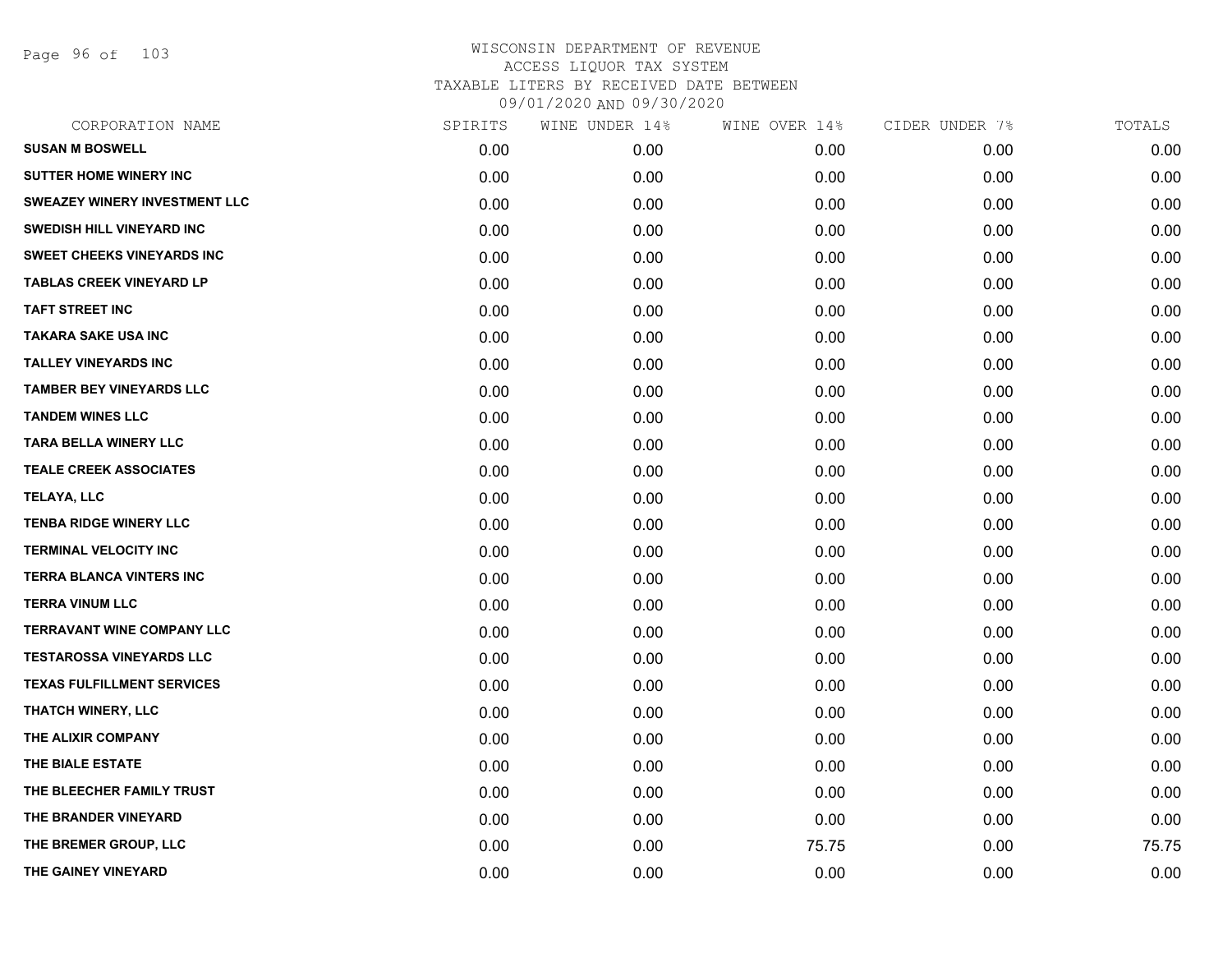# WISCONSIN DEPARTMENT OF REVENUE
## ACCESS LIQUOR TAX SYSTEM
## TAXABLE LITERS BY RECEIVED DATE BETWEEN 09/01/2020 AND 09/30/2020

| CORPORATION NAME | SPIRITS | WINE UNDER 14% | WINE OVER 14% | CIDER UNDER 7% | TOTALS |
|---|---|---|---|---|---|
| SUSAN M BOSWELL | 0.00 | 0.00 | 0.00 | 0.00 | 0.00 |
| SUTTER HOME WINERY INC | 0.00 | 0.00 | 0.00 | 0.00 | 0.00 |
| SWEAZEY WINERY INVESTMENT LLC | 0.00 | 0.00 | 0.00 | 0.00 | 0.00 |
| SWEDISH HILL VINEYARD INC | 0.00 | 0.00 | 0.00 | 0.00 | 0.00 |
| SWEET CHEEKS VINEYARDS INC | 0.00 | 0.00 | 0.00 | 0.00 | 0.00 |
| TABLAS CREEK VINEYARD LP | 0.00 | 0.00 | 0.00 | 0.00 | 0.00 |
| TAFT STREET INC | 0.00 | 0.00 | 0.00 | 0.00 | 0.00 |
| TAKARA SAKE USA INC | 0.00 | 0.00 | 0.00 | 0.00 | 0.00 |
| TALLEY VINEYARDS INC | 0.00 | 0.00 | 0.00 | 0.00 | 0.00 |
| TAMBER BEY VINEYARDS LLC | 0.00 | 0.00 | 0.00 | 0.00 | 0.00 |
| TANDEM WINES LLC | 0.00 | 0.00 | 0.00 | 0.00 | 0.00 |
| TARA BELLA WINERY LLC | 0.00 | 0.00 | 0.00 | 0.00 | 0.00 |
| TEALE CREEK ASSOCIATES | 0.00 | 0.00 | 0.00 | 0.00 | 0.00 |
| TELAYA, LLC | 0.00 | 0.00 | 0.00 | 0.00 | 0.00 |
| TENBA RIDGE WINERY LLC | 0.00 | 0.00 | 0.00 | 0.00 | 0.00 |
| TERMINAL VELOCITY INC | 0.00 | 0.00 | 0.00 | 0.00 | 0.00 |
| TERRA BLANCA VINTERS INC | 0.00 | 0.00 | 0.00 | 0.00 | 0.00 |
| TERRA VINUM LLC | 0.00 | 0.00 | 0.00 | 0.00 | 0.00 |
| TERRAVANT WINE COMPANY LLC | 0.00 | 0.00 | 0.00 | 0.00 | 0.00 |
| TESTAROSSA VINEYARDS LLC | 0.00 | 0.00 | 0.00 | 0.00 | 0.00 |
| TEXAS FULFILLMENT SERVICES | 0.00 | 0.00 | 0.00 | 0.00 | 0.00 |
| THATCH WINERY, LLC | 0.00 | 0.00 | 0.00 | 0.00 | 0.00 |
| THE ALIXIR COMPANY | 0.00 | 0.00 | 0.00 | 0.00 | 0.00 |
| THE BIALE ESTATE | 0.00 | 0.00 | 0.00 | 0.00 | 0.00 |
| THE BLEECHER FAMILY TRUST | 0.00 | 0.00 | 0.00 | 0.00 | 0.00 |
| THE BRANDER VINEYARD | 0.00 | 0.00 | 0.00 | 0.00 | 0.00 |
| THE BREMER GROUP, LLC | 0.00 | 0.00 | 75.75 | 0.00 | 75.75 |
| THE GAINEY VINEYARD | 0.00 | 0.00 | 0.00 | 0.00 | 0.00 |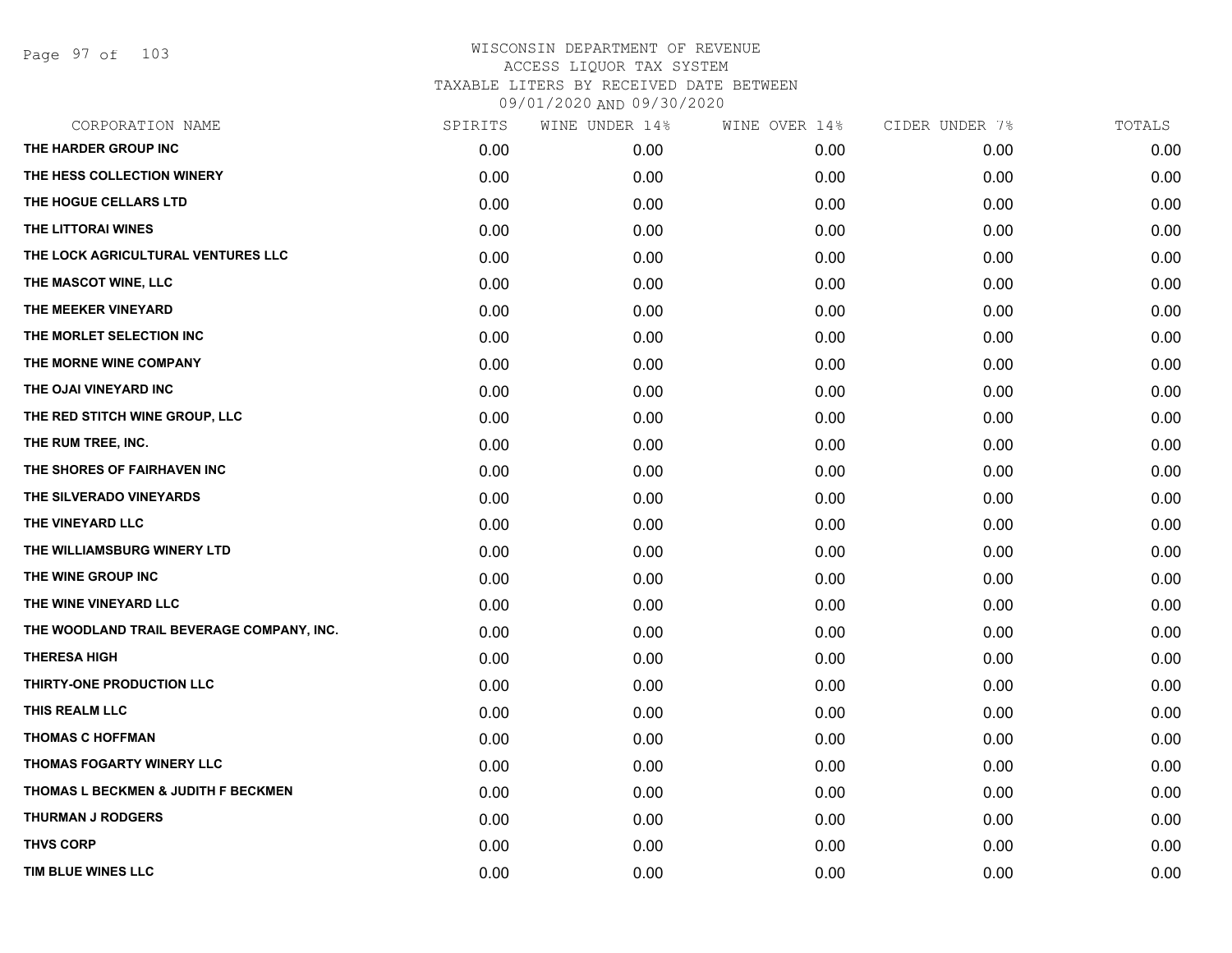WISCONSIN DEPARTMENT OF REVENUE
ACCESS LIQUOR TAX SYSTEM
TAXABLE LITERS BY RECEIVED DATE BETWEEN
09/01/2020 AND 09/30/2020

| CORPORATION NAME | SPIRITS | WINE UNDER 14% | WINE OVER 14% | CIDER UNDER 7% | TOTALS |
|---|---|---|---|---|---|
| THE HARDER GROUP INC | 0.00 | 0.00 | 0.00 | 0.00 | 0.00 |
| THE HESS COLLECTION WINERY | 0.00 | 0.00 | 0.00 | 0.00 | 0.00 |
| THE HOGUE CELLARS LTD | 0.00 | 0.00 | 0.00 | 0.00 | 0.00 |
| THE LITTORAI WINES | 0.00 | 0.00 | 0.00 | 0.00 | 0.00 |
| THE LOCK AGRICULTURAL VENTURES LLC | 0.00 | 0.00 | 0.00 | 0.00 | 0.00 |
| THE MASCOT WINE, LLC | 0.00 | 0.00 | 0.00 | 0.00 | 0.00 |
| THE MEEKER VINEYARD | 0.00 | 0.00 | 0.00 | 0.00 | 0.00 |
| THE MORLET SELECTION INC | 0.00 | 0.00 | 0.00 | 0.00 | 0.00 |
| THE MORNE WINE COMPANY | 0.00 | 0.00 | 0.00 | 0.00 | 0.00 |
| THE OJAI VINEYARD INC | 0.00 | 0.00 | 0.00 | 0.00 | 0.00 |
| THE RED STITCH WINE GROUP, LLC | 0.00 | 0.00 | 0.00 | 0.00 | 0.00 |
| THE RUM TREE, INC. | 0.00 | 0.00 | 0.00 | 0.00 | 0.00 |
| THE SHORES OF FAIRHAVEN INC | 0.00 | 0.00 | 0.00 | 0.00 | 0.00 |
| THE SILVERADO VINEYARDS | 0.00 | 0.00 | 0.00 | 0.00 | 0.00 |
| THE VINEYARD LLC | 0.00 | 0.00 | 0.00 | 0.00 | 0.00 |
| THE WILLIAMSBURG WINERY LTD | 0.00 | 0.00 | 0.00 | 0.00 | 0.00 |
| THE WINE GROUP INC | 0.00 | 0.00 | 0.00 | 0.00 | 0.00 |
| THE WINE VINEYARD LLC | 0.00 | 0.00 | 0.00 | 0.00 | 0.00 |
| THE WOODLAND TRAIL BEVERAGE COMPANY, INC. | 0.00 | 0.00 | 0.00 | 0.00 | 0.00 |
| THERESA HIGH | 0.00 | 0.00 | 0.00 | 0.00 | 0.00 |
| THIRTY-ONE PRODUCTION LLC | 0.00 | 0.00 | 0.00 | 0.00 | 0.00 |
| THIS REALM LLC | 0.00 | 0.00 | 0.00 | 0.00 | 0.00 |
| THOMAS C HOFFMAN | 0.00 | 0.00 | 0.00 | 0.00 | 0.00 |
| THOMAS FOGARTY WINERY LLC | 0.00 | 0.00 | 0.00 | 0.00 | 0.00 |
| THOMAS L BECKMEN & JUDITH F BECKMEN | 0.00 | 0.00 | 0.00 | 0.00 | 0.00 |
| THURMAN J RODGERS | 0.00 | 0.00 | 0.00 | 0.00 | 0.00 |
| THVS CORP | 0.00 | 0.00 | 0.00 | 0.00 | 0.00 |
| TIM BLUE WINES LLC | 0.00 | 0.00 | 0.00 | 0.00 | 0.00 |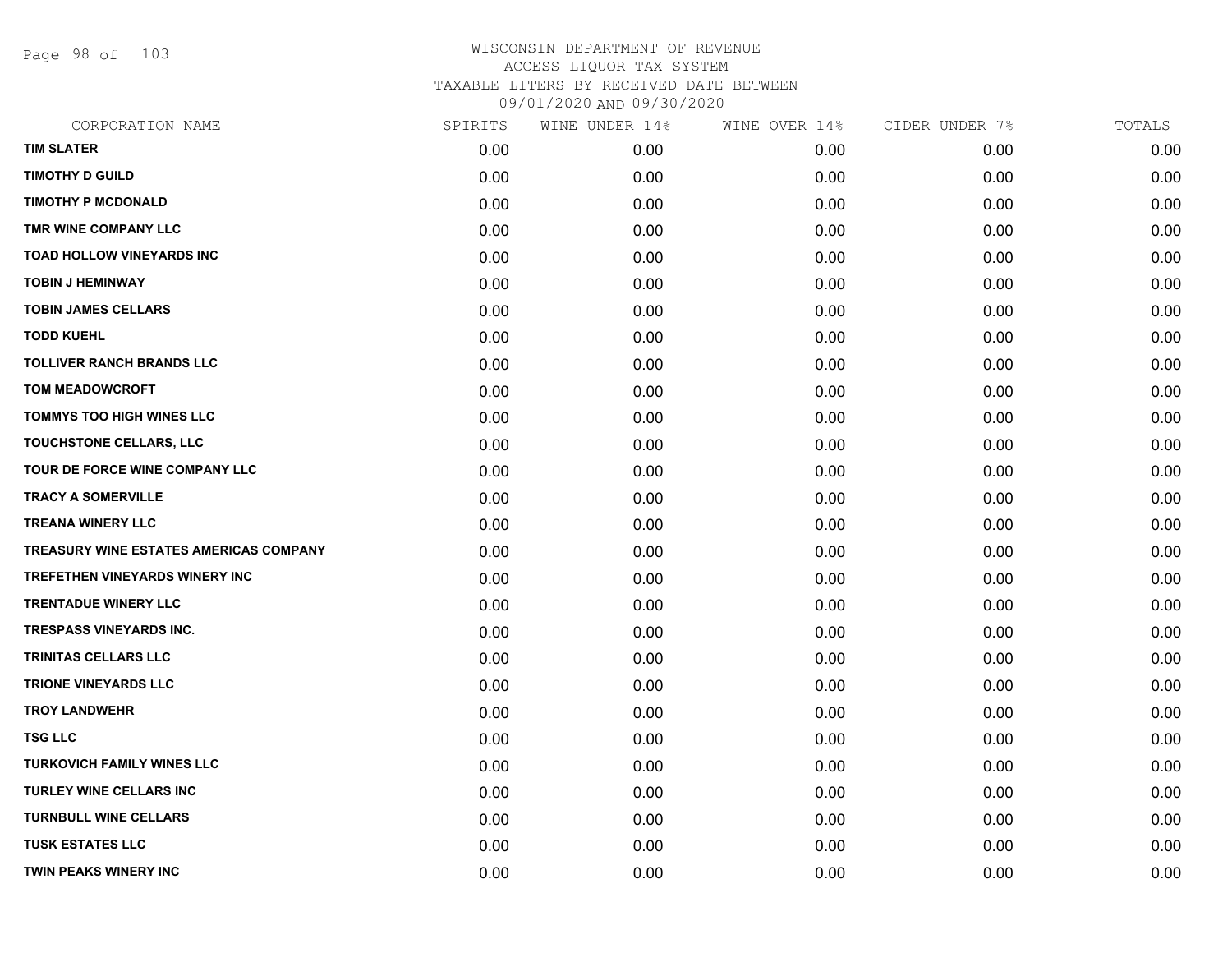# WISCONSIN DEPARTMENT OF REVENUE
ACCESS LIQUOR TAX SYSTEM
TAXABLE LITERS BY RECEIVED DATE BETWEEN
09/01/2020 AND 09/30/2020

| CORPORATION NAME | SPIRITS | WINE UNDER 14% | WINE OVER 14% | CIDER UNDER 7% | TOTALS |
|---|---|---|---|---|---|
| TIM SLATER | 0.00 | 0.00 | 0.00 | 0.00 | 0.00 |
| TIMOTHY D GUILD | 0.00 | 0.00 | 0.00 | 0.00 | 0.00 |
| TIMOTHY P MCDONALD | 0.00 | 0.00 | 0.00 | 0.00 | 0.00 |
| TMR WINE COMPANY LLC | 0.00 | 0.00 | 0.00 | 0.00 | 0.00 |
| TOAD HOLLOW VINEYARDS INC | 0.00 | 0.00 | 0.00 | 0.00 | 0.00 |
| TOBIN J HEMINWAY | 0.00 | 0.00 | 0.00 | 0.00 | 0.00 |
| TOBIN JAMES CELLARS | 0.00 | 0.00 | 0.00 | 0.00 | 0.00 |
| TODD KUEHL | 0.00 | 0.00 | 0.00 | 0.00 | 0.00 |
| TOLLIVER RANCH BRANDS LLC | 0.00 | 0.00 | 0.00 | 0.00 | 0.00 |
| TOM MEADOWCROFT | 0.00 | 0.00 | 0.00 | 0.00 | 0.00 |
| TOMMYS TOO HIGH WINES LLC | 0.00 | 0.00 | 0.00 | 0.00 | 0.00 |
| TOUCHSTONE CELLARS, LLC | 0.00 | 0.00 | 0.00 | 0.00 | 0.00 |
| TOUR DE FORCE WINE COMPANY LLC | 0.00 | 0.00 | 0.00 | 0.00 | 0.00 |
| TRACY A SOMERVILLE | 0.00 | 0.00 | 0.00 | 0.00 | 0.00 |
| TREANA WINERY LLC | 0.00 | 0.00 | 0.00 | 0.00 | 0.00 |
| TREASURY WINE ESTATES AMERICAS COMPANY | 0.00 | 0.00 | 0.00 | 0.00 | 0.00 |
| TREFETHEN VINEYARDS WINERY INC | 0.00 | 0.00 | 0.00 | 0.00 | 0.00 |
| TRENTADUE WINERY LLC | 0.00 | 0.00 | 0.00 | 0.00 | 0.00 |
| TRESPASS VINEYARDS INC. | 0.00 | 0.00 | 0.00 | 0.00 | 0.00 |
| TRINITAS CELLARS LLC | 0.00 | 0.00 | 0.00 | 0.00 | 0.00 |
| TRIONE VINEYARDS LLC | 0.00 | 0.00 | 0.00 | 0.00 | 0.00 |
| TROY LANDWEHR | 0.00 | 0.00 | 0.00 | 0.00 | 0.00 |
| TSG LLC | 0.00 | 0.00 | 0.00 | 0.00 | 0.00 |
| TURKOVICH FAMILY WINES LLC | 0.00 | 0.00 | 0.00 | 0.00 | 0.00 |
| TURLEY WINE CELLARS INC | 0.00 | 0.00 | 0.00 | 0.00 | 0.00 |
| TURNBULL WINE CELLARS | 0.00 | 0.00 | 0.00 | 0.00 | 0.00 |
| TUSK ESTATES LLC | 0.00 | 0.00 | 0.00 | 0.00 | 0.00 |
| TWIN PEAKS WINERY INC | 0.00 | 0.00 | 0.00 | 0.00 | 0.00 |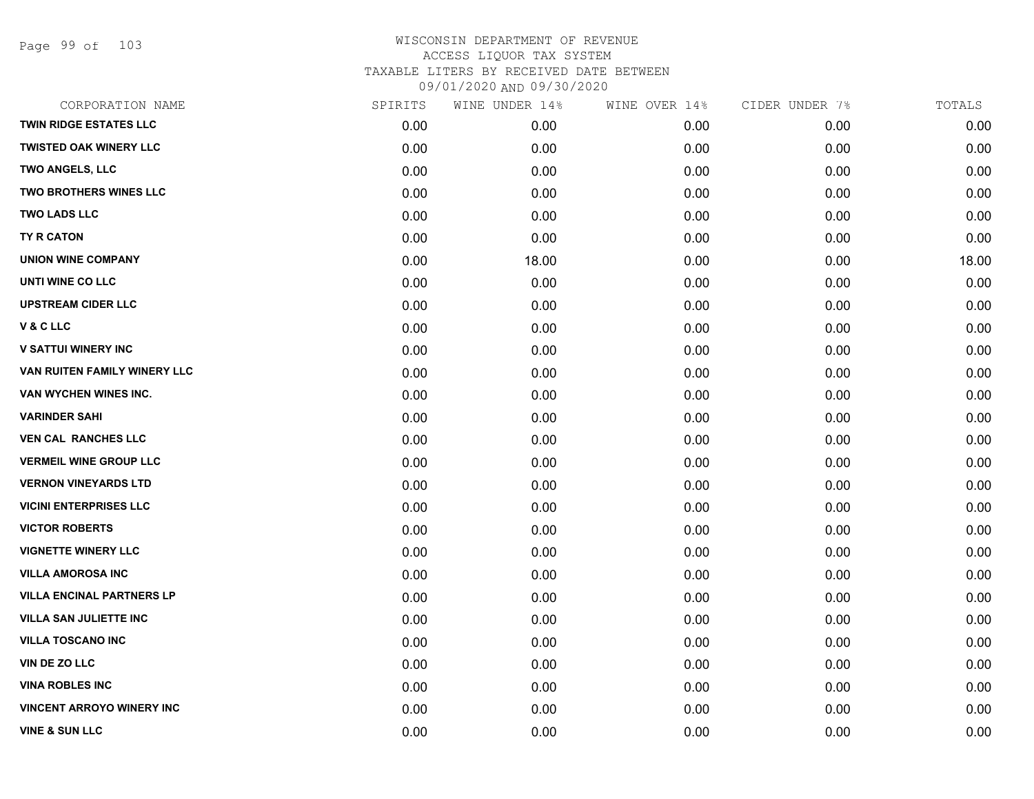# WISCONSIN DEPARTMENT OF REVENUE
## ACCESS LIQUOR TAX SYSTEM
### TAXABLE LITERS BY RECEIVED DATE BETWEEN 09/01/2020 AND 09/30/2020

| CORPORATION NAME | SPIRITS | WINE UNDER 14% | WINE OVER 14% | CIDER UNDER 7% | TOTALS |
|---|---|---|---|---|---|
| TWIN RIDGE ESTATES LLC | 0.00 | 0.00 | 0.00 | 0.00 | 0.00 |
| TWISTED OAK WINERY LLC | 0.00 | 0.00 | 0.00 | 0.00 | 0.00 |
| TWO ANGELS, LLC | 0.00 | 0.00 | 0.00 | 0.00 | 0.00 |
| TWO BROTHERS WINES LLC | 0.00 | 0.00 | 0.00 | 0.00 | 0.00 |
| TWO LADS LLC | 0.00 | 0.00 | 0.00 | 0.00 | 0.00 |
| TY R CATON | 0.00 | 0.00 | 0.00 | 0.00 | 0.00 |
| UNION WINE COMPANY | 0.00 | 18.00 | 0.00 | 0.00 | 18.00 |
| UNTI WINE CO LLC | 0.00 | 0.00 | 0.00 | 0.00 | 0.00 |
| UPSTREAM CIDER LLC | 0.00 | 0.00 | 0.00 | 0.00 | 0.00 |
| V & C LLC | 0.00 | 0.00 | 0.00 | 0.00 | 0.00 |
| V SATTUI WINERY INC | 0.00 | 0.00 | 0.00 | 0.00 | 0.00 |
| VAN RUITEN FAMILY WINERY LLC | 0.00 | 0.00 | 0.00 | 0.00 | 0.00 |
| VAN WYCHEN WINES INC. | 0.00 | 0.00 | 0.00 | 0.00 | 0.00 |
| VARINDER SAHI | 0.00 | 0.00 | 0.00 | 0.00 | 0.00 |
| VEN CAL RANCHES LLC | 0.00 | 0.00 | 0.00 | 0.00 | 0.00 |
| VERMEIL WINE GROUP LLC | 0.00 | 0.00 | 0.00 | 0.00 | 0.00 |
| VERNON VINEYARDS LTD | 0.00 | 0.00 | 0.00 | 0.00 | 0.00 |
| VICINI ENTERPRISES LLC | 0.00 | 0.00 | 0.00 | 0.00 | 0.00 |
| VICTOR ROBERTS | 0.00 | 0.00 | 0.00 | 0.00 | 0.00 |
| VIGNETTE WINERY LLC | 0.00 | 0.00 | 0.00 | 0.00 | 0.00 |
| VILLA AMOROSA INC | 0.00 | 0.00 | 0.00 | 0.00 | 0.00 |
| VILLA ENCINAL PARTNERS LP | 0.00 | 0.00 | 0.00 | 0.00 | 0.00 |
| VILLA SAN JULIETTE INC | 0.00 | 0.00 | 0.00 | 0.00 | 0.00 |
| VILLA TOSCANO INC | 0.00 | 0.00 | 0.00 | 0.00 | 0.00 |
| VIN DE ZO LLC | 0.00 | 0.00 | 0.00 | 0.00 | 0.00 |
| VINA ROBLES INC | 0.00 | 0.00 | 0.00 | 0.00 | 0.00 |
| VINCENT ARROYO WINERY INC | 0.00 | 0.00 | 0.00 | 0.00 | 0.00 |
| VINE & SUN LLC | 0.00 | 0.00 | 0.00 | 0.00 | 0.00 |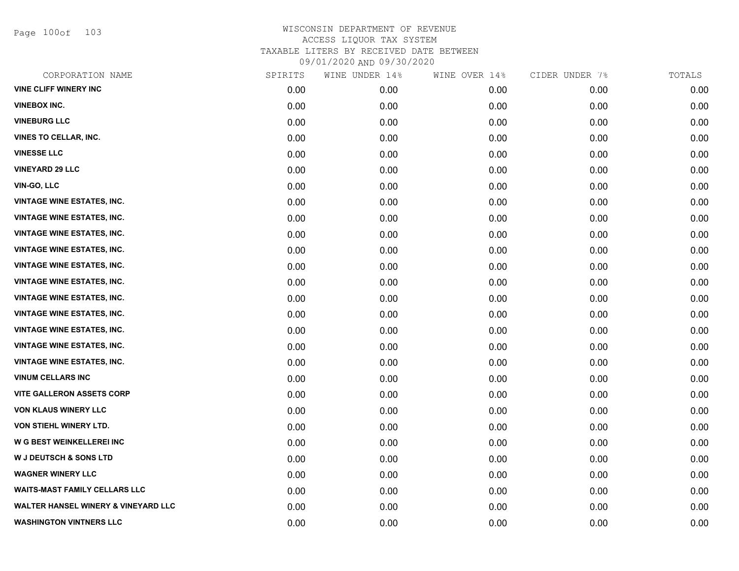WISCONSIN DEPARTMENT OF REVENUE
ACCESS LIQUOR TAX SYSTEM
TAXABLE LITERS BY RECEIVED DATE BETWEEN
09/01/2020 AND 09/30/2020

| CORPORATION NAME | SPIRITS | WINE UNDER 14% | WINE OVER 14% | CIDER UNDER 7% | TOTALS |
|---|---|---|---|---|---|
| VINE CLIFF WINERY INC | 0.00 | 0.00 | 0.00 | 0.00 | 0.00 |
| VINEBOX INC. | 0.00 | 0.00 | 0.00 | 0.00 | 0.00 |
| VINEBURG LLC | 0.00 | 0.00 | 0.00 | 0.00 | 0.00 |
| VINES TO CELLAR, INC. | 0.00 | 0.00 | 0.00 | 0.00 | 0.00 |
| VINESSE LLC | 0.00 | 0.00 | 0.00 | 0.00 | 0.00 |
| VINEYARD 29 LLC | 0.00 | 0.00 | 0.00 | 0.00 | 0.00 |
| VIN-GO, LLC | 0.00 | 0.00 | 0.00 | 0.00 | 0.00 |
| VINTAGE WINE ESTATES, INC. | 0.00 | 0.00 | 0.00 | 0.00 | 0.00 |
| VINTAGE WINE ESTATES, INC. | 0.00 | 0.00 | 0.00 | 0.00 | 0.00 |
| VINTAGE WINE ESTATES, INC. | 0.00 | 0.00 | 0.00 | 0.00 | 0.00 |
| VINTAGE WINE ESTATES, INC. | 0.00 | 0.00 | 0.00 | 0.00 | 0.00 |
| VINTAGE WINE ESTATES, INC. | 0.00 | 0.00 | 0.00 | 0.00 | 0.00 |
| VINTAGE WINE ESTATES, INC. | 0.00 | 0.00 | 0.00 | 0.00 | 0.00 |
| VINTAGE WINE ESTATES, INC. | 0.00 | 0.00 | 0.00 | 0.00 | 0.00 |
| VINTAGE WINE ESTATES, INC. | 0.00 | 0.00 | 0.00 | 0.00 | 0.00 |
| VINTAGE WINE ESTATES, INC. | 0.00 | 0.00 | 0.00 | 0.00 | 0.00 |
| VINTAGE WINE ESTATES, INC. | 0.00 | 0.00 | 0.00 | 0.00 | 0.00 |
| VINTAGE WINE ESTATES, INC. | 0.00 | 0.00 | 0.00 | 0.00 | 0.00 |
| VINUM CELLARS INC | 0.00 | 0.00 | 0.00 | 0.00 | 0.00 |
| VITE GALLERON ASSETS CORP | 0.00 | 0.00 | 0.00 | 0.00 | 0.00 |
| VON KLAUS WINERY LLC | 0.00 | 0.00 | 0.00 | 0.00 | 0.00 |
| VON STIEHL WINERY LTD. | 0.00 | 0.00 | 0.00 | 0.00 | 0.00 |
| W G BEST WEINKELLEREI INC | 0.00 | 0.00 | 0.00 | 0.00 | 0.00 |
| W J DEUTSCH & SONS LTD | 0.00 | 0.00 | 0.00 | 0.00 | 0.00 |
| WAGNER WINERY LLC | 0.00 | 0.00 | 0.00 | 0.00 | 0.00 |
| WAITS-MAST FAMILY CELLARS LLC | 0.00 | 0.00 | 0.00 | 0.00 | 0.00 |
| WALTER HANSEL WINERY & VINEYARD LLC | 0.00 | 0.00 | 0.00 | 0.00 | 0.00 |
| WASHINGTON VINTNERS LLC | 0.00 | 0.00 | 0.00 | 0.00 | 0.00 |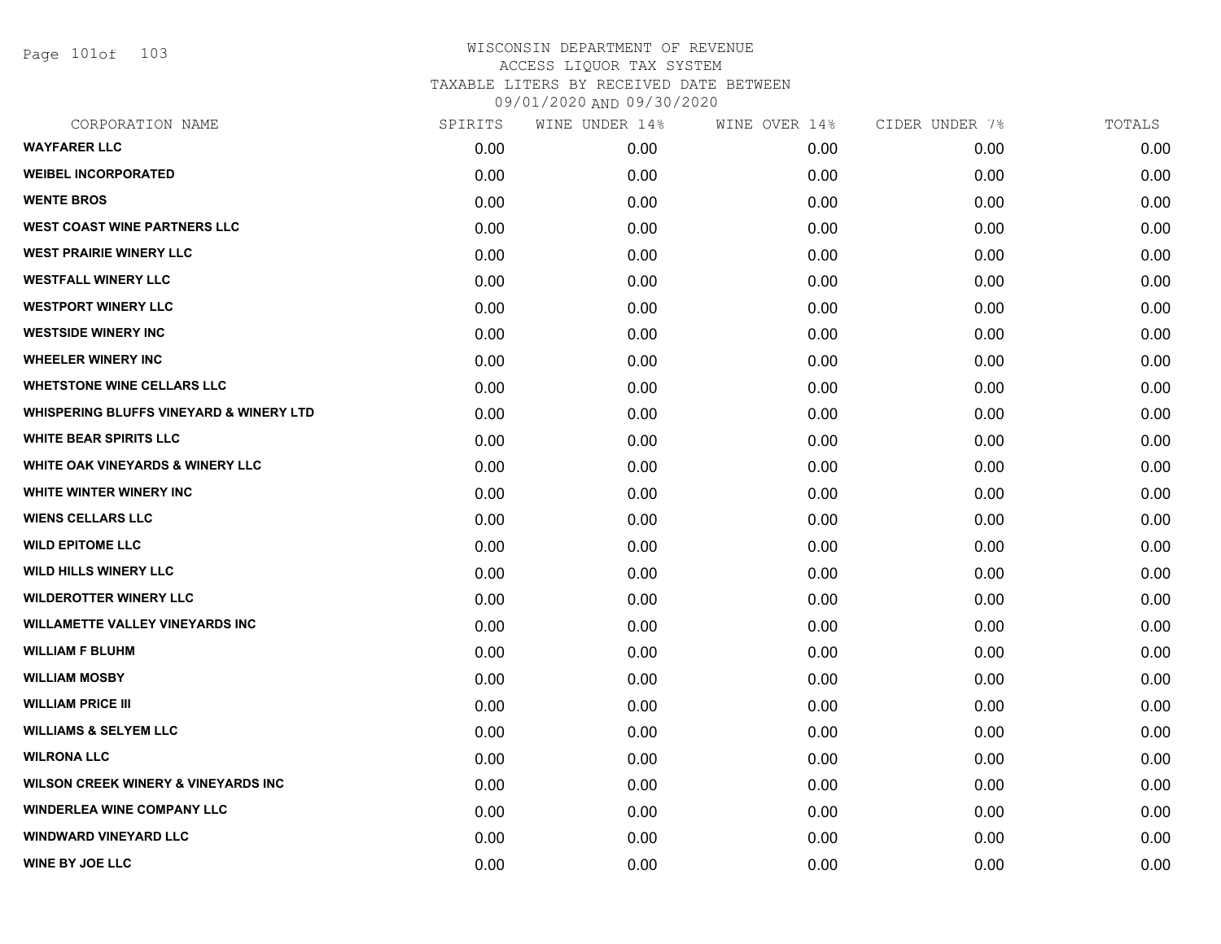# WISCONSIN DEPARTMENT OF REVENUE
## ACCESS LIQUOR TAX SYSTEM
### TAXABLE LITERS BY RECEIVED DATE BETWEEN 09/01/2020 AND 09/30/2020

| CORPORATION NAME | SPIRITS | WINE UNDER 14% | WINE OVER 14% | CIDER UNDER 7% | TOTALS |
|---|---|---|---|---|---|
| WAYFARER LLC | 0.00 | 0.00 | 0.00 | 0.00 | 0.00 |
| WEIBEL INCORPORATED | 0.00 | 0.00 | 0.00 | 0.00 | 0.00 |
| WENTE BROS | 0.00 | 0.00 | 0.00 | 0.00 | 0.00 |
| WEST COAST WINE PARTNERS LLC | 0.00 | 0.00 | 0.00 | 0.00 | 0.00 |
| WEST PRAIRIE WINERY LLC | 0.00 | 0.00 | 0.00 | 0.00 | 0.00 |
| WESTFALL WINERY LLC | 0.00 | 0.00 | 0.00 | 0.00 | 0.00 |
| WESTPORT WINERY LLC | 0.00 | 0.00 | 0.00 | 0.00 | 0.00 |
| WESTSIDE WINERY INC | 0.00 | 0.00 | 0.00 | 0.00 | 0.00 |
| WHEELER WINERY INC | 0.00 | 0.00 | 0.00 | 0.00 | 0.00 |
| WHETSTONE WINE CELLARS LLC | 0.00 | 0.00 | 0.00 | 0.00 | 0.00 |
| WHISPERING BLUFFS VINEYARD & WINERY LTD | 0.00 | 0.00 | 0.00 | 0.00 | 0.00 |
| WHITE BEAR SPIRITS LLC | 0.00 | 0.00 | 0.00 | 0.00 | 0.00 |
| WHITE OAK VINEYARDS & WINERY LLC | 0.00 | 0.00 | 0.00 | 0.00 | 0.00 |
| WHITE WINTER WINERY INC | 0.00 | 0.00 | 0.00 | 0.00 | 0.00 |
| WIENS CELLARS LLC | 0.00 | 0.00 | 0.00 | 0.00 | 0.00 |
| WILD EPITOME LLC | 0.00 | 0.00 | 0.00 | 0.00 | 0.00 |
| WILD HILLS WINERY LLC | 0.00 | 0.00 | 0.00 | 0.00 | 0.00 |
| WILDEROTTER WINERY LLC | 0.00 | 0.00 | 0.00 | 0.00 | 0.00 |
| WILLAMETTE VALLEY VINEYARDS INC | 0.00 | 0.00 | 0.00 | 0.00 | 0.00 |
| WILLIAM F BLUHM | 0.00 | 0.00 | 0.00 | 0.00 | 0.00 |
| WILLIAM MOSBY | 0.00 | 0.00 | 0.00 | 0.00 | 0.00 |
| WILLIAM PRICE III | 0.00 | 0.00 | 0.00 | 0.00 | 0.00 |
| WILLIAMS & SELYEM LLC | 0.00 | 0.00 | 0.00 | 0.00 | 0.00 |
| WILRONA LLC | 0.00 | 0.00 | 0.00 | 0.00 | 0.00 |
| WILSON CREEK WINERY & VINEYARDS INC | 0.00 | 0.00 | 0.00 | 0.00 | 0.00 |
| WINDERLEA WINE COMPANY LLC | 0.00 | 0.00 | 0.00 | 0.00 | 0.00 |
| WINDWARD VINEYARD LLC | 0.00 | 0.00 | 0.00 | 0.00 | 0.00 |
| WINE BY JOE LLC | 0.00 | 0.00 | 0.00 | 0.00 | 0.00 |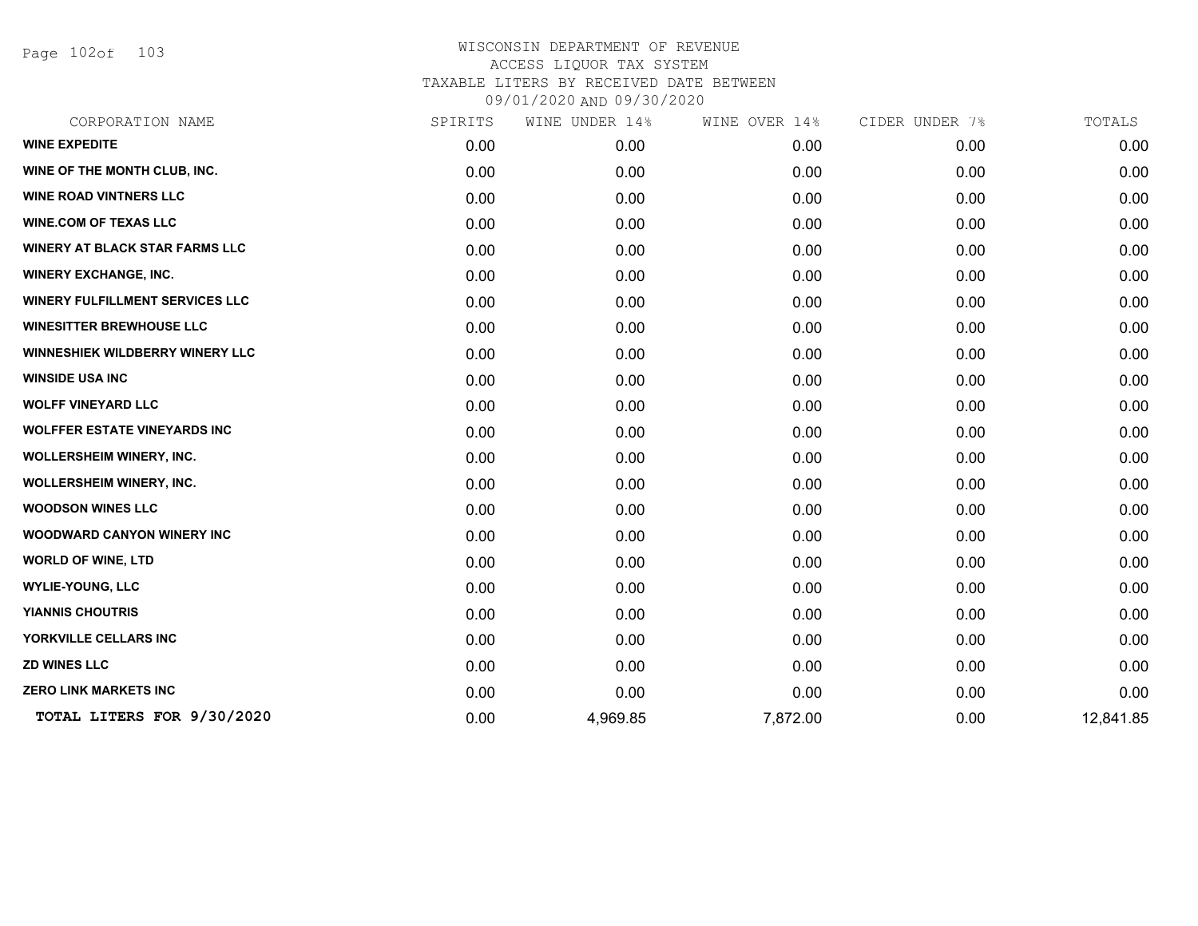WISCONSIN DEPARTMENT OF REVENUE
ACCESS LIQUOR TAX SYSTEM
TAXABLE LITERS BY RECEIVED DATE BETWEEN
09/01/2020 AND 09/30/2020

| CORPORATION NAME | SPIRITS | WINE UNDER 14% | WINE OVER 14% | CIDER UNDER 7% | TOTALS |
|---|---|---|---|---|---|
| **WINE EXPEDITE** | 0.00 | 0.00 | 0.00 | 0.00 | 0.00 |
| **WINE OF THE MONTH CLUB, INC.** | 0.00 | 0.00 | 0.00 | 0.00 | 0.00 |
| **WINE ROAD VINTNERS LLC** | 0.00 | 0.00 | 0.00 | 0.00 | 0.00 |
| **WINE.COM OF TEXAS LLC** | 0.00 | 0.00 | 0.00 | 0.00 | 0.00 |
| **WINERY AT BLACK STAR FARMS LLC** | 0.00 | 0.00 | 0.00 | 0.00 | 0.00 |
| **WINERY EXCHANGE, INC.** | 0.00 | 0.00 | 0.00 | 0.00 | 0.00 |
| **WINERY FULFILLMENT SERVICES LLC** | 0.00 | 0.00 | 0.00 | 0.00 | 0.00 |
| **WINESITTER BREWHOUSE LLC** | 0.00 | 0.00 | 0.00 | 0.00 | 0.00 |
| **WINNESHIEK WILDBERRY WINERY LLC** | 0.00 | 0.00 | 0.00 | 0.00 | 0.00 |
| **WINSIDE USA INC** | 0.00 | 0.00 | 0.00 | 0.00 | 0.00 |
| **WOLFF VINEYARD LLC** | 0.00 | 0.00 | 0.00 | 0.00 | 0.00 |
| **WOLFFER ESTATE VINEYARDS INC** | 0.00 | 0.00 | 0.00 | 0.00 | 0.00 |
| **WOLLERSHEIM WINERY, INC.** | 0.00 | 0.00 | 0.00 | 0.00 | 0.00 |
| **WOLLERSHEIM WINERY, INC.** | 0.00 | 0.00 | 0.00 | 0.00 | 0.00 |
| **WOODSON WINES LLC** | 0.00 | 0.00 | 0.00 | 0.00 | 0.00 |
| **WOODWARD CANYON WINERY INC** | 0.00 | 0.00 | 0.00 | 0.00 | 0.00 |
| **WORLD OF WINE, LTD** | 0.00 | 0.00 | 0.00 | 0.00 | 0.00 |
| **WYLIE-YOUNG, LLC** | 0.00 | 0.00 | 0.00 | 0.00 | 0.00 |
| **YIANNIS CHOUTRIS** | 0.00 | 0.00 | 0.00 | 0.00 | 0.00 |
| **YORKVILLE CELLARS INC** | 0.00 | 0.00 | 0.00 | 0.00 | 0.00 |
| **ZD WINES LLC** | 0.00 | 0.00 | 0.00 | 0.00 | 0.00 |
| **ZERO LINK MARKETS INC** | 0.00 | 0.00 | 0.00 | 0.00 | 0.00 |
| **TOTAL LITERS FOR 9/30/2020** | 0.00 | 4,969.85 | 7,872.00 | 0.00 | 12,841.85 |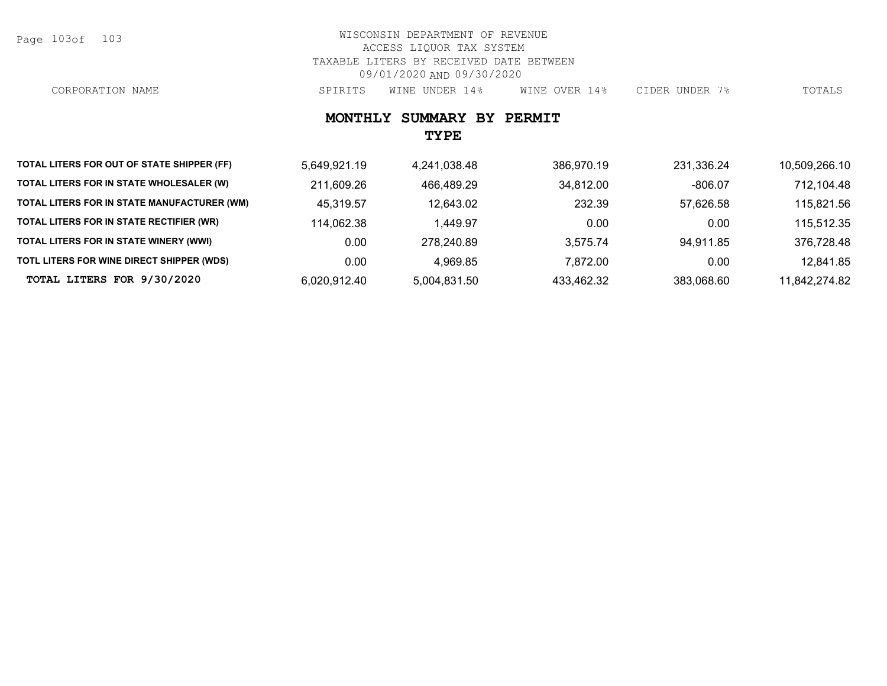WISCONSIN DEPARTMENT OF REVENUE
ACCESS LIQUOR TAX SYSTEM
TAXABLE LITERS BY RECEIVED DATE BETWEEN
09/01/2020 AND 09/30/2020

## MONTHLY SUMMARY BY PERMIT TYPE

| CORPORATION NAME | SPIRITS | WINE UNDER 14% | WINE OVER 14% | CIDER UNDER 7% | TOTALS |
|---|---|---|---|---|---|
| TOTAL LITERS FOR OUT OF STATE SHIPPER (FF) | 5,649,921.19 | 4,241,038.48 | 386,970.19 | 231,336.24 | 10,509,266.10 |
| TOTAL LITERS FOR IN STATE WHOLESALER (W) | 211,609.26 | 466,489.29 | 34,812.00 | -806.07 | 712,104.48 |
| TOTAL LITERS FOR IN STATE MANUFACTURER (WM) | 45,319.57 | 12,643.02 | 232.39 | 57,626.58 | 115,821.56 |
| TOTAL LITERS FOR IN STATE RECTIFIER (WR) | 114,062.38 | 1,449.97 | 0.00 | 0.00 | 115,512.35 |
| TOTAL LITERS FOR IN STATE WINERY (WWI) | 0.00 | 278,240.89 | 3,575.74 | 94,911.85 | 376,728.48 |
| TOTL LITERS FOR WINE DIRECT SHIPPER (WDS) | 0.00 | 4,969.85 | 7,872.00 | 0.00 | 12,841.85 |
| **TOTAL LITERS FOR 9/30/2020** | 6,020,912.40 | 5,004,831.50 | 433,462.32 | 383,068.60 | 11,842,274.82 |